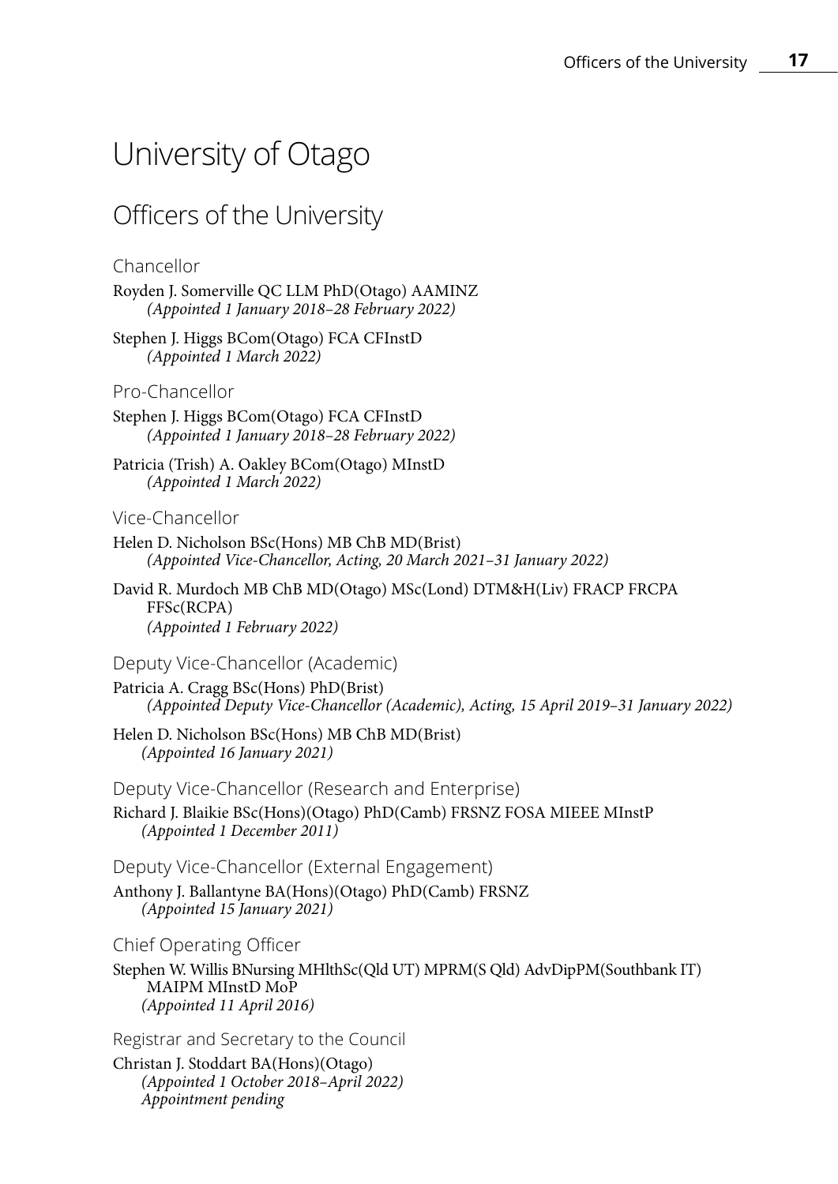# University of Otago

## Officers of the University

### Chancellor

Royden J. Somerville QC LLM PhD(Otago) AAMINZ
*(Appointed 1 January 2018–28 February 2022)*

Stephen J. Higgs BCom(Otago) FCA CFInstD
*(Appointed 1 March 2022)*

### Pro-Chancellor

Stephen J. Higgs BCom(Otago) FCA CFInstD
*(Appointed 1 January 2018–28 February 2022)*

Patricia (Trish) A. Oakley BCom(Otago) MInstD
*(Appointed 1 March 2022)*

### Vice-Chancellor

Helen D. Nicholson BSc(Hons) MB ChB MD(Brist)
*(Appointed Vice-Chancellor, Acting, 20 March 2021–31 January 2022)*

David R. Murdoch MB ChB MD(Otago) MSc(Lond) DTM&H(Liv) FRACP FRCPA FFSc(RCPA)
*(Appointed 1 February 2022)*

### Deputy Vice-Chancellor (Academic)

Patricia A. Cragg BSc(Hons) PhD(Brist)
*(Appointed Deputy Vice-Chancellor (Academic), Acting, 15 April 2019–31 January 2022)*

Helen D. Nicholson BSc(Hons) MB ChB MD(Brist)
*(Appointed 16 January 2021)*

### Deputy Vice-Chancellor (Research and Enterprise)

Richard J. Blaikie BSc(Hons)(Otago) PhD(Camb) FRSNZ FOSA MIEEE MInstP
*(Appointed 1 December 2011)*

### Deputy Vice-Chancellor (External Engagement)

Anthony J. Ballantyne BA(Hons)(Otago) PhD(Camb) FRSNZ
*(Appointed 15 January 2021)*

### Chief Operating Officer

Stephen W. Willis BNursing MHlthSc(Qld UT) MPRM(S Qld) AdvDipPM(Southbank IT) MAIPM MInstD MoP
*(Appointed 11 April 2016)*

### Registrar and Secretary to the Council

Christan J. Stoddart BA(Hons)(Otago)
*(Appointed 1 October 2018–April 2022)*
*Appointment pending*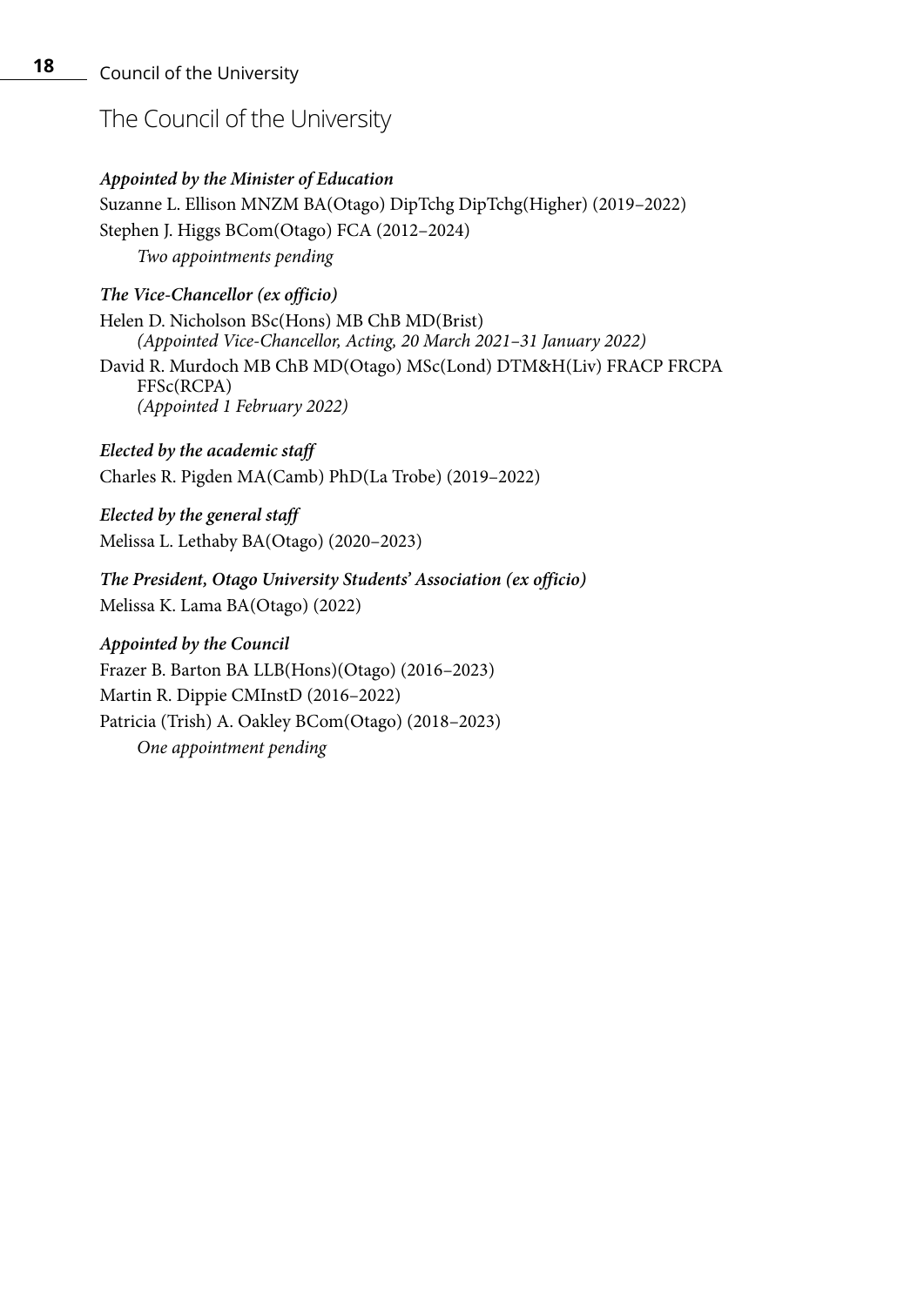# The Council of the University

***Appointed by the Minister of Education***

Suzanne L. Ellison MNZM BA(Otago) DipTchg DipTchg(Higher) (2019–2022)

Stephen J. Higgs BCom(Otago) FCA (2012–2024)

*Two appointments pending*

***The Vice-Chancellor (ex officio)***

Helen D. Nicholson BSc(Hons) MB ChB MD(Brist)
*(Appointed Vice-Chancellor, Acting, 20 March 2021–31 January 2022)*

David R. Murdoch MB ChB MD(Otago) MSc(Lond) DTM&H(Liv) FRACP FRCPA FFSc(RCPA)
*(Appointed 1 February 2022)*

***Elected by the academic staff***

Charles R. Pigden MA(Camb) PhD(La Trobe) (2019–2022)

***Elected by the general staff***

Melissa L. Lethaby BA(Otago) (2020–2023)

***The President, Otago University Students' Association (ex officio)***

Melissa K. Lama BA(Otago) (2022)

***Appointed by the Council***

Frazer B. Barton BA LLB(Hons)(Otago) (2016–2023)

Martin R. Dippie CMInstD (2016–2022)

Patricia (Trish) A. Oakley BCom(Otago) (2018–2023)

*One appointment pending*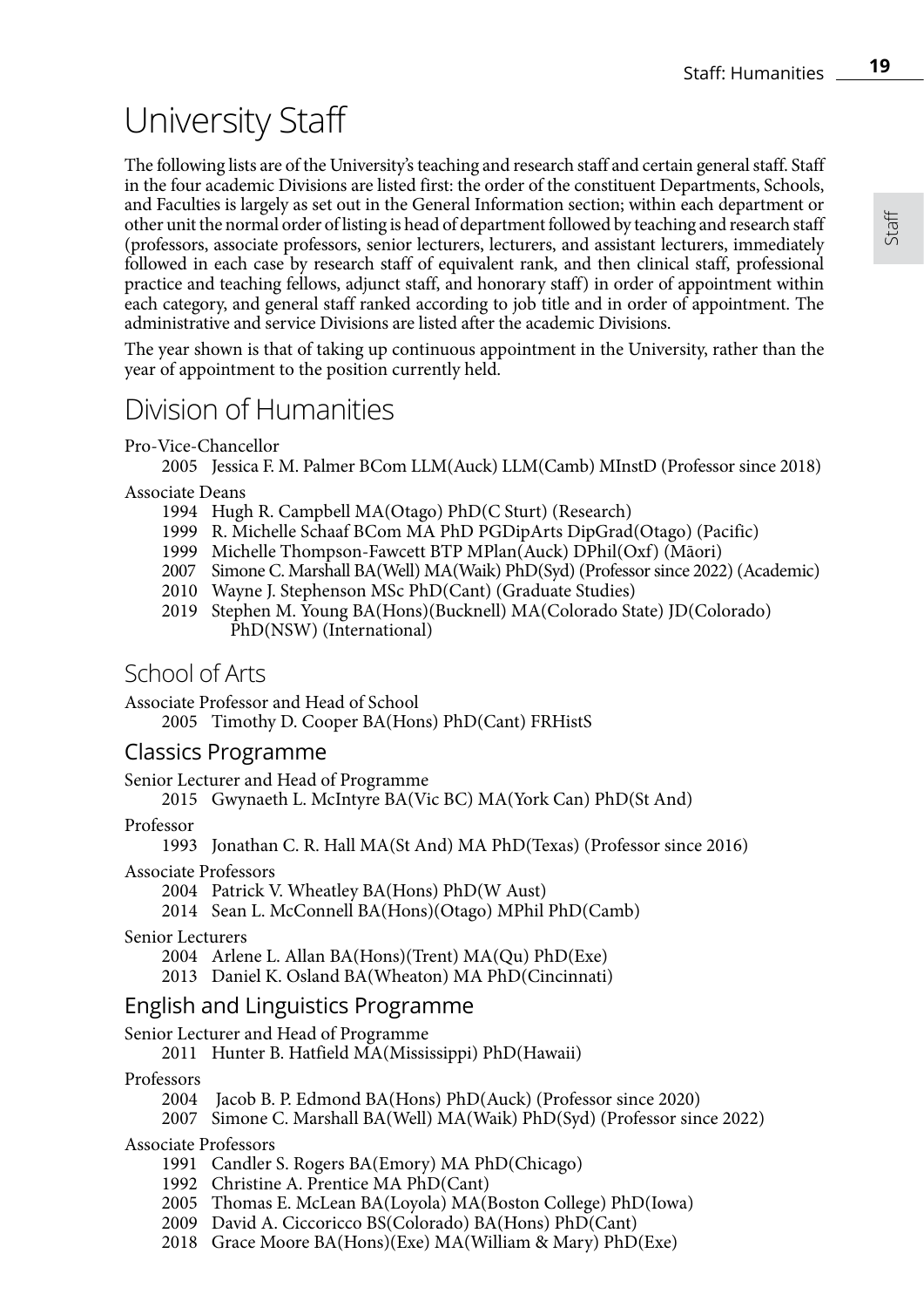# University Staff

The following lists are of the University's teaching and research staff and certain general staff. Staff in the four academic Divisions are listed first: the order of the constituent Departments, Schools, and Faculties is largely as set out in the General Information section; within each department or other unit the normal order of listing is head of department followed by teaching and research staff (professors, associate professors, senior lecturers, lecturers, and assistant lecturers, immediately followed in each case by research staff of equivalent rank, and then clinical staff, professional practice and teaching fellows, adjunct staff, and honorary staff) in order of appointment within each category, and general staff ranked according to job title and in order of appointment. The administrative and service Divisions are listed after the academic Divisions.

The year shown is that of taking up continuous appointment in the University, rather than the year of appointment to the position currently held.

## Division of Humanities

Pro-Vice-Chancellor

- 2005 Jessica F. M. Palmer BCom LLM(Auck) LLM(Camb) MInstD (Professor since 2018)

Associate Deans

- 1994 Hugh R. Campbell MA(Otago) PhD(C Sturt) (Research)
- 1999 R. Michelle Schaaf BCom MA PhD PGDipArts DipGrad(Otago) (Pacific)
- 1999 Michelle Thompson-Fawcett BTP MPlan(Auck) DPhil(Oxf) (Māori)
- 2007 Simone C. Marshall BA(Well) MA(Waik) PhD(Syd) (Professor since 2022) (Academic)
- 2010 Wayne J. Stephenson MSc PhD(Cant) (Graduate Studies)
- 2019 Stephen M. Young BA(Hons)(Bucknell) MA(Colorado State) JD(Colorado) PhD(NSW) (International)

### School of Arts

Associate Professor and Head of School

- 2005 Timothy D. Cooper BA(Hons) PhD(Cant) FRHistS

#### Classics Programme

Senior Lecturer and Head of Programme

- 2015 Gwynaeth L. McIntyre BA(Vic BC) MA(York Can) PhD(St And)

Professor

- 1993 Jonathan C. R. Hall MA(St And) MA PhD(Texas) (Professor since 2016)

Associate Professors

- 2004 Patrick V. Wheatley BA(Hons) PhD(W Aust)
- 2014 Sean L. McConnell BA(Hons)(Otago) MPhil PhD(Camb)

Senior Lecturers

- 2004 Arlene L. Allan BA(Hons)(Trent) MA(Qu) PhD(Exe)
- 2013 Daniel K. Osland BA(Wheaton) MA PhD(Cincinnati)

#### English and Linguistics Programme

Senior Lecturer and Head of Programme

- 2011 Hunter B. Hatfield MA(Mississippi) PhD(Hawaii)

Professors

- 2004 Jacob B. P. Edmond BA(Hons) PhD(Auck) (Professor since 2020)
- 2007 Simone C. Marshall BA(Well) MA(Waik) PhD(Syd) (Professor since 2022)

Associate Professors

- 1991 Candler S. Rogers BA(Emory) MA PhD(Chicago)
- 1992 Christine A. Prentice MA PhD(Cant)
- 2005 Thomas E. McLean BA(Loyola) MA(Boston College) PhD(Iowa)
- 2009 David A. Ciccoricco BS(Colorado) BA(Hons) PhD(Cant)
- 2018 Grace Moore BA(Hons)(Exe) MA(William & Mary) PhD(Exe)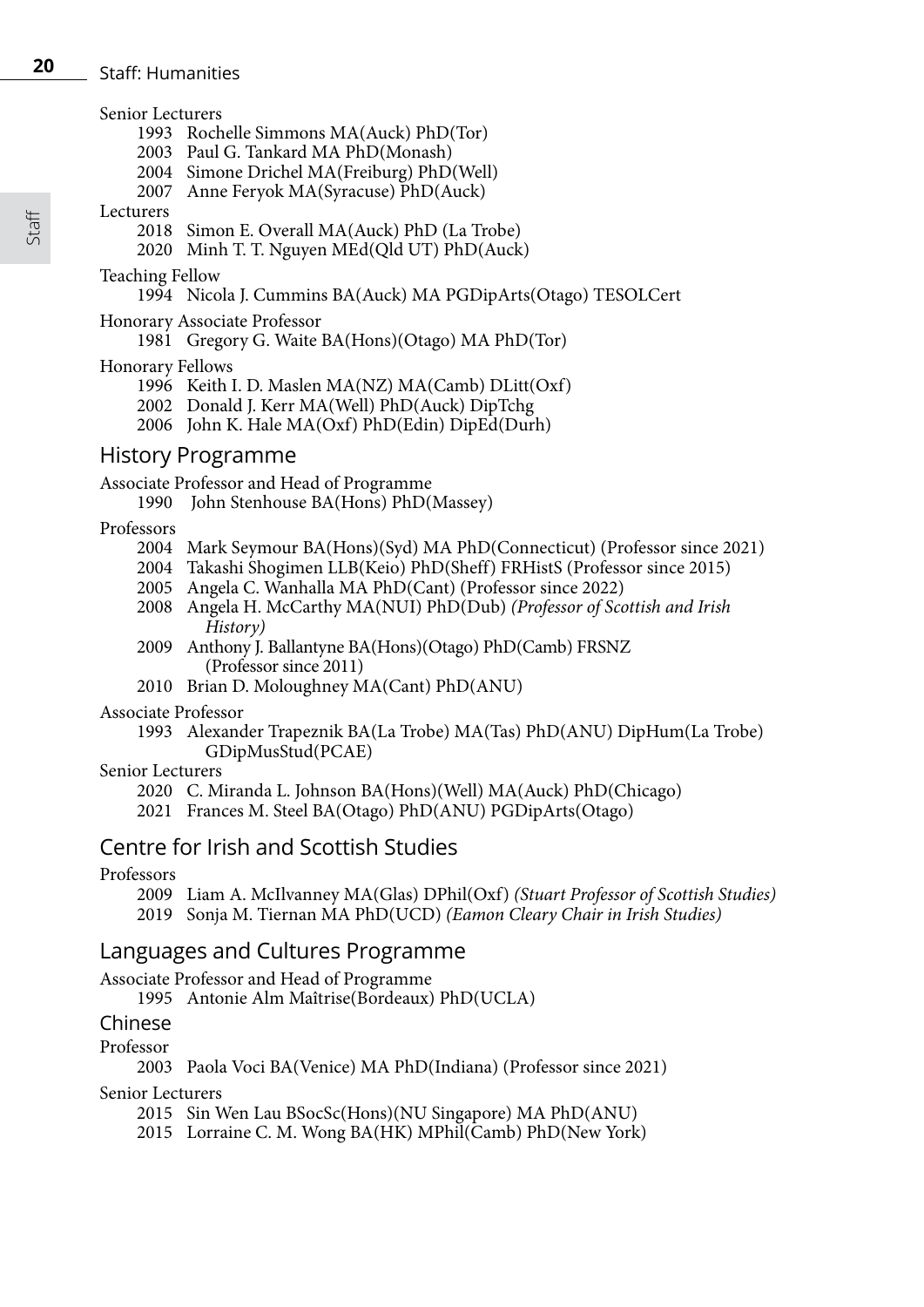Senior Lecturers

- 1993 Rochelle Simmons MA(Auck) PhD(Tor)
- 2003 Paul G. Tankard MA PhD(Monash)
- 2004 Simone Drichel MA(Freiburg) PhD(Well)
- 2007 Anne Feryok MA(Syracuse) PhD(Auck)

Lecturers

- 2018 Simon E. Overall MA(Auck) PhD (La Trobe)
- 2020 Minh T. T. Nguyen MEd(Qld UT) PhD(Auck)

Teaching Fellow

- 1994 Nicola J. Cummins BA(Auck) MA PGDipArts(Otago) TESOLCert

Honorary Associate Professor

- 1981 Gregory G. Waite BA(Hons)(Otago) MA PhD(Tor)

Honorary Fellows

- 1996 Keith I. D. Maslen MA(NZ) MA(Camb) DLitt(Oxf)
- 2002 Donald J. Kerr MA(Well) PhD(Auck) DipTchg
- 2006 John K. Hale MA(Oxf) PhD(Edin) DipEd(Durh)

## History Programme

Associate Professor and Head of Programme

- 1990 John Stenhouse BA(Hons) PhD(Massey)

Professors

- 2004 Mark Seymour BA(Hons)(Syd) MA PhD(Connecticut) (Professor since 2021)
- 2004 Takashi Shogimen LLB(Keio) PhD(Sheff) FRHistS (Professor since 2015)
- 2005 Angela C. Wanhalla MA PhD(Cant) (Professor since 2022)
- 2008 Angela H. McCarthy MA(NUI) PhD(Dub) *(Professor of Scottish and Irish History)*
- 2009 Anthony J. Ballantyne BA(Hons)(Otago) PhD(Camb) FRSNZ (Professor since 2011)
- 2010 Brian D. Moloughney MA(Cant) PhD(ANU)

Associate Professor

- 1993 Alexander Trapeznik BA(La Trobe) MA(Tas) PhD(ANU) DipHum(La Trobe) GDipMusStud(PCAE)

Senior Lecturers

- 2020 C. Miranda L. Johnson BA(Hons)(Well) MA(Auck) PhD(Chicago)
- 2021 Frances M. Steel BA(Otago) PhD(ANU) PGDipArts(Otago)

## Centre for Irish and Scottish Studies

Professors

- 2009 Liam A. McIlvanney MA(Glas) DPhil(Oxf) *(Stuart Professor of Scottish Studies)*
- 2019 Sonja M. Tiernan MA PhD(UCD) *(Eamon Cleary Chair in Irish Studies)*

## Languages and Cultures Programme

Associate Professor and Head of Programme

- 1995 Antonie Alm Maîtrise(Bordeaux) PhD(UCLA)

### Chinese

Professor

- 2003 Paola Voci BA(Venice) MA PhD(Indiana) (Professor since 2021)

Senior Lecturers

- 2015 Sin Wen Lau BSocSc(Hons)(NU Singapore) MA PhD(ANU)
- 2015 Lorraine C. M. Wong BA(HK) MPhil(Camb) PhD(New York)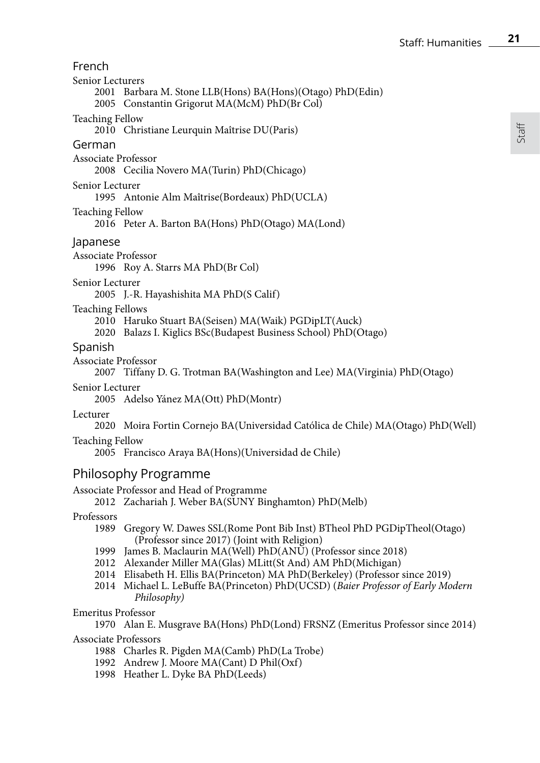## French

Senior Lecturers

- 2001 Barbara M. Stone LLB(Hons) BA(Hons)(Otago) PhD(Edin)
- 2005 Constantin Grigorut MA(McM) PhD(Br Col)

Teaching Fellow

- 2010 Christiane Leurquin Maîtrise DU(Paris)

## German

Associate Professor

- 2008 Cecilia Novero MA(Turin) PhD(Chicago)

Senior Lecturer

- 1995 Antonie Alm Maîtrise(Bordeaux) PhD(UCLA)

Teaching Fellow

- 2016 Peter A. Barton BA(Hons) PhD(Otago) MA(Lond)

## Japanese

Associate Professor

- 1996 Roy A. Starrs MA PhD(Br Col)

Senior Lecturer

- 2005 J.-R. Hayashishita MA PhD(S Calif)

Teaching Fellows

- 2010 Haruko Stuart BA(Seisen) MA(Waik) PGDipLT(Auck)
- 2020 Balazs I. Kiglics BSc(Budapest Business School) PhD(Otago)

## Spanish

Associate Professor

- 2007 Tiffany D. G. Trotman BA(Washington and Lee) MA(Virginia) PhD(Otago)

Senior Lecturer

- 2005 Adelso Yánez MA(Ott) PhD(Montr)

Lecturer

- 2020 Moira Fortin Cornejo BA(Universidad Católica de Chile) MA(Otago) PhD(Well)

Teaching Fellow

- 2005 Francisco Araya BA(Hons)(Universidad de Chile)

# Philosophy Programme

Associate Professor and Head of Programme

- 2012 Zachariah J. Weber BA(SUNY Binghamton) PhD(Melb)

Professors

- 1989 Gregory W. Dawes SSL(Rome Pont Bib Inst) BTheol PhD PGDipTheol(Otago) (Professor since 2017) (Joint with Religion)
- 1999 James B. Maclaurin MA(Well) PhD(ANU) (Professor since 2018)
- 2012 Alexander Miller MA(Glas) MLitt(St And) AM PhD(Michigan)
- 2014 Elisabeth H. Ellis BA(Princeton) MA PhD(Berkeley) (Professor since 2019)
- 2014 Michael L. LeBuffe BA(Princeton) PhD(UCSD) (*Baier Professor of Early Modern Philosophy)*

Emeritus Professor

- 1970 Alan E. Musgrave BA(Hons) PhD(Lond) FRSNZ (Emeritus Professor since 2014)

Associate Professors

- 1988 Charles R. Pigden MA(Camb) PhD(La Trobe)
- 1992 Andrew J. Moore MA(Cant) D Phil(Oxf)
- 1998 Heather L. Dyke BA PhD(Leeds)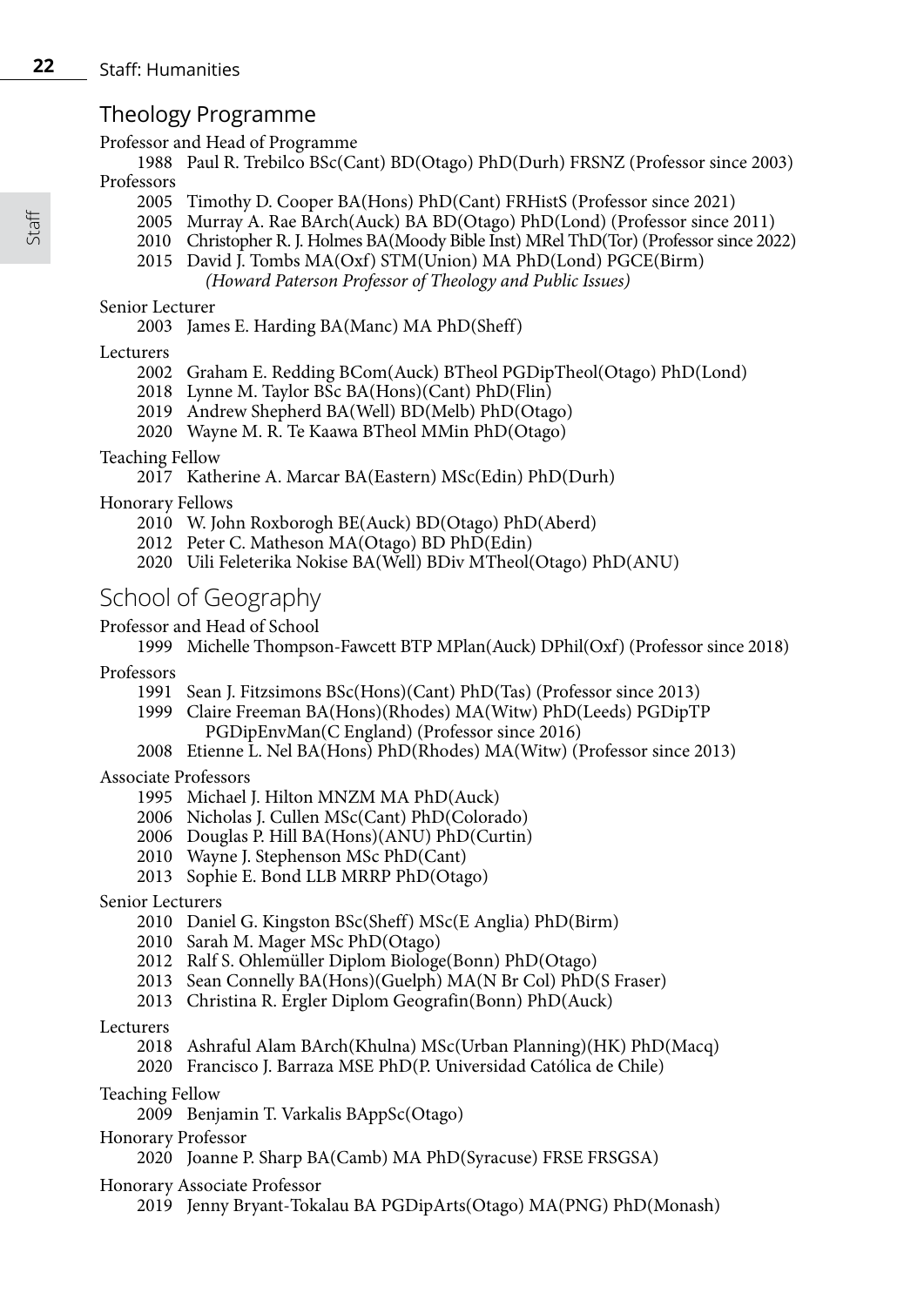## Theology Programme

Professor and Head of Programme

1988 Paul R. Trebilco BSc(Cant) BD(Otago) PhD(Durh) FRSNZ (Professor since 2003)

Professors

2005 Timothy D. Cooper BA(Hons) PhD(Cant) FRHistS (Professor since 2021)
2005 Murray A. Rae BArch(Auck) BA BD(Otago) PhD(Lond) (Professor since 2011)
2010 Christopher R. J. Holmes BA(Moody Bible Inst) MRel ThD(Tor) (Professor since 2022)
2015 David J. Tombs MA(Oxf) STM(Union) MA PhD(Lond) PGCE(Birm)
*(Howard Paterson Professor of Theology and Public Issues)*

Senior Lecturer

2003 James E. Harding BA(Manc) MA PhD(Sheff)

Lecturers

2002 Graham E. Redding BCom(Auck) BTheol PGDipTheol(Otago) PhD(Lond)
2018 Lynne M. Taylor BSc BA(Hons)(Cant) PhD(Flin)
2019 Andrew Shepherd BA(Well) BD(Melb) PhD(Otago)
2020 Wayne M. R. Te Kaawa BTheol MMin PhD(Otago)

Teaching Fellow

2017 Katherine A. Marcar BA(Eastern) MSc(Edin) PhD(Durh)

Honorary Fellows

2010 W. John Roxborogh BE(Auck) BD(Otago) PhD(Aberd)
2012 Peter C. Matheson MA(Otago) BD PhD(Edin)
2020 Uili Feleterika Nokise BA(Well) BDiv MTheol(Otago) PhD(ANU)

## School of Geography

Professor and Head of School

1999 Michelle Thompson-Fawcett BTP MPlan(Auck) DPhil(Oxf) (Professor since 2018)

Professors

1991 Sean J. Fitzsimons BSc(Hons)(Cant) PhD(Tas) (Professor since 2013)
1999 Claire Freeman BA(Hons)(Rhodes) MA(Witw) PhD(Leeds) PGDipTP PGDipEnvMan(C England) (Professor since 2016)
2008 Etienne L. Nel BA(Hons) PhD(Rhodes) MA(Witw) (Professor since 2013)

Associate Professors

1995 Michael J. Hilton MNZM MA PhD(Auck)
2006 Nicholas J. Cullen MSc(Cant) PhD(Colorado)
2006 Douglas P. Hill BA(Hons)(ANU) PhD(Curtin)
2010 Wayne J. Stephenson MSc PhD(Cant)
2013 Sophie E. Bond LLB MRRP PhD(Otago)

Senior Lecturers

2010 Daniel G. Kingston BSc(Sheff) MSc(E Anglia) PhD(Birm)
2010 Sarah M. Mager MSc PhD(Otago)
2012 Ralf S. Ohlemüller Diplom Biologe(Bonn) PhD(Otago)
2013 Sean Connelly BA(Hons)(Guelph) MA(N Br Col) PhD(S Fraser)
2013 Christina R. Ergler Diplom Geografin(Bonn) PhD(Auck)

Lecturers

2018 Ashraful Alam BArch(Khulna) MSc(Urban Planning)(HK) PhD(Macq)
2020 Francisco J. Barraza MSE PhD(P. Universidad Católica de Chile)

Teaching Fellow

2009 Benjamin T. Varkalis BAppSc(Otago)

Honorary Professor

2020 Joanne P. Sharp BA(Camb) MA PhD(Syracuse) FRSE FRSGSA)

Honorary Associate Professor

2019 Jenny Bryant-Tokalau BA PGDipArts(Otago) MA(PNG) PhD(Monash)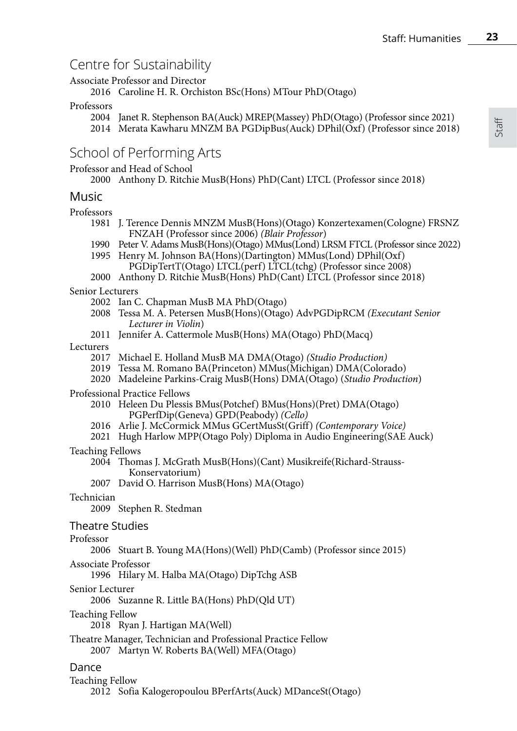## Centre for Sustainability

Associate Professor and Director

2016 Caroline H. R. Orchiston BSc(Hons) MTour PhD(Otago)

Professors

2004 Janet R. Stephenson BA(Auck) MREP(Massey) PhD(Otago) (Professor since 2021)
2014 Merata Kawharu MNZM BA PGDipBus(Auck) DPhil(Oxf) (Professor since 2018)

## School of Performing Arts

Professor and Head of School

2000 Anthony D. Ritchie MusB(Hons) PhD(Cant) LTCL (Professor since 2018)

### Music

Professors

1981 J. Terence Dennis MNZM MusB(Hons)(Otago) Konzertexamen(Cologne) FRSNZ FNZAH (Professor since 2006) *(Blair Professor)*
1990 Peter V. Adams MusB(Hons)(Otago) MMus(Lond) LRSM FTCL (Professor since 2022)
1995 Henry M. Johnson BA(Hons)(Dartington) MMus(Lond) DPhil(Oxf) PGDipTertT(Otago) LTCL(perf) LTCL(tchg) (Professor since 2008)
2000 Anthony D. Ritchie MusB(Hons) PhD(Cant) LTCL (Professor since 2018)

Senior Lecturers

2002 Ian C. Chapman MusB MA PhD(Otago)
2008 Tessa M. A. Petersen MusB(Hons)(Otago) AdvPGDipRCM *(Executant Senior Lecturer in Violin)*
2011 Jennifer A. Cattermole MusB(Hons) MA(Otago) PhD(Macq)

Lecturers

2017 Michael E. Holland MusB MA DMA(Otago) *(Studio Production)*
2019 Tessa M. Romano BA(Princeton) MMus(Michigan) DMA(Colorado)
2020 Madeleine Parkins-Craig MusB(Hons) DMA(Otago) (*Studio Production*)

Professional Practice Fellows

2010 Heleen Du Plessis BMus(Potchef) BMus(Hons)(Pret) DMA(Otago) PGPerfDip(Geneva) GPD(Peabody) *(Cello)*
2016 Arlie J. McCormick MMus GCertMusSt(Griff) *(Contemporary Voice)*
2021 Hugh Harlow MPP(Otago Poly) Diploma in Audio Engineering(SAE Auck)

Teaching Fellows

2004 Thomas J. McGrath MusB(Hons)(Cant) Musikreife(Richard-Strauss-Konservatorium)
2007 David O. Harrison MusB(Hons) MA(Otago)

Technician

2009 Stephen R. Stedman

### Theatre Studies

Professor

2006 Stuart B. Young MA(Hons)(Well) PhD(Camb) (Professor since 2015)

Associate Professor

1996 Hilary M. Halba MA(Otago) DipTchg ASB

Senior Lecturer

2006 Suzanne R. Little BA(Hons) PhD(Qld UT)

Teaching Fellow

2018 Ryan J. Hartigan MA(Well)

Theatre Manager, Technician and Professional Practice Fellow

2007 Martyn W. Roberts BA(Well) MFA(Otago)

### Dance

Teaching Fellow

2012 Sofia Kalogeropoulou BPerfArts(Auck) MDanceSt(Otago)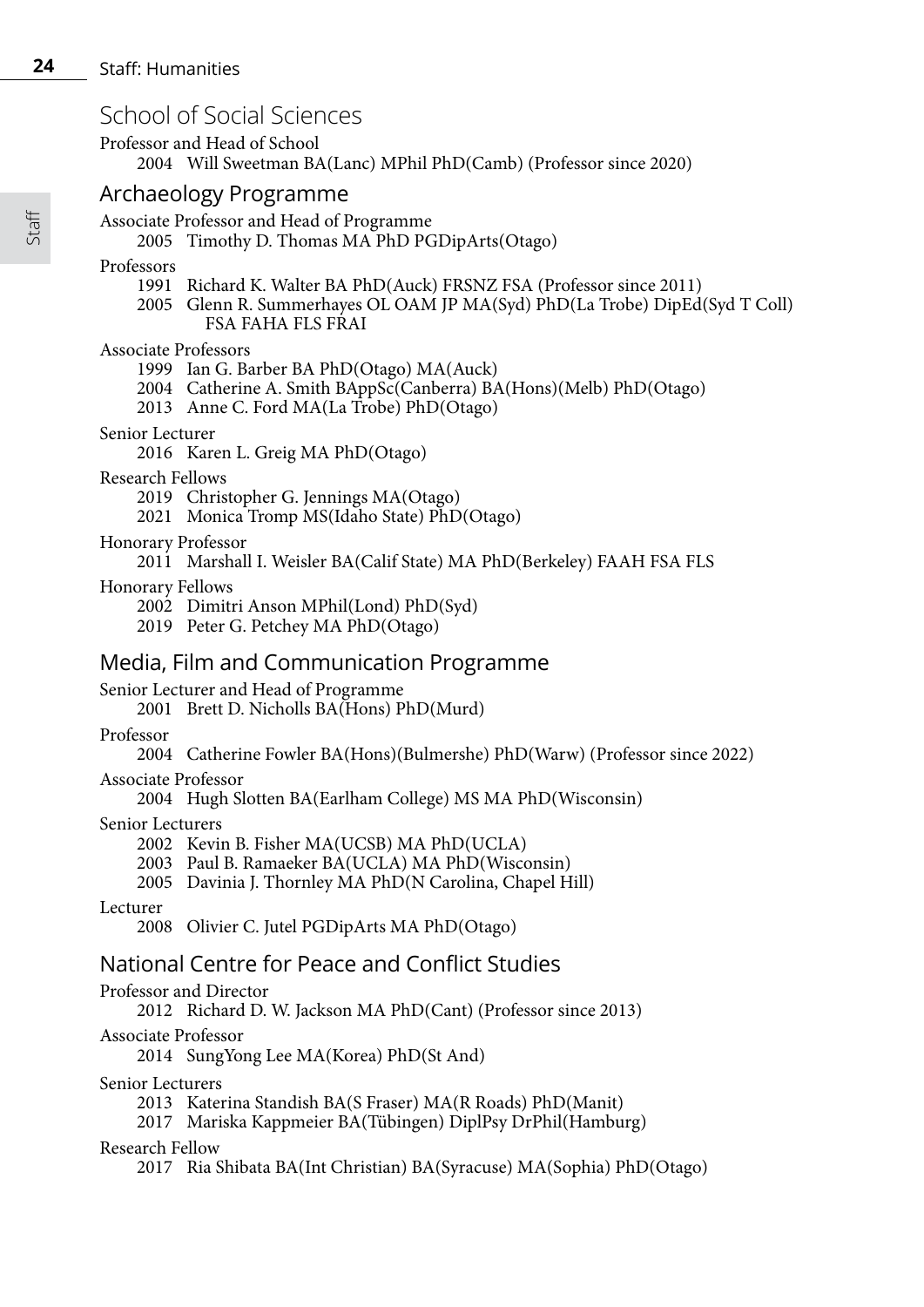## School of Social Sciences

Professor and Head of School

2004 Will Sweetman BA(Lanc) MPhil PhD(Camb) (Professor since 2020)

### Archaeology Programme

Associate Professor and Head of Programme

2005 Timothy D. Thomas MA PhD PGDipArts(Otago)

Professors

1991 Richard K. Walter BA PhD(Auck) FRSNZ FSA (Professor since 2011)
2005 Glenn R. Summerhayes OL OAM JP MA(Syd) PhD(La Trobe) DipEd(Syd T Coll) FSA FAHA FLS FRAI

Associate Professors

1999 Ian G. Barber BA PhD(Otago) MA(Auck)
2004 Catherine A. Smith BAppSc(Canberra) BA(Hons)(Melb) PhD(Otago)
2013 Anne C. Ford MA(La Trobe) PhD(Otago)

Senior Lecturer

2016 Karen L. Greig MA PhD(Otago)

Research Fellows

2019 Christopher G. Jennings MA(Otago)
2021 Monica Tromp MS(Idaho State) PhD(Otago)

Honorary Professor

2011 Marshall I. Weisler BA(Calif State) MA PhD(Berkeley) FAAH FSA FLS

Honorary Fellows

2002 Dimitri Anson MPhil(Lond) PhD(Syd)
2019 Peter G. Petchey MA PhD(Otago)

### Media, Film and Communication Programme

Senior Lecturer and Head of Programme

2001 Brett D. Nicholls BA(Hons) PhD(Murd)

Professor

2004 Catherine Fowler BA(Hons)(Bulmershe) PhD(Warw) (Professor since 2022)

Associate Professor

2004 Hugh Slotten BA(Earlham College) MS MA PhD(Wisconsin)

Senior Lecturers

2002 Kevin B. Fisher MA(UCSB) MA PhD(UCLA)
2003 Paul B. Ramaeker BA(UCLA) MA PhD(Wisconsin)
2005 Davinia J. Thornley MA PhD(N Carolina, Chapel Hill)

Lecturer

2008 Olivier C. Jutel PGDipArts MA PhD(Otago)

### National Centre for Peace and Conflict Studies

Professor and Director

2012 Richard D. W. Jackson MA PhD(Cant) (Professor since 2013)

Associate Professor

2014 SungYong Lee MA(Korea) PhD(St And)

Senior Lecturers

2013 Katerina Standish BA(S Fraser) MA(R Roads) PhD(Manit)
2017 Mariska Kappmeier BA(Tübingen) DiplPsy DrPhil(Hamburg)

Research Fellow

2017 Ria Shibata BA(Int Christian) BA(Syracuse) MA(Sophia) PhD(Otago)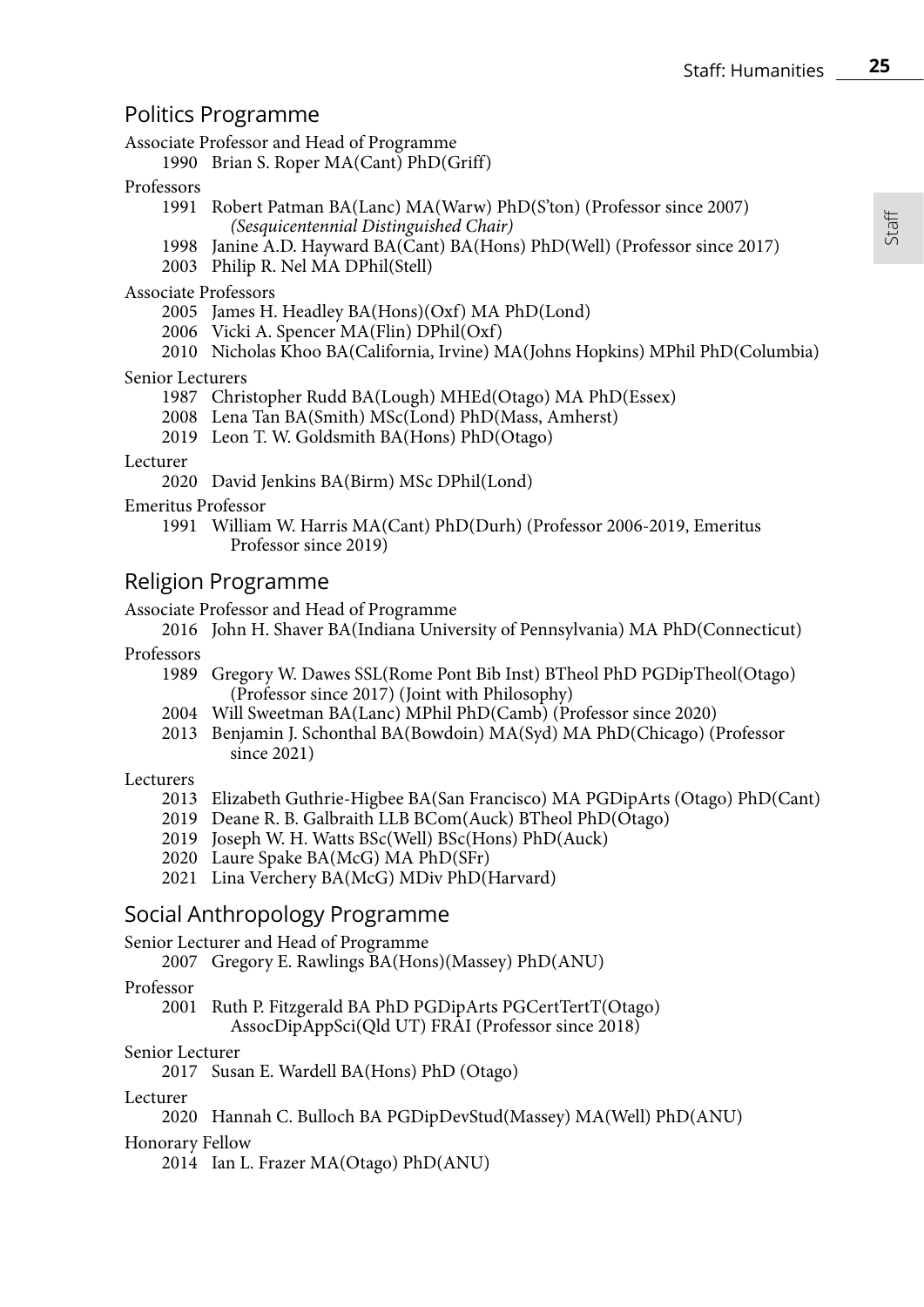## Politics Programme

Associate Professor and Head of Programme

1990 Brian S. Roper MA(Cant) PhD(Griff)

Professors

1991 Robert Patman BA(Lanc) MA(Warw) PhD(S'ton) (Professor since 2007) *(Sesquicentennial Distinguished Chair)*

1998 Janine A.D. Hayward BA(Cant) BA(Hons) PhD(Well) (Professor since 2017)

2003 Philip R. Nel MA DPhil(Stell)

Associate Professors

2005 James H. Headley BA(Hons)(Oxf) MA PhD(Lond)

2006 Vicki A. Spencer MA(Flin) DPhil(Oxf)

2010 Nicholas Khoo BA(California, Irvine) MA(Johns Hopkins) MPhil PhD(Columbia)

Senior Lecturers

1987 Christopher Rudd BA(Lough) MHEd(Otago) MA PhD(Essex)

2008 Lena Tan BA(Smith) MSc(Lond) PhD(Mass, Amherst)

2019 Leon T. W. Goldsmith BA(Hons) PhD(Otago)

Lecturer

2020 David Jenkins BA(Birm) MSc DPhil(Lond)

Emeritus Professor

1991 William W. Harris MA(Cant) PhD(Durh) (Professor 2006-2019, Emeritus Professor since 2019)

## Religion Programme

Associate Professor and Head of Programme

2016 John H. Shaver BA(Indiana University of Pennsylvania) MA PhD(Connecticut)

Professors

1989 Gregory W. Dawes SSL(Rome Pont Bib Inst) BTheol PhD PGDipTheol(Otago) (Professor since 2017) (Joint with Philosophy)

2004 Will Sweetman BA(Lanc) MPhil PhD(Camb) (Professor since 2020)

2013 Benjamin J. Schonthal BA(Bowdoin) MA(Syd) MA PhD(Chicago) (Professor since 2021)

Lecturers

2013 Elizabeth Guthrie-Higbee BA(San Francisco) MA PGDipArts (Otago) PhD(Cant)

2019 Deane R. B. Galbraith LLB BCom(Auck) BTheol PhD(Otago)

2019 Joseph W. H. Watts BSc(Well) BSc(Hons) PhD(Auck)

2020 Laure Spake BA(McG) MA PhD(SFr)

2021 Lina Verchery BA(McG) MDiv PhD(Harvard)

## Social Anthropology Programme

Senior Lecturer and Head of Programme

2007 Gregory E. Rawlings BA(Hons)(Massey) PhD(ANU)

Professor

2001 Ruth P. Fitzgerald BA PhD PGDipArts PGCertTertT(Otago) AssocDipAppSci(Qld UT) FRAI (Professor since 2018)

Senior Lecturer

2017 Susan E. Wardell BA(Hons) PhD (Otago)

Lecturer

2020 Hannah C. Bulloch BA PGDipDevStud(Massey) MA(Well) PhD(ANU)

Honorary Fellow

2014 Ian L. Frazer MA(Otago) PhD(ANU)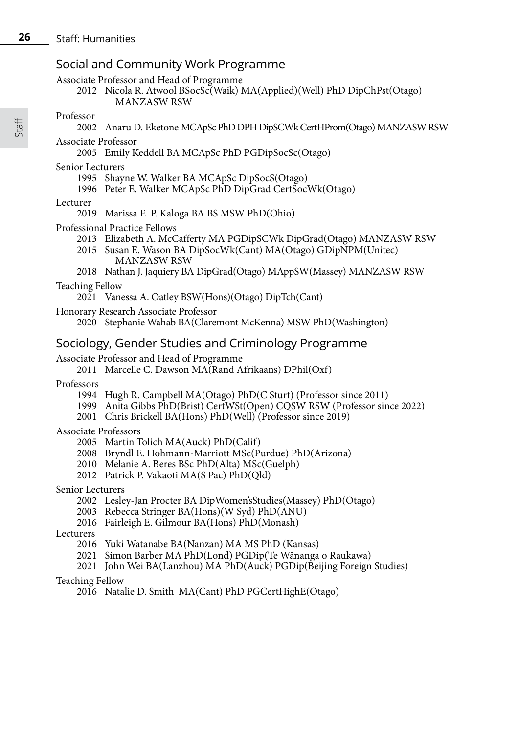## Social and Community Work Programme

Associate Professor and Head of Programme

- 2012 Nicola R. Atwool BSocSc(Waik) MA(Applied)(Well) PhD DipChPst(Otago) MANZASW RSW

Professor

- 2002 Anaru D. Eketone MCApSc PhD DPH DipSCWk CertHProm(Otago) MANZASW RSW

Associate Professor

- 2005 Emily Keddell BA MCApSc PhD PGDipSocSc(Otago)

Senior Lecturers

- 1995 Shayne W. Walker BA MCApSc DipSocS(Otago)
- 1996 Peter E. Walker MCApSc PhD DipGrad CertSocWk(Otago)

Lecturer

- 2019 Marissa E. P. Kaloga BA BS MSW PhD(Ohio)

Professional Practice Fellows

- 2013 Elizabeth A. McCafferty MA PGDipSCWk DipGrad(Otago) MANZASW RSW
- 2015 Susan E. Wason BA DipSocWk(Cant) MA(Otago) GDipNPM(Unitec) MANZASW RSW
- 2018 Nathan J. Jaquiery BA DipGrad(Otago) MAppSW(Massey) MANZASW RSW

Teaching Fellow

- 2021 Vanessa A. Oatley BSW(Hons)(Otago) DipTch(Cant)

Honorary Research Associate Professor

- 2020 Stephanie Wahab BA(Claremont McKenna) MSW PhD(Washington)

## Sociology, Gender Studies and Criminology Programme

Associate Professor and Head of Programme

- 2011 Marcelle C. Dawson MA(Rand Afrikaans) DPhil(Oxf)

Professors

- 1994 Hugh R. Campbell MA(Otago) PhD(C Sturt) (Professor since 2011)
- 1999 Anita Gibbs PhD(Brist) CertWSt(Open) CQSW RSW (Professor since 2022)
- 2001 Chris Brickell BA(Hons) PhD(Well) (Professor since 2019)

Associate Professors

- 2005 Martin Tolich MA(Auck) PhD(Calif)
- 2008 Bryndl E. Hohmann-Marriott MSc(Purdue) PhD(Arizona)
- 2010 Melanie A. Beres BSc PhD(Alta) MSc(Guelph)
- 2012 Patrick P. Vakaoti MA(S Pac) PhD(Qld)

Senior Lecturers

- 2002 Lesley-Jan Procter BA DipWomen'sStudies(Massey) PhD(Otago)
- 2003 Rebecca Stringer BA(Hons)(W Syd) PhD(ANU)
- 2016 Fairleigh E. Gilmour BA(Hons) PhD(Monash)

Lecturers

- 2016 Yuki Watanabe BA(Nanzan) MA MS PhD (Kansas)
- 2021 Simon Barber MA PhD(Lond) PGDip(Te Wānanga o Raukawa)
- 2021 John Wei BA(Lanzhou) MA PhD(Auck) PGDip(Beijing Foreign Studies)

Teaching Fellow

- 2016 Natalie D. Smith MA(Cant) PhD PGCertHighE(Otago)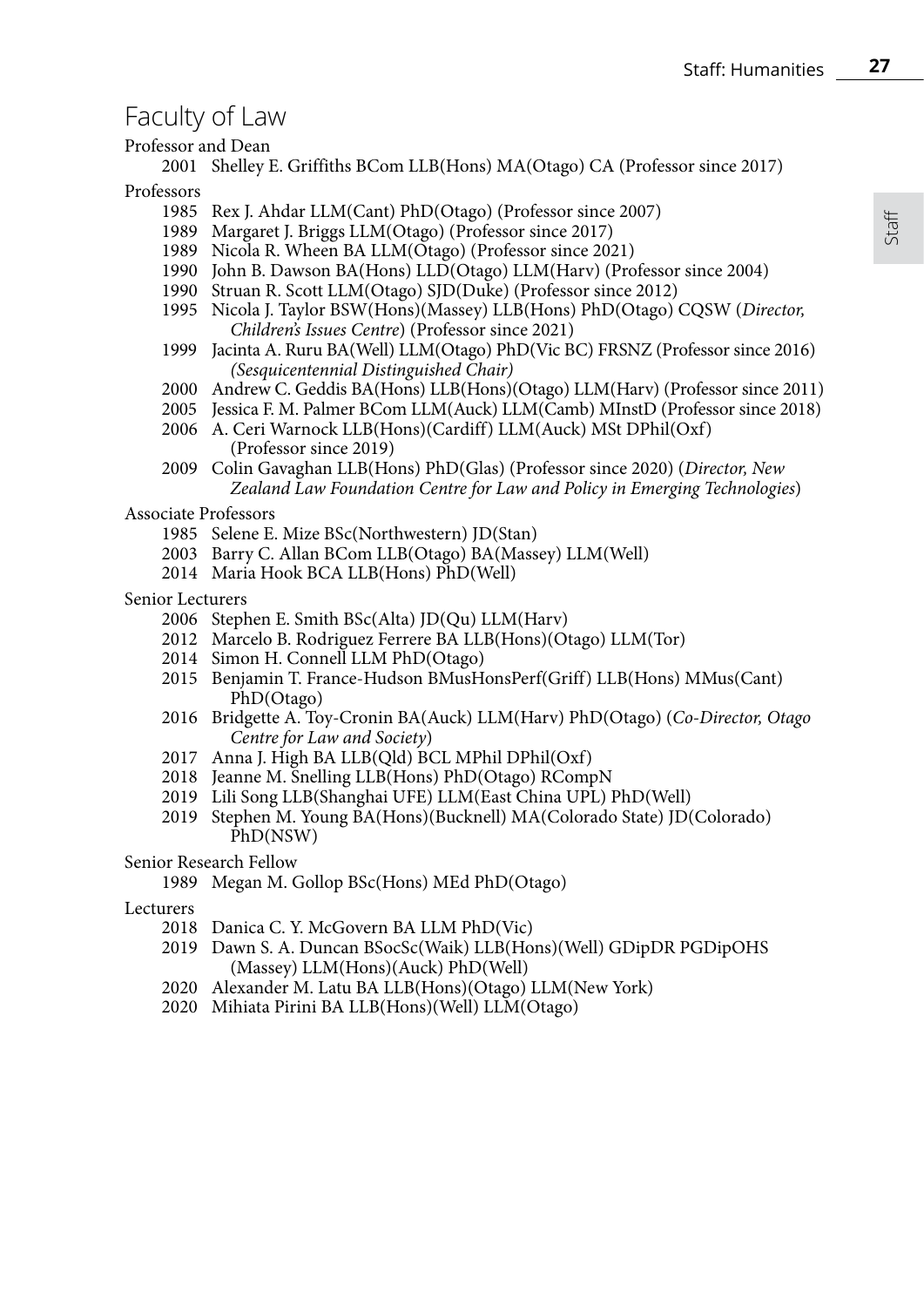# Faculty of Law

Professor and Dean

- 2001 Shelley E. Griffiths BCom LLB(Hons) MA(Otago) CA (Professor since 2017)

Professors

- 1985 Rex J. Ahdar LLM(Cant) PhD(Otago) (Professor since 2007)
- 1989 Margaret J. Briggs LLM(Otago) (Professor since 2017)
- 1989 Nicola R. Wheen BA LLM(Otago) (Professor since 2021)
- 1990 John B. Dawson BA(Hons) LLD(Otago) LLM(Harv) (Professor since 2004)
- 1990 Struan R. Scott LLM(Otago) SJD(Duke) (Professor since 2012)
- 1995 Nicola J. Taylor BSW(Hons)(Massey) LLB(Hons) PhD(Otago) CQSW (*Director, Children's Issues Centre*) (Professor since 2021)
- 1999 Jacinta A. Ruru BA(Well) LLM(Otago) PhD(Vic BC) FRSNZ (Professor since 2016) *(Sesquicentennial Distinguished Chair)*
- 2000 Andrew C. Geddis BA(Hons) LLB(Hons)(Otago) LLM(Harv) (Professor since 2011)
- 2005 Jessica F. M. Palmer BCom LLM(Auck) LLM(Camb) MInstD (Professor since 2018)
- 2006 A. Ceri Warnock LLB(Hons)(Cardiff) LLM(Auck) MSt DPhil(Oxf) (Professor since 2019)
- 2009 Colin Gavaghan LLB(Hons) PhD(Glas) (Professor since 2020) (*Director, New Zealand Law Foundation Centre for Law and Policy in Emerging Technologies*)

Associate Professors

- 1985 Selene E. Mize BSc(Northwestern) JD(Stan)
- 2003 Barry C. Allan BCom LLB(Otago) BA(Massey) LLM(Well)
- 2014 Maria Hook BCA LLB(Hons) PhD(Well)

Senior Lecturers

- 2006 Stephen E. Smith BSc(Alta) JD(Qu) LLM(Harv)
- 2012 Marcelo B. Rodriguez Ferrere BA LLB(Hons)(Otago) LLM(Tor)
- 2014 Simon H. Connell LLM PhD(Otago)
- 2015 Benjamin T. France-Hudson BMusHonsPerf(Griff) LLB(Hons) MMus(Cant) PhD(Otago)
- 2016 Bridgette A. Toy-Cronin BA(Auck) LLM(Harv) PhD(Otago) (*Co-Director, Otago Centre for Law and Society*)
- 2017 Anna J. High BA LLB(Qld) BCL MPhil DPhil(Oxf)
- 2018 Jeanne M. Snelling LLB(Hons) PhD(Otago) RCompN
- 2019 Lili Song LLB(Shanghai UFE) LLM(East China UPL) PhD(Well)
- 2019 Stephen M. Young BA(Hons)(Bucknell) MA(Colorado State) JD(Colorado) PhD(NSW)

Senior Research Fellow

- 1989 Megan M. Gollop BSc(Hons) MEd PhD(Otago)

Lecturers

- 2018 Danica C. Y. McGovern BA LLM PhD(Vic)
- 2019 Dawn S. A. Duncan BSocSc(Waik) LLB(Hons)(Well) GDipDR PGDipOHS (Massey) LLM(Hons)(Auck) PhD(Well)
- 2020 Alexander M. Latu BA LLB(Hons)(Otago) LLM(New York)
- 2020 Mihiata Pirini BA LLB(Hons)(Well) LLM(Otago)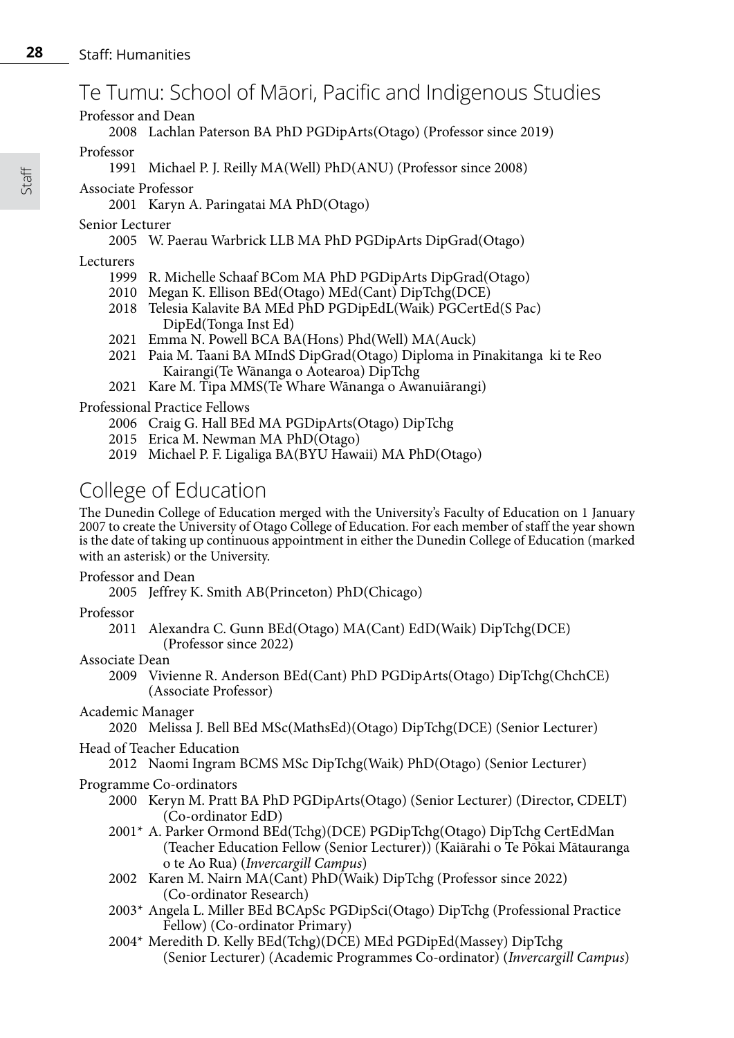## Te Tumu: School of Māori, Pacific and Indigenous Studies

Professor and Dean

2008 Lachlan Paterson BA PhD PGDipArts(Otago) (Professor since 2019)

Professor

1991 Michael P. J. Reilly MA(Well) PhD(ANU) (Professor since 2008)

Associate Professor

2001 Karyn A. Paringatai MA PhD(Otago)

Senior Lecturer

2005 W. Paerau Warbrick LLB MA PhD PGDipArts DipGrad(Otago)

Lecturers

1999 R. Michelle Schaaf BCom MA PhD PGDipArts DipGrad(Otago)
2010 Megan K. Ellison BEd(Otago) MEd(Cant) DipTchg(DCE)
2018 Telesia Kalavite BA MEd PhD PGDipEdL(Waik) PGCertEd(S Pac) DipEd(Tonga Inst Ed)
2021 Emma N. Powell BCA BA(Hons) Phd(Well) MA(Auck)
2021 Paia M. Taani BA MIndS DipGrad(Otago) Diploma in Pīnakitanga ki te Reo Kairangi(Te Wānanga o Aotearoa) DipTchg
2021 Kare M. Tipa MMS(Te Whare Wānanga o Awanuiārangi)

Professional Practice Fellows

2006 Craig G. Hall BEd MA PGDipArts(Otago) DipTchg
2015 Erica M. Newman MA PhD(Otago)
2019 Michael P. F. Ligaliga BA(BYU Hawaii) MA PhD(Otago)

## College of Education

The Dunedin College of Education merged with the University's Faculty of Education on 1 January 2007 to create the University of Otago College of Education. For each member of staff the year shown is the date of taking up continuous appointment in either the Dunedin College of Education (marked with an asterisk) or the University.

Professor and Dean

2005 Jeffrey K. Smith AB(Princeton) PhD(Chicago)

Professor

2011 Alexandra C. Gunn BEd(Otago) MA(Cant) EdD(Waik) DipTchg(DCE) (Professor since 2022)

Associate Dean

2009 Vivienne R. Anderson BEd(Cant) PhD PGDipArts(Otago) DipTchg(ChchCE) (Associate Professor)

Academic Manager

2020 Melissa J. Bell BEd MSc(MathsEd)(Otago) DipTchg(DCE) (Senior Lecturer)

Head of Teacher Education

2012 Naomi Ingram BCMS MSc DipTchg(Waik) PhD(Otago) (Senior Lecturer)

Programme Co-ordinators

2000 Keryn M. Pratt BA PhD PGDipArts(Otago) (Senior Lecturer) (Director, CDELT) (Co-ordinator EdD)
2001* A. Parker Ormond BEd(Tchg)(DCE) PGDipTchg(Otago) DipTchg CertEdMan (Teacher Education Fellow (Senior Lecturer)) (Kaiārahi o Te Pōkai Mātauranga o te Ao Rua) (*Invercargill Campus*)
2002 Karen M. Nairn MA(Cant) PhD(Waik) DipTchg (Professor since 2022) (Co-ordinator Research)
2003* Angela L. Miller BEd BCApSc PGDipSci(Otago) DipTchg (Professional Practice Fellow) (Co-ordinator Primary)
2004* Meredith D. Kelly BEd(Tchg)(DCE) MEd PGDipEd(Massey) DipTchg (Senior Lecturer) (Academic Programmes Co-ordinator) (*Invercargill Campus*)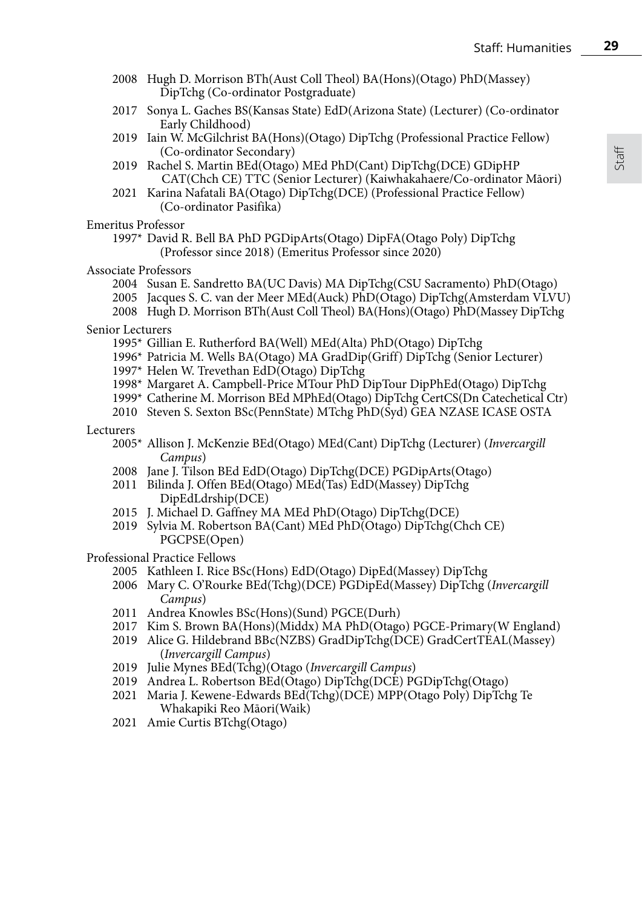2008 Hugh D. Morrison BTh(Aust Coll Theol) BA(Hons)(Otago) PhD(Massey) DipTchg (Co-ordinator Postgraduate)

2017 Sonya L. Gaches BS(Kansas State) EdD(Arizona State) (Lecturer) (Co-ordinator Early Childhood)

2019 Iain W. McGilchrist BA(Hons)(Otago) DipTchg (Professional Practice Fellow) (Co-ordinator Secondary)

2019 Rachel S. Martin BEd(Otago) MEd PhD(Cant) DipTchg(DCE) GDipHP CAT(Chch CE) TTC (Senior Lecturer) (Kaiwhakahaere/Co-ordinator Māori)

2021 Karina Nafatali BA(Otago) DipTchg(DCE) (Professional Practice Fellow) (Co-ordinator Pasifika)

Emeritus Professor

1997* David R. Bell BA PhD PGDipArts(Otago) DipFA(Otago Poly) DipTchg (Professor since 2018) (Emeritus Professor since 2020)

Associate Professors

2004 Susan E. Sandretto BA(UC Davis) MA DipTchg(CSU Sacramento) PhD(Otago)

2005 Jacques S. C. van der Meer MEd(Auck) PhD(Otago) DipTchg(Amsterdam VLVU)

2008 Hugh D. Morrison BTh(Aust Coll Theol) BA(Hons)(Otago) PhD(Massey DipTchg

Senior Lecturers

1995* Gillian E. Rutherford BA(Well) MEd(Alta) PhD(Otago) DipTchg

1996* Patricia M. Wells BA(Otago) MA GradDip(Griff) DipTchg (Senior Lecturer)

1997* Helen W. Trevethan EdD(Otago) DipTchg

1998* Margaret A. Campbell-Price MTour PhD DipTour DipPhEd(Otago) DipTchg

1999* Catherine M. Morrison BEd MPhEd(Otago) DipTchg CertCS(Dn Catechetical Ctr)

2010 Steven S. Sexton BSc(PennState) MTchg PhD(Syd) GEA NZASE ICASE OSTA

Lecturers

2005* Allison J. McKenzie BEd(Otago) MEd(Cant) DipTchg (Lecturer) (*Invercargill Campus*)

2008 Jane J. Tilson BEd EdD(Otago) DipTchg(DCE) PGDipArts(Otago)

2011 Bilinda J. Offen BEd(Otago) MEd(Tas) EdD(Massey) DipTchg DipEdLdrship(DCE)

2015 J. Michael D. Gaffney MA MEd PhD(Otago) DipTchg(DCE)

2019 Sylvia M. Robertson BA(Cant) MEd PhD(Otago) DipTchg(Chch CE) PGCPSE(Open)

Professional Practice Fellows

2005 Kathleen I. Rice BSc(Hons) EdD(Otago) DipEd(Massey) DipTchg

2006 Mary C. O'Rourke BEd(Tchg)(DCE) PGDipEd(Massey) DipTchg (*Invercargill Campus*)

2011 Andrea Knowles BSc(Hons)(Sund) PGCE(Durh)

2017 Kim S. Brown BA(Hons)(Middx) MA PhD(Otago) PGCE-Primary(W England)

2019 Alice G. Hildebrand BBc(NZBS) GradDipTchg(DCE) GradCertTEAL(Massey) (*Invercargill Campus*)

2019 Julie Mynes BEd(Tchg)(Otago (*Invercargill Campus*)

2019 Andrea L. Robertson BEd(Otago) DipTchg(DCE) PGDipTchg(Otago)

2021 Maria J. Kewene-Edwards BEd(Tchg)(DCE) MPP(Otago Poly) DipTchg Te Whakapiki Reo Māori(Waik)

2021 Amie Curtis BTchg(Otago)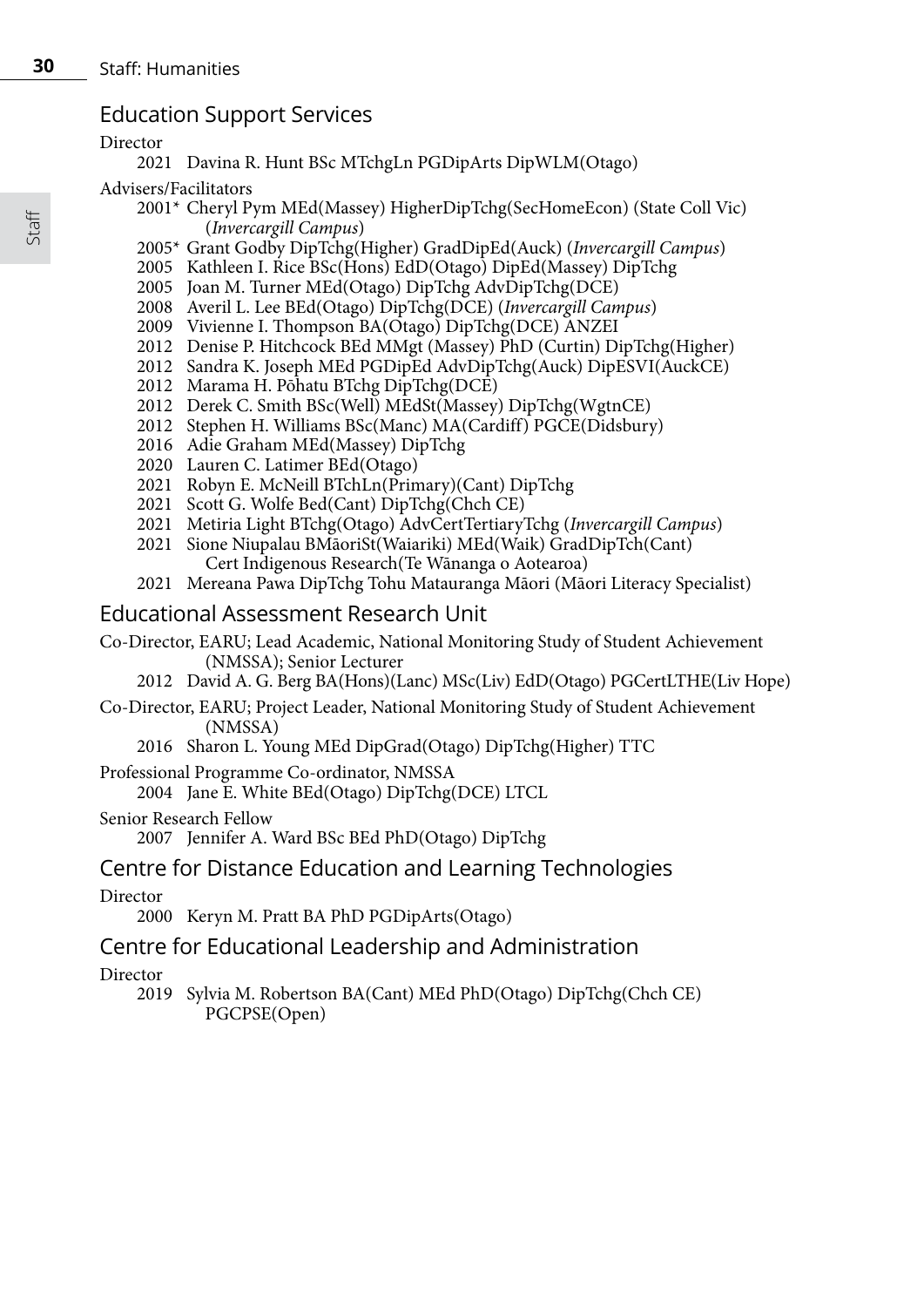## Education Support Services

Director

- 2021 Davina R. Hunt BSc MTchgLn PGDipArts DipWLM(Otago)

Advisers/Facilitators

- 2001* Cheryl Pym MEd(Massey) HigherDipTchg(SecHomeEcon) (State Coll Vic) (*Invercargill Campus*)
- 2005* Grant Godby DipTchg(Higher) GradDipEd(Auck) (*Invercargill Campus*)
- 2005 Kathleen I. Rice BSc(Hons) EdD(Otago) DipEd(Massey) DipTchg
- 2005 Joan M. Turner MEd(Otago) DipTchg AdvDipTchg(DCE)
- 2008 Averil L. Lee BEd(Otago) DipTchg(DCE) (*Invercargill Campus*)
- 2009 Vivienne I. Thompson BA(Otago) DipTchg(DCE) ANZEI
- 2012 Denise P. Hitchcock BEd MMgt (Massey) PhD (Curtin) DipTchg(Higher)
- 2012 Sandra K. Joseph MEd PGDipEd AdvDipTchg(Auck) DipESVI(AuckCE)
- 2012 Marama H. Pōhatu BTchg DipTchg(DCE)
- 2012 Derek C. Smith BSc(Well) MEdSt(Massey) DipTchg(WgtnCE)
- 2012 Stephen H. Williams BSc(Manc) MA(Cardiff) PGCE(Didsbury)
- 2016 Adie Graham MEd(Massey) DipTchg
- 2020 Lauren C. Latimer BEd(Otago)
- 2021 Robyn E. McNeill BTchLn(Primary)(Cant) DipTchg
- 2021 Scott G. Wolfe Bed(Cant) DipTchg(Chch CE)
- 2021 Metiria Light BTchg(Otago) AdvCertTertiaryTchg (*Invercargill Campus*)
- 2021 Sione Niupalau BMāoriSt(Waiariki) MEd(Waik) GradDipTch(Cant) Cert Indigenous Research(Te Wānanga o Aotearoa)
- 2021 Mereana Pawa DipTchg Tohu Matauranga Māori (Māori Literacy Specialist)

## Educational Assessment Research Unit

Co-Director, EARU; Lead Academic, National Monitoring Study of Student Achievement (NMSSA); Senior Lecturer

- 2012 David A. G. Berg BA(Hons)(Lanc) MSc(Liv) EdD(Otago) PGCertLTHE(Liv Hope)

Co-Director, EARU; Project Leader, National Monitoring Study of Student Achievement (NMSSA)

- 2016 Sharon L. Young MEd DipGrad(Otago) DipTchg(Higher) TTC

Professional Programme Co-ordinator, NMSSA

- 2004 Jane E. White BEd(Otago) DipTchg(DCE) LTCL

Senior Research Fellow

- 2007 Jennifer A. Ward BSc BEd PhD(Otago) DipTchg

## Centre for Distance Education and Learning Technologies

Director

- 2000 Keryn M. Pratt BA PhD PGDipArts(Otago)

## Centre for Educational Leadership and Administration

Director

- 2019 Sylvia M. Robertson BA(Cant) MEd PhD(Otago) DipTchg(Chch CE) PGCPSE(Open)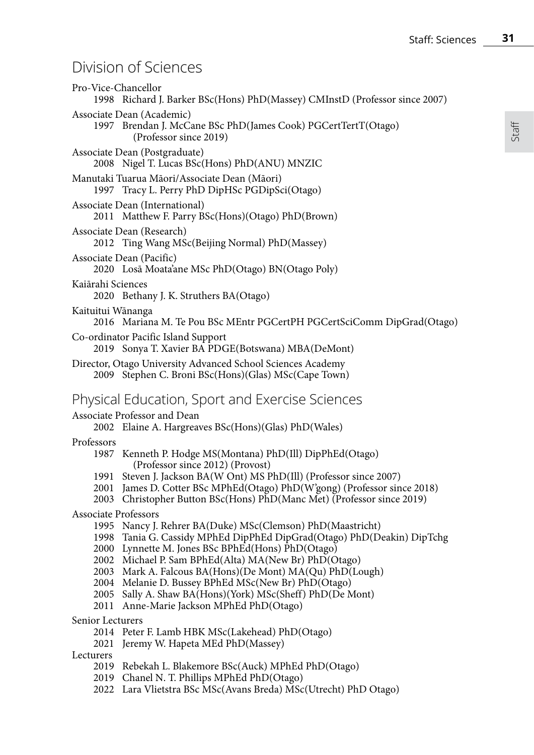## Division of Sciences

Pro-Vice-Chancellor
- 1998 Richard J. Barker BSc(Hons) PhD(Massey) CMInstD (Professor since 2007)

Associate Dean (Academic)
- 1997 Brendan J. McCane BSc PhD(James Cook) PGCertTertT(Otago) (Professor since 2019)

Associate Dean (Postgraduate)
- 2008 Nigel T. Lucas BSc(Hons) PhD(ANU) MNZIC

Manutaki Tuarua Māori/Associate Dean (Māori)
- 1997 Tracy L. Perry PhD DipHSc PGDipSci(Otago)

Associate Dean (International)
- 2011 Matthew F. Parry BSc(Hons)(Otago) PhD(Brown)

Associate Dean (Research)
- 2012 Ting Wang MSc(Beijing Normal) PhD(Massey)

Associate Dean (Pacific)
- 2020 Losā Moata'ane MSc PhD(Otago) BN(Otago Poly)

Kaiārahi Sciences
- 2020 Bethany J. K. Struthers BA(Otago)

Kaituitui Wānanga
- 2016 Mariana M. Te Pou BSc MEntr PGCertPH PGCertSciComm DipGrad(Otago)

Co-ordinator Pacific Island Support
- 2019 Sonya T. Xavier BA PDGE(Botswana) MBA(DeMont)

Director, Otago University Advanced School Sciences Academy
- 2009 Stephen C. Broni BSc(Hons)(Glas) MSc(Cape Town)

## Physical Education, Sport and Exercise Sciences

Associate Professor and Dean
- 2002 Elaine A. Hargreaves BSc(Hons)(Glas) PhD(Wales)

Professors
- 1987 Kenneth P. Hodge MS(Montana) PhD(Ill) DipPhEd(Otago) (Professor since 2012) (Provost)
- 1991 Steven J. Jackson BA(W Ont) MS PhD(Ill) (Professor since 2007)
- 2001 James D. Cotter BSc MPhEd(Otago) PhD(W'gong) (Professor since 2018)
- 2003 Christopher Button BSc(Hons) PhD(Manc Met) (Professor since 2019)

Associate Professors
- 1995 Nancy J. Rehrer BA(Duke) MSc(Clemson) PhD(Maastricht)
- 1998 Tania G. Cassidy MPhEd DipPhEd DipGrad(Otago) PhD(Deakin) DipTchg
- 2000 Lynnette M. Jones BSc BPhEd(Hons) PhD(Otago)
- 2002 Michael P. Sam BPhEd(Alta) MA(New Br) PhD(Otago)
- 2003 Mark A. Falcous BA(Hons)(De Mont) MA(Qu) PhD(Lough)
- 2004 Melanie D. Bussey BPhEd MSc(New Br) PhD(Otago)
- 2005 Sally A. Shaw BA(Hons)(York) MSc(Sheff) PhD(De Mont)
- 2011 Anne-Marie Jackson MPhEd PhD(Otago)

Senior Lecturers
- 2014 Peter F. Lamb HBK MSc(Lakehead) PhD(Otago)
- 2021 Jeremy W. Hapeta MEd PhD(Massey)

Lecturers
- 2019 Rebekah L. Blakemore BSc(Auck) MPhEd PhD(Otago)
- 2019 Chanel N. T. Phillips MPhEd PhD(Otago)
- 2022 Lara Vlietstra BSc MSc(Avans Breda) MSc(Utrecht) PhD Otago)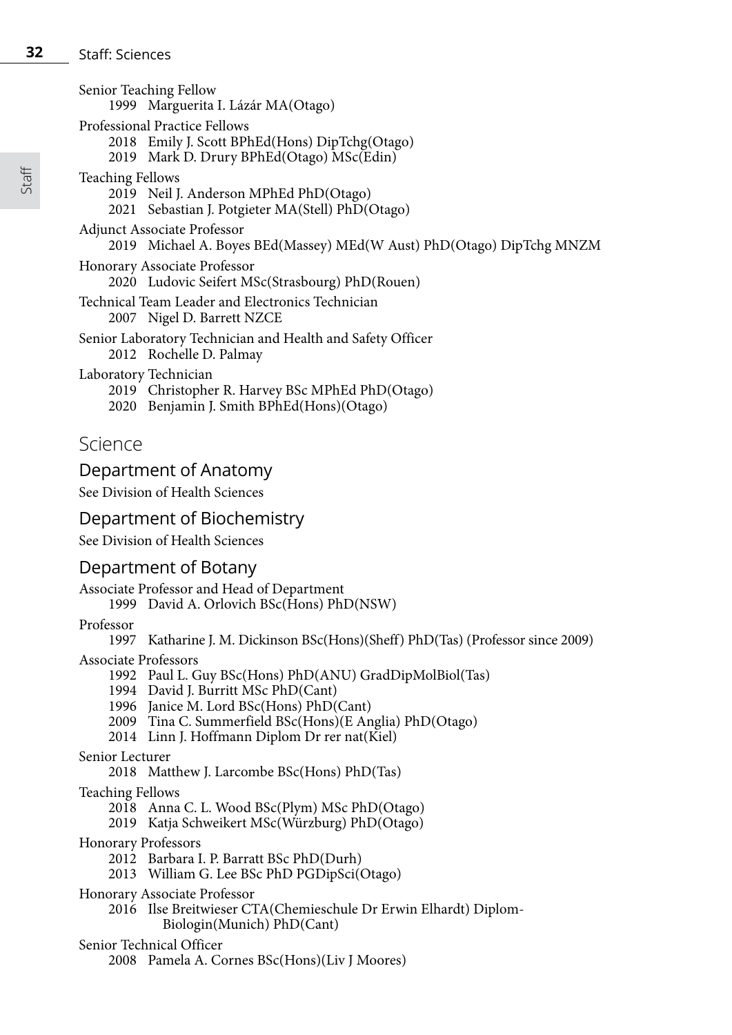Senior Teaching Fellow
- 1999 Marguerita I. Lázár MA(Otago)

Professional Practice Fellows
- 2018 Emily J. Scott BPhEd(Hons) DipTchg(Otago)
- 2019 Mark D. Drury BPhEd(Otago) MSc(Edin)

Teaching Fellows
- 2019 Neil J. Anderson MPhEd PhD(Otago)
- 2021 Sebastian J. Potgieter MA(Stell) PhD(Otago)

Adjunct Associate Professor
- 2019 Michael A. Boyes BEd(Massey) MEd(W Aust) PhD(Otago) DipTchg MNZM

Honorary Associate Professor
- 2020 Ludovic Seifert MSc(Strasbourg) PhD(Rouen)

Technical Team Leader and Electronics Technician
- 2007 Nigel D. Barrett NZCE

Senior Laboratory Technician and Health and Safety Officer
- 2012 Rochelle D. Palmay

Laboratory Technician
- 2019 Christopher R. Harvey BSc MPhEd PhD(Otago)
- 2020 Benjamin J. Smith BPhEd(Hons)(Otago)

# Science

## Department of Anatomy

See Division of Health Sciences

## Department of Biochemistry

See Division of Health Sciences

## Department of Botany

Associate Professor and Head of Department
- 1999 David A. Orlovich BSc(Hons) PhD(NSW)

Professor
- 1997 Katharine J. M. Dickinson BSc(Hons)(Sheff) PhD(Tas) (Professor since 2009)

Associate Professors
- 1992 Paul L. Guy BSc(Hons) PhD(ANU) GradDipMolBiol(Tas)
- 1994 David J. Burritt MSc PhD(Cant)
- 1996 Janice M. Lord BSc(Hons) PhD(Cant)
- 2009 Tina C. Summerfield BSc(Hons)(E Anglia) PhD(Otago)
- 2014 Linn J. Hoffmann Diplom Dr rer nat(Kiel)

Senior Lecturer
- 2018 Matthew J. Larcombe BSc(Hons) PhD(Tas)

Teaching Fellows
- 2018 Anna C. L. Wood BSc(Plym) MSc PhD(Otago)
- 2019 Katja Schweikert MSc(Würzburg) PhD(Otago)

Honorary Professors
- 2012 Barbara I. P. Barratt BSc PhD(Durh)
- 2013 William G. Lee BSc PhD PGDipSci(Otago)

Honorary Associate Professor
- 2016 Ilse Breitwieser CTA(Chemieschule Dr Erwin Elhardt) Diplom-Biologin(Munich) PhD(Cant)

Senior Technical Officer
- 2008 Pamela A. Cornes BSc(Hons)(Liv J Moores)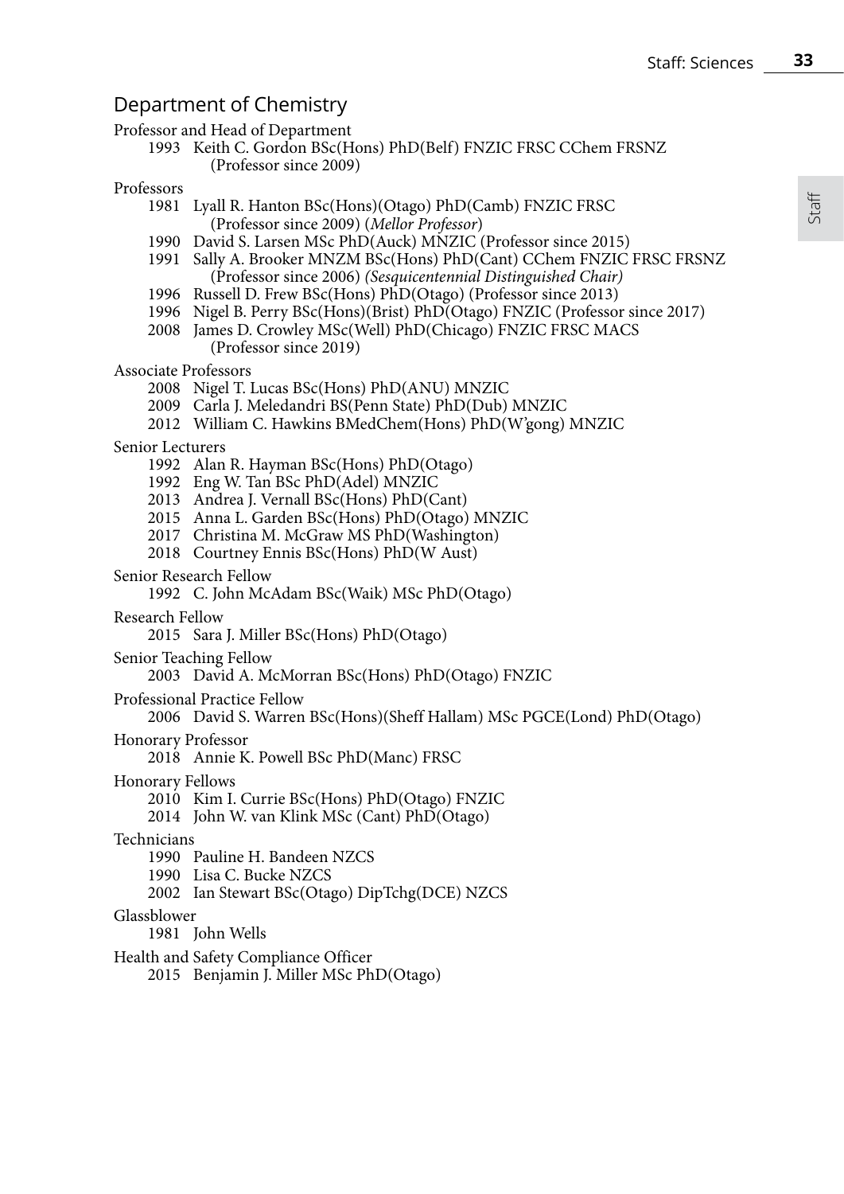## Department of Chemistry

Professor and Head of Department

- 1993 Keith C. Gordon BSc(Hons) PhD(Belf) FNZIC FRSC CChem FRSNZ (Professor since 2009)

Professors

- 1981 Lyall R. Hanton BSc(Hons)(Otago) PhD(Camb) FNZIC FRSC (Professor since 2009) (*Mellor Professor*)
- 1990 David S. Larsen MSc PhD(Auck) MNZIC (Professor since 2015)
- 1991 Sally A. Brooker MNZM BSc(Hons) PhD(Cant) CChem FNZIC FRSC FRSNZ (Professor since 2006) *(Sesquicentennial Distinguished Chair)*
- 1996 Russell D. Frew BSc(Hons) PhD(Otago) (Professor since 2013)
- 1996 Nigel B. Perry BSc(Hons)(Brist) PhD(Otago) FNZIC (Professor since 2017)
- 2008 James D. Crowley MSc(Well) PhD(Chicago) FNZIC FRSC MACS (Professor since 2019)

Associate Professors

- 2008 Nigel T. Lucas BSc(Hons) PhD(ANU) MNZIC
- 2009 Carla J. Meledandri BS(Penn State) PhD(Dub) MNZIC
- 2012 William C. Hawkins BMedChem(Hons) PhD(W'gong) MNZIC

Senior Lecturers

- 1992 Alan R. Hayman BSc(Hons) PhD(Otago)
- 1992 Eng W. Tan BSc PhD(Adel) MNZIC
- 2013 Andrea J. Vernall BSc(Hons) PhD(Cant)
- 2015 Anna L. Garden BSc(Hons) PhD(Otago) MNZIC
- 2017 Christina M. McGraw MS PhD(Washington)
- 2018 Courtney Ennis BSc(Hons) PhD(W Aust)

Senior Research Fellow

- 1992 C. John McAdam BSc(Waik) MSc PhD(Otago)

Research Fellow

- 2015 Sara J. Miller BSc(Hons) PhD(Otago)

Senior Teaching Fellow

- 2003 David A. McMorran BSc(Hons) PhD(Otago) FNZIC

Professional Practice Fellow

- 2006 David S. Warren BSc(Hons)(Sheff Hallam) MSc PGCE(Lond) PhD(Otago)

Honorary Professor

- 2018 Annie K. Powell BSc PhD(Manc) FRSC

Honorary Fellows

- 2010 Kim I. Currie BSc(Hons) PhD(Otago) FNZIC
- 2014 John W. van Klink MSc (Cant) PhD(Otago)

Technicians

- 1990 Pauline H. Bandeen NZCS
- 1990 Lisa C. Bucke NZCS
- 2002 Ian Stewart BSc(Otago) DipTchg(DCE) NZCS

Glassblower

- 1981 John Wells

Health and Safety Compliance Officer

- 2015 Benjamin J. Miller MSc PhD(Otago)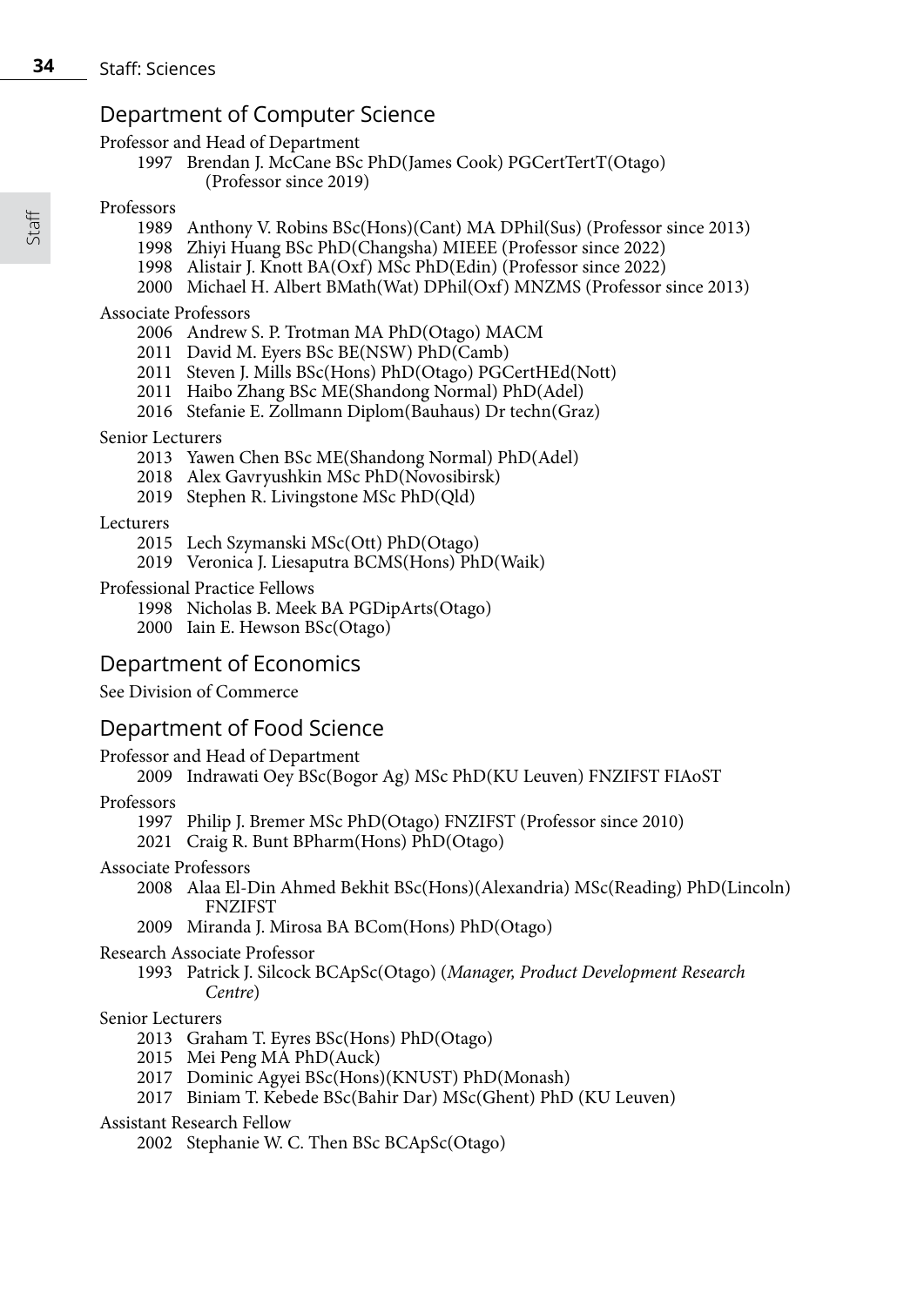## Department of Computer Science

Professor and Head of Department

1997 Brendan J. McCane BSc PhD(James Cook) PGCertTertT(Otago) (Professor since 2019)

Professors

1989 Anthony V. Robins BSc(Hons)(Cant) MA DPhil(Sus) (Professor since 2013)
1998 Zhiyi Huang BSc PhD(Changsha) MIEEE (Professor since 2022)
1998 Alistair J. Knott BA(Oxf) MSc PhD(Edin) (Professor since 2022)
2000 Michael H. Albert BMath(Wat) DPhil(Oxf) MNZMS (Professor since 2013)

Associate Professors

2006 Andrew S. P. Trotman MA PhD(Otago) MACM
2011 David M. Eyers BSc BE(NSW) PhD(Camb)
2011 Steven J. Mills BSc(Hons) PhD(Otago) PGCertHEd(Nott)
2011 Haibo Zhang BSc ME(Shandong Normal) PhD(Adel)
2016 Stefanie E. Zollmann Diplom(Bauhaus) Dr techn(Graz)

Senior Lecturers

2013 Yawen Chen BSc ME(Shandong Normal) PhD(Adel)
2018 Alex Gavryushkin MSc PhD(Novosibirsk)
2019 Stephen R. Livingstone MSc PhD(Qld)

Lecturers

2015 Lech Szymanski MSc(Ott) PhD(Otago)
2019 Veronica J. Liesaputra BCMS(Hons) PhD(Waik)

Professional Practice Fellows

1998 Nicholas B. Meek BA PGDipArts(Otago)
2000 Iain E. Hewson BSc(Otago)

## Department of Economics

See Division of Commerce

## Department of Food Science

Professor and Head of Department

2009 Indrawati Oey BSc(Bogor Ag) MSc PhD(KU Leuven) FNZIFST FIAoST

Professors

1997 Philip J. Bremer MSc PhD(Otago) FNZIFST (Professor since 2010)
2021 Craig R. Bunt BPharm(Hons) PhD(Otago)

Associate Professors

2008 Alaa El-Din Ahmed Bekhit BSc(Hons)(Alexandria) MSc(Reading) PhD(Lincoln) FNZIFST
2009 Miranda J. Mirosa BA BCom(Hons) PhD(Otago)

Research Associate Professor

1993 Patrick J. Silcock BCApSc(Otago) (*Manager, Product Development Research Centre*)

Senior Lecturers

2013 Graham T. Eyres BSc(Hons) PhD(Otago)
2015 Mei Peng MA PhD(Auck)
2017 Dominic Agyei BSc(Hons)(KNUST) PhD(Monash)
2017 Biniam T. Kebede BSc(Bahir Dar) MSc(Ghent) PhD (KU Leuven)

Assistant Research Fellow

2002 Stephanie W. C. Then BSc BCApSc(Otago)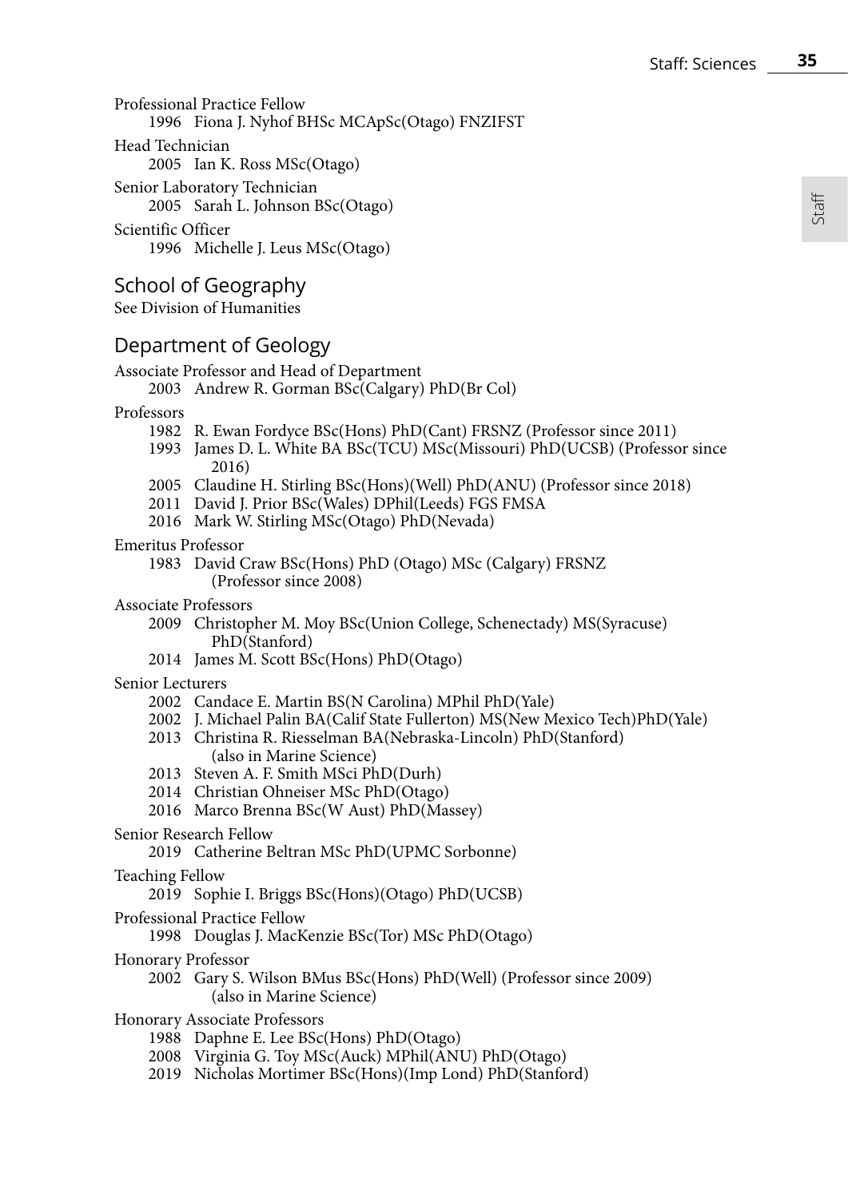Professional Practice Fellow

1996 Fiona J. Nyhof BHSc MCApSc(Otago) FNZIFST

Head Technician

2005 Ian K. Ross MSc(Otago)

Senior Laboratory Technician

2005 Sarah L. Johnson BSc(Otago)

Scientific Officer

1996 Michelle J. Leus MSc(Otago)

## School of Geography

See Division of Humanities

## Department of Geology

Associate Professor and Head of Department

2003 Andrew R. Gorman BSc(Calgary) PhD(Br Col)

Professors

1982 R. Ewan Fordyce BSc(Hons) PhD(Cant) FRSNZ (Professor since 2011)
1993 James D. L. White BA BSc(TCU) MSc(Missouri) PhD(UCSB) (Professor since 2016)
2005 Claudine H. Stirling BSc(Hons)(Well) PhD(ANU) (Professor since 2018)
2011 David J. Prior BSc(Wales) DPhil(Leeds) FGS FMSA
2016 Mark W. Stirling MSc(Otago) PhD(Nevada)

Emeritus Professor

1983 David Craw BSc(Hons) PhD (Otago) MSc (Calgary) FRSNZ (Professor since 2008)

Associate Professors

2009 Christopher M. Moy BSc(Union College, Schenectady) MS(Syracuse) PhD(Stanford)
2014 James M. Scott BSc(Hons) PhD(Otago)

Senior Lecturers

2002 Candace E. Martin BS(N Carolina) MPhil PhD(Yale)
2002 J. Michael Palin BA(Calif State Fullerton) MS(New Mexico Tech)PhD(Yale)
2013 Christina R. Riesselman BA(Nebraska-Lincoln) PhD(Stanford) (also in Marine Science)
2013 Steven A. F. Smith MSci PhD(Durh)
2014 Christian Ohneiser MSc PhD(Otago)
2016 Marco Brenna BSc(W Aust) PhD(Massey)

Senior Research Fellow

2019 Catherine Beltran MSc PhD(UPMC Sorbonne)

Teaching Fellow

2019 Sophie I. Briggs BSc(Hons)(Otago) PhD(UCSB)

Professional Practice Fellow

1998 Douglas J. MacKenzie BSc(Tor) MSc PhD(Otago)

Honorary Professor

2002 Gary S. Wilson BMus BSc(Hons) PhD(Well) (Professor since 2009) (also in Marine Science)

Honorary Associate Professors

1988 Daphne E. Lee BSc(Hons) PhD(Otago)
2008 Virginia G. Toy MSc(Auck) MPhil(ANU) PhD(Otago)
2019 Nicholas Mortimer BSc(Hons)(Imp Lond) PhD(Stanford)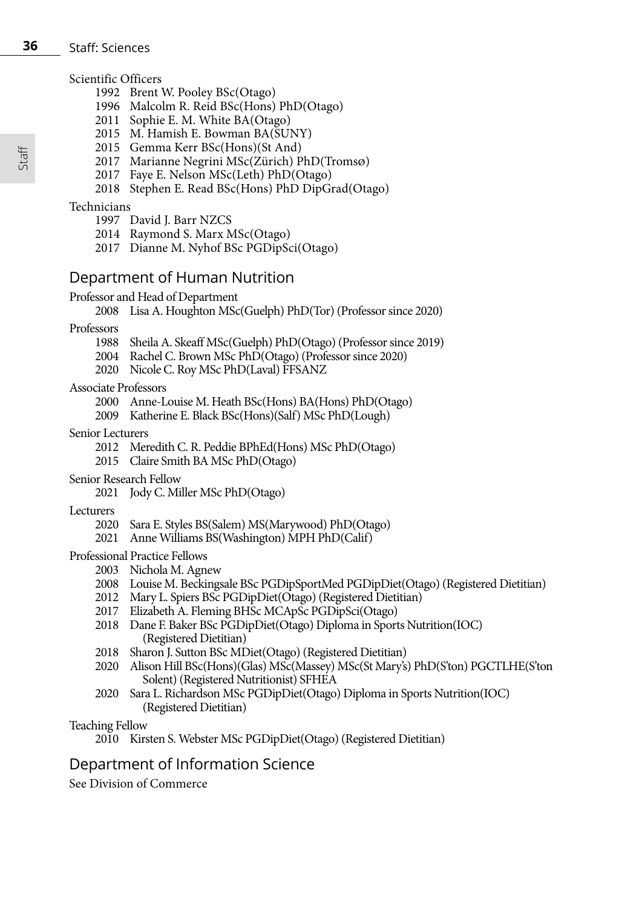Scientific Officers

- 1992 Brent W. Pooley BSc(Otago)
- 1996 Malcolm R. Reid BSc(Hons) PhD(Otago)
- 2011 Sophie E. M. White BA(Otago)
- 2015 M. Hamish E. Bowman BA(SUNY)
- 2015 Gemma Kerr BSc(Hons)(St And)
- 2017 Marianne Negrini MSc(Zürich) PhD(Tromsø)
- 2017 Faye E. Nelson MSc(Leth) PhD(Otago)
- 2018 Stephen E. Read BSc(Hons) PhD DipGrad(Otago)

Technicians

- 1997 David J. Barr NZCS
- 2014 Raymond S. Marx MSc(Otago)
- 2017 Dianne M. Nyhof BSc PGDipSci(Otago)

## Department of Human Nutrition

Professor and Head of Department

- 2008 Lisa A. Houghton MSc(Guelph) PhD(Tor) (Professor since 2020)

Professors

- 1988 Sheila A. Skeaff MSc(Guelph) PhD(Otago) (Professor since 2019)
- 2004 Rachel C. Brown MSc PhD(Otago) (Professor since 2020)
- 2020 Nicole C. Roy MSc PhD(Laval) FFSANZ

Associate Professors

- 2000 Anne-Louise M. Heath BSc(Hons) BA(Hons) PhD(Otago)
- 2009 Katherine E. Black BSc(Hons)(Salf) MSc PhD(Lough)

Senior Lecturers

- 2012 Meredith C. R. Peddie BPhEd(Hons) MSc PhD(Otago)
- 2015 Claire Smith BA MSc PhD(Otago)

Senior Research Fellow

- 2021 Jody C. Miller MSc PhD(Otago)

Lecturers

- 2020 Sara E. Styles BS(Salem) MS(Marywood) PhD(Otago)
- 2021 Anne Williams BS(Washington) MPH PhD(Calif)

Professional Practice Fellows

- 2003 Nichola M. Agnew
- 2008 Louise M. Beckingsale BSc PGDipSportMed PGDipDiet(Otago) (Registered Dietitian)
- 2012 Mary L. Spiers BSc PGDipDiet(Otago) (Registered Dietitian)
- 2017 Elizabeth A. Fleming BHSc MCApSc PGDipSci(Otago)
- 2018 Dane F. Baker BSc PGDipDiet(Otago) Diploma in Sports Nutrition(IOC) (Registered Dietitian)
- 2018 Sharon J. Sutton BSc MDiet(Otago) (Registered Dietitian)
- 2020 Alison Hill BSc(Hons)(Glas) MSc(Massey) MSc(St Mary's) PhD(S'ton) PGCTLHE(S'ton Solent) (Registered Nutritionist) SFHEA
- 2020 Sara L. Richardson MSc PGDipDiet(Otago) Diploma in Sports Nutrition(IOC) (Registered Dietitian)

Teaching Fellow

- 2010 Kirsten S. Webster MSc PGDipDiet(Otago) (Registered Dietitian)

## Department of Information Science

See Division of Commerce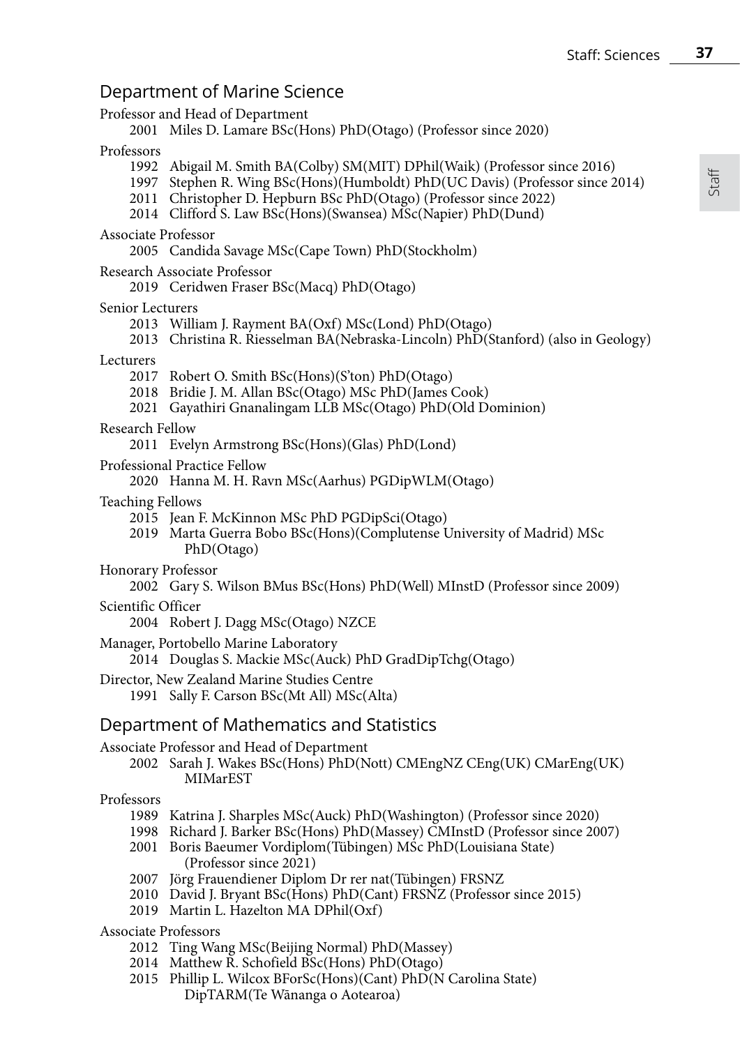## Department of Marine Science

Professor and Head of Department

- 2001 Miles D. Lamare BSc(Hons) PhD(Otago) (Professor since 2020)

Professors

- 1992 Abigail M. Smith BA(Colby) SM(MIT) DPhil(Waik) (Professor since 2016)
- 1997 Stephen R. Wing BSc(Hons)(Humboldt) PhD(UC Davis) (Professor since 2014)
- 2011 Christopher D. Hepburn BSc PhD(Otago) (Professor since 2022)
- 2014 Clifford S. Law BSc(Hons)(Swansea) MSc(Napier) PhD(Dund)

Associate Professor

- 2005 Candida Savage MSc(Cape Town) PhD(Stockholm)

Research Associate Professor

- 2019 Ceridwen Fraser BSc(Macq) PhD(Otago)

Senior Lecturers

- 2013 William J. Rayment BA(Oxf) MSc(Lond) PhD(Otago)
- 2013 Christina R. Riesselman BA(Nebraska-Lincoln) PhD(Stanford) (also in Geology)

Lecturers

- 2017 Robert O. Smith BSc(Hons)(S'ton) PhD(Otago)
- 2018 Bridie J. M. Allan BSc(Otago) MSc PhD(James Cook)
- 2021 Gayathiri Gnanalingam LLB MSc(Otago) PhD(Old Dominion)

Research Fellow

- 2011 Evelyn Armstrong BSc(Hons)(Glas) PhD(Lond)

Professional Practice Fellow

- 2020 Hanna M. H. Ravn MSc(Aarhus) PGDipWLM(Otago)

Teaching Fellows

- 2015 Jean F. McKinnon MSc PhD PGDipSci(Otago)
- 2019 Marta Guerra Bobo BSc(Hons)(Complutense University of Madrid) MSc PhD(Otago)

Honorary Professor

- 2002 Gary S. Wilson BMus BSc(Hons) PhD(Well) MInstD (Professor since 2009)

Scientific Officer

- 2004 Robert J. Dagg MSc(Otago) NZCE

Manager, Portobello Marine Laboratory

- 2014 Douglas S. Mackie MSc(Auck) PhD GradDipTchg(Otago)

Director, New Zealand Marine Studies Centre

- 1991 Sally F. Carson BSc(Mt All) MSc(Alta)

## Department of Mathematics and Statistics

Associate Professor and Head of Department

- 2002 Sarah J. Wakes BSc(Hons) PhD(Nott) CMEngNZ CEng(UK) CMarEng(UK) MIMarEST

Professors

- 1989 Katrina J. Sharples MSc(Auck) PhD(Washington) (Professor since 2020)
- 1998 Richard J. Barker BSc(Hons) PhD(Massey) CMInstD (Professor since 2007)
- 2001 Boris Baeumer Vordiplom(Tübingen) MSc PhD(Louisiana State) (Professor since 2021)
- 2007 Jörg Frauendiener Diplom Dr rer nat(Tübingen) FRSNZ
- 2010 David J. Bryant BSc(Hons) PhD(Cant) FRSNZ (Professor since 2015)
- 2019 Martin L. Hazelton MA DPhil(Oxf)

Associate Professors

- 2012 Ting Wang MSc(Beijing Normal) PhD(Massey)
- 2014 Matthew R. Schofield BSc(Hons) PhD(Otago)
- 2015 Phillip L. Wilcox BForSc(Hons)(Cant) PhD(N Carolina State) DipTARM(Te Wānanga o Aotearoa)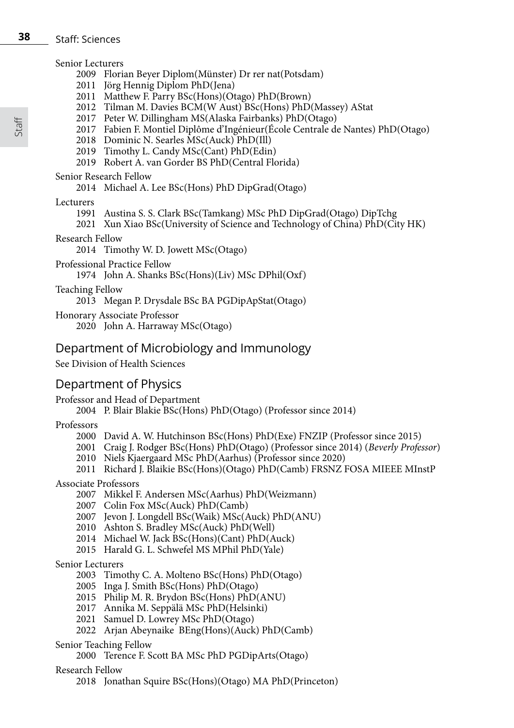Senior Lecturers

- 2009 Florian Beyer Diplom(Münster) Dr rer nat(Potsdam)
- 2011 Jörg Hennig Diplom PhD(Jena)
- 2011 Matthew F. Parry BSc(Hons)(Otago) PhD(Brown)
- 2012 Tilman M. Davies BCM(W Aust) BSc(Hons) PhD(Massey) AStat
- 2017 Peter W. Dillingham MS(Alaska Fairbanks) PhD(Otago)
- 2017 Fabien F. Montiel Diplôme d'Ingénieur(École Centrale de Nantes) PhD(Otago)
- 2018 Dominic N. Searles MSc(Auck) PhD(Ill)
- 2019 Timothy L. Candy MSc(Cant) PhD(Edin)
- 2019 Robert A. van Gorder BS PhD(Central Florida)

Senior Research Fellow

- 2014 Michael A. Lee BSc(Hons) PhD DipGrad(Otago)

Lecturers

- 1991 Austina S. S. Clark BSc(Tamkang) MSc PhD DipGrad(Otago) DipTchg
- 2021 Xun Xiao BSc(University of Science and Technology of China) PhD(City HK)

Research Fellow

- 2014 Timothy W. D. Jowett MSc(Otago)

Professional Practice Fellow

- 1974 John A. Shanks BSc(Hons)(Liv) MSc DPhil(Oxf)

Teaching Fellow

- 2013 Megan P. Drysdale BSc BA PGDipApStat(Otago)

Honorary Associate Professor

- 2020 John A. Harraway MSc(Otago)

## Department of Microbiology and Immunology

See Division of Health Sciences

## Department of Physics

Professor and Head of Department

- 2004 P. Blair Blakie BSc(Hons) PhD(Otago) (Professor since 2014)

Professors

- 2000 David A. W. Hutchinson BSc(Hons) PhD(Exe) FNZIP (Professor since 2015)
- 2001 Craig J. Rodger BSc(Hons) PhD(Otago) (Professor since 2014) (*Beverly Professor*)
- 2010 Niels Kjaergaard MSc PhD(Aarhus) (Professor since 2020)
- 2011 Richard J. Blaikie BSc(Hons)(Otago) PhD(Camb) FRSNZ FOSA MIEEE MInstP

Associate Professors

- 2007 Mikkel F. Andersen MSc(Aarhus) PhD(Weizmann)
- 2007 Colin Fox MSc(Auck) PhD(Camb)
- 2007 Jevon J. Longdell BSc(Waik) MSc(Auck) PhD(ANU)
- 2010 Ashton S. Bradley MSc(Auck) PhD(Well)
- 2014 Michael W. Jack BSc(Hons)(Cant) PhD(Auck)
- 2015 Harald G. L. Schwefel MS MPhil PhD(Yale)

Senior Lecturers

- 2003 Timothy C. A. Molteno BSc(Hons) PhD(Otago)
- 2005 Inga J. Smith BSc(Hons) PhD(Otago)
- 2015 Philip M. R. Brydon BSc(Hons) PhD(ANU)
- 2017 Annika M. Seppälä MSc PhD(Helsinki)
- 2021 Samuel D. Lowrey MSc PhD(Otago)
- 2022 Arjan Abeynaike BEng(Hons)(Auck) PhD(Camb)

Senior Teaching Fellow

- 2000 Terence F. Scott BA MSc PhD PGDipArts(Otago)

Research Fellow

- 2018 Jonathan Squire BSc(Hons)(Otago) MA PhD(Princeton)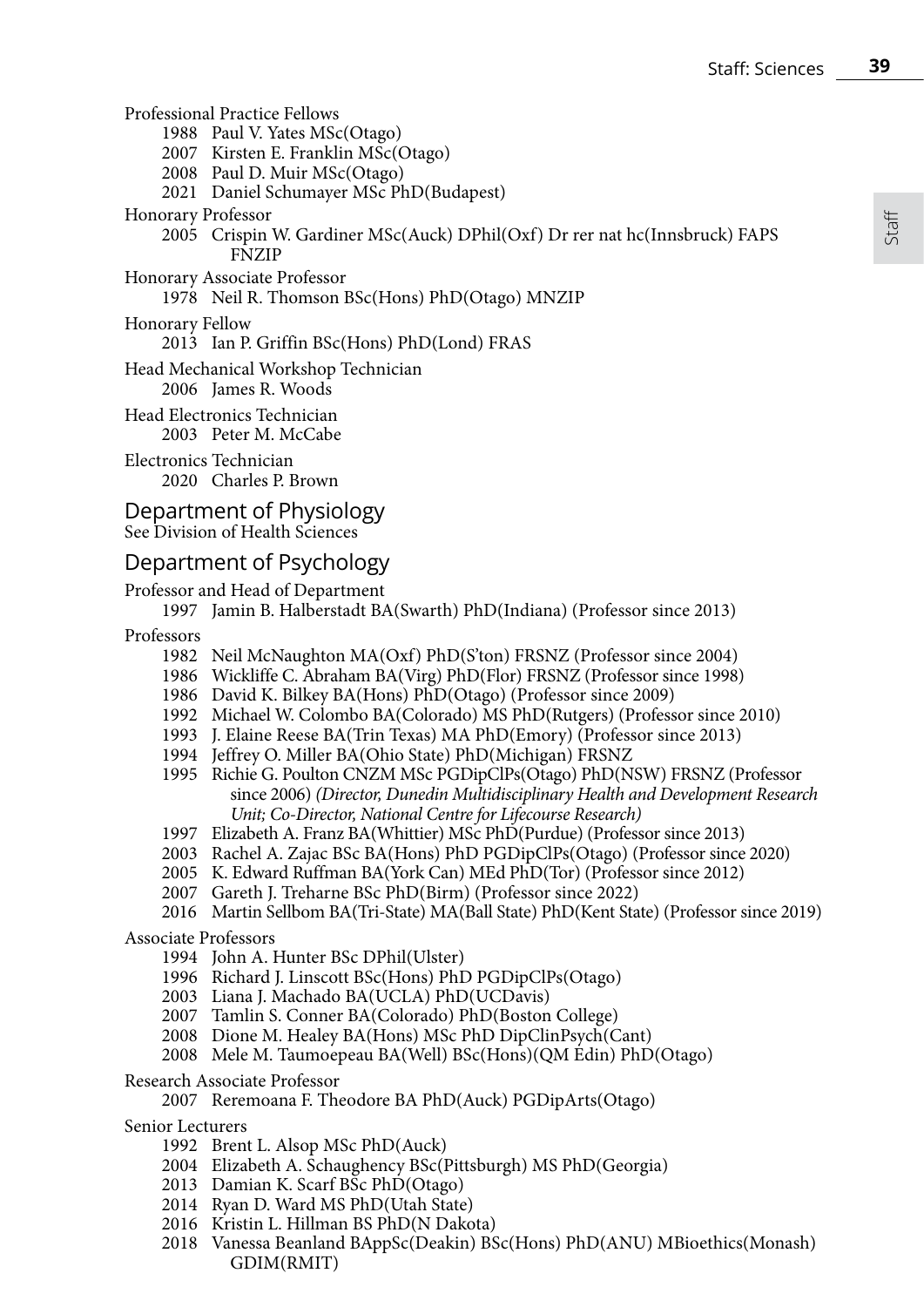Professional Practice Fellows

- 1988 Paul V. Yates MSc(Otago)
- 2007 Kirsten E. Franklin MSc(Otago)
- 2008 Paul D. Muir MSc(Otago)
- 2021 Daniel Schumayer MSc PhD(Budapest)

Honorary Professor

- 2005 Crispin W. Gardiner MSc(Auck) DPhil(Oxf) Dr rer nat hc(Innsbruck) FAPS FNZIP

Honorary Associate Professor

- 1978 Neil R. Thomson BSc(Hons) PhD(Otago) MNZIP

Honorary Fellow

- 2013 Ian P. Griffin BSc(Hons) PhD(Lond) FRAS

Head Mechanical Workshop Technician

- 2006 James R. Woods

Head Electronics Technician

- 2003 Peter M. McCabe

Electronics Technician

- 2020 Charles P. Brown

## Department of Physiology

See Division of Health Sciences

## Department of Psychology

Professor and Head of Department

- 1997 Jamin B. Halberstadt BA(Swarth) PhD(Indiana) (Professor since 2013)

Professors

- 1982 Neil McNaughton MA(Oxf) PhD(S'ton) FRSNZ (Professor since 2004)
- 1986 Wickliffe C. Abraham BA(Virg) PhD(Flor) FRSNZ (Professor since 1998)
- 1986 David K. Bilkey BA(Hons) PhD(Otago) (Professor since 2009)
- 1992 Michael W. Colombo BA(Colorado) MS PhD(Rutgers) (Professor since 2010)
- 1993 J. Elaine Reese BA(Trin Texas) MA PhD(Emory) (Professor since 2013)
- 1994 Jeffrey O. Miller BA(Ohio State) PhD(Michigan) FRSNZ
- 1995 Richie G. Poulton CNZM MSc PGDipClPs(Otago) PhD(NSW) FRSNZ (Professor since 2006) *(Director, Dunedin Multidisciplinary Health and Development Research Unit; Co-Director, National Centre for Lifecourse Research)*
- 1997 Elizabeth A. Franz BA(Whittier) MSc PhD(Purdue) (Professor since 2013)
- 2003 Rachel A. Zajac BSc BA(Hons) PhD PGDipClPs(Otago) (Professor since 2020)
- 2005 K. Edward Ruffman BA(York Can) MEd PhD(Tor) (Professor since 2012)
- 2007 Gareth J. Treharne BSc PhD(Birm) (Professor since 2022)
- 2016 Martin Sellbom BA(Tri-State) MA(Ball State) PhD(Kent State) (Professor since 2019)

Associate Professors

- 1994 John A. Hunter BSc DPhil(Ulster)
- 1996 Richard J. Linscott BSc(Hons) PhD PGDipClPs(Otago)
- 2003 Liana J. Machado BA(UCLA) PhD(UCDavis)
- 2007 Tamlin S. Conner BA(Colorado) PhD(Boston College)
- 2008 Dione M. Healey BA(Hons) MSc PhD DipClinPsych(Cant)
- 2008 Mele M. Taumoepeau BA(Well) BSc(Hons)(QM Edin) PhD(Otago)

Research Associate Professor

- 2007 Reremoana F. Theodore BA PhD(Auck) PGDipArts(Otago)

Senior Lecturers

- 1992 Brent L. Alsop MSc PhD(Auck)
- 2004 Elizabeth A. Schaughency BSc(Pittsburgh) MS PhD(Georgia)
- 2013 Damian K. Scarf BSc PhD(Otago)
- 2014 Ryan D. Ward MS PhD(Utah State)
- 2016 Kristin L. Hillman BS PhD(N Dakota)
- 2018 Vanessa Beanland BAppSc(Deakin) BSc(Hons) PhD(ANU) MBioethics(Monash) GDIM(RMIT)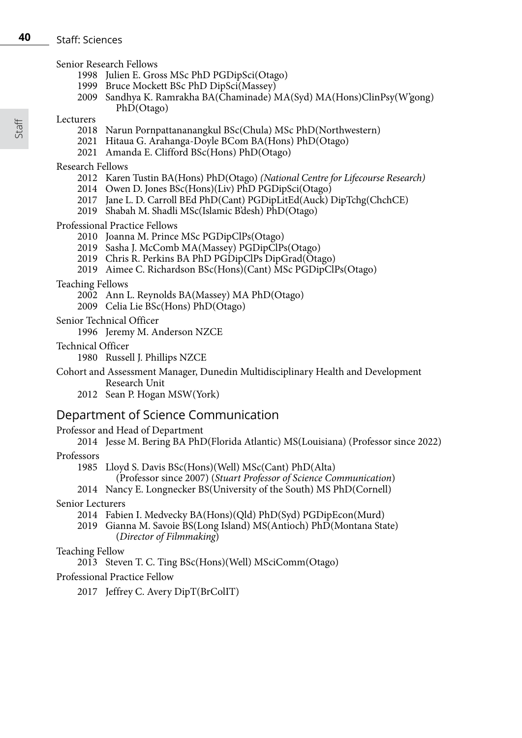Senior Research Fellows

- 1998 Julien E. Gross MSc PhD PGDipSci(Otago)
- 1999 Bruce Mockett BSc PhD DipSci(Massey)
- 2009 Sandhya K. Ramrakha BA(Chaminade) MA(Syd) MA(Hons)ClinPsy(W'gong) PhD(Otago)

Lecturers

- 2018 Narun Pornpattananangkul BSc(Chula) MSc PhD(Northwestern)
- 2021 Hitaua G. Arahanga-Doyle BCom BA(Hons) PhD(Otago)
- 2021 Amanda E. Clifford BSc(Hons) PhD(Otago)

Research Fellows

- 2012 Karen Tustin BA(Hons) PhD(Otago) *(National Centre for Lifecourse Research)*
- 2014 Owen D. Jones BSc(Hons)(Liv) PhD PGDipSci(Otago)
- 2017 Jane L. D. Carroll BEd PhD(Cant) PGDipLitEd(Auck) DipTchg(ChchCE)
- 2019 Shabah M. Shadli MSc(Islamic B'desh) PhD(Otago)

Professional Practice Fellows

- 2010 Joanna M. Prince MSc PGDipClPs(Otago)
- 2019 Sasha J. McComb MA(Massey) PGDipClPs(Otago)
- 2019 Chris R. Perkins BA PhD PGDipClPs DipGrad(Otago)
- 2019 Aimee C. Richardson BSc(Hons)(Cant) MSc PGDipClPs(Otago)

Teaching Fellows

- 2002 Ann L. Reynolds BA(Massey) MA PhD(Otago)
- 2009 Celia Lie BSc(Hons) PhD(Otago)

Senior Technical Officer

- 1996 Jeremy M. Anderson NZCE

Technical Officer

- 1980 Russell J. Phillips NZCE

Cohort and Assessment Manager, Dunedin Multidisciplinary Health and Development Research Unit

- 2012 Sean P. Hogan MSW(York)

## Department of Science Communication

Professor and Head of Department

- 2014 Jesse M. Bering BA PhD(Florida Atlantic) MS(Louisiana) (Professor since 2022)

Professors

- 1985 Lloyd S. Davis BSc(Hons)(Well) MSc(Cant) PhD(Alta) (Professor since 2007) (*Stuart Professor of Science Communication*)
- 2014 Nancy E. Longnecker BS(University of the South) MS PhD(Cornell)

Senior Lecturers

- 2014 Fabien I. Medvecky BA(Hons)(Qld) PhD(Syd) PGDipEcon(Murd)
- 2019 Gianna M. Savoie BS(Long Island) MS(Antioch) PhD(Montana State) (*Director of Filmmaking*)

Teaching Fellow

- 2013 Steven T. C. Ting BSc(Hons)(Well) MSciComm(Otago)

Professional Practice Fellow

- 2017 Jeffrey C. Avery DipT(BrColIT)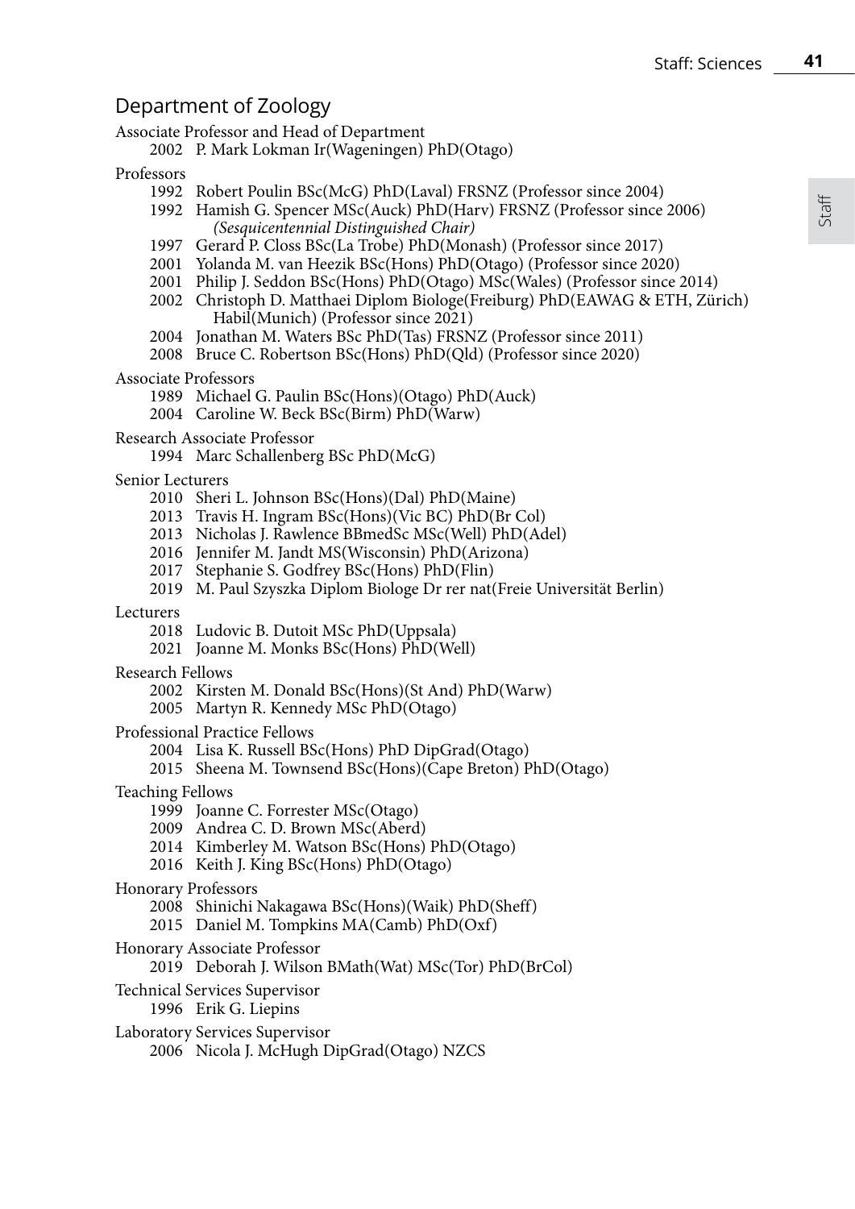## Department of Zoology

Associate Professor and Head of Department

2002 P. Mark Lokman Ir(Wageningen) PhD(Otago)

Professors

1992 Robert Poulin BSc(McG) PhD(Laval) FRSNZ (Professor since 2004)
1992 Hamish G. Spencer MSc(Auck) PhD(Harv) FRSNZ (Professor since 2006) *(Sesquicentennial Distinguished Chair)*
1997 Gerard P. Closs BSc(La Trobe) PhD(Monash) (Professor since 2017)
2001 Yolanda M. van Heezik BSc(Hons) PhD(Otago) (Professor since 2020)
2001 Philip J. Seddon BSc(Hons) PhD(Otago) MSc(Wales) (Professor since 2014)
2002 Christoph D. Matthaei Diplom Biologe(Freiburg) PhD(EAWAG & ETH, Zürich) Habil(Munich) (Professor since 2021)
2004 Jonathan M. Waters BSc PhD(Tas) FRSNZ (Professor since 2011)
2008 Bruce C. Robertson BSc(Hons) PhD(Qld) (Professor since 2020)

Associate Professors

1989 Michael G. Paulin BSc(Hons)(Otago) PhD(Auck)
2004 Caroline W. Beck BSc(Birm) PhD(Warw)

Research Associate Professor

1994 Marc Schallenberg BSc PhD(McG)

Senior Lecturers

2010 Sheri L. Johnson BSc(Hons)(Dal) PhD(Maine)
2013 Travis H. Ingram BSc(Hons)(Vic BC) PhD(Br Col)
2013 Nicholas J. Rawlence BBmedSc MSc(Well) PhD(Adel)
2016 Jennifer M. Jandt MS(Wisconsin) PhD(Arizona)
2017 Stephanie S. Godfrey BSc(Hons) PhD(Flin)
2019 M. Paul Szyszka Diplom Biologe Dr rer nat(Freie Universität Berlin)

Lecturers

2018 Ludovic B. Dutoit MSc PhD(Uppsala)
2021 Joanne M. Monks BSc(Hons) PhD(Well)

Research Fellows

2002 Kirsten M. Donald BSc(Hons)(St And) PhD(Warw)
2005 Martyn R. Kennedy MSc PhD(Otago)

Professional Practice Fellows

2004 Lisa K. Russell BSc(Hons) PhD DipGrad(Otago)
2015 Sheena M. Townsend BSc(Hons)(Cape Breton) PhD(Otago)

Teaching Fellows

1999 Joanne C. Forrester MSc(Otago)
2009 Andrea C. D. Brown MSc(Aberd)
2014 Kimberley M. Watson BSc(Hons) PhD(Otago)
2016 Keith J. King BSc(Hons) PhD(Otago)

Honorary Professors

2008 Shinichi Nakagawa BSc(Hons)(Waik) PhD(Sheff)
2015 Daniel M. Tompkins MA(Camb) PhD(Oxf)

Honorary Associate Professor

2019 Deborah J. Wilson BMath(Wat) MSc(Tor) PhD(BrCol)

Technical Services Supervisor

1996 Erik G. Liepins

Laboratory Services Supervisor

2006 Nicola J. McHugh DipGrad(Otago) NZCS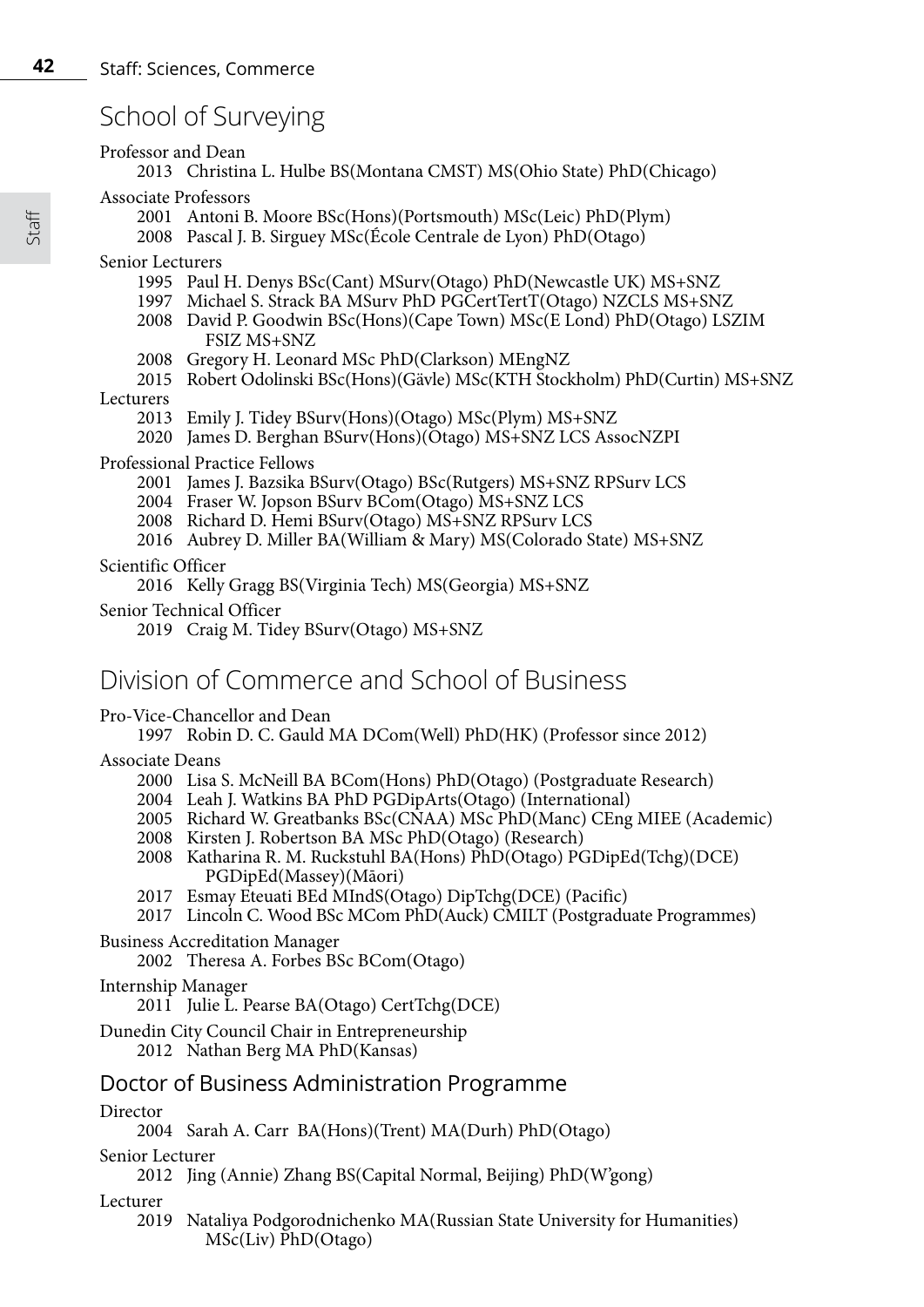# School of Surveying

Professor and Dean

- 2013 Christina L. Hulbe BS(Montana CMST) MS(Ohio State) PhD(Chicago)

Associate Professors

- 2001 Antoni B. Moore BSc(Hons)(Portsmouth) MSc(Leic) PhD(Plym)
- 2008 Pascal J. B. Sirguey MSc(École Centrale de Lyon) PhD(Otago)

Senior Lecturers

- 1995 Paul H. Denys BSc(Cant) MSurv(Otago) PhD(Newcastle UK) MS+SNZ
- 1997 Michael S. Strack BA MSurv PhD PGCertTertT(Otago) NZCLS MS+SNZ
- 2008 David P. Goodwin BSc(Hons)(Cape Town) MSc(E Lond) PhD(Otago) LSZIM FSIZ MS+SNZ
- 2008 Gregory H. Leonard MSc PhD(Clarkson) MEngNZ
- 2015 Robert Odolinski BSc(Hons)(Gävle) MSc(KTH Stockholm) PhD(Curtin) MS+SNZ

Lecturers

- 2013 Emily J. Tidey BSurv(Hons)(Otago) MSc(Plym) MS+SNZ
- 2020 James D. Berghan BSurv(Hons)(Otago) MS+SNZ LCS AssocNZPI

Professional Practice Fellows

- 2001 James J. Bazsika BSurv(Otago) BSc(Rutgers) MS+SNZ RPSurv LCS
- 2004 Fraser W. Jopson BSurv BCom(Otago) MS+SNZ LCS
- 2008 Richard D. Hemi BSurv(Otago) MS+SNZ RPSurv LCS
- 2016 Aubrey D. Miller BA(William & Mary) MS(Colorado State) MS+SNZ

Scientific Officer

- 2016 Kelly Gragg BS(Virginia Tech) MS(Georgia) MS+SNZ

Senior Technical Officer

- 2019 Craig M. Tidey BSurv(Otago) MS+SNZ

# Division of Commerce and School of Business

Pro-Vice-Chancellor and Dean

- 1997 Robin D. C. Gauld MA DCom(Well) PhD(HK) (Professor since 2012)

Associate Deans

- 2000 Lisa S. McNeill BA BCom(Hons) PhD(Otago) (Postgraduate Research)
- 2004 Leah J. Watkins BA PhD PGDipArts(Otago) (International)
- 2005 Richard W. Greatbanks BSc(CNAA) MSc PhD(Manc) CEng MIEE (Academic)
- 2008 Kirsten J. Robertson BA MSc PhD(Otago) (Research)
- 2008 Katharina R. M. Ruckstuhl BA(Hons) PhD(Otago) PGDipEd(Tchg)(DCE) PGDipEd(Massey)(Māori)
- 2017 Esmay Eteuati BEd MIndS(Otago) DipTchg(DCE) (Pacific)
- 2017 Lincoln C. Wood BSc MCom PhD(Auck) CMILT (Postgraduate Programmes)

Business Accreditation Manager

- 2002 Theresa A. Forbes BSc BCom(Otago)

Internship Manager

- 2011 Julie L. Pearse BA(Otago) CertTchg(DCE)

Dunedin City Council Chair in Entrepreneurship

- 2012 Nathan Berg MA PhD(Kansas)

## Doctor of Business Administration Programme

Director

- 2004 Sarah A. Carr BA(Hons)(Trent) MA(Durh) PhD(Otago)

Senior Lecturer

- 2012 Jing (Annie) Zhang BS(Capital Normal, Beijing) PhD(W'gong)

Lecturer

- 2019 Nataliya Podgorodnichenko MA(Russian State University for Humanities) MSc(Liv) PhD(Otago)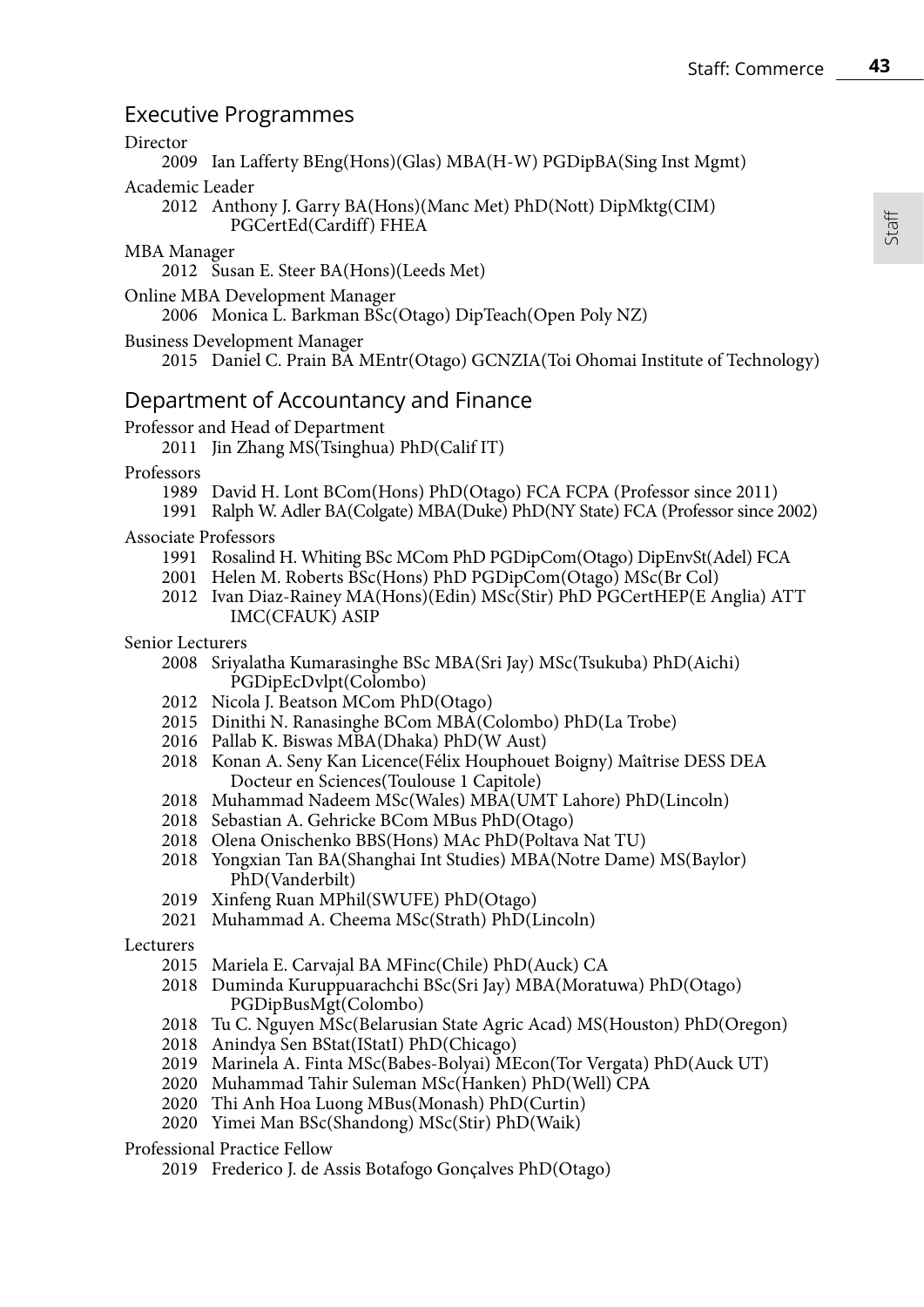## Executive Programmes

Director

- 2009 Ian Lafferty BEng(Hons)(Glas) MBA(H-W) PGDipBA(Sing Inst Mgmt)

Academic Leader

- 2012 Anthony J. Garry BA(Hons)(Manc Met) PhD(Nott) DipMktg(CIM) PGCertEd(Cardiff) FHEA

MBA Manager

- 2012 Susan E. Steer BA(Hons)(Leeds Met)

Online MBA Development Manager

- 2006 Monica L. Barkman BSc(Otago) DipTeach(Open Poly NZ)

Business Development Manager

- 2015 Daniel C. Prain BA MEntr(Otago) GCNZIA(Toi Ohomai Institute of Technology)

## Department of Accountancy and Finance

Professor and Head of Department

- 2011 Jin Zhang MS(Tsinghua) PhD(Calif IT)

Professors

- 1989 David H. Lont BCom(Hons) PhD(Otago) FCA FCPA (Professor since 2011)
- 1991 Ralph W. Adler BA(Colgate) MBA(Duke) PhD(NY State) FCA (Professor since 2002)

Associate Professors

- 1991 Rosalind H. Whiting BSc MCom PhD PGDipCom(Otago) DipEnvSt(Adel) FCA
- 2001 Helen M. Roberts BSc(Hons) PhD PGDipCom(Otago) MSc(Br Col)
- 2012 Ivan Diaz-Rainey MA(Hons)(Edin) MSc(Stir) PhD PGCertHEP(E Anglia) ATT IMC(CFAUK) ASIP

Senior Lecturers

- 2008 Sriyalatha Kumarasinghe BSc MBA(Sri Jay) MSc(Tsukuba) PhD(Aichi) PGDipEcDvlpt(Colombo)
- 2012 Nicola J. Beatson MCom PhD(Otago)
- 2015 Dinithi N. Ranasinghe BCom MBA(Colombo) PhD(La Trobe)
- 2016 Pallab K. Biswas MBA(Dhaka) PhD(W Aust)
- 2018 Konan A. Seny Kan Licence(Félix Houphouet Boigny) Maîtrise DESS DEA Docteur en Sciences(Toulouse 1 Capitole)
- 2018 Muhammad Nadeem MSc(Wales) MBA(UMT Lahore) PhD(Lincoln)
- 2018 Sebastian A. Gehricke BCom MBus PhD(Otago)
- 2018 Olena Onischenko BBS(Hons) MAc PhD(Poltava Nat TU)
- 2018 Yongxian Tan BA(Shanghai Int Studies) MBA(Notre Dame) MS(Baylor) PhD(Vanderbilt)
- 2019 Xinfeng Ruan MPhil(SWUFE) PhD(Otago)
- 2021 Muhammad A. Cheema MSc(Strath) PhD(Lincoln)

Lecturers

- 2015 Mariela E. Carvajal BA MFinc(Chile) PhD(Auck) CA
- 2018 Duminda Kuruppuarachchi BSc(Sri Jay) MBA(Moratuwa) PhD(Otago) PGDipBusMgt(Colombo)
- 2018 Tu C. Nguyen MSc(Belarusian State Agric Acad) MS(Houston) PhD(Oregon)
- 2018 Anindya Sen BStat(IStatI) PhD(Chicago)
- 2019 Marinela A. Finta MSc(Babes-Bolyai) MEcon(Tor Vergata) PhD(Auck UT)
- 2020 Muhammad Tahir Suleman MSc(Hanken) PhD(Well) CPA
- 2020 Thi Anh Hoa Luong MBus(Monash) PhD(Curtin)
- 2020 Yimei Man BSc(Shandong) MSc(Stir) PhD(Waik)

Professional Practice Fellow

- 2019 Frederico J. de Assis Botafogo Gonçalves PhD(Otago)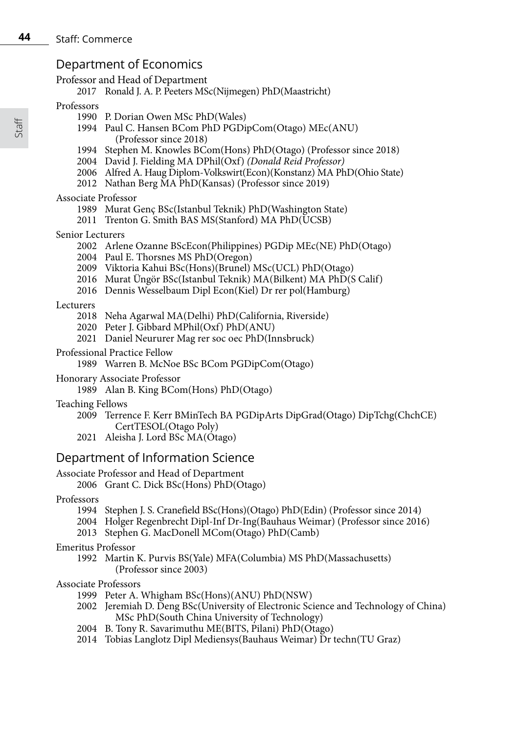## Department of Economics

Professor and Head of Department

- 2017 Ronald J. A. P. Peeters MSc(Nijmegen) PhD(Maastricht)

Professors

- 1990 P. Dorian Owen MSc PhD(Wales)
- 1994 Paul C. Hansen BCom PhD PGDipCom(Otago) MEc(ANU) (Professor since 2018)
- 1994 Stephen M. Knowles BCom(Hons) PhD(Otago) (Professor since 2018)
- 2004 David J. Fielding MA DPhil(Oxf) *(Donald Reid Professor)*
- 2006 Alfred A. Haug Diplom-Volkswirt(Econ)(Konstanz) MA PhD(Ohio State)
- 2012 Nathan Berg MA PhD(Kansas) (Professor since 2019)

Associate Professor

- 1989 Murat Genç BSc(Istanbul Teknik) PhD(Washington State)
- 2011 Trenton G. Smith BAS MS(Stanford) MA PhD(UCSB)

Senior Lecturers

- 2002 Arlene Ozanne BScEcon(Philippines) PGDip MEc(NE) PhD(Otago)
- 2004 Paul E. Thorsnes MS PhD(Oregon)
- 2009 Viktoria Kahui BSc(Hons)(Brunel) MSc(UCL) PhD(Otago)
- 2016 Murat Üngör BSc(Istanbul Teknik) MA(Bilkent) MA PhD(S Calif)
- 2016 Dennis Wesselbaum Dipl Econ(Kiel) Dr rer pol(Hamburg)

Lecturers

- 2018 Neha Agarwal MA(Delhi) PhD(California, Riverside)
- 2020 Peter J. Gibbard MPhil(Oxf) PhD(ANU)
- 2021 Daniel Neururer Mag rer soc oec PhD(Innsbruck)

Professional Practice Fellow

- 1989 Warren B. McNoe BSc BCom PGDipCom(Otago)

Honorary Associate Professor

- 1989 Alan B. King BCom(Hons) PhD(Otago)

Teaching Fellows

- 2009 Terrence F. Kerr BMinTech BA PGDipArts DipGrad(Otago) DipTchg(ChchCE) CertTESOL(Otago Poly)
- 2021 Aleisha J. Lord BSc MA(Otago)

## Department of Information Science

Associate Professor and Head of Department

- 2006 Grant C. Dick BSc(Hons) PhD(Otago)

Professors

- 1994 Stephen J. S. Cranefield BSc(Hons)(Otago) PhD(Edin) (Professor since 2014)
- 2004 Holger Regenbrecht Dipl-Inf Dr-Ing(Bauhaus Weimar) (Professor since 2016)
- 2013 Stephen G. MacDonell MCom(Otago) PhD(Camb)

Emeritus Professor

- 1992 Martin K. Purvis BS(Yale) MFA(Columbia) MS PhD(Massachusetts) (Professor since 2003)

Associate Professors

- 1999 Peter A. Whigham BSc(Hons)(ANU) PhD(NSW)
- 2002 Jeremiah D. Deng BSc(University of Electronic Science and Technology of China) MSc PhD(South China University of Technology)
- 2004 B. Tony R. Savarimuthu ME(BITS, Pilani) PhD(Otago)
- 2014 Tobias Langlotz Dipl Mediensys(Bauhaus Weimar) Dr techn(TU Graz)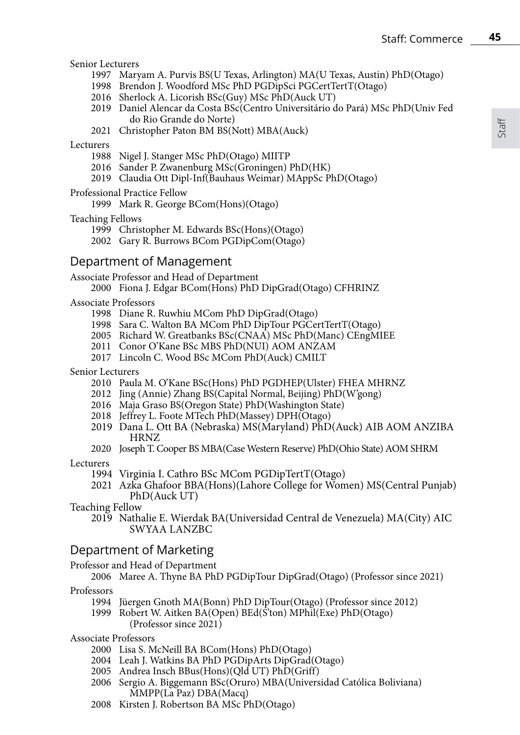Senior Lecturers

1997 Maryam A. Purvis BS(U Texas, Arlington) MA(U Texas, Austin) PhD(Otago)
1998 Brendon J. Woodford MSc PhD PGDipSci PGCertTertT(Otago)
2016 Sherlock A. Licorish BSc(Guy) MSc PhD(Auck UT)
2019 Daniel Alencar da Costa BSc(Centro Universitário do Pará) MSc PhD(Univ Fed do Rio Grande do Norte)
2021 Christopher Paton BM BS(Nott) MBA(Auck)

Lecturers

1988 Nigel J. Stanger MSc PhD(Otago) MIITP
2016 Sander P. Zwanenburg MSc(Groningen) PhD(HK)
2019 Claudia Ott Dipl-Inf(Bauhaus Weimar) MAppSc PhD(Otago)

Professional Practice Fellow

1999 Mark R. George BCom(Hons)(Otago)

Teaching Fellows

1999 Christopher M. Edwards BSc(Hons)(Otago)
2002 Gary R. Burrows BCom PGDipCom(Otago)

## Department of Management

Associate Professor and Head of Department

2000 Fiona J. Edgar BCom(Hons) PhD DipGrad(Otago) CFHRINZ

Associate Professors

1998 Diane R. Ruwhiu MCom PhD DipGrad(Otago)
1998 Sara C. Walton BA MCom PhD DipTour PGCertTertT(Otago)
2005 Richard W. Greatbanks BSc(CNAA) MSc PhD(Manc) CEngMIEE
2011 Conor O'Kane BSc MBS PhD(NUI) AOM ANZAM
2017 Lincoln C. Wood BSc MCom PhD(Auck) CMILT

Senior Lecturers

2010 Paula M. O'Kane BSc(Hons) PhD PGDHEP(Ulster) FHEA MHRNZ
2012 Jing (Annie) Zhang BS(Capital Normal, Beijing) PhD(W'gong)
2016 Maja Graso BS(Oregon State) PhD(Washington State)
2018 Jeffrey L. Foote MTech PhD(Massey) DPH(Otago)
2019 Dana L. Ott BA (Nebraska) MS(Maryland) PhD(Auck) AIB AOM ANZIBA HRNZ
2020 Joseph T. Cooper BS MBA(Case Western Reserve) PhD(Ohio State) AOM SHRM

Lecturers

1994 Virginia I. Cathro BSc MCom PGDipTertT(Otago)
2021 Azka Ghafoor BBA(Hons)(Lahore College for Women) MS(Central Punjab) PhD(Auck UT)

Teaching Fellow

2019 Nathalie E. Wierdak BA(Universidad Central de Venezuela) MA(City) AIC SWYAA LANZBC

## Department of Marketing

Professor and Head of Department

2006 Maree A. Thyne BA PhD PGDipTour DipGrad(Otago) (Professor since 2021)

Professors

1994 Jüergen Gnoth MA(Bonn) PhD DipTour(Otago) (Professor since 2012)
1999 Robert W. Aitken BA(Open) BEd(S'ton) MPhil(Exe) PhD(Otago) (Professor since 2021)

Associate Professors

2000 Lisa S. McNeill BA BCom(Hons) PhD(Otago)
2004 Leah J. Watkins BA PhD PGDipArts DipGrad(Otago)
2005 Andrea Insch BBus(Hons)(Qld UT) PhD(Griff)
2006 Sergio A. Biggemann BSc(Oruro) MBA(Universidad Católica Boliviana) MMPP(La Paz) DBA(Macq)
2008 Kirsten J. Robertson BA MSc PhD(Otago)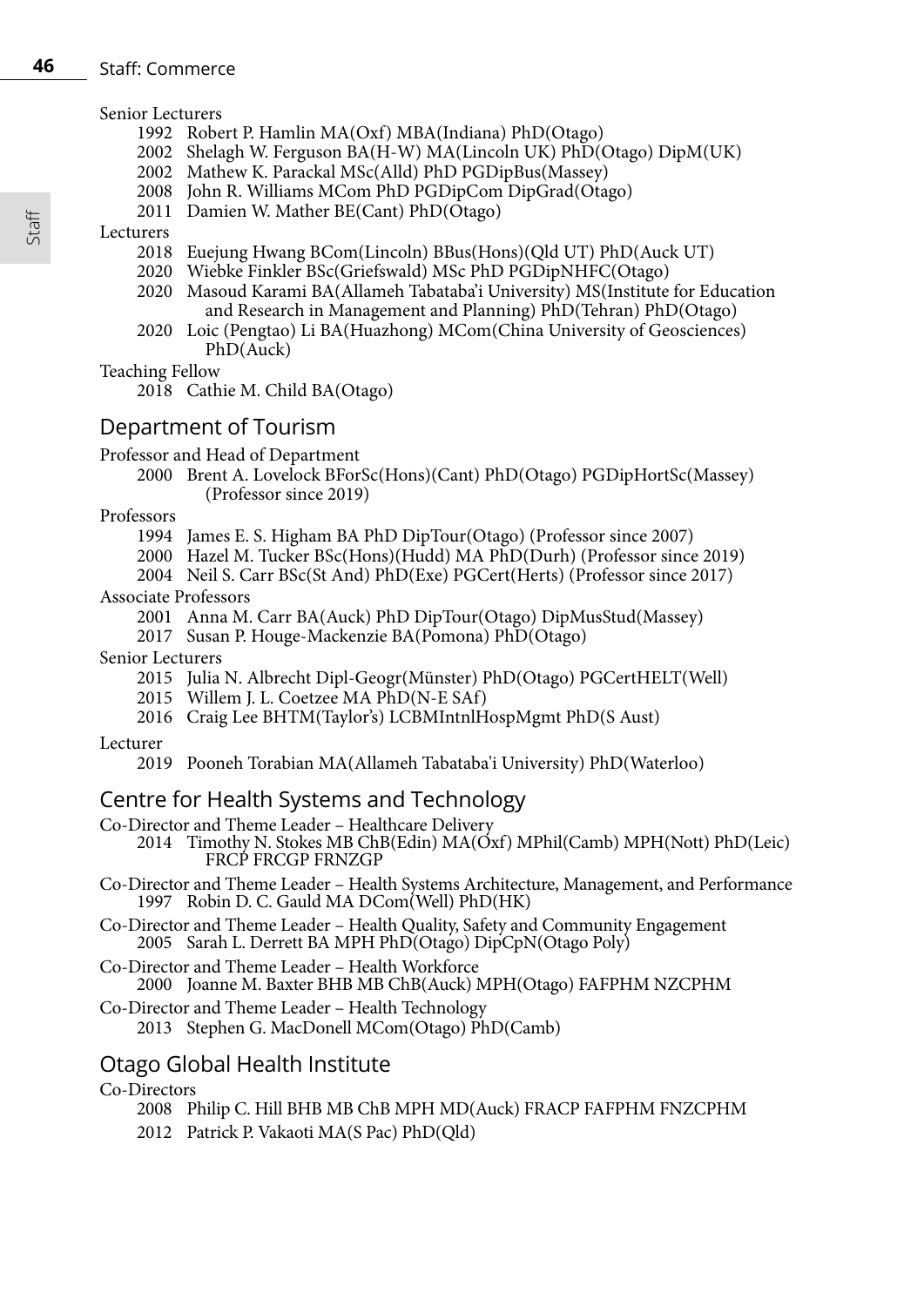Senior Lecturers

- 1992 Robert P. Hamlin MA(Oxf) MBA(Indiana) PhD(Otago)
- 2002 Shelagh W. Ferguson BA(H-W) MA(Lincoln UK) PhD(Otago) DipM(UK)
- 2002 Mathew K. Parackal MSc(Alld) PhD PGDipBus(Massey)
- 2008 John R. Williams MCom PhD PGDipCom DipGrad(Otago)
- 2011 Damien W. Mather BE(Cant) PhD(Otago)

Lecturers

- 2018 Euejung Hwang BCom(Lincoln) BBus(Hons)(Qld UT) PhD(Auck UT)
- 2020 Wiebke Finkler BSc(Griefswald) MSc PhD PGDipNHFC(Otago)
- 2020 Masoud Karami BA(Allameh Tabataba'i University) MS(Institute for Education and Research in Management and Planning) PhD(Tehran) PhD(Otago)
- 2020 Loic (Pengtao) Li BA(Huazhong) MCom(China University of Geosciences) PhD(Auck)

Teaching Fellow

- 2018 Cathie M. Child BA(Otago)

## Department of Tourism

Professor and Head of Department

- 2000 Brent A. Lovelock BForSc(Hons)(Cant) PhD(Otago) PGDipHortSc(Massey) (Professor since 2019)

Professors

- 1994 James E. S. Higham BA PhD DipTour(Otago) (Professor since 2007)
- 2000 Hazel M. Tucker BSc(Hons)(Hudd) MA PhD(Durh) (Professor since 2019)
- 2004 Neil S. Carr BSc(St And) PhD(Exe) PGCert(Herts) (Professor since 2017)

Associate Professors

- 2001 Anna M. Carr BA(Auck) PhD DipTour(Otago) DipMusStud(Massey)
- 2017 Susan P. Houge-Mackenzie BA(Pomona) PhD(Otago)

Senior Lecturers

- 2015 Julia N. Albrecht Dipl-Geogr(Münster) PhD(Otago) PGCertHELT(Well)
- 2015 Willem J. L. Coetzee MA PhD(N-E SAf)
- 2016 Craig Lee BHTM(Taylor's) LCBMIntnlHospMgmt PhD(S Aust)

Lecturer

- 2019 Pooneh Torabian MA(Allameh Tabataba'i University) PhD(Waterloo)

## Centre for Health Systems and Technology

Co-Director and Theme Leader – Healthcare Delivery

- 2014 Timothy N. Stokes MB ChB(Edin) MA(Oxf) MPhil(Camb) MPH(Nott) PhD(Leic) FRCP FRCGP FRNZGP

Co-Director and Theme Leader – Health Systems Architecture, Management, and Performance

- 1997 Robin D. C. Gauld MA DCom(Well) PhD(HK)

Co-Director and Theme Leader – Health Quality, Safety and Community Engagement

- 2005 Sarah L. Derrett BA MPH PhD(Otago) DipCpN(Otago Poly)

Co-Director and Theme Leader – Health Workforce

- 2000 Joanne M. Baxter BHB MB ChB(Auck) MPH(Otago) FAFPHM NZCPHM

Co-Director and Theme Leader – Health Technology

- 2013 Stephen G. MacDonell MCom(Otago) PhD(Camb)

## Otago Global Health Institute

Co-Directors

- 2008 Philip C. Hill BHB MB ChB MPH MD(Auck) FRACP FAFPHM FNZCPHM
- 2012 Patrick P. Vakaoti MA(S Pac) PhD(Qld)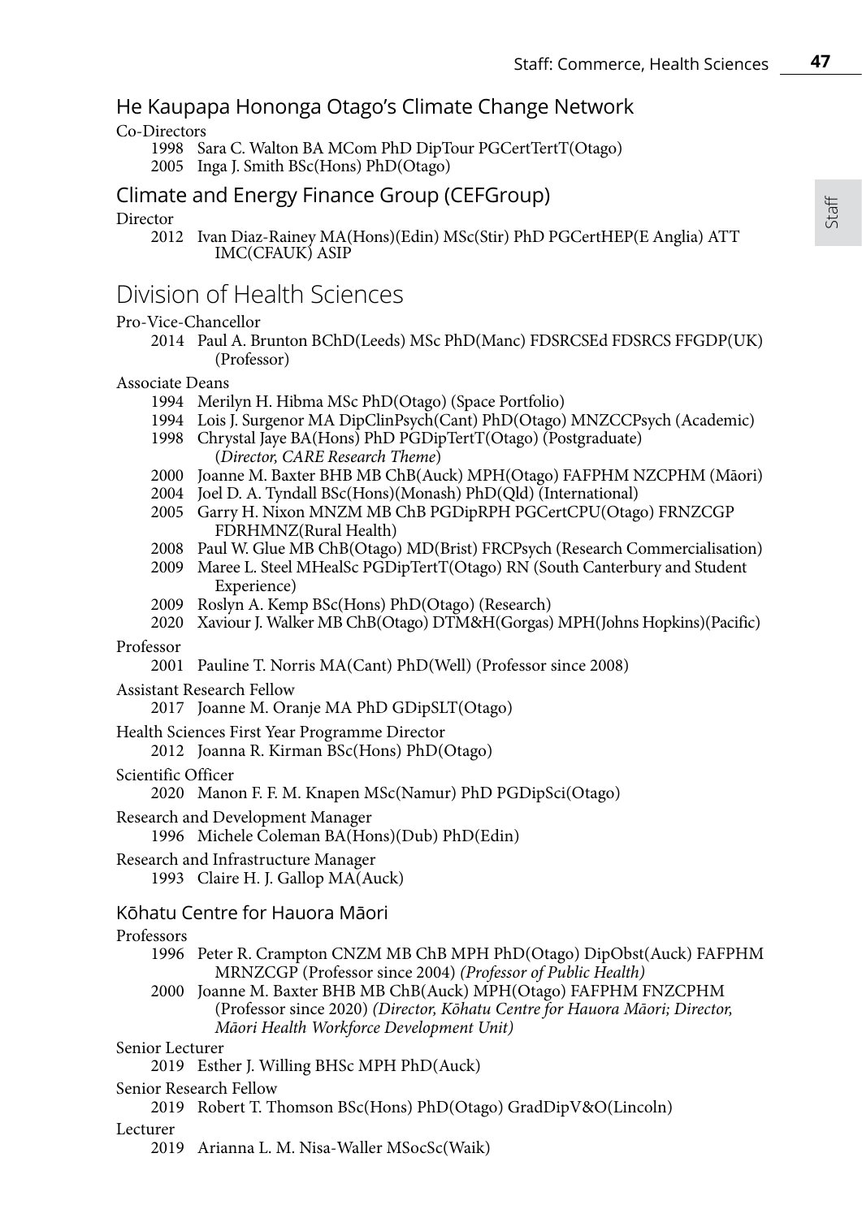## He Kaupapa Hononga Otago's Climate Change Network

Co-Directors

1998 Sara C. Walton BA MCom PhD DipTour PGCertTertT(Otago)
2005 Inga J. Smith BSc(Hons) PhD(Otago)

## Climate and Energy Finance Group (CEFGroup)

Director

2012 Ivan Diaz-Rainey MA(Hons)(Edin) MSc(Stir) PhD PGCertHEP(E Anglia) ATT IMC(CFAUK) ASIP

# Division of Health Sciences

Pro-Vice-Chancellor

2014 Paul A. Brunton BChD(Leeds) MSc PhD(Manc) FDSRCSEd FDSRCS FFGDP(UK) (Professor)

Associate Deans

1994 Merilyn H. Hibma MSc PhD(Otago) (Space Portfolio)
1994 Lois J. Surgenor MA DipClinPsych(Cant) PhD(Otago) MNZCCPsych (Academic)
1998 Chrystal Jaye BA(Hons) PhD PGDipTertT(Otago) (Postgraduate) (*Director, CARE Research Theme*)
2000 Joanne M. Baxter BHB MB ChB(Auck) MPH(Otago) FAFPHM NZCPHM (Māori)
2004 Joel D. A. Tyndall BSc(Hons)(Monash) PhD(Qld) (International)
2005 Garry H. Nixon MNZM MB ChB PGDipRPH PGCertCPU(Otago) FRNZCGP FDRHMNZ(Rural Health)
2008 Paul W. Glue MB ChB(Otago) MD(Brist) FRCPsych (Research Commercialisation)
2009 Maree L. Steel MHealSc PGDipTertT(Otago) RN (South Canterbury and Student Experience)
2009 Roslyn A. Kemp BSc(Hons) PhD(Otago) (Research)
2020 Xaviour J. Walker MB ChB(Otago) DTM&H(Gorgas) MPH(Johns Hopkins)(Pacific)

Professor

2001 Pauline T. Norris MA(Cant) PhD(Well) (Professor since 2008)

Assistant Research Fellow

2017 Joanne M. Oranje MA PhD GDipSLT(Otago)

Health Sciences First Year Programme Director

2012 Joanna R. Kirman BSc(Hons) PhD(Otago)

Scientific Officer

2020 Manon F. F. M. Knapen MSc(Namur) PhD PGDipSci(Otago)

Research and Development Manager

1996 Michele Coleman BA(Hons)(Dub) PhD(Edin)

Research and Infrastructure Manager

1993 Claire H. J. Gallop MA(Auck)

## Kōhatu Centre for Hauora Māori

Professors

1996 Peter R. Crampton CNZM MB ChB MPH PhD(Otago) DipObst(Auck) FAFPHM MRNZCGP (Professor since 2004) *(Professor of Public Health)*
2000 Joanne M. Baxter BHB MB ChB(Auck) MPH(Otago) FAFPHM FNZCPHM (Professor since 2020) *(Director, Kōhatu Centre for Hauora Māori; Director, Māori Health Workforce Development Unit)*

Senior Lecturer

2019 Esther J. Willing BHSc MPH PhD(Auck)

Senior Research Fellow

2019 Robert T. Thomson BSc(Hons) PhD(Otago) GradDipV&O(Lincoln)

Lecturer

2019 Arianna L. M. Nisa-Waller MSocSc(Waik)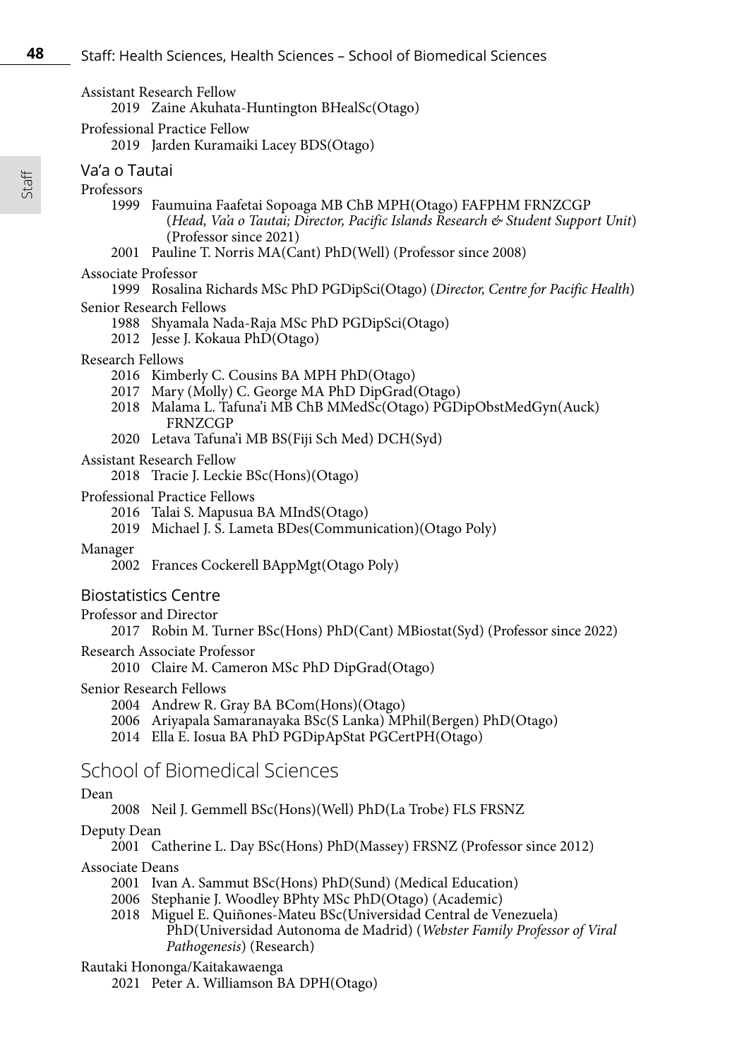Assistant Research Fellow

2019 Zaine Akuhata-Huntington BHealSc(Otago)

Professional Practice Fellow

2019 Jarden Kuramaiki Lacey BDS(Otago)

### Va'a o Tautai

Professors

1999 Faumuina Faafetai Sopoaga MB ChB MPH(Otago) FAFPHM FRNZCGP (*Head, Va'a o Tautai; Director, Pacific Islands Research & Student Support Unit*) (Professor since 2021)

2001 Pauline T. Norris MA(Cant) PhD(Well) (Professor since 2008)

Associate Professor

1999 Rosalina Richards MSc PhD PGDipSci(Otago) (*Director, Centre for Pacific Health*)

Senior Research Fellows

1988 Shyamala Nada-Raja MSc PhD PGDipSci(Otago)

2012 Jesse J. Kokaua PhD(Otago)

Research Fellows

2016 Kimberly C. Cousins BA MPH PhD(Otago)

2017 Mary (Molly) C. George MA PhD DipGrad(Otago)

2018 Malama L. Tafuna'i MB ChB MMedSc(Otago) PGDipObstMedGyn(Auck) FRNZCGP

2020 Letava Tafuna'i MB BS(Fiji Sch Med) DCH(Syd)

Assistant Research Fellow

2018 Tracie J. Leckie BSc(Hons)(Otago)

Professional Practice Fellows

2016 Talai S. Mapusua BA MIndS(Otago)

2019 Michael J. S. Lameta BDes(Communication)(Otago Poly)

Manager

2002 Frances Cockerell BAppMgt(Otago Poly)

### Biostatistics Centre

Professor and Director

2017 Robin M. Turner BSc(Hons) PhD(Cant) MBiostat(Syd) (Professor since 2022)

Research Associate Professor

2010 Claire M. Cameron MSc PhD DipGrad(Otago)

Senior Research Fellows

2004 Andrew R. Gray BA BCom(Hons)(Otago)

2006 Ariyapala Samaranayaka BSc(S Lanka) MPhil(Bergen) PhD(Otago)

2014 Ella E. Iosua BA PhD PGDipApStat PGCertPH(Otago)

## School of Biomedical Sciences

Dean

2008 Neil J. Gemmell BSc(Hons)(Well) PhD(La Trobe) FLS FRSNZ

Deputy Dean

2001 Catherine L. Day BSc(Hons) PhD(Massey) FRSNZ (Professor since 2012)

Associate Deans

2001 Ivan A. Sammut BSc(Hons) PhD(Sund) (Medical Education)

2006 Stephanie J. Woodley BPhty MSc PhD(Otago) (Academic)

2018 Miguel E. Quiñones-Mateu BSc(Universidad Central de Venezuela) PhD(Universidad Autonoma de Madrid) (*Webster Family Professor of Viral Pathogenesis*) (Research)

Rautaki Hononga/Kaitakawaenga

2021 Peter A. Williamson BA DPH(Otago)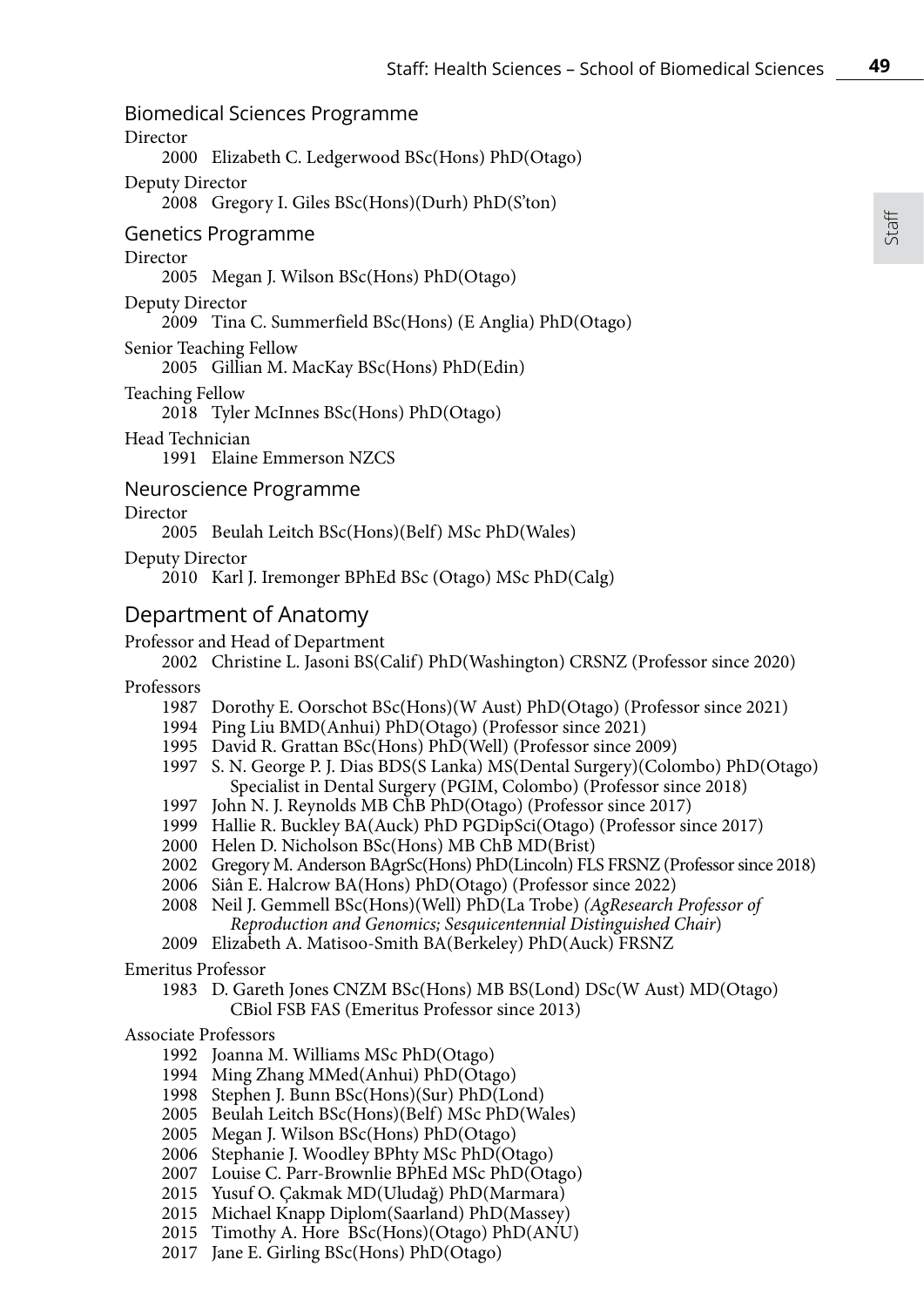## Biomedical Sciences Programme

Director

2000 Elizabeth C. Ledgerwood BSc(Hons) PhD(Otago)

Deputy Director

2008 Gregory I. Giles BSc(Hons)(Durh) PhD(S'ton)

## Genetics Programme

Director

2005 Megan J. Wilson BSc(Hons) PhD(Otago)

Deputy Director

2009 Tina C. Summerfield BSc(Hons) (E Anglia) PhD(Otago)

Senior Teaching Fellow

2005 Gillian M. MacKay BSc(Hons) PhD(Edin)

Teaching Fellow

2018 Tyler McInnes BSc(Hons) PhD(Otago)

Head Technician

1991 Elaine Emmerson NZCS

## Neuroscience Programme

Director

2005 Beulah Leitch BSc(Hons)(Belf) MSc PhD(Wales)

Deputy Director

2010 Karl J. Iremonger BPhEd BSc (Otago) MSc PhD(Calg)

# Department of Anatomy

Professor and Head of Department

2002 Christine L. Jasoni BS(Calif) PhD(Washington) CRSNZ (Professor since 2020)

Professors

1987 Dorothy E. Oorschot BSc(Hons)(W Aust) PhD(Otago) (Professor since 2021)
1994 Ping Liu BMD(Anhui) PhD(Otago) (Professor since 2021)
1995 David R. Grattan BSc(Hons) PhD(Well) (Professor since 2009)
1997 S. N. George P. J. Dias BDS(S Lanka) MS(Dental Surgery)(Colombo) PhD(Otago) Specialist in Dental Surgery (PGIM, Colombo) (Professor since 2018)
1997 John N. J. Reynolds MB ChB PhD(Otago) (Professor since 2017)
1999 Hallie R. Buckley BA(Auck) PhD PGDipSci(Otago) (Professor since 2017)
2000 Helen D. Nicholson BSc(Hons) MB ChB MD(Brist)
2002 Gregory M. Anderson BAgrSc(Hons) PhD(Lincoln) FLS FRSNZ (Professor since 2018)
2006 Siân E. Halcrow BA(Hons) PhD(Otago) (Professor since 2022)
2008 Neil J. Gemmell BSc(Hons)(Well) PhD(La Trobe) *(AgResearch Professor of Reproduction and Genomics; Sesquicentennial Distinguished Chair*)
2009 Elizabeth A. Matisoo-Smith BA(Berkeley) PhD(Auck) FRSNZ

Emeritus Professor

1983 D. Gareth Jones CNZM BSc(Hons) MB BS(Lond) DSc(W Aust) MD(Otago) CBiol FSB FAS (Emeritus Professor since 2013)

Associate Professors

1992 Joanna M. Williams MSc PhD(Otago)
1994 Ming Zhang MMed(Anhui) PhD(Otago)
1998 Stephen J. Bunn BSc(Hons)(Sur) PhD(Lond)
2005 Beulah Leitch BSc(Hons)(Belf) MSc PhD(Wales)
2005 Megan J. Wilson BSc(Hons) PhD(Otago)
2006 Stephanie J. Woodley BPhty MSc PhD(Otago)
2007 Louise C. Parr-Brownlie BPhEd MSc PhD(Otago)
2015 Yusuf O. Çakmak MD(Uludağ) PhD(Marmara)
2015 Michael Knapp Diplom(Saarland) PhD(Massey)
2015 Timothy A. Hore BSc(Hons)(Otago) PhD(ANU)
2017 Jane E. Girling BSc(Hons) PhD(Otago)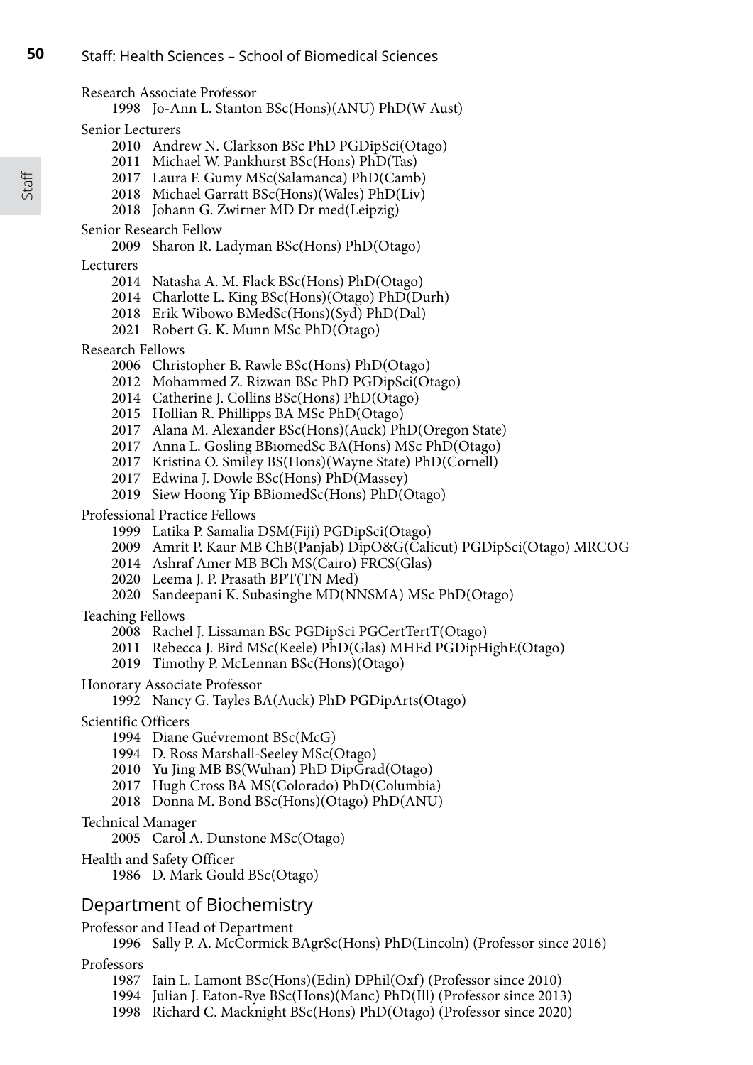Research Associate Professor

1998 Jo-Ann L. Stanton BSc(Hons)(ANU) PhD(W Aust)

Senior Lecturers

2010 Andrew N. Clarkson BSc PhD PGDipSci(Otago)
2011 Michael W. Pankhurst BSc(Hons) PhD(Tas)
2017 Laura F. Gumy MSc(Salamanca) PhD(Camb)
2018 Michael Garratt BSc(Hons)(Wales) PhD(Liv)
2018 Johann G. Zwirner MD Dr med(Leipzig)

Senior Research Fellow

2009 Sharon R. Ladyman BSc(Hons) PhD(Otago)

Lecturers

2014 Natasha A. M. Flack BSc(Hons) PhD(Otago)
2014 Charlotte L. King BSc(Hons)(Otago) PhD(Durh)
2018 Erik Wibowo BMedSc(Hons)(Syd) PhD(Dal)
2021 Robert G. K. Munn MSc PhD(Otago)

Research Fellows

2006 Christopher B. Rawle BSc(Hons) PhD(Otago)
2012 Mohammed Z. Rizwan BSc PhD PGDipSci(Otago)
2014 Catherine J. Collins BSc(Hons) PhD(Otago)
2015 Hollian R. Phillipps BA MSc PhD(Otago)
2017 Alana M. Alexander BSc(Hons)(Auck) PhD(Oregon State)
2017 Anna L. Gosling BBiomedSc BA(Hons) MSc PhD(Otago)
2017 Kristina O. Smiley BS(Hons)(Wayne State) PhD(Cornell)
2017 Edwina J. Dowle BSc(Hons) PhD(Massey)
2019 Siew Hoong Yip BBiomedSc(Hons) PhD(Otago)

Professional Practice Fellows

1999 Latika P. Samalia DSM(Fiji) PGDipSci(Otago)
2009 Amrit P. Kaur MB ChB(Panjab) DipO&G(Calicut) PGDipSci(Otago) MRCOG
2014 Ashraf Amer MB BCh MS(Cairo) FRCS(Glas)
2020 Leema J. P. Prasath BPT(TN Med)
2020 Sandeepani K. Subasinghe MD(NNSMA) MSc PhD(Otago)

Teaching Fellows

2008 Rachel J. Lissaman BSc PGDipSci PGCertTertT(Otago)
2011 Rebecca J. Bird MSc(Keele) PhD(Glas) MHEd PGDipHighE(Otago)
2019 Timothy P. McLennan BSc(Hons)(Otago)

Honorary Associate Professor

1992 Nancy G. Tayles BA(Auck) PhD PGDipArts(Otago)

Scientific Officers

1994 Diane Guévremont BSc(McG)
1994 D. Ross Marshall-Seeley MSc(Otago)
2010 Yu Jing MB BS(Wuhan) PhD DipGrad(Otago)
2017 Hugh Cross BA MS(Colorado) PhD(Columbia)
2018 Donna M. Bond BSc(Hons)(Otago) PhD(ANU)

Technical Manager

2005 Carol A. Dunstone MSc(Otago)

Health and Safety Officer

1986 D. Mark Gould BSc(Otago)

## Department of Biochemistry

Professor and Head of Department

1996 Sally P. A. McCormick BAgrSc(Hons) PhD(Lincoln) (Professor since 2016)

Professors

1987 Iain L. Lamont BSc(Hons)(Edin) DPhil(Oxf) (Professor since 2010)
1994 Julian J. Eaton-Rye BSc(Hons)(Manc) PhD(Ill) (Professor since 2013)
1998 Richard C. Macknight BSc(Hons) PhD(Otago) (Professor since 2020)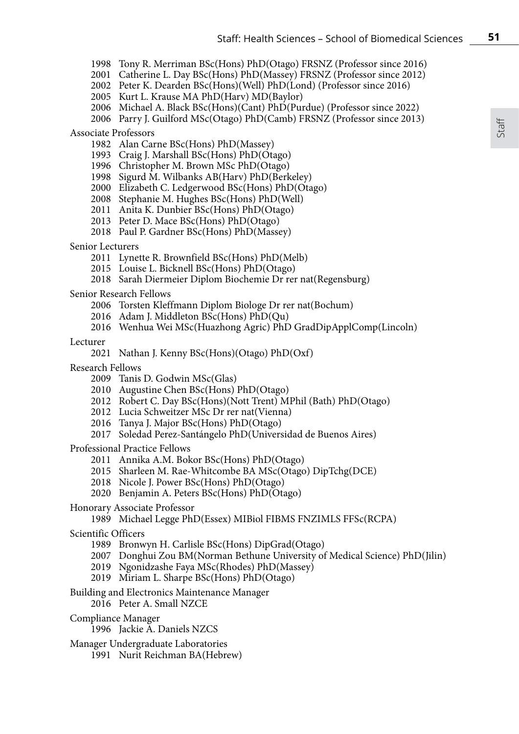- 1998 Tony R. Merriman BSc(Hons) PhD(Otago) FRSNZ (Professor since 2016)
- 2001 Catherine L. Day BSc(Hons) PhD(Massey) FRSNZ (Professor since 2012)
- 2002 Peter K. Dearden BSc(Hons)(Well) PhD(Lond) (Professor since 2016)
- 2005 Kurt L. Krause MA PhD(Harv) MD(Baylor)
- 2006 Michael A. Black BSc(Hons)(Cant) PhD(Purdue) (Professor since 2022)
- 2006 Parry J. Guilford MSc(Otago) PhD(Camb) FRSNZ (Professor since 2013)

Associate Professors

- 1982 Alan Carne BSc(Hons) PhD(Massey)
- 1993 Craig J. Marshall BSc(Hons) PhD(Otago)
- 1996 Christopher M. Brown MSc PhD(Otago)
- 1998 Sigurd M. Wilbanks AB(Harv) PhD(Berkeley)
- 2000 Elizabeth C. Ledgerwood BSc(Hons) PhD(Otago)
- 2008 Stephanie M. Hughes BSc(Hons) PhD(Well)
- 2011 Anita K. Dunbier BSc(Hons) PhD(Otago)
- 2013 Peter D. Mace BSc(Hons) PhD(Otago)
- 2018 Paul P. Gardner BSc(Hons) PhD(Massey)

Senior Lecturers

- 2011 Lynette R. Brownfield BSc(Hons) PhD(Melb)
- 2015 Louise L. Bicknell BSc(Hons) PhD(Otago)
- 2018 Sarah Diermeier Diplom Biochemie Dr rer nat(Regensburg)

Senior Research Fellows

- 2006 Torsten Kleffmann Diplom Biologe Dr rer nat(Bochum)
- 2016 Adam J. Middleton BSc(Hons) PhD(Qu)
- 2016 Wenhua Wei MSc(Huazhong Agric) PhD GradDipApplComp(Lincoln)

Lecturer

- 2021 Nathan J. Kenny BSc(Hons)(Otago) PhD(Oxf)

Research Fellows

- 2009 Tanis D. Godwin MSc(Glas)
- 2010 Augustine Chen BSc(Hons) PhD(Otago)
- 2012 Robert C. Day BSc(Hons)(Nott Trent) MPhil (Bath) PhD(Otago)
- 2012 Lucia Schweitzer MSc Dr rer nat(Vienna)
- 2016 Tanya J. Major BSc(Hons) PhD(Otago)
- 2017 Soledad Perez-Santángelo PhD(Universidad de Buenos Aires)

Professional Practice Fellows

- 2011 Annika A.M. Bokor BSc(Hons) PhD(Otago)
- 2015 Sharleen M. Rae-Whitcombe BA MSc(Otago) DipTchg(DCE)
- 2018 Nicole J. Power BSc(Hons) PhD(Otago)
- 2020 Benjamin A. Peters BSc(Hons) PhD(Otago)

Honorary Associate Professor

- 1989 Michael Legge PhD(Essex) MIBiol FIBMS FNZIMLS FFSc(RCPA)

Scientific Officers

- 1989 Bronwyn H. Carlisle BSc(Hons) DipGrad(Otago)
- 2007 Donghui Zou BM(Norman Bethune University of Medical Science) PhD(Jilin)
- 2019 Ngonidzashe Faya MSc(Rhodes) PhD(Massey)
- 2019 Miriam L. Sharpe BSc(Hons) PhD(Otago)

Building and Electronics Maintenance Manager

- 2016 Peter A. Small NZCE

Compliance Manager

- 1996 Jackie A. Daniels NZCS

Manager Undergraduate Laboratories

- 1991 Nurit Reichman BA(Hebrew)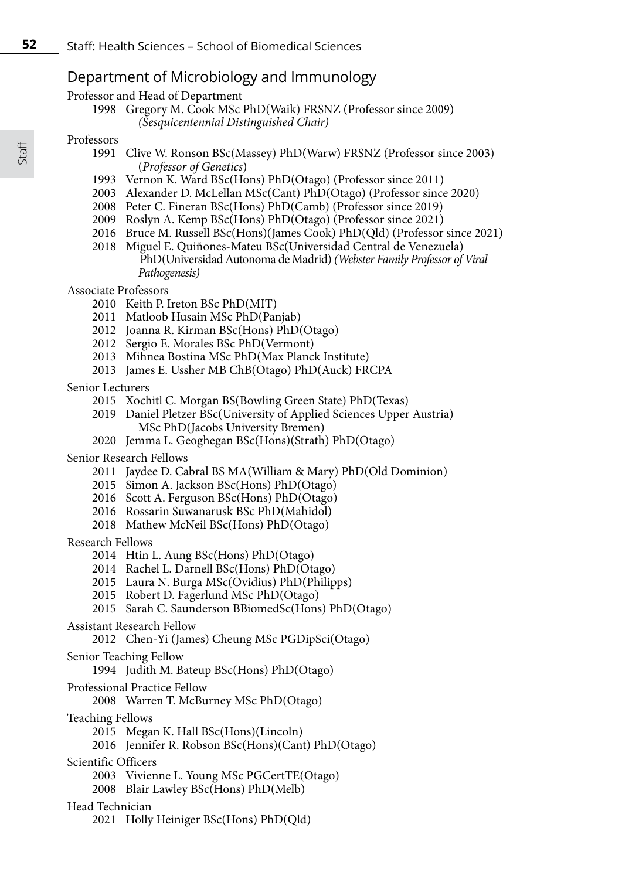## Department of Microbiology and Immunology

Professor and Head of Department

- 1998 Gregory M. Cook MSc PhD(Waik) FRSNZ (Professor since 2009) *(Sesquicentennial Distinguished Chair)*

Professors

- 1991 Clive W. Ronson BSc(Massey) PhD(Warw) FRSNZ (Professor since 2003) (*Professor of Genetics*)
- 1993 Vernon K. Ward BSc(Hons) PhD(Otago) (Professor since 2011)
- 2003 Alexander D. McLellan MSc(Cant) PhD(Otago) (Professor since 2020)
- 2008 Peter C. Fineran BSc(Hons) PhD(Camb) (Professor since 2019)
- 2009 Roslyn A. Kemp BSc(Hons) PhD(Otago) (Professor since 2021)
- 2016 Bruce M. Russell BSc(Hons)(James Cook) PhD(Qld) (Professor since 2021)
- 2018 Miguel E. Quiñones-Mateu BSc(Universidad Central de Venezuela) PhD(Universidad Autonoma de Madrid) *(Webster Family Professor of Viral Pathogenesis)*

Associate Professors

- 2010 Keith P. Ireton BSc PhD(MIT)
- 2011 Matloob Husain MSc PhD(Panjab)
- 2012 Joanna R. Kirman BSc(Hons) PhD(Otago)
- 2012 Sergio E. Morales BSc PhD(Vermont)
- 2013 Mihnea Bostina MSc PhD(Max Planck Institute)
- 2013 James E. Ussher MB ChB(Otago) PhD(Auck) FRCPA

Senior Lecturers

- 2015 Xochitl C. Morgan BS(Bowling Green State) PhD(Texas)
- 2019 Daniel Pletzer BSc(University of Applied Sciences Upper Austria) MSc PhD(Jacobs University Bremen)
- 2020 Jemma L. Geoghegan BSc(Hons)(Strath) PhD(Otago)

Senior Research Fellows

- 2011 Jaydee D. Cabral BS MA(William & Mary) PhD(Old Dominion)
- 2015 Simon A. Jackson BSc(Hons) PhD(Otago)
- 2016 Scott A. Ferguson BSc(Hons) PhD(Otago)
- 2016 Rossarin Suwanarusk BSc PhD(Mahidol)
- 2018 Mathew McNeil BSc(Hons) PhD(Otago)

Research Fellows

- 2014 Htin L. Aung BSc(Hons) PhD(Otago)
- 2014 Rachel L. Darnell BSc(Hons) PhD(Otago)
- 2015 Laura N. Burga MSc(Ovidius) PhD(Philipps)
- 2015 Robert D. Fagerlund MSc PhD(Otago)
- 2015 Sarah C. Saunderson BBiomedSc(Hons) PhD(Otago)

Assistant Research Fellow

- 2012 Chen-Yi (James) Cheung MSc PGDipSci(Otago)

Senior Teaching Fellow

- 1994 Judith M. Bateup BSc(Hons) PhD(Otago)

Professional Practice Fellow

- 2008 Warren T. McBurney MSc PhD(Otago)

Teaching Fellows

- 2015 Megan K. Hall BSc(Hons)(Lincoln)
- 2016 Jennifer R. Robson BSc(Hons)(Cant) PhD(Otago)

Scientific Officers

- 2003 Vivienne L. Young MSc PGCertTE(Otago)
- 2008 Blair Lawley BSc(Hons) PhD(Melb)

Head Technician

- 2021 Holly Heiniger BSc(Hons) PhD(Qld)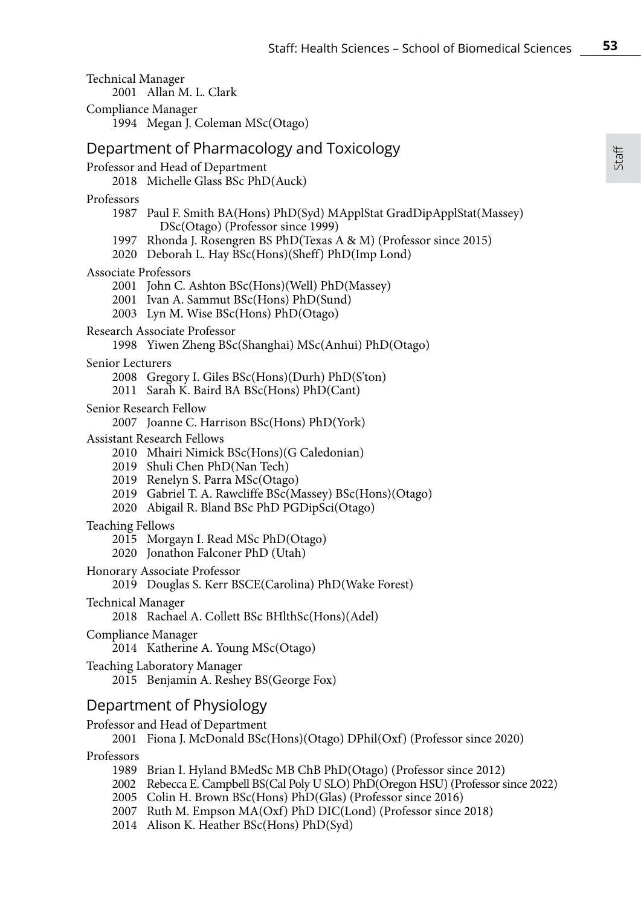Technical Manager

2001 Allan M. L. Clark

Compliance Manager

1994 Megan J. Coleman MSc(Otago)

## Department of Pharmacology and Toxicology

Professor and Head of Department

2018 Michelle Glass BSc PhD(Auck)

Professors

1987 Paul F. Smith BA(Hons) PhD(Syd) MApplStat GradDipApplStat(Massey) DSc(Otago) (Professor since 1999)
1997 Rhonda J. Rosengren BS PhD(Texas A & M) (Professor since 2015)
2020 Deborah L. Hay BSc(Hons)(Sheff) PhD(Imp Lond)

Associate Professors

2001 John C. Ashton BSc(Hons)(Well) PhD(Massey)
2001 Ivan A. Sammut BSc(Hons) PhD(Sund)
2003 Lyn M. Wise BSc(Hons) PhD(Otago)

Research Associate Professor

1998 Yiwen Zheng BSc(Shanghai) MSc(Anhui) PhD(Otago)

Senior Lecturers

2008 Gregory I. Giles BSc(Hons)(Durh) PhD(S'ton)
2011 Sarah K. Baird BA BSc(Hons) PhD(Cant)

Senior Research Fellow

2007 Joanne C. Harrison BSc(Hons) PhD(York)

Assistant Research Fellows

2010 Mhairi Nimick BSc(Hons)(G Caledonian)
2019 Shuli Chen PhD(Nan Tech)
2019 Renelyn S. Parra MSc(Otago)
2019 Gabriel T. A. Rawcliffe BSc(Massey) BSc(Hons)(Otago)
2020 Abigail R. Bland BSc PhD PGDipSci(Otago)

Teaching Fellows

2015 Morgayn I. Read MSc PhD(Otago)
2020 Jonathon Falconer PhD (Utah)

Honorary Associate Professor

2019 Douglas S. Kerr BSCE(Carolina) PhD(Wake Forest)

Technical Manager

2018 Rachael A. Collett BSc BHlthSc(Hons)(Adel)

Compliance Manager

2014 Katherine A. Young MSc(Otago)

Teaching Laboratory Manager

2015 Benjamin A. Reshey BS(George Fox)

## Department of Physiology

Professor and Head of Department

2001 Fiona J. McDonald BSc(Hons)(Otago) DPhil(Oxf) (Professor since 2020)

Professors

1989 Brian I. Hyland BMedSc MB ChB PhD(Otago) (Professor since 2012)
2002 Rebecca E. Campbell BS(Cal Poly U SLO) PhD(Oregon HSU) (Professor since 2022)
2005 Colin H. Brown BSc(Hons) PhD(Glas) (Professor since 2016)
2007 Ruth M. Empson MA(Oxf) PhD DIC(Lond) (Professor since 2018)
2014 Alison K. Heather BSc(Hons) PhD(Syd)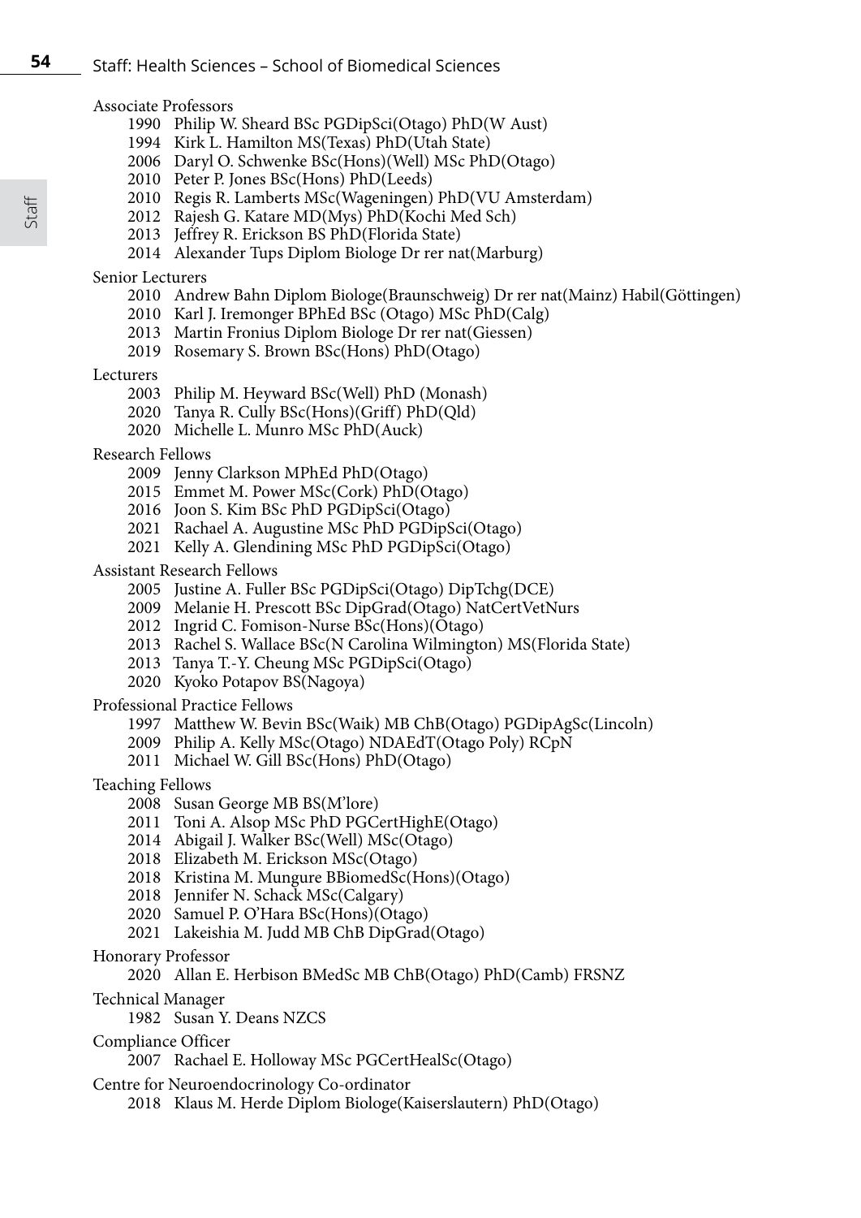## Associate Professors

- 1990 Philip W. Sheard BSc PGDipSci(Otago) PhD(W Aust)
- 1994 Kirk L. Hamilton MS(Texas) PhD(Utah State)
- 2006 Daryl O. Schwenke BSc(Hons)(Well) MSc PhD(Otago)
- 2010 Peter P. Jones BSc(Hons) PhD(Leeds)
- 2010 Regis R. Lamberts MSc(Wageningen) PhD(VU Amsterdam)
- 2012 Rajesh G. Katare MD(Mys) PhD(Kochi Med Sch)
- 2013 Jeffrey R. Erickson BS PhD(Florida State)
- 2014 Alexander Tups Diplom Biologe Dr rer nat(Marburg)

## Senior Lecturers

- 2010 Andrew Bahn Diplom Biologe(Braunschweig) Dr rer nat(Mainz) Habil(Göttingen)
- 2010 Karl J. Iremonger BPhEd BSc (Otago) MSc PhD(Calg)
- 2013 Martin Fronius Diplom Biologe Dr rer nat(Giessen)
- 2019 Rosemary S. Brown BSc(Hons) PhD(Otago)

## Lecturers

- 2003 Philip M. Heyward BSc(Well) PhD (Monash)
- 2020 Tanya R. Cully BSc(Hons)(Griff) PhD(Qld)
- 2020 Michelle L. Munro MSc PhD(Auck)

## Research Fellows

- 2009 Jenny Clarkson MPhEd PhD(Otago)
- 2015 Emmet M. Power MSc(Cork) PhD(Otago)
- 2016 Joon S. Kim BSc PhD PGDipSci(Otago)
- 2021 Rachael A. Augustine MSc PhD PGDipSci(Otago)
- 2021 Kelly A. Glendining MSc PhD PGDipSci(Otago)

## Assistant Research Fellows

- 2005 Justine A. Fuller BSc PGDipSci(Otago) DipTchg(DCE)
- 2009 Melanie H. Prescott BSc DipGrad(Otago) NatCertVetNurs
- 2012 Ingrid C. Fomison-Nurse BSc(Hons)(Otago)
- 2013 Rachel S. Wallace BSc(N Carolina Wilmington) MS(Florida State)
- 2013 Tanya T.-Y. Cheung MSc PGDipSci(Otago)
- 2020 Kyoko Potapov BS(Nagoya)

## Professional Practice Fellows

- 1997 Matthew W. Bevin BSc(Waik) MB ChB(Otago) PGDipAgSc(Lincoln)
- 2009 Philip A. Kelly MSc(Otago) NDAEdT(Otago Poly) RCpN
- 2011 Michael W. Gill BSc(Hons) PhD(Otago)

## Teaching Fellows

- 2008 Susan George MB BS(M'lore)
- 2011 Toni A. Alsop MSc PhD PGCertHighE(Otago)
- 2014 Abigail J. Walker BSc(Well) MSc(Otago)
- 2018 Elizabeth M. Erickson MSc(Otago)
- 2018 Kristina M. Mungure BBiomedSc(Hons)(Otago)
- 2018 Jennifer N. Schack MSc(Calgary)
- 2020 Samuel P. O'Hara BSc(Hons)(Otago)
- 2021 Lakeishia M. Judd MB ChB DipGrad(Otago)

## Honorary Professor

- 2020 Allan E. Herbison BMedSc MB ChB(Otago) PhD(Camb) FRSNZ

## Technical Manager

- 1982 Susan Y. Deans NZCS

## Compliance Officer

- 2007 Rachael E. Holloway MSc PGCertHealSc(Otago)

## Centre for Neuroendocrinology Co-ordinator

- 2018 Klaus M. Herde Diplom Biologe(Kaiserslautern) PhD(Otago)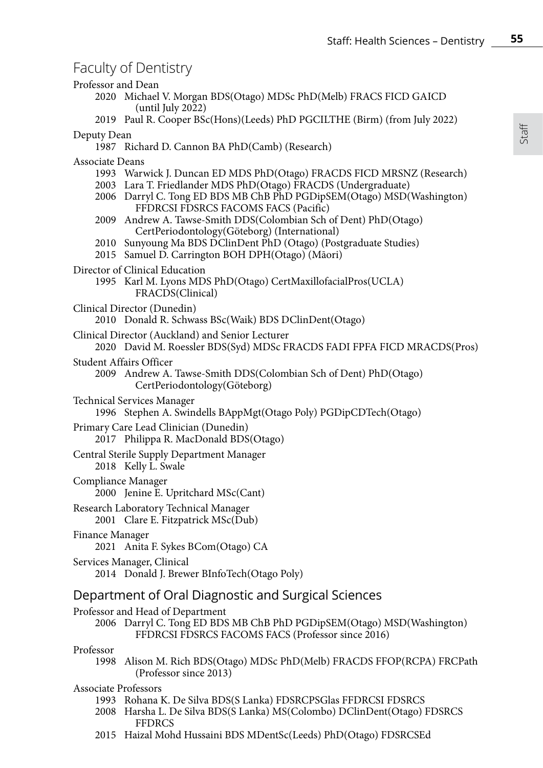# Faculty of Dentistry

Professor and Dean

2020 Michael V. Morgan BDS(Otago) MDSc PhD(Melb) FRACS FICD GAICD (until July 2022)
2019 Paul R. Cooper BSc(Hons)(Leeds) PhD PGCILTHE (Birm) (from July 2022)

Deputy Dean

1987 Richard D. Cannon BA PhD(Camb) (Research)

Associate Deans

1993 Warwick J. Duncan ED MDS PhD(Otago) FRACDS FICD MRSNZ (Research)
2003 Lara T. Friedlander MDS PhD(Otago) FRACDS (Undergraduate)
2006 Darryl C. Tong ED BDS MB ChB PhD PGDipSEM(Otago) MSD(Washington) FFDRCSI FDSRCS FACOMS FACS (Pacific)
2009 Andrew A. Tawse-Smith DDS(Colombian Sch of Dent) PhD(Otago) CertPeriodontology(Göteborg) (International)
2010 Sunyoung Ma BDS DClinDent PhD (Otago) (Postgraduate Studies)
2015 Samuel D. Carrington BOH DPH(Otago) (Māori)

Director of Clinical Education

1995 Karl M. Lyons MDS PhD(Otago) CertMaxillofacialPros(UCLA) FRACDS(Clinical)

Clinical Director (Dunedin)

2010 Donald R. Schwass BSc(Waik) BDS DClinDent(Otago)

Clinical Director (Auckland) and Senior Lecturer

2020 David M. Roessler BDS(Syd) MDSc FRACDS FADI FPFA FICD MRACDS(Pros)

Student Affairs Officer

2009 Andrew A. Tawse-Smith DDS(Colombian Sch of Dent) PhD(Otago) CertPeriodontology(Göteborg)

Technical Services Manager

1996 Stephen A. Swindells BAppMgt(Otago Poly) PGDipCDTech(Otago)

Primary Care Lead Clinician (Dunedin)

2017 Philippa R. MacDonald BDS(Otago)

Central Sterile Supply Department Manager

2018 Kelly L. Swale

Compliance Manager

2000 Jenine E. Upritchard MSc(Cant)

Research Laboratory Technical Manager

2001 Clare E. Fitzpatrick MSc(Dub)

Finance Manager

2021 Anita F. Sykes BCom(Otago) CA

Services Manager, Clinical

2014 Donald J. Brewer BInfoTech(Otago Poly)

## Department of Oral Diagnostic and Surgical Sciences

Professor and Head of Department

2006 Darryl C. Tong ED BDS MB ChB PhD PGDipSEM(Otago) MSD(Washington) FFDRCSI FDSRCS FACOMS FACS (Professor since 2016)

Professor

1998 Alison M. Rich BDS(Otago) MDSc PhD(Melb) FRACDS FFOP(RCPA) FRCPath (Professor since 2013)

Associate Professors

1993 Rohana K. De Silva BDS(S Lanka) FDSRCPSGlas FFDRCSI FDSRCS
2008 Harsha L. De Silva BDS(S Lanka) MS(Colombo) DClinDent(Otago) FDSRCS FFDRCS
2015 Haizal Mohd Hussaini BDS MDentSc(Leeds) PhD(Otago) FDSRCSEd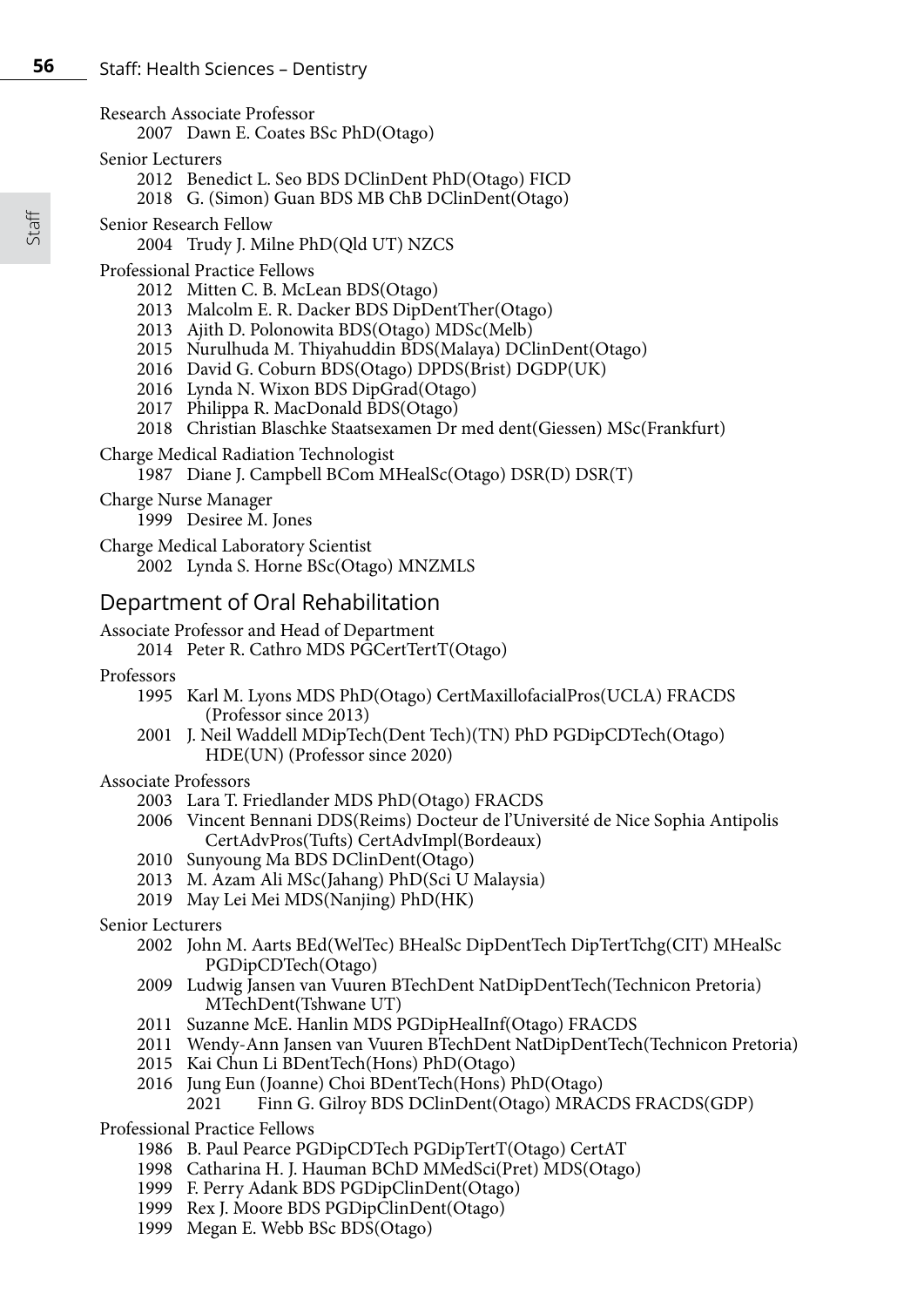Research Associate Professor

2007 Dawn E. Coates BSc PhD(Otago)

Senior Lecturers

2012 Benedict L. Seo BDS DClinDent PhD(Otago) FICD
2018 G. (Simon) Guan BDS MB ChB DClinDent(Otago)

Senior Research Fellow

2004 Trudy J. Milne PhD(Qld UT) NZCS

Professional Practice Fellows

2012 Mitten C. B. McLean BDS(Otago)
2013 Malcolm E. R. Dacker BDS DipDentTher(Otago)
2013 Ajith D. Polonowita BDS(Otago) MDSc(Melb)
2015 Nurulhuda M. Thiyahuddin BDS(Malaya) DClinDent(Otago)
2016 David G. Coburn BDS(Otago) DPDS(Brist) DGDP(UK)
2016 Lynda N. Wixon BDS DipGrad(Otago)
2017 Philippa R. MacDonald BDS(Otago)
2018 Christian Blaschke Staatsexamen Dr med dent(Giessen) MSc(Frankfurt)

Charge Medical Radiation Technologist

1987 Diane J. Campbell BCom MHealSc(Otago) DSR(D) DSR(T)

Charge Nurse Manager

1999 Desiree M. Jones

Charge Medical Laboratory Scientist

2002 Lynda S. Horne BSc(Otago) MNZMLS

## Department of Oral Rehabilitation

Associate Professor and Head of Department

2014 Peter R. Cathro MDS PGCertTertT(Otago)

Professors

1995 Karl M. Lyons MDS PhD(Otago) CertMaxillofacialPros(UCLA) FRACDS (Professor since 2013)
2001 J. Neil Waddell MDipTech(Dent Tech)(TN) PhD PGDipCDTech(Otago) HDE(UN) (Professor since 2020)

Associate Professors

2003 Lara T. Friedlander MDS PhD(Otago) FRACDS
2006 Vincent Bennani DDS(Reims) Docteur de l'Université de Nice Sophia Antipolis CertAdvPros(Tufts) CertAdvImpl(Bordeaux)
2010 Sunyoung Ma BDS DClinDent(Otago)
2013 M. Azam Ali MSc(Jahang) PhD(Sci U Malaysia)
2019 May Lei Mei MDS(Nanjing) PhD(HK)

Senior Lecturers

2002 John M. Aarts BEd(WelTec) BHealSc DipDentTech DipTertTchg(CIT) MHealSc PGDipCDTech(Otago)
2009 Ludwig Jansen van Vuuren BTechDent NatDipDentTech(Technicon Pretoria) MTechDent(Tshwane UT)
2011 Suzanne McE. Hanlin MDS PGDipHealInf(Otago) FRACDS
2011 Wendy-Ann Jansen van Vuuren BTechDent NatDipDentTech(Technicon Pretoria)
2015 Kai Chun Li BDentTech(Hons) PhD(Otago)
2016 Jung Eun (Joanne) Choi BDentTech(Hons) PhD(Otago)
2021 Finn G. Gilroy BDS DClinDent(Otago) MRACDS FRACDS(GDP)

Professional Practice Fellows

1986 B. Paul Pearce PGDipCDTech PGDipTertT(Otago) CertAT
1998 Catharina H. J. Hauman BChD MMedSci(Pret) MDS(Otago)
1999 F. Perry Adank BDS PGDipClinDent(Otago)
1999 Rex J. Moore BDS PGDipClinDent(Otago)
1999 Megan E. Webb BSc BDS(Otago)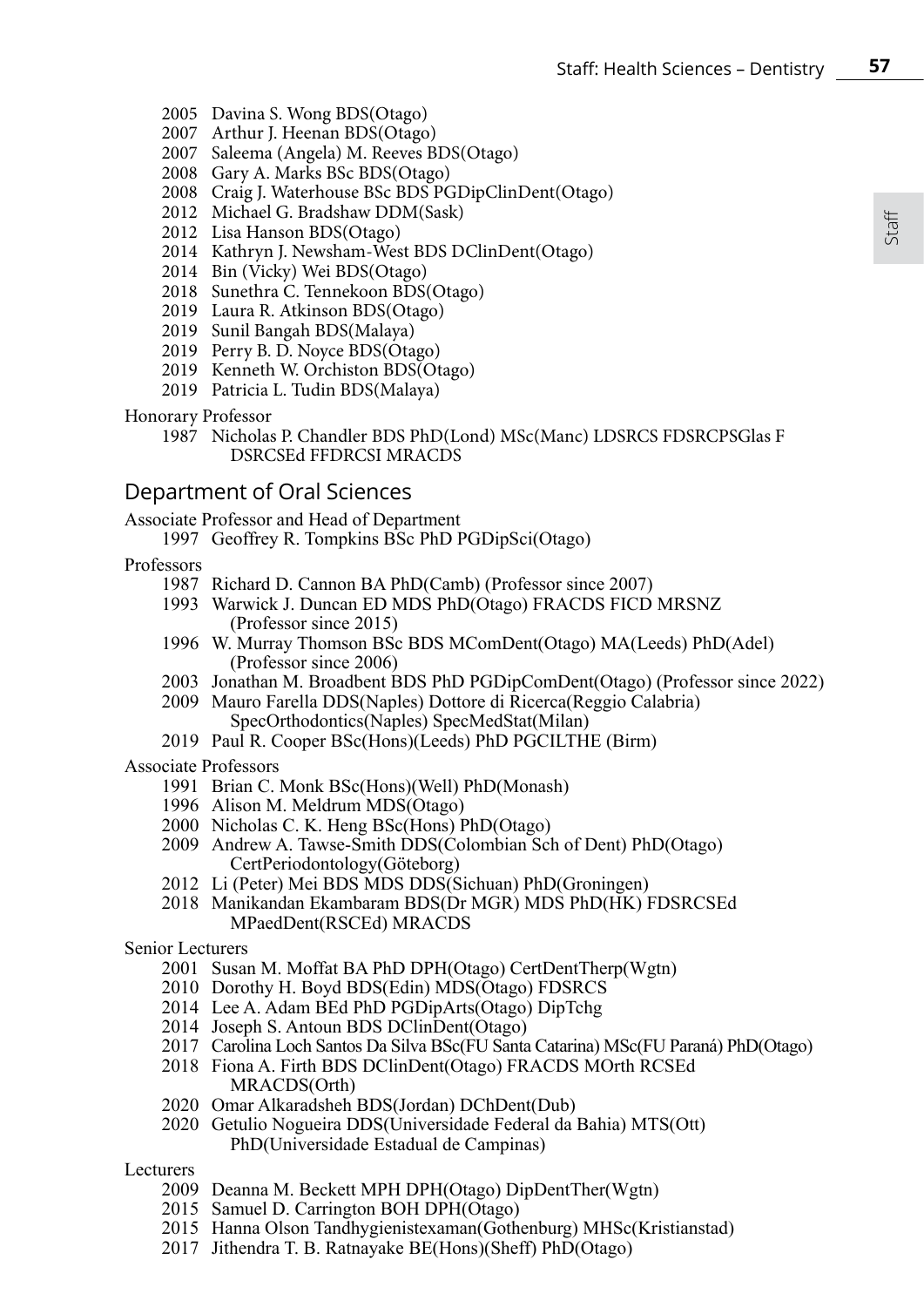2005 Davina S. Wong BDS(Otago)
2007 Arthur J. Heenan BDS(Otago)
2007 Saleema (Angela) M. Reeves BDS(Otago)
2008 Gary A. Marks BSc BDS(Otago)
2008 Craig J. Waterhouse BSc BDS PGDipClinDent(Otago)
2012 Michael G. Bradshaw DDM(Sask)
2012 Lisa Hanson BDS(Otago)
2014 Kathryn J. Newsham-West BDS DClinDent(Otago)
2014 Bin (Vicky) Wei BDS(Otago)
2018 Sunethra C. Tennekoon BDS(Otago)
2019 Laura R. Atkinson BDS(Otago)
2019 Sunil Bangah BDS(Malaya)
2019 Perry B. D. Noyce BDS(Otago)
2019 Kenneth W. Orchiston BDS(Otago)
2019 Patricia L. Tudin BDS(Malaya)

Honorary Professor

1987 Nicholas P. Chandler BDS PhD(Lond) MSc(Manc) LDSRCS FDSRCPSGlas F DSRCSEd FFDRCSI MRACDS

## Department of Oral Sciences

Associate Professor and Head of Department

1997 Geoffrey R. Tompkins BSc PhD PGDipSci(Otago)

Professors

1987 Richard D. Cannon BA PhD(Camb) (Professor since 2007)
1993 Warwick J. Duncan ED MDS PhD(Otago) FRACDS FICD MRSNZ (Professor since 2015)
1996 W. Murray Thomson BSc BDS MComDent(Otago) MA(Leeds) PhD(Adel) (Professor since 2006)
2003 Jonathan M. Broadbent BDS PhD PGDipComDent(Otago) (Professor since 2022)
2009 Mauro Farella DDS(Naples) Dottore di Ricerca(Reggio Calabria) SpecOrthodontics(Naples) SpecMedStat(Milan)
2019 Paul R. Cooper BSc(Hons)(Leeds) PhD PGCILTHE (Birm)

Associate Professors

1991 Brian C. Monk BSc(Hons)(Well) PhD(Monash)
1996 Alison M. Meldrum MDS(Otago)
2000 Nicholas C. K. Heng BSc(Hons) PhD(Otago)
2009 Andrew A. Tawse-Smith DDS(Colombian Sch of Dent) PhD(Otago) CertPeriodontology(Göteborg)
2012 Li (Peter) Mei BDS MDS DDS(Sichuan) PhD(Groningen)
2018 Manikandan Ekambaram BDS(Dr MGR) MDS PhD(HK) FDSRCSEd MPaedDent(RSCEd) MRACDS

Senior Lecturers

2001 Susan M. Moffat BA PhD DPH(Otago) CertDentTherp(Wgtn)
2010 Dorothy H. Boyd BDS(Edin) MDS(Otago) FDSRCS
2014 Lee A. Adam BEd PhD PGDipArts(Otago) DipTchg
2014 Joseph S. Antoun BDS DClinDent(Otago)
2017 Carolina Loch Santos Da Silva BSc(FU Santa Catarina) MSc(FU Paraná) PhD(Otago)
2018 Fiona A. Firth BDS DClinDent(Otago) FRACDS MOrth RCSEd MRACDS(Orth)
2020 Omar Alkaradsheh BDS(Jordan) DChDent(Dub)
2020 Getulio Nogueira DDS(Universidade Federal da Bahia) MTS(Ott) PhD(Universidade Estadual de Campinas)

Lecturers

2009 Deanna M. Beckett MPH DPH(Otago) DipDentTher(Wgtn)
2015 Samuel D. Carrington BOH DPH(Otago)
2015 Hanna Olson Tandhygienistexaman(Gothenburg) MHSc(Kristianstad)
2017 Jithendra T. B. Ratnayake BE(Hons)(Sheff) PhD(Otago)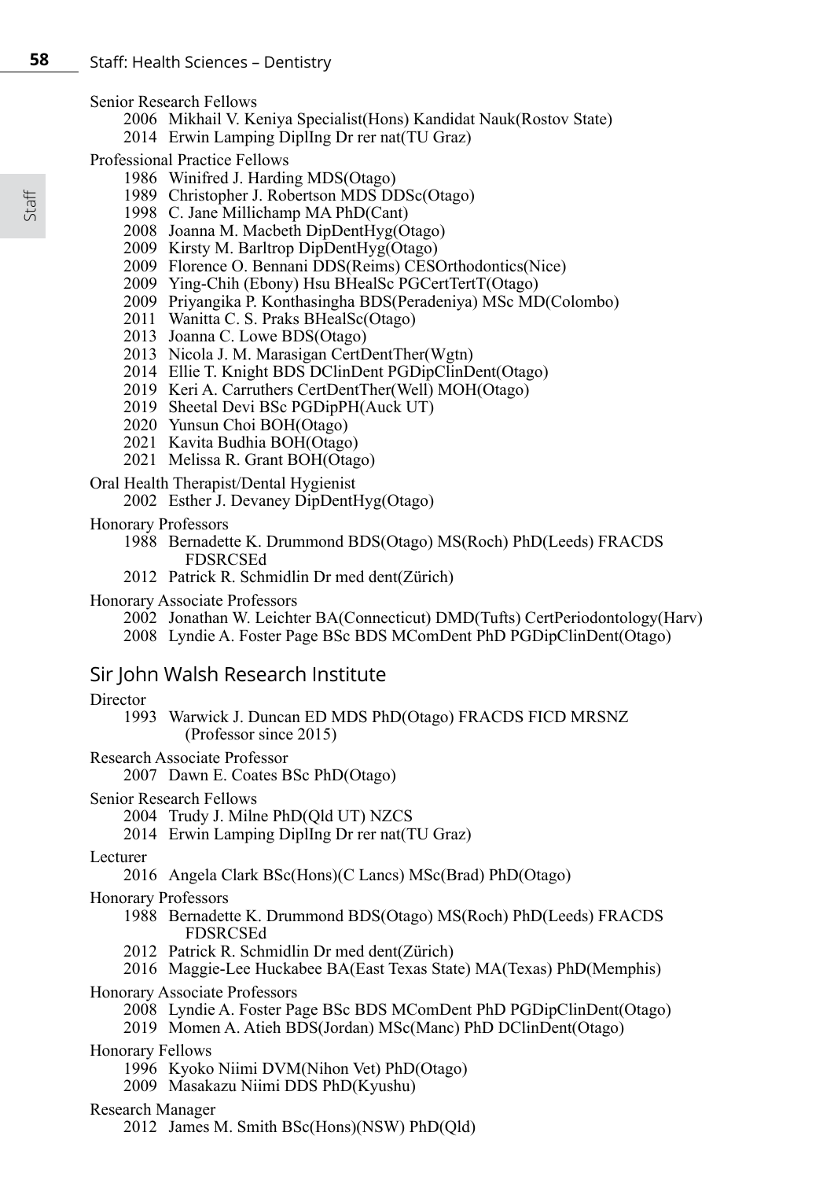Senior Research Fellows

- 2006 Mikhail V. Keniya Specialist(Hons) Kandidat Nauk(Rostov State)
- 2014 Erwin Lamping DiplIng Dr rer nat(TU Graz)

Professional Practice Fellows

- 1986 Winifred J. Harding MDS(Otago)
- 1989 Christopher J. Robertson MDS DDSc(Otago)
- 1998 C. Jane Millichamp MA PhD(Cant)
- 2008 Joanna M. Macbeth DipDentHyg(Otago)
- 2009 Kirsty M. Barltrop DipDentHyg(Otago)
- 2009 Florence O. Bennani DDS(Reims) CESOrthodontics(Nice)
- 2009 Ying-Chih (Ebony) Hsu BHealSc PGCertTertT(Otago)
- 2009 Priyangika P. Konthasingha BDS(Peradeniya) MSc MD(Colombo)
- 2011 Wanitta C. S. Praks BHealSc(Otago)
- 2013 Joanna C. Lowe BDS(Otago)
- 2013 Nicola J. M. Marasigan CertDentTher(Wgtn)
- 2014 Ellie T. Knight BDS DClinDent PGDipClinDent(Otago)
- 2019 Keri A. Carruthers CertDentTher(Well) MOH(Otago)
- 2019 Sheetal Devi BSc PGDipPH(Auck UT)
- 2020 Yunsun Choi BOH(Otago)
- 2021 Kavita Budhia BOH(Otago)
- 2021 Melissa R. Grant BOH(Otago)

Oral Health Therapist/Dental Hygienist

- 2002 Esther J. Devaney DipDentHyg(Otago)

Honorary Professors

- 1988 Bernadette K. Drummond BDS(Otago) MS(Roch) PhD(Leeds) FRACDS FDSRCSEd
- 2012 Patrick R. Schmidlin Dr med dent(Zürich)

Honorary Associate Professors

- 2002 Jonathan W. Leichter BA(Connecticut) DMD(Tufts) CertPeriodontology(Harv)
- 2008 Lyndie A. Foster Page BSc BDS MComDent PhD PGDipClinDent(Otago)

## Sir John Walsh Research Institute

Director

- 1993 Warwick J. Duncan ED MDS PhD(Otago) FRACDS FICD MRSNZ (Professor since 2015)

Research Associate Professor

- 2007 Dawn E. Coates BSc PhD(Otago)

Senior Research Fellows

- 2004 Trudy J. Milne PhD(Qld UT) NZCS
- 2014 Erwin Lamping DiplIng Dr rer nat(TU Graz)

Lecturer

- 2016 Angela Clark BSc(Hons)(C Lancs) MSc(Brad) PhD(Otago)

Honorary Professors

- 1988 Bernadette K. Drummond BDS(Otago) MS(Roch) PhD(Leeds) FRACDS FDSRCSEd
- 2012 Patrick R. Schmidlin Dr med dent(Zürich)
- 2016 Maggie-Lee Huckabee BA(East Texas State) MA(Texas) PhD(Memphis)

Honorary Associate Professors

- 2008 Lyndie A. Foster Page BSc BDS MComDent PhD PGDipClinDent(Otago)
- 2019 Momen A. Atieh BDS(Jordan) MSc(Manc) PhD DClinDent(Otago)

Honorary Fellows

- 1996 Kyoko Niimi DVM(Nihon Vet) PhD(Otago)
- 2009 Masakazu Niimi DDS PhD(Kyushu)

Research Manager

- 2012 James M. Smith BSc(Hons)(NSW) PhD(Qld)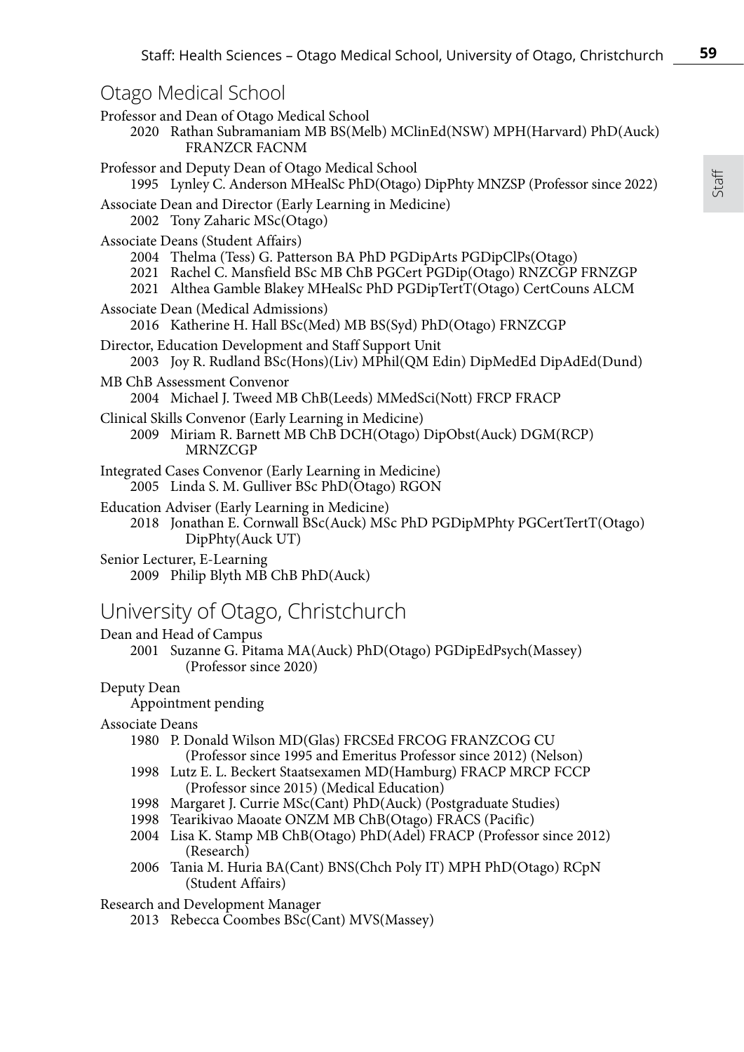## Otago Medical School

Professor and Dean of Otago Medical School

2020 Rathan Subramaniam MB BS(Melb) MClinEd(NSW) MPH(Harvard) PhD(Auck) FRANZCR FACNM

Professor and Deputy Dean of Otago Medical School

1995 Lynley C. Anderson MHealSc PhD(Otago) DipPhty MNZSP (Professor since 2022)

Associate Dean and Director (Early Learning in Medicine)

2002 Tony Zaharic MSc(Otago)

Associate Deans (Student Affairs)

2004 Thelma (Tess) G. Patterson BA PhD PGDipArts PGDipClPs(Otago)
2021 Rachel C. Mansfield BSc MB ChB PGCert PGDip(Otago) RNZCGP FRNZGP
2021 Althea Gamble Blakey MHealSc PhD PGDipTertT(Otago) CertCouns ALCM

Associate Dean (Medical Admissions)

2016 Katherine H. Hall BSc(Med) MB BS(Syd) PhD(Otago) FRNZCGP

Director, Education Development and Staff Support Unit

2003 Joy R. Rudland BSc(Hons)(Liv) MPhil(QM Edin) DipMedEd DipAdEd(Dund)

MB ChB Assessment Convenor

2004 Michael J. Tweed MB ChB(Leeds) MMedSci(Nott) FRCP FRACP

Clinical Skills Convenor (Early Learning in Medicine)

2009 Miriam R. Barnett MB ChB DCH(Otago) DipObst(Auck) DGM(RCP) MRNZCGP

Integrated Cases Convenor (Early Learning in Medicine)

2005 Linda S. M. Gulliver BSc PhD(Otago) RGON

Education Adviser (Early Learning in Medicine)

2018 Jonathan E. Cornwall BSc(Auck) MSc PhD PGDipMPhty PGCertTertT(Otago) DipPhty(Auck UT)

Senior Lecturer, E-Learning

2009 Philip Blyth MB ChB PhD(Auck)

## University of Otago, Christchurch

Dean and Head of Campus

2001 Suzanne G. Pitama MA(Auck) PhD(Otago) PGDipEdPsych(Massey) (Professor since 2020)

Deputy Dean

Appointment pending

Associate Deans

1980 P. Donald Wilson MD(Glas) FRCSEd FRCOG FRANZCOG CU (Professor since 1995 and Emeritus Professor since 2012) (Nelson)
1998 Lutz E. L. Beckert Staatsexamen MD(Hamburg) FRACP MRCP FCCP (Professor since 2015) (Medical Education)
1998 Margaret J. Currie MSc(Cant) PhD(Auck) (Postgraduate Studies)
1998 Tearikivao Maoate ONZM MB ChB(Otago) FRACS (Pacific)
2004 Lisa K. Stamp MB ChB(Otago) PhD(Adel) FRACP (Professor since 2012) (Research)
2006 Tania M. Huria BA(Cant) BNS(Chch Poly IT) MPH PhD(Otago) RCpN (Student Affairs)

Research and Development Manager

2013 Rebecca Coombes BSc(Cant) MVS(Massey)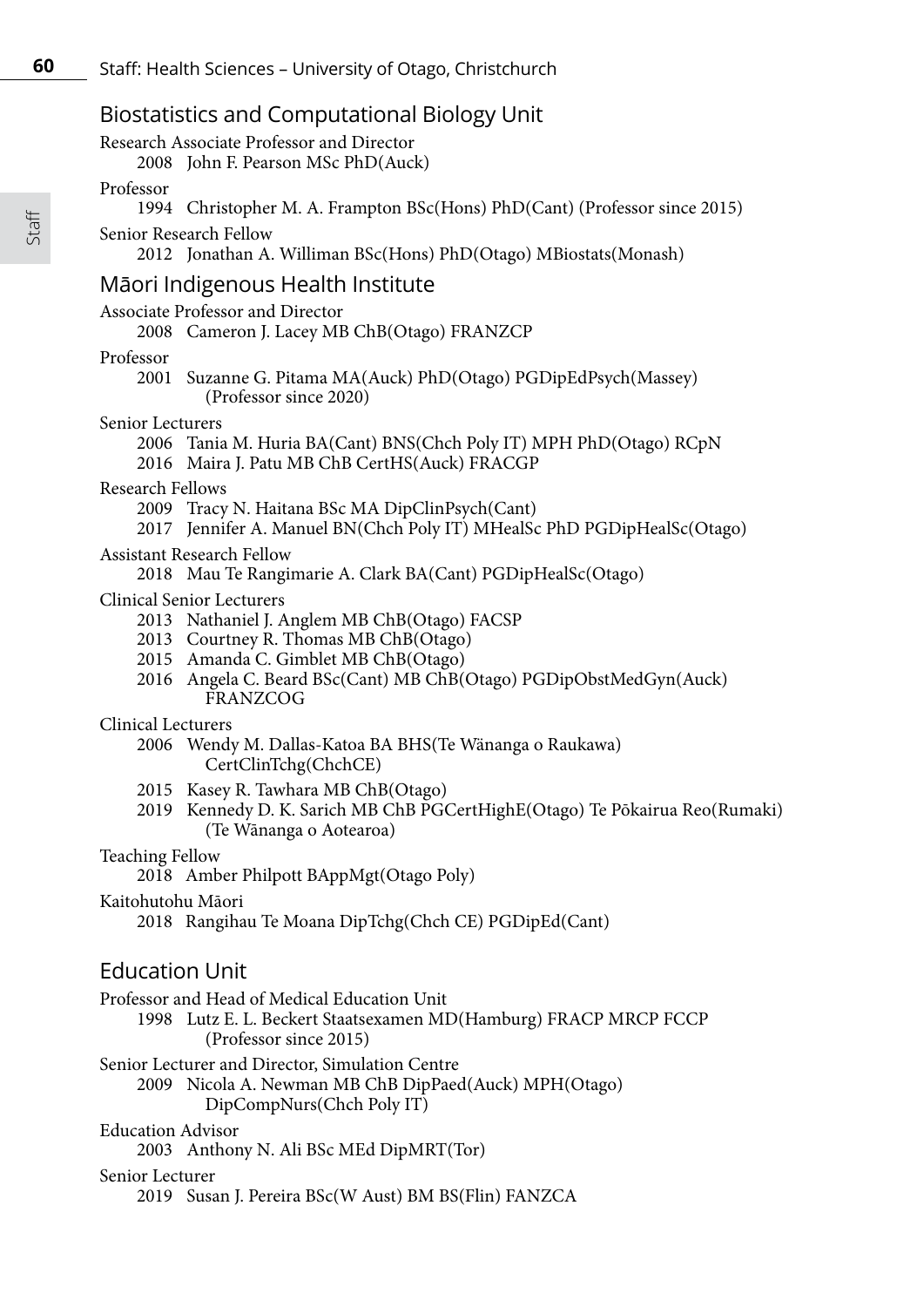## Biostatistics and Computational Biology Unit

Research Associate Professor and Director

2008 John F. Pearson MSc PhD(Auck)

Professor

1994 Christopher M. A. Frampton BSc(Hons) PhD(Cant) (Professor since 2015)

Senior Research Fellow

2012 Jonathan A. Williman BSc(Hons) PhD(Otago) MBiostats(Monash)

## Māori Indigenous Health Institute

Associate Professor and Director

2008 Cameron J. Lacey MB ChB(Otago) FRANZCP

Professor

2001 Suzanne G. Pitama MA(Auck) PhD(Otago) PGDipEdPsych(Massey) (Professor since 2020)

Senior Lecturers

2006 Tania M. Huria BA(Cant) BNS(Chch Poly IT) MPH PhD(Otago) RCpN
2016 Maira J. Patu MB ChB CertHS(Auck) FRACGP

Research Fellows

2009 Tracy N. Haitana BSc MA DipClinPsych(Cant)
2017 Jennifer A. Manuel BN(Chch Poly IT) MHealSc PhD PGDipHealSc(Otago)

Assistant Research Fellow

2018 Mau Te Rangimarie A. Clark BA(Cant) PGDipHealSc(Otago)

Clinical Senior Lecturers

2013 Nathaniel J. Anglem MB ChB(Otago) FACSP
2013 Courtney R. Thomas MB ChB(Otago)
2015 Amanda C. Gimblet MB ChB(Otago)
2016 Angela C. Beard BSc(Cant) MB ChB(Otago) PGDipObstMedGyn(Auck) FRANZCOG

Clinical Lecturers

2006 Wendy M. Dallas-Katoa BA BHS(Te Wānanga o Raukawa) CertClinTchg(ChchCE)
2015 Kasey R. Tawhara MB ChB(Otago)
2019 Kennedy D. K. Sarich MB ChB PGCertHighE(Otago) Te Pōkairua Reo(Rumaki) (Te Wānanga o Aotearoa)

Teaching Fellow

2018 Amber Philpott BAppMgt(Otago Poly)

Kaitohutohu Māori

2018 Rangihau Te Moana DipTchg(Chch CE) PGDipEd(Cant)

## Education Unit

Professor and Head of Medical Education Unit

1998 Lutz E. L. Beckert Staatsexamen MD(Hamburg) FRACP MRCP FCCP (Professor since 2015)

Senior Lecturer and Director, Simulation Centre

2009 Nicola A. Newman MB ChB DipPaed(Auck) MPH(Otago) DipCompNurs(Chch Poly IT)

Education Advisor

2003 Anthony N. Ali BSc MEd DipMRT(Tor)

Senior Lecturer

2019 Susan J. Pereira BSc(W Aust) BM BS(Flin) FANZCA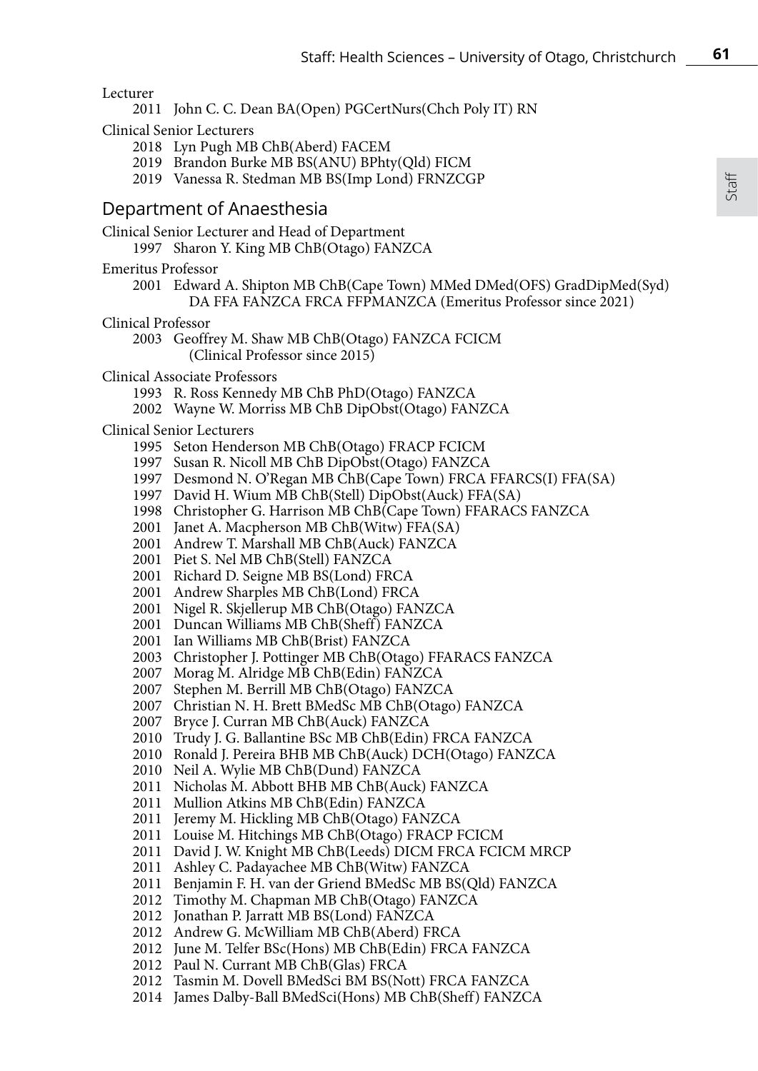Lecturer

2011 John C. C. Dean BA(Open) PGCertNurs(Chch Poly IT) RN

Clinical Senior Lecturers

2018 Lyn Pugh MB ChB(Aberd) FACEM
2019 Brandon Burke MB BS(ANU) BPhty(Qld) FICM
2019 Vanessa R. Stedman MB BS(Imp Lond) FRNZCGP

## Department of Anaesthesia

Clinical Senior Lecturer and Head of Department

1997 Sharon Y. King MB ChB(Otago) FANZCA

Emeritus Professor

2001 Edward A. Shipton MB ChB(Cape Town) MMed DMed(OFS) GradDipMed(Syd) DA FFA FANZCA FRCA FFPMANZCA (Emeritus Professor since 2021)

Clinical Professor

2003 Geoffrey M. Shaw MB ChB(Otago) FANZCA FCICM (Clinical Professor since 2015)

Clinical Associate Professors

1993 R. Ross Kennedy MB ChB PhD(Otago) FANZCA
2002 Wayne W. Morriss MB ChB DipObst(Otago) FANZCA

Clinical Senior Lecturers

1995 Seton Henderson MB ChB(Otago) FRACP FCICM
1997 Susan R. Nicoll MB ChB DipObst(Otago) FANZCA
1997 Desmond N. O'Regan MB ChB(Cape Town) FRCA FFARCS(I) FFA(SA)
1997 David H. Wium MB ChB(Stell) DipObst(Auck) FFA(SA)
1998 Christopher G. Harrison MB ChB(Cape Town) FFARACS FANZCA
2001 Janet A. Macpherson MB ChB(Witw) FFA(SA)
2001 Andrew T. Marshall MB ChB(Auck) FANZCA
2001 Piet S. Nel MB ChB(Stell) FANZCA
2001 Richard D. Seigne MB BS(Lond) FRCA
2001 Andrew Sharples MB ChB(Lond) FRCA
2001 Nigel R. Skjellerup MB ChB(Otago) FANZCA
2001 Duncan Williams MB ChB(Sheff) FANZCA
2001 Ian Williams MB ChB(Brist) FANZCA
2003 Christopher J. Pottinger MB ChB(Otago) FFARACS FANZCA
2007 Morag M. Alridge MB ChB(Edin) FANZCA
2007 Stephen M. Berrill MB ChB(Otago) FANZCA
2007 Christian N. H. Brett BMedSc MB ChB(Otago) FANZCA
2007 Bryce J. Curran MB ChB(Auck) FANZCA
2010 Trudy J. G. Ballantine BSc MB ChB(Edin) FRCA FANZCA
2010 Ronald J. Pereira BHB MB ChB(Auck) DCH(Otago) FANZCA
2010 Neil A. Wylie MB ChB(Dund) FANZCA
2011 Nicholas M. Abbott BHB MB ChB(Auck) FANZCA
2011 Mullion Atkins MB ChB(Edin) FANZCA
2011 Jeremy M. Hickling MB ChB(Otago) FANZCA
2011 Louise M. Hitchings MB ChB(Otago) FRACP FCICM
2011 David J. W. Knight MB ChB(Leeds) DICM FRCA FCICM MRCP
2011 Ashley C. Padayachee MB ChB(Witw) FANZCA
2011 Benjamin F. H. van der Griend BMedSc MB BS(Qld) FANZCA
2012 Timothy M. Chapman MB ChB(Otago) FANZCA
2012 Jonathan P. Jarratt MB BS(Lond) FANZCA
2012 Andrew G. McWilliam MB ChB(Aberd) FRCA
2012 June M. Telfer BSc(Hons) MB ChB(Edin) FRCA FANZCA
2012 Paul N. Currant MB ChB(Glas) FRCA
2012 Tasmin M. Dovell BMedSci BM BS(Nott) FRCA FANZCA
2014 James Dalby-Ball BMedSci(Hons) MB ChB(Sheff) FANZCA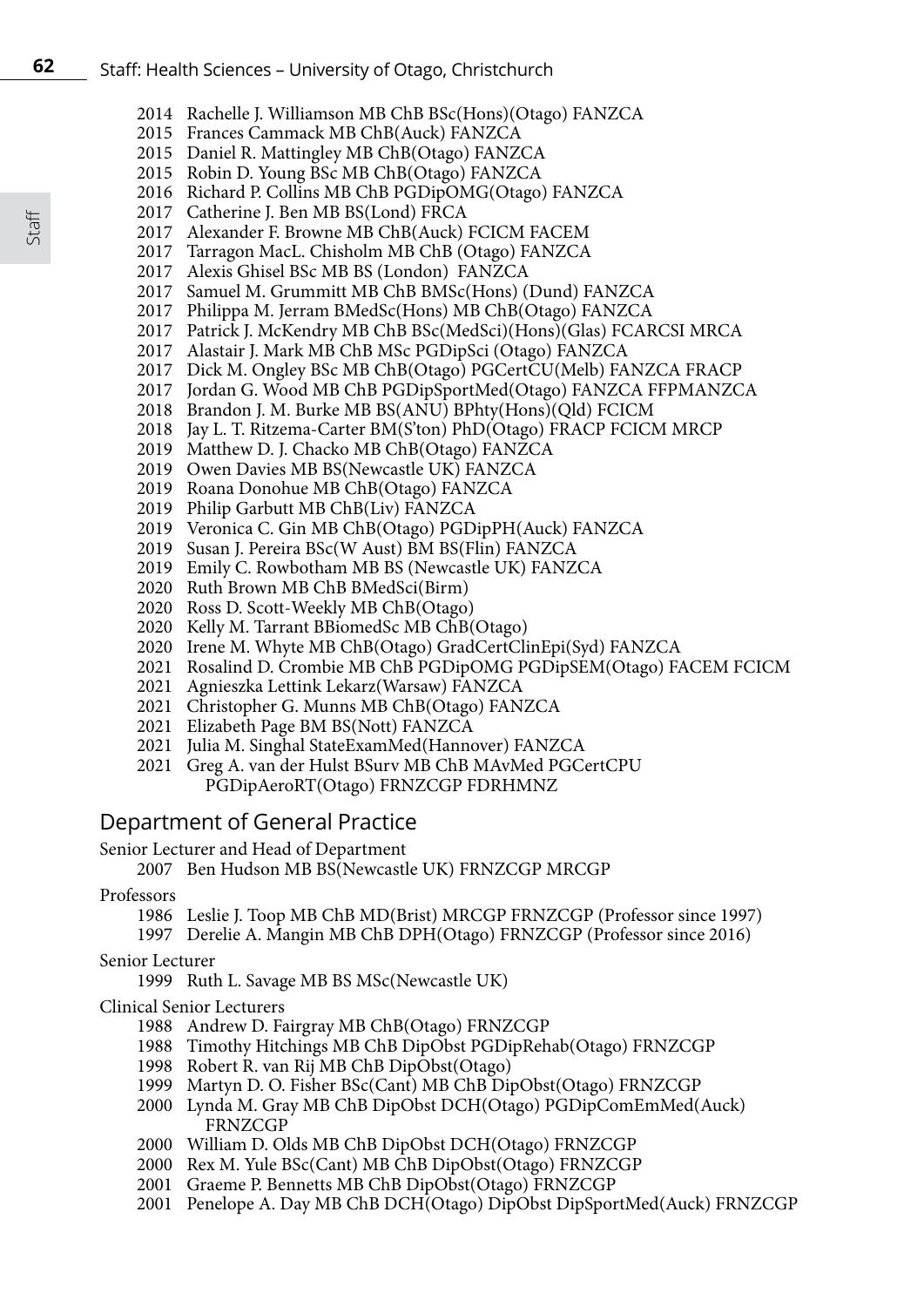2014 Rachelle J. Williamson MB ChB BSc(Hons)(Otago) FANZCA
2015 Frances Cammack MB ChB(Auck) FANZCA
2015 Daniel R. Mattingley MB ChB(Otago) FANZCA
2015 Robin D. Young BSc MB ChB(Otago) FANZCA
2016 Richard P. Collins MB ChB PGDipOMG(Otago) FANZCA
2017 Catherine J. Ben MB BS(Lond) FRCA
2017 Alexander F. Browne MB ChB(Auck) FCICM FACEM
2017 Tarragon MacL. Chisholm MB ChB (Otago) FANZCA
2017 Alexis Ghisel BSc MB BS (London) FANZCA
2017 Samuel M. Grummitt MB ChB BMSc(Hons) (Dund) FANZCA
2017 Philippa M. Jerram BMedSc(Hons) MB ChB(Otago) FANZCA
2017 Patrick J. McKendry MB ChB BSc(MedSci)(Hons)(Glas) FCARCSI MRCA
2017 Alastair J. Mark MB ChB MSc PGDipSci (Otago) FANZCA
2017 Dick M. Ongley BSc MB ChB(Otago) PGCertCU(Melb) FANZCA FRACP
2017 Jordan G. Wood MB ChB PGDipSportMed(Otago) FANZCA FFPMANZCA
2018 Brandon J. M. Burke MB BS(ANU) BPhty(Hons)(Qld) FCICM
2018 Jay L. T. Ritzema-Carter BM(S'ton) PhD(Otago) FRACP FCICM MRCP
2019 Matthew D. J. Chacko MB ChB(Otago) FANZCA
2019 Owen Davies MB BS(Newcastle UK) FANZCA
2019 Roana Donohue MB ChB(Otago) FANZCA
2019 Philip Garbutt MB ChB(Liv) FANZCA
2019 Veronica C. Gin MB ChB(Otago) PGDipPH(Auck) FANZCA
2019 Susan J. Pereira BSc(W Aust) BM BS(Flin) FANZCA
2019 Emily C. Rowbotham MB BS (Newcastle UK) FANZCA
2020 Ruth Brown MB ChB BMedSci(Birm)
2020 Ross D. Scott-Weekly MB ChB(Otago)
2020 Kelly M. Tarrant BBiomedSc MB ChB(Otago)
2020 Irene M. Whyte MB ChB(Otago) GradCertClinEpi(Syd) FANZCA
2021 Rosalind D. Crombie MB ChB PGDipOMG PGDipSEM(Otago) FACEM FCICM
2021 Agnieszka Lettink Lekarz(Warsaw) FANZCA
2021 Christopher G. Munns MB ChB(Otago) FANZCA
2021 Elizabeth Page BM BS(Nott) FANZCA
2021 Julia M. Singhal StateExamMed(Hannover) FANZCA
2021 Greg A. van der Hulst BSurv MB ChB MAvMed PGCertCPU PGDipAeroRT(Otago) FRNZCGP FDRHMNZ

## Department of General Practice

Senior Lecturer and Head of Department

2007 Ben Hudson MB BS(Newcastle UK) FRNZCGP MRCGP

Professors

1986 Leslie J. Toop MB ChB MD(Brist) MRCGP FRNZCGP (Professor since 1997)
1997 Derelie A. Mangin MB ChB DPH(Otago) FRNZCGP (Professor since 2016)

Senior Lecturer

1999 Ruth L. Savage MB BS MSc(Newcastle UK)

Clinical Senior Lecturers

1988 Andrew D. Fairgray MB ChB(Otago) FRNZCGP
1988 Timothy Hitchings MB ChB DipObst PGDipRehab(Otago) FRNZCGP
1998 Robert R. van Rij MB ChB DipObst(Otago)
1999 Martyn D. O. Fisher BSc(Cant) MB ChB DipObst(Otago) FRNZCGP
2000 Lynda M. Gray MB ChB DipObst DCH(Otago) PGDipComEmMed(Auck) FRNZCGP
2000 William D. Olds MB ChB DipObst DCH(Otago) FRNZCGP
2000 Rex M. Yule BSc(Cant) MB ChB DipObst(Otago) FRNZCGP
2001 Graeme P. Bennetts MB ChB DipObst(Otago) FRNZCGP
2001 Penelope A. Day MB ChB DCH(Otago) DipObst DipSportMed(Auck) FRNZCGP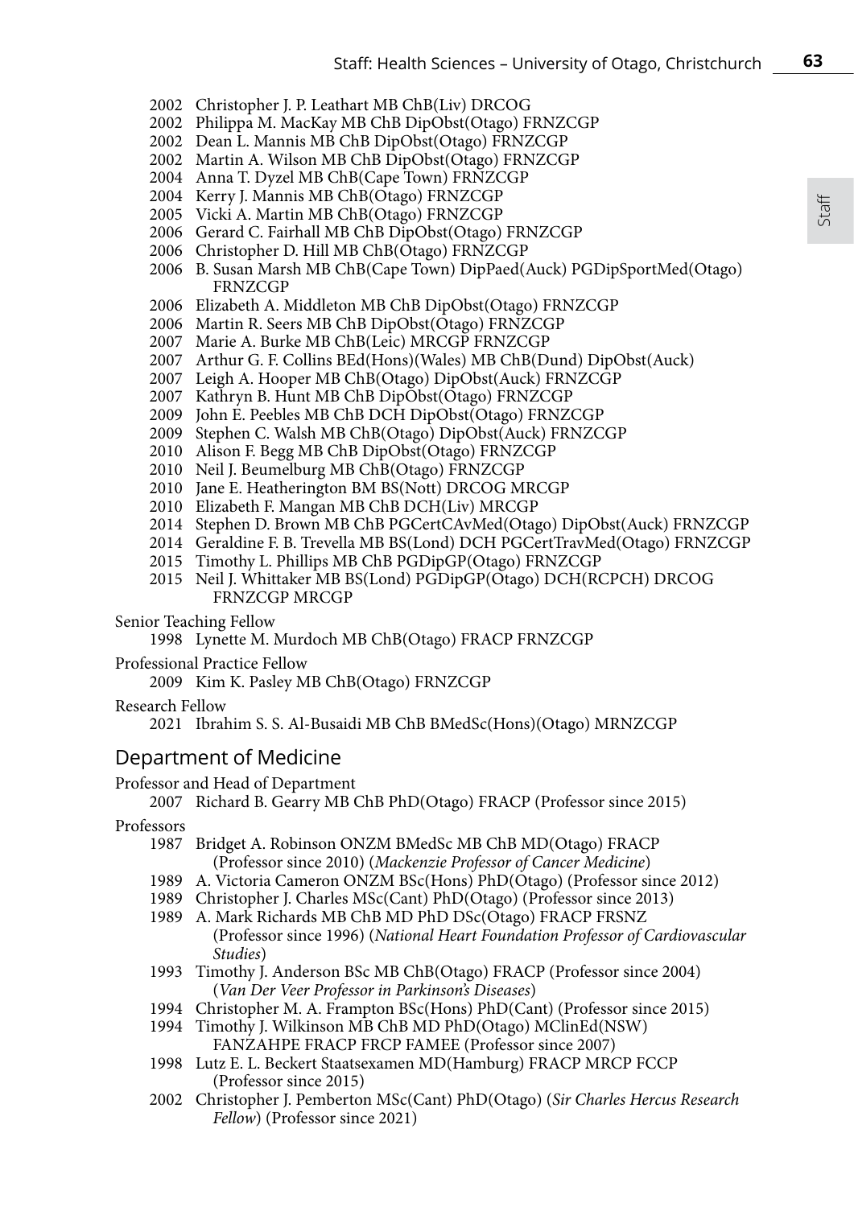2002 Christopher J. P. Leathart MB ChB(Liv) DRCOG
2002 Philippa M. MacKay MB ChB DipObst(Otago) FRNZCGP
2002 Dean L. Mannis MB ChB DipObst(Otago) FRNZCGP
2002 Martin A. Wilson MB ChB DipObst(Otago) FRNZCGP
2004 Anna T. Dyzel MB ChB(Cape Town) FRNZCGP
2004 Kerry J. Mannis MB ChB(Otago) FRNZCGP
2005 Vicki A. Martin MB ChB(Otago) FRNZCGP
2006 Gerard C. Fairhall MB ChB DipObst(Otago) FRNZCGP
2006 Christopher D. Hill MB ChB(Otago) FRNZCGP
2006 B. Susan Marsh MB ChB(Cape Town) DipPaed(Auck) PGDipSportMed(Otago) FRNZCGP
2006 Elizabeth A. Middleton MB ChB DipObst(Otago) FRNZCGP
2006 Martin R. Seers MB ChB DipObst(Otago) FRNZCGP
2007 Marie A. Burke MB ChB(Leic) MRCGP FRNZCGP
2007 Arthur G. F. Collins BEd(Hons)(Wales) MB ChB(Dund) DipObst(Auck)
2007 Leigh A. Hooper MB ChB(Otago) DipObst(Auck) FRNZCGP
2007 Kathryn B. Hunt MB ChB DipObst(Otago) FRNZCGP
2009 John E. Peebles MB ChB DCH DipObst(Otago) FRNZCGP
2009 Stephen C. Walsh MB ChB(Otago) DipObst(Auck) FRNZCGP
2010 Alison F. Begg MB ChB DipObst(Otago) FRNZCGP
2010 Neil J. Beumelburg MB ChB(Otago) FRNZCGP
2010 Jane E. Heatherington BM BS(Nott) DRCOG MRCGP
2010 Elizabeth F. Mangan MB ChB DCH(Liv) MRCGP
2014 Stephen D. Brown MB ChB PGCertCAvMed(Otago) DipObst(Auck) FRNZCGP
2014 Geraldine F. B. Trevella MB BS(Lond) DCH PGCertTravMed(Otago) FRNZCGP
2015 Timothy L. Phillips MB ChB PGDipGP(Otago) FRNZCGP
2015 Neil J. Whittaker MB BS(Lond) PGDipGP(Otago) DCH(RCPCH) DRCOG FRNZCGP MRCGP

Senior Teaching Fellow

1998 Lynette M. Murdoch MB ChB(Otago) FRACP FRNZCGP

Professional Practice Fellow

2009 Kim K. Pasley MB ChB(Otago) FRNZCGP

Research Fellow

2021 Ibrahim S. S. Al-Busaidi MB ChB BMedSc(Hons)(Otago) MRNZCGP

## Department of Medicine

Professor and Head of Department

2007 Richard B. Gearry MB ChB PhD(Otago) FRACP (Professor since 2015)

Professors

1987 Bridget A. Robinson ONZM BMedSc MB ChB MD(Otago) FRACP (Professor since 2010) (*Mackenzie Professor of Cancer Medicine*)
1989 A. Victoria Cameron ONZM BSc(Hons) PhD(Otago) (Professor since 2012)
1989 Christopher J. Charles MSc(Cant) PhD(Otago) (Professor since 2013)
1989 A. Mark Richards MB ChB MD PhD DSc(Otago) FRACP FRSNZ (Professor since 1996) (*National Heart Foundation Professor of Cardiovascular Studies*)
1993 Timothy J. Anderson BSc MB ChB(Otago) FRACP (Professor since 2004) (*Van Der Veer Professor in Parkinson's Diseases*)
1994 Christopher M. A. Frampton BSc(Hons) PhD(Cant) (Professor since 2015)
1994 Timothy J. Wilkinson MB ChB MD PhD(Otago) MClinEd(NSW) FANZAHPE FRACP FRCP FAMEE (Professor since 2007)
1998 Lutz E. L. Beckert Staatsexamen MD(Hamburg) FRACP MRCP FCCP (Professor since 2015)
2002 Christopher J. Pemberton MSc(Cant) PhD(Otago) (*Sir Charles Hercus Research Fellow*) (Professor since 2021)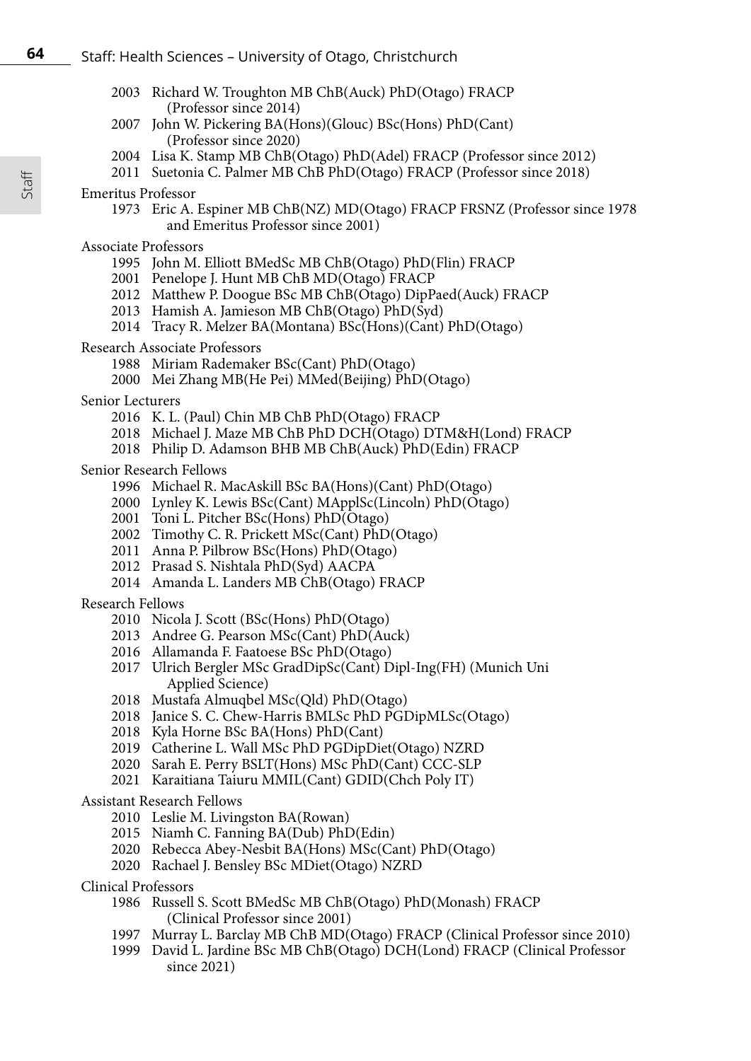2003 Richard W. Troughton MB ChB(Auck) PhD(Otago) FRACP (Professor since 2014)
2007 John W. Pickering BA(Hons)(Glouc) BSc(Hons) PhD(Cant) (Professor since 2020)
2004 Lisa K. Stamp MB ChB(Otago) PhD(Adel) FRACP (Professor since 2012)
2011 Suetonia C. Palmer MB ChB PhD(Otago) FRACP (Professor since 2018)

Emeritus Professor

1973 Eric A. Espiner MB ChB(NZ) MD(Otago) FRACP FRSNZ (Professor since 1978 and Emeritus Professor since 2001)

Associate Professors

1995 John M. Elliott BMedSc MB ChB(Otago) PhD(Flin) FRACP
2001 Penelope J. Hunt MB ChB MD(Otago) FRACP
2012 Matthew P. Doogue BSc MB ChB(Otago) DipPaed(Auck) FRACP
2013 Hamish A. Jamieson MB ChB(Otago) PhD(Syd)
2014 Tracy R. Melzer BA(Montana) BSc(Hons)(Cant) PhD(Otago)

Research Associate Professors

1988 Miriam Rademaker BSc(Cant) PhD(Otago)
2000 Mei Zhang MB(He Pei) MMed(Beijing) PhD(Otago)

Senior Lecturers

2016 K. L. (Paul) Chin MB ChB PhD(Otago) FRACP
2018 Michael J. Maze MB ChB PhD DCH(Otago) DTM&H(Lond) FRACP
2018 Philip D. Adamson BHB MB ChB(Auck) PhD(Edin) FRACP

Senior Research Fellows

1996 Michael R. MacAskill BSc BA(Hons)(Cant) PhD(Otago)
2000 Lynley K. Lewis BSc(Cant) MApplSc(Lincoln) PhD(Otago)
2001 Toni L. Pitcher BSc(Hons) PhD(Otago)
2002 Timothy C. R. Prickett MSc(Cant) PhD(Otago)
2011 Anna P. Pilbrow BSc(Hons) PhD(Otago)
2012 Prasad S. Nishtala PhD(Syd) AACPA
2014 Amanda L. Landers MB ChB(Otago) FRACP

Research Fellows

2010 Nicola J. Scott (BSc(Hons) PhD(Otago)
2013 Andree G. Pearson MSc(Cant) PhD(Auck)
2016 Allamanda F. Faatoese BSc PhD(Otago)
2017 Ulrich Bergler MSc GradDipSc(Cant) Dipl-Ing(FH) (Munich Uni Applied Science)
2018 Mustafa Almuqbel MSc(Qld) PhD(Otago)
2018 Janice S. C. Chew-Harris BMLSc PhD PGDipMLSc(Otago)
2018 Kyla Horne BSc BA(Hons) PhD(Cant)
2019 Catherine L. Wall MSc PhD PGDipDiet(Otago) NZRD
2020 Sarah E. Perry BSLT(Hons) MSc PhD(Cant) CCC-SLP
2021 Karaitiana Taiuru MMIL(Cant) GDID(Chch Poly IT)

Assistant Research Fellows

2010 Leslie M. Livingston BA(Rowan)
2015 Niamh C. Fanning BA(Dub) PhD(Edin)
2020 Rebecca Abey-Nesbit BA(Hons) MSc(Cant) PhD(Otago)
2020 Rachael J. Bensley BSc MDiet(Otago) NZRD

Clinical Professors

1986 Russell S. Scott BMedSc MB ChB(Otago) PhD(Monash) FRACP (Clinical Professor since 2001)
1997 Murray L. Barclay MB ChB MD(Otago) FRACP (Clinical Professor since 2010)
1999 David L. Jardine BSc MB ChB(Otago) DCH(Lond) FRACP (Clinical Professor since 2021)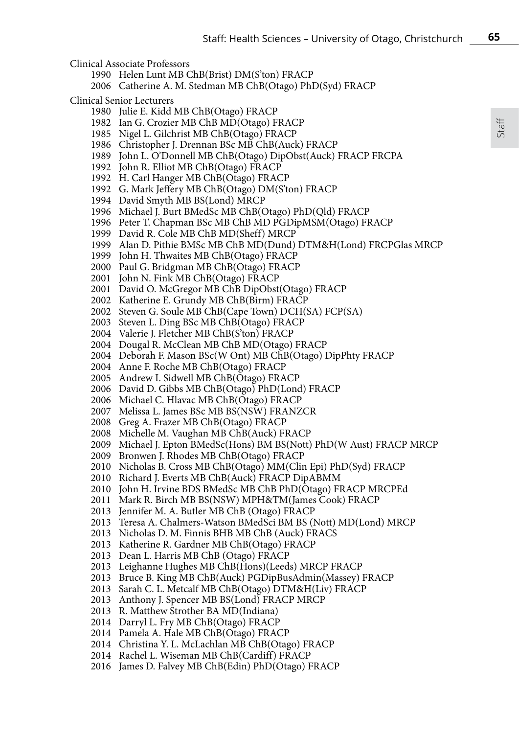Clinical Associate Professors

1990 Helen Lunt MB ChB(Brist) DM(S'ton) FRACP
2006 Catherine A. M. Stedman MB ChB(Otago) PhD(Syd) FRACP

Clinical Senior Lecturers

1980 Julie E. Kidd MB ChB(Otago) FRACP
1982 Ian G. Crozier MB ChB MD(Otago) FRACP
1985 Nigel L. Gilchrist MB ChB(Otago) FRACP
1986 Christopher J. Drennan BSc MB ChB(Auck) FRACP
1989 John L. O'Donnell MB ChB(Otago) DipObst(Auck) FRACP FRCPA
1992 John R. Elliot MB ChB(Otago) FRACP
1992 H. Carl Hanger MB ChB(Otago) FRACP
1992 G. Mark Jeffery MB ChB(Otago) DM(S'ton) FRACP
1994 David Smyth MB BS(Lond) MRCP
1996 Michael J. Burt BMedSc MB ChB(Otago) PhD(Qld) FRACP
1996 Peter T. Chapman BSc MB ChB MD PGDipMSM(Otago) FRACP
1999 David R. Cole MB ChB MD(Sheff) MRCP
1999 Alan D. Pithie BMSc MB ChB MD(Dund) DTM&H(Lond) FRCPGlas MRCP
1999 John H. Thwaites MB ChB(Otago) FRACP
2000 Paul G. Bridgman MB ChB(Otago) FRACP
2001 John N. Fink MB ChB(Otago) FRACP
2001 David O. McGregor MB ChB DipObst(Otago) FRACP
2002 Katherine E. Grundy MB ChB(Birm) FRACP
2002 Steven G. Soule MB ChB(Cape Town) DCH(SA) FCP(SA)
2003 Steven L. Ding BSc MB ChB(Otago) FRACP
2004 Valerie J. Fletcher MB ChB(S'ton) FRACP
2004 Dougal R. McClean MB ChB MD(Otago) FRACP
2004 Deborah F. Mason BSc(W Ont) MB ChB(Otago) DipPhty FRACP
2004 Anne F. Roche MB ChB(Otago) FRACP
2005 Andrew I. Sidwell MB ChB(Otago) FRACP
2006 David D. Gibbs MB ChB(Otago) PhD(Lond) FRACP
2006 Michael C. Hlavac MB ChB(Otago) FRACP
2007 Melissa L. James BSc MB BS(NSW) FRANZCR
2008 Greg A. Frazer MB ChB(Otago) FRACP
2008 Michelle M. Vaughan MB ChB(Auck) FRACP
2009 Michael J. Epton BMedSc(Hons) BM BS(Nott) PhD(W Aust) FRACP MRCP
2009 Bronwen J. Rhodes MB ChB(Otago) FRACP
2010 Nicholas B. Cross MB ChB(Otago) MM(Clin Epi) PhD(Syd) FRACP
2010 Richard J. Everts MB ChB(Auck) FRACP DipABMM
2010 John H. Irvine BDS BMedSc MB ChB PhD(Otago) FRACP MRCPEd
2011 Mark R. Birch MB BS(NSW) MPH&TM(James Cook) FRACP
2013 Jennifer M. A. Butler MB ChB (Otago) FRACP
2013 Teresa A. Chalmers-Watson BMedSci BM BS (Nott) MD(Lond) MRCP
2013 Nicholas D. M. Finnis BHB MB ChB (Auck) FRACS
2013 Katherine R. Gardner MB ChB(Otago) FRACP
2013 Dean L. Harris MB ChB (Otago) FRACP
2013 Leighanne Hughes MB ChB(Hons)(Leeds) MRCP FRACP
2013 Bruce B. King MB ChB(Auck) PGDipBusAdmin(Massey) FRACP
2013 Sarah C. L. Metcalf MB ChB(Otago) DTM&H(Liv) FRACP
2013 Anthony J. Spencer MB BS(Lond) FRACP MRCP
2013 R. Matthew Strother BA MD(Indiana)
2014 Darryl L. Fry MB ChB(Otago) FRACP
2014 Pamela A. Hale MB ChB(Otago) FRACP
2014 Christina Y. L. McLachlan MB ChB(Otago) FRACP
2014 Rachel L. Wiseman MB ChB(Cardiff) FRACP
2016 James D. Falvey MB ChB(Edin) PhD(Otago) FRACP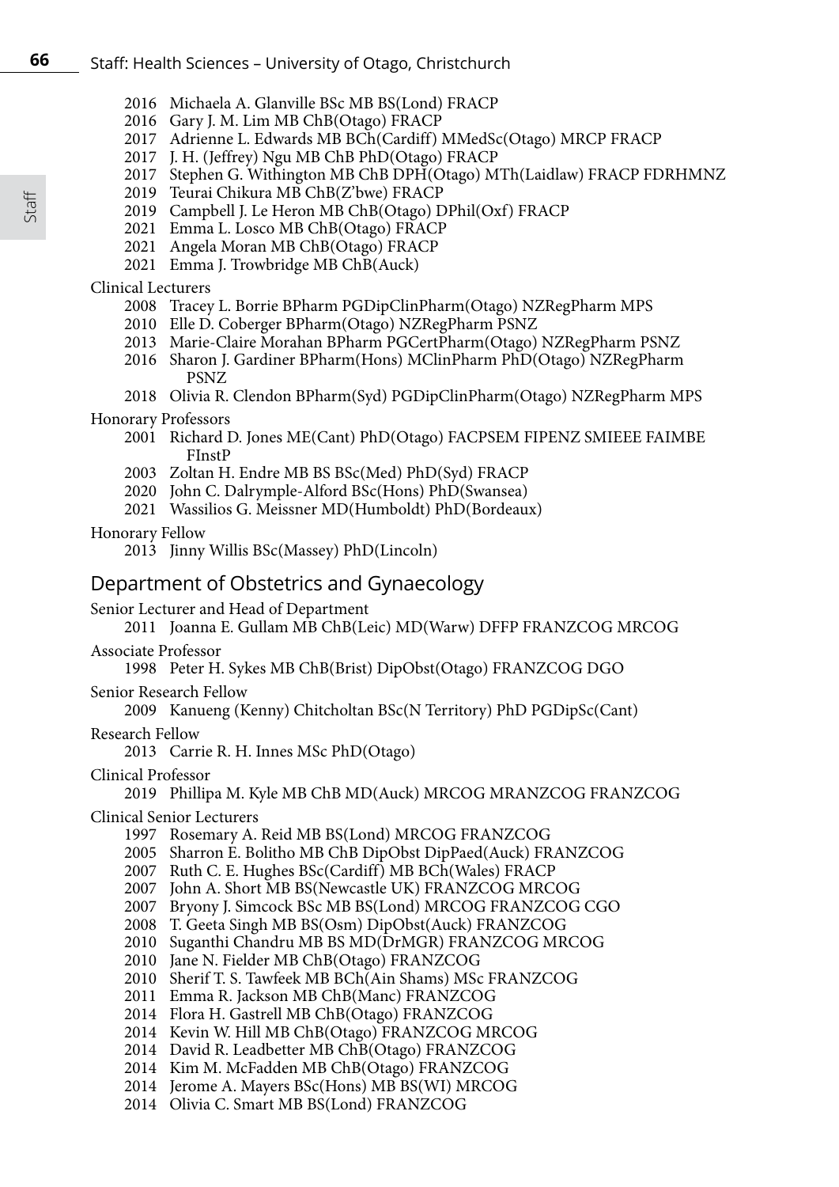2016 Michaela A. Glanville BSc MB BS(Lond) FRACP
2016 Gary J. M. Lim MB ChB(Otago) FRACP
2017 Adrienne L. Edwards MB BCh(Cardiff) MMedSc(Otago) MRCP FRACP
2017 J. H. (Jeffrey) Ngu MB ChB PhD(Otago) FRACP
2017 Stephen G. Withington MB ChB DPH(Otago) MTh(Laidlaw) FRACP FDRHMNZ
2019 Teurai Chikura MB ChB(Z'bwe) FRACP
2019 Campbell J. Le Heron MB ChB(Otago) DPhil(Oxf) FRACP
2021 Emma L. Losco MB ChB(Otago) FRACP
2021 Angela Moran MB ChB(Otago) FRACP
2021 Emma J. Trowbridge MB ChB(Auck)

Clinical Lecturers

2008 Tracey L. Borrie BPharm PGDipClinPharm(Otago) NZRegPharm MPS
2010 Elle D. Coberger BPharm(Otago) NZRegPharm PSNZ
2013 Marie-Claire Morahan BPharm PGCertPharm(Otago) NZRegPharm PSNZ
2016 Sharon J. Gardiner BPharm(Hons) MClinPharm PhD(Otago) NZRegPharm PSNZ
2018 Olivia R. Clendon BPharm(Syd) PGDipClinPharm(Otago) NZRegPharm MPS

Honorary Professors

2001 Richard D. Jones ME(Cant) PhD(Otago) FACPSEM FIPENZ SMIEEE FAIMBE FInstP
2003 Zoltan H. Endre MB BS BSc(Med) PhD(Syd) FRACP
2020 John C. Dalrymple-Alford BSc(Hons) PhD(Swansea)
2021 Wassilios G. Meissner MD(Humboldt) PhD(Bordeaux)

Honorary Fellow

2013 Jinny Willis BSc(Massey) PhD(Lincoln)

## Department of Obstetrics and Gynaecology

Senior Lecturer and Head of Department

2011 Joanna E. Gullam MB ChB(Leic) MD(Warw) DFFP FRANZCOG MRCOG

Associate Professor

1998 Peter H. Sykes MB ChB(Brist) DipObst(Otago) FRANZCOG DGO

Senior Research Fellow

2009 Kanueng (Kenny) Chitcholtan BSc(N Territory) PhD PGDipSc(Cant)

Research Fellow

2013 Carrie R. H. Innes MSc PhD(Otago)

Clinical Professor

2019 Phillipa M. Kyle MB ChB MD(Auck) MRCOG MRANZCOG FRANZCOG

Clinical Senior Lecturers

1997 Rosemary A. Reid MB BS(Lond) MRCOG FRANZCOG
2005 Sharron E. Bolitho MB ChB DipObst DipPaed(Auck) FRANZCOG
2007 Ruth C. E. Hughes BSc(Cardiff) MB BCh(Wales) FRACP
2007 John A. Short MB BS(Newcastle UK) FRANZCOG MRCOG
2007 Bryony J. Simcock BSc MB BS(Lond) MRCOG FRANZCOG CGO
2008 T. Geeta Singh MB BS(Osm) DipObst(Auck) FRANZCOG
2010 Suganthi Chandru MB BS MD(DrMGR) FRANZCOG MRCOG
2010 Jane N. Fielder MB ChB(Otago) FRANZCOG
2010 Sherif T. S. Tawfeek MB BCh(Ain Shams) MSc FRANZCOG
2011 Emma R. Jackson MB ChB(Manc) FRANZCOG
2014 Flora H. Gastrell MB ChB(Otago) FRANZCOG
2014 Kevin W. Hill MB ChB(Otago) FRANZCOG MRCOG
2014 David R. Leadbetter MB ChB(Otago) FRANZCOG
2014 Kim M. McFadden MB ChB(Otago) FRANZCOG
2014 Jerome A. Mayers BSc(Hons) MB BS(WI) MRCOG
2014 Olivia C. Smart MB BS(Lond) FRANZCOG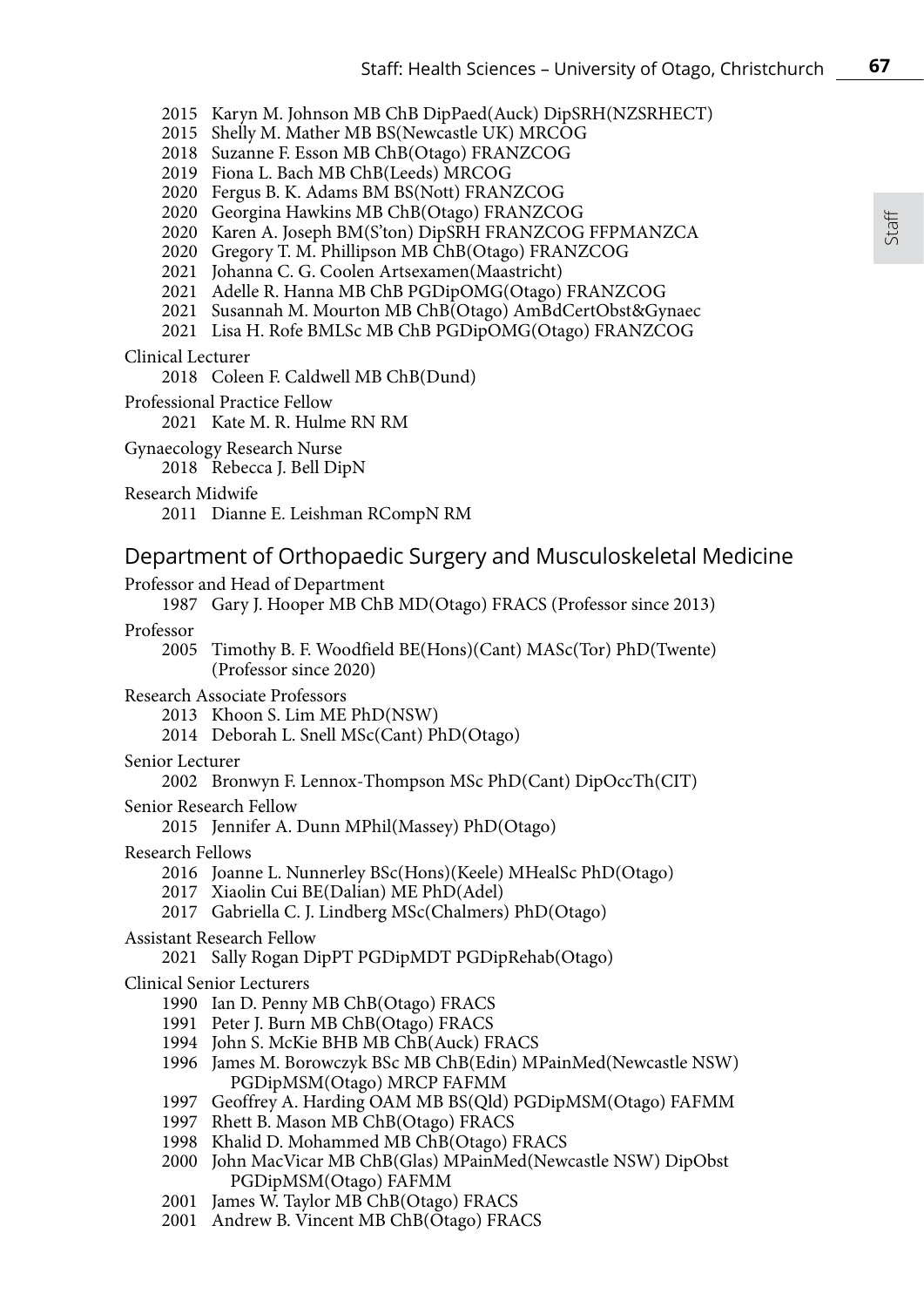2015 Karyn M. Johnson MB ChB DipPaed(Auck) DipSRH(NZSRHECT)
2015 Shelly M. Mather MB BS(Newcastle UK) MRCOG
2018 Suzanne F. Esson MB ChB(Otago) FRANZCOG
2019 Fiona L. Bach MB ChB(Leeds) MRCOG
2020 Fergus B. K. Adams BM BS(Nott) FRANZCOG
2020 Georgina Hawkins MB ChB(Otago) FRANZCOG
2020 Karen A. Joseph BM(S'ton) DipSRH FRANZCOG FFPMANZCA
2020 Gregory T. M. Phillipson MB ChB(Otago) FRANZCOG
2021 Johanna C. G. Coolen Artsexamen(Maastricht)
2021 Adelle R. Hanna MB ChB PGDipOMG(Otago) FRANZCOG
2021 Susannah M. Mourton MB ChB(Otago) AmBdCertObst&Gynaec
2021 Lisa H. Rofe BMLSc MB ChB PGDipOMG(Otago) FRANZCOG

Clinical Lecturer
2018 Coleen F. Caldwell MB ChB(Dund)

Professional Practice Fellow
2021 Kate M. R. Hulme RN RM

Gynaecology Research Nurse
2018 Rebecca J. Bell DipN

Research Midwife
2011 Dianne E. Leishman RCompN RM

## Department of Orthopaedic Surgery and Musculoskeletal Medicine

Professor and Head of Department
1987 Gary J. Hooper MB ChB MD(Otago) FRACS (Professor since 2013)

Professor
2005 Timothy B. F. Woodfield BE(Hons)(Cant) MASc(Tor) PhD(Twente) (Professor since 2020)

Research Associate Professors
2013 Khoon S. Lim ME PhD(NSW)
2014 Deborah L. Snell MSc(Cant) PhD(Otago)

Senior Lecturer
2002 Bronwyn F. Lennox-Thompson MSc PhD(Cant) DipOccTh(CIT)

Senior Research Fellow
2015 Jennifer A. Dunn MPhil(Massey) PhD(Otago)

Research Fellows
2016 Joanne L. Nunnerley BSc(Hons)(Keele) MHealSc PhD(Otago)
2017 Xiaolin Cui BE(Dalian) ME PhD(Adel)
2017 Gabriella C. J. Lindberg MSc(Chalmers) PhD(Otago)

Assistant Research Fellow
2021 Sally Rogan DipPT PGDipMDT PGDipRehab(Otago)

Clinical Senior Lecturers
1990 Ian D. Penny MB ChB(Otago) FRACS
1991 Peter J. Burn MB ChB(Otago) FRACS
1994 John S. McKie BHB MB ChB(Auck) FRACS
1996 James M. Borowczyk BSc MB ChB(Edin) MPainMed(Newcastle NSW) PGDipMSM(Otago) MRCP FAFMM
1997 Geoffrey A. Harding OAM MB BS(Qld) PGDipMSM(Otago) FAFMM
1997 Rhett B. Mason MB ChB(Otago) FRACS
1998 Khalid D. Mohammed MB ChB(Otago) FRACS
2000 John MacVicar MB ChB(Glas) MPainMed(Newcastle NSW) DipObst PGDipMSM(Otago) FAFMM
2001 James W. Taylor MB ChB(Otago) FRACS
2001 Andrew B. Vincent MB ChB(Otago) FRACS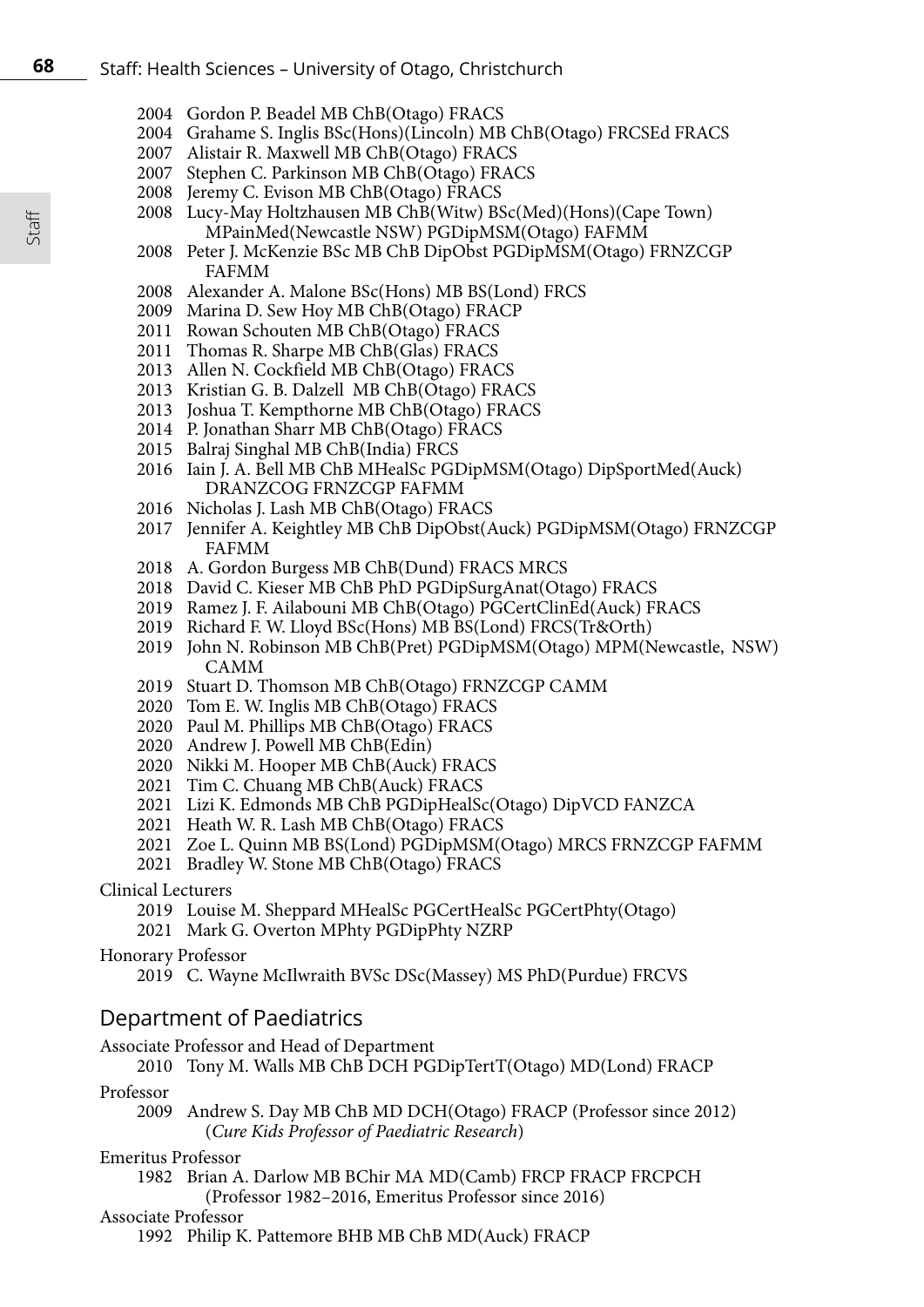2004 Gordon P. Beadel MB ChB(Otago) FRACS
2004 Grahame S. Inglis BSc(Hons)(Lincoln) MB ChB(Otago) FRCSEd FRACS
2007 Alistair R. Maxwell MB ChB(Otago) FRACS
2007 Stephen C. Parkinson MB ChB(Otago) FRACS
2008 Jeremy C. Evison MB ChB(Otago) FRACS
2008 Lucy-May Holtzhausen MB ChB(Witw) BSc(Med)(Hons)(Cape Town) MPainMed(Newcastle NSW) PGDipMSM(Otago) FAFMM
2008 Peter J. McKenzie BSc MB ChB DipObst PGDipMSM(Otago) FRNZCGP FAFMM
2008 Alexander A. Malone BSc(Hons) MB BS(Lond) FRCS
2009 Marina D. Sew Hoy MB ChB(Otago) FRACP
2011 Rowan Schouten MB ChB(Otago) FRACS
2011 Thomas R. Sharpe MB ChB(Glas) FRACS
2013 Allen N. Cockfield MB ChB(Otago) FRACS
2013 Kristian G. B. Dalzell MB ChB(Otago) FRACS
2013 Joshua T. Kempthorne MB ChB(Otago) FRACS
2014 P. Jonathan Sharr MB ChB(Otago) FRACS
2015 Balraj Singhal MB ChB(India) FRCS
2016 Iain J. A. Bell MB ChB MHealSc PGDipMSM(Otago) DipSportMed(Auck) DRANZCOG FRNZCGP FAFMM
2016 Nicholas J. Lash MB ChB(Otago) FRACS
2017 Jennifer A. Keightley MB ChB DipObst(Auck) PGDipMSM(Otago) FRNZCGP FAFMM
2018 A. Gordon Burgess MB ChB(Dund) FRACS MRCS
2018 David C. Kieser MB ChB PhD PGDipSurgAnat(Otago) FRACS
2019 Ramez J. F. Ailabouni MB ChB(Otago) PGCertClinEd(Auck) FRACS
2019 Richard F. W. Lloyd BSc(Hons) MB BS(Lond) FRCS(Tr&Orth)
2019 John N. Robinson MB ChB(Pret) PGDipMSM(Otago) MPM(Newcastle, NSW) CAMM
2019 Stuart D. Thomson MB ChB(Otago) FRNZCGP CAMM
2020 Tom E. W. Inglis MB ChB(Otago) FRACS
2020 Paul M. Phillips MB ChB(Otago) FRACS
2020 Andrew J. Powell MB ChB(Edin)
2020 Nikki M. Hooper MB ChB(Auck) FRACS
2021 Tim C. Chuang MB ChB(Auck) FRACS
2021 Lizi K. Edmonds MB ChB PGDipHealSc(Otago) DipVCD FANZCA
2021 Heath W. R. Lash MB ChB(Otago) FRACS
2021 Zoe L. Quinn MB BS(Lond) PGDipMSM(Otago) MRCS FRNZCGP FAFMM
2021 Bradley W. Stone MB ChB(Otago) FRACS

Clinical Lecturers

2019 Louise M. Sheppard MHealSc PGCertHealSc PGCertPhty(Otago)
2021 Mark G. Overton MPhty PGDipPhty NZRP

Honorary Professor

2019 C. Wayne McIlwraith BVSc DSc(Massey) MS PhD(Purdue) FRCVS

## Department of Paediatrics

Associate Professor and Head of Department

2010 Tony M. Walls MB ChB DCH PGDipTertT(Otago) MD(Lond) FRACP

Professor

2009 Andrew S. Day MB ChB MD DCH(Otago) FRACP (Professor since 2012) (*Cure Kids Professor of Paediatric Research*)

Emeritus Professor

1982 Brian A. Darlow MB BChir MA MD(Camb) FRCP FRACP FRCPCH (Professor 1982–2016, Emeritus Professor since 2016)

Associate Professor

1992 Philip K. Pattemore BHB MB ChB MD(Auck) FRACP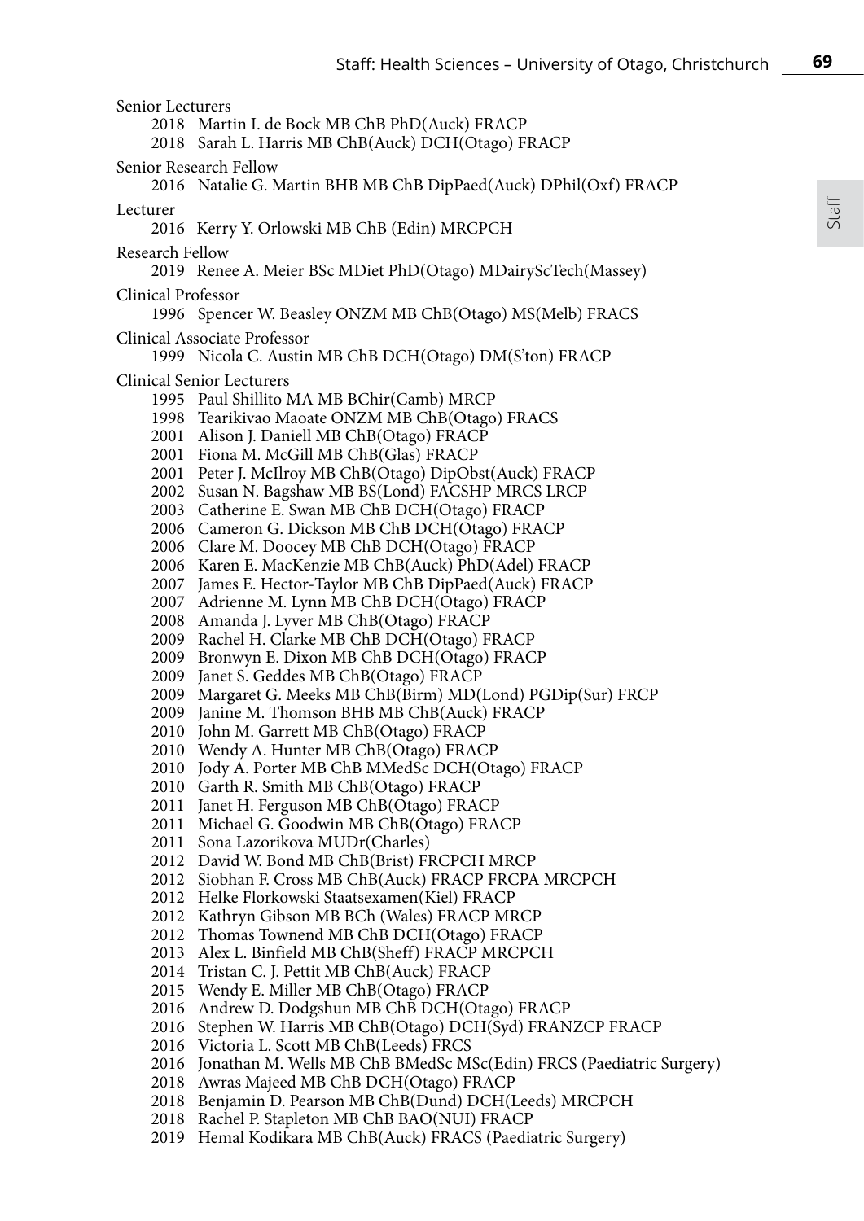Senior Lecturers

2018 Martin I. de Bock MB ChB PhD(Auck) FRACP
2018 Sarah L. Harris MB ChB(Auck) DCH(Otago) FRACP

Senior Research Fellow

2016 Natalie G. Martin BHB MB ChB DipPaed(Auck) DPhil(Oxf) FRACP

Lecturer

2016 Kerry Y. Orlowski MB ChB (Edin) MRCPCH

Research Fellow

2019 Renee A. Meier BSc MDiet PhD(Otago) MDairyScTech(Massey)

Clinical Professor

1996 Spencer W. Beasley ONZM MB ChB(Otago) MS(Melb) FRACS

Clinical Associate Professor

1999 Nicola C. Austin MB ChB DCH(Otago) DM(S'ton) FRACP

Clinical Senior Lecturers

1995 Paul Shillito MA MB BChir(Camb) MRCP
1998 Tearikivao Maoate ONZM MB ChB(Otago) FRACS
2001 Alison J. Daniell MB ChB(Otago) FRACP
2001 Fiona M. McGill MB ChB(Glas) FRACP
2001 Peter J. McIlroy MB ChB(Otago) DipObst(Auck) FRACP
2002 Susan N. Bagshaw MB BS(Lond) FACSHP MRCS LRCP
2003 Catherine E. Swan MB ChB DCH(Otago) FRACP
2006 Cameron G. Dickson MB ChB DCH(Otago) FRACP
2006 Clare M. Doocey MB ChB DCH(Otago) FRACP
2006 Karen E. MacKenzie MB ChB(Auck) PhD(Adel) FRACP
2007 James E. Hector-Taylor MB ChB DipPaed(Auck) FRACP
2007 Adrienne M. Lynn MB ChB DCH(Otago) FRACP
2008 Amanda J. Lyver MB ChB(Otago) FRACP
2009 Rachel H. Clarke MB ChB DCH(Otago) FRACP
2009 Bronwyn E. Dixon MB ChB DCH(Otago) FRACP
2009 Janet S. Geddes MB ChB(Otago) FRACP
2009 Margaret G. Meeks MB ChB(Birm) MD(Lond) PGDip(Sur) FRCP
2009 Janine M. Thomson BHB MB ChB(Auck) FRACP
2010 John M. Garrett MB ChB(Otago) FRACP
2010 Wendy A. Hunter MB ChB(Otago) FRACP
2010 Jody A. Porter MB ChB MMedSc DCH(Otago) FRACP
2010 Garth R. Smith MB ChB(Otago) FRACP
2011 Janet H. Ferguson MB ChB(Otago) FRACP
2011 Michael G. Goodwin MB ChB(Otago) FRACP
2011 Sona Lazorikova MUDr(Charles)
2012 David W. Bond MB ChB(Brist) FRCPCH MRCP
2012 Siobhan F. Cross MB ChB(Auck) FRACP FRCPA MRCPCH
2012 Helke Florkowski Staatsexamen(Kiel) FRACP
2012 Kathryn Gibson MB BCh (Wales) FRACP MRCP
2012 Thomas Townend MB ChB DCH(Otago) FRACP
2013 Alex L. Binfield MB ChB(Sheff) FRACP MRCPCH
2014 Tristan C. J. Pettit MB ChB(Auck) FRACP
2015 Wendy E. Miller MB ChB(Otago) FRACP
2016 Andrew D. Dodgshun MB ChB DCH(Otago) FRACP
2016 Stephen W. Harris MB ChB(Otago) DCH(Syd) FRANZCP FRACP
2016 Victoria L. Scott MB ChB(Leeds) FRCS
2016 Jonathan M. Wells MB ChB BMedSc MSc(Edin) FRCS (Paediatric Surgery)
2018 Awras Majeed MB ChB DCH(Otago) FRACP
2018 Benjamin D. Pearson MB ChB(Dund) DCH(Leeds) MRCPCH
2018 Rachel P. Stapleton MB ChB BAO(NUI) FRACP
2019 Hemal Kodikara MB ChB(Auck) FRACS (Paediatric Surgery)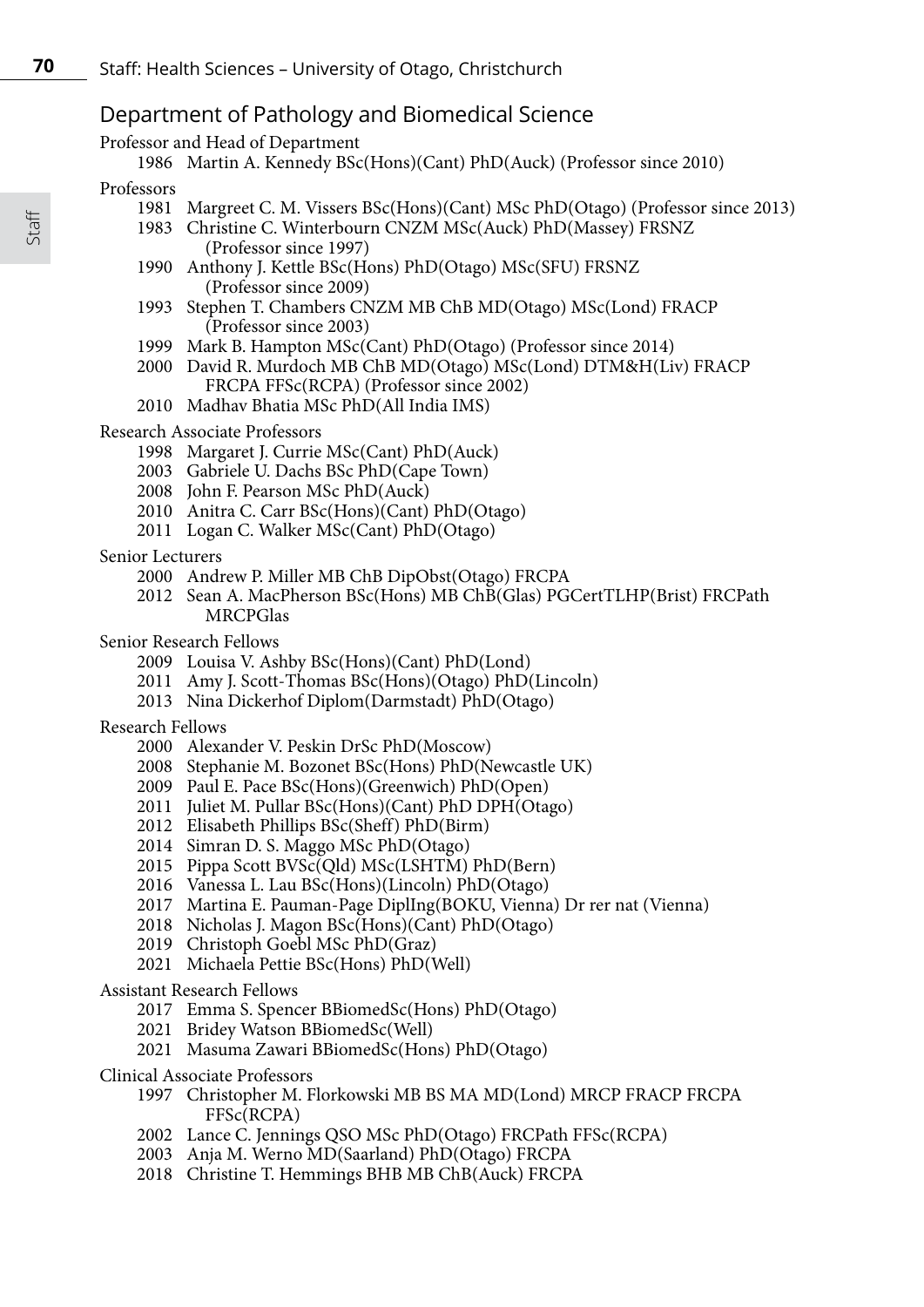## Department of Pathology and Biomedical Science

Professor and Head of Department

- 1986 Martin A. Kennedy BSc(Hons)(Cant) PhD(Auck) (Professor since 2010)

Professors

- 1981 Margreet C. M. Vissers BSc(Hons)(Cant) MSc PhD(Otago) (Professor since 2013)
- 1983 Christine C. Winterbourn CNZM MSc(Auck) PhD(Massey) FRSNZ (Professor since 1997)
- 1990 Anthony J. Kettle BSc(Hons) PhD(Otago) MSc(SFU) FRSNZ (Professor since 2009)
- 1993 Stephen T. Chambers CNZM MB ChB MD(Otago) MSc(Lond) FRACP (Professor since 2003)
- 1999 Mark B. Hampton MSc(Cant) PhD(Otago) (Professor since 2014)
- 2000 David R. Murdoch MB ChB MD(Otago) MSc(Lond) DTM&H(Liv) FRACP FRCPA FFSc(RCPA) (Professor since 2002)
- 2010 Madhav Bhatia MSc PhD(All India IMS)

Research Associate Professors

- 1998 Margaret J. Currie MSc(Cant) PhD(Auck)
- 2003 Gabriele U. Dachs BSc PhD(Cape Town)
- 2008 John F. Pearson MSc PhD(Auck)
- 2010 Anitra C. Carr BSc(Hons)(Cant) PhD(Otago)
- 2011 Logan C. Walker MSc(Cant) PhD(Otago)

Senior Lecturers

- 2000 Andrew P. Miller MB ChB DipObst(Otago) FRCPA
- 2012 Sean A. MacPherson BSc(Hons) MB ChB(Glas) PGCertTLHP(Brist) FRCPath MRCPGlas

Senior Research Fellows

- 2009 Louisa V. Ashby BSc(Hons)(Cant) PhD(Lond)
- 2011 Amy J. Scott-Thomas BSc(Hons)(Otago) PhD(Lincoln)
- 2013 Nina Dickerhof Diplom(Darmstadt) PhD(Otago)

Research Fellows

- 2000 Alexander V. Peskin DrSc PhD(Moscow)
- 2008 Stephanie M. Bozonet BSc(Hons) PhD(Newcastle UK)
- 2009 Paul E. Pace BSc(Hons)(Greenwich) PhD(Open)
- 2011 Juliet M. Pullar BSc(Hons)(Cant) PhD DPH(Otago)
- 2012 Elisabeth Phillips BSc(Sheff) PhD(Birm)
- 2014 Simran D. S. Maggo MSc PhD(Otago)
- 2015 Pippa Scott BVSc(Qld) MSc(LSHTM) PhD(Bern)
- 2016 Vanessa L. Lau BSc(Hons)(Lincoln) PhD(Otago)
- 2017 Martina E. Pauman-Page DiplIng(BOKU, Vienna) Dr rer nat (Vienna)
- 2018 Nicholas J. Magon BSc(Hons)(Cant) PhD(Otago)
- 2019 Christoph Goebl MSc PhD(Graz)
- 2021 Michaela Pettie BSc(Hons) PhD(Well)

Assistant Research Fellows

- 2017 Emma S. Spencer BBiomedSc(Hons) PhD(Otago)
- 2021 Bridey Watson BBiomedSc(Well)
- 2021 Masuma Zawari BBiomedSc(Hons) PhD(Otago)

Clinical Associate Professors

- 1997 Christopher M. Florkowski MB BS MA MD(Lond) MRCP FRACP FRCPA FFSc(RCPA)
- 2002 Lance C. Jennings QSO MSc PhD(Otago) FRCPath FFSc(RCPA)
- 2003 Anja M. Werno MD(Saarland) PhD(Otago) FRCPA
- 2018 Christine T. Hemmings BHB MB ChB(Auck) FRCPA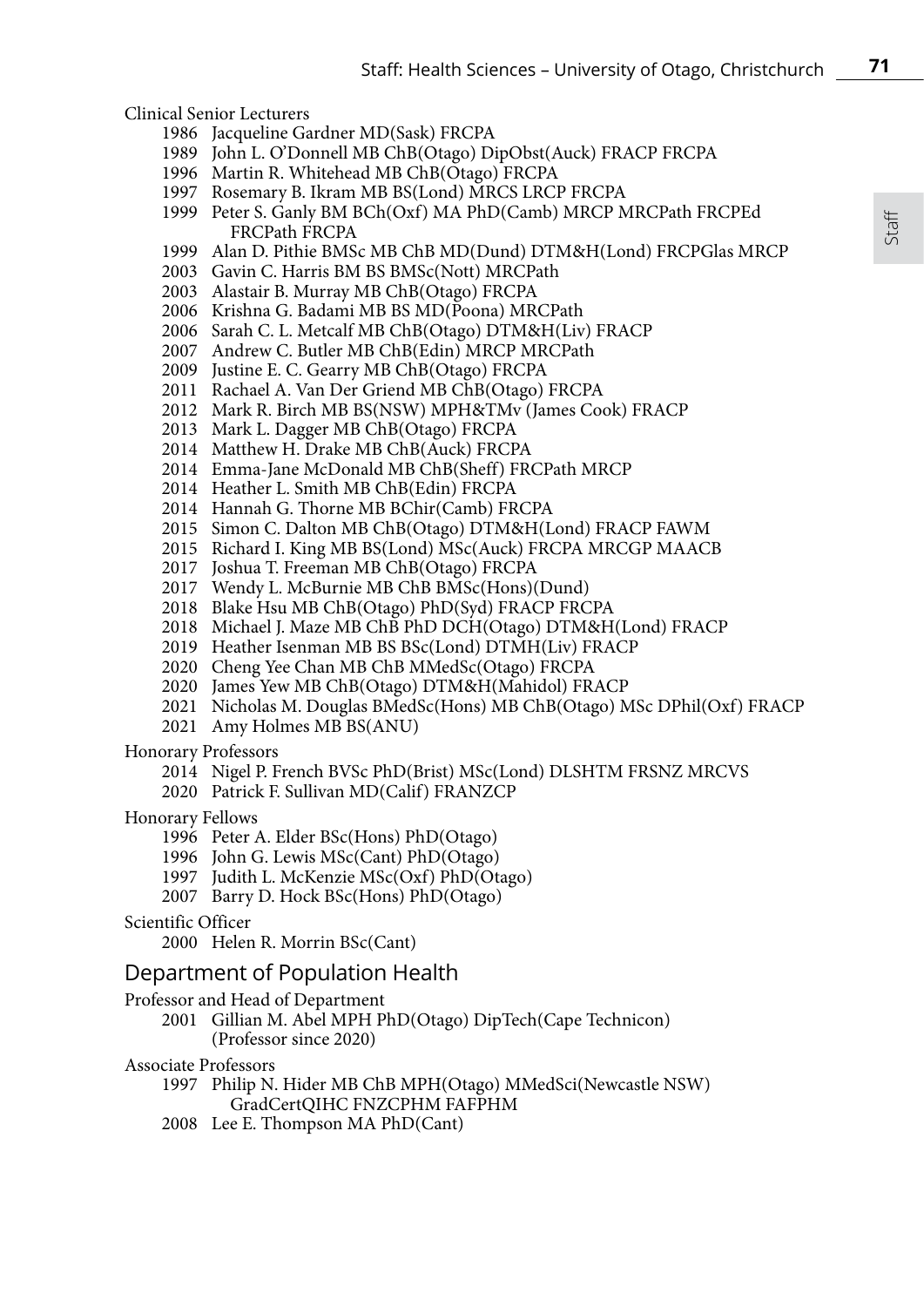Clinical Senior Lecturers

- 1986 Jacqueline Gardner MD(Sask) FRCPA
- 1989 John L. O'Donnell MB ChB(Otago) DipObst(Auck) FRACP FRCPA
- 1996 Martin R. Whitehead MB ChB(Otago) FRCPA
- 1997 Rosemary B. Ikram MB BS(Lond) MRCS LRCP FRCPA
- 1999 Peter S. Ganly BM BCh(Oxf) MA PhD(Camb) MRCP MRCPath FRCPEd FRCPath FRCPA
- 1999 Alan D. Pithie BMSc MB ChB MD(Dund) DTM&H(Lond) FRCPGlas MRCP
- 2003 Gavin C. Harris BM BS BMSc(Nott) MRCPath
- 2003 Alastair B. Murray MB ChB(Otago) FRCPA
- 2006 Krishna G. Badami MB BS MD(Poona) MRCPath
- 2006 Sarah C. L. Metcalf MB ChB(Otago) DTM&H(Liv) FRACP
- 2007 Andrew C. Butler MB ChB(Edin) MRCP MRCPath
- 2009 Justine E. C. Gearry MB ChB(Otago) FRCPA
- 2011 Rachael A. Van Der Griend MB ChB(Otago) FRCPA
- 2012 Mark R. Birch MB BS(NSW) MPH&TMv (James Cook) FRACP
- 2013 Mark L. Dagger MB ChB(Otago) FRCPA
- 2014 Matthew H. Drake MB ChB(Auck) FRCPA
- 2014 Emma-Jane McDonald MB ChB(Sheff) FRCPath MRCP
- 2014 Heather L. Smith MB ChB(Edin) FRCPA
- 2014 Hannah G. Thorne MB BChir(Camb) FRCPA
- 2015 Simon C. Dalton MB ChB(Otago) DTM&H(Lond) FRACP FAWM
- 2015 Richard I. King MB BS(Lond) MSc(Auck) FRCPA MRCGP MAACB
- 2017 Joshua T. Freeman MB ChB(Otago) FRCPA
- 2017 Wendy L. McBurnie MB ChB BMSc(Hons)(Dund)
- 2018 Blake Hsu MB ChB(Otago) PhD(Syd) FRACP FRCPA
- 2018 Michael J. Maze MB ChB PhD DCH(Otago) DTM&H(Lond) FRACP
- 2019 Heather Isenman MB BS BSc(Lond) DTMH(Liv) FRACP
- 2020 Cheng Yee Chan MB ChB MMedSc(Otago) FRCPA
- 2020 James Yew MB ChB(Otago) DTM&H(Mahidol) FRACP
- 2021 Nicholas M. Douglas BMedSc(Hons) MB ChB(Otago) MSc DPhil(Oxf) FRACP
- 2021 Amy Holmes MB BS(ANU)

Honorary Professors

- 2014 Nigel P. French BVSc PhD(Brist) MSc(Lond) DLSHTM FRSNZ MRCVS
- 2020 Patrick F. Sullivan MD(Calif) FRANZCP

Honorary Fellows

- 1996 Peter A. Elder BSc(Hons) PhD(Otago)
- 1996 John G. Lewis MSc(Cant) PhD(Otago)
- 1997 Judith L. McKenzie MSc(Oxf) PhD(Otago)
- 2007 Barry D. Hock BSc(Hons) PhD(Otago)

Scientific Officer

- 2000 Helen R. Morrin BSc(Cant)

## Department of Population Health

Professor and Head of Department

- 2001 Gillian M. Abel MPH PhD(Otago) DipTech(Cape Technicon) (Professor since 2020)

Associate Professors

- 1997 Philip N. Hider MB ChB MPH(Otago) MMedSci(Newcastle NSW) GradCertQIHC FNZCPHM FAFPHM
- 2008 Lee E. Thompson MA PhD(Cant)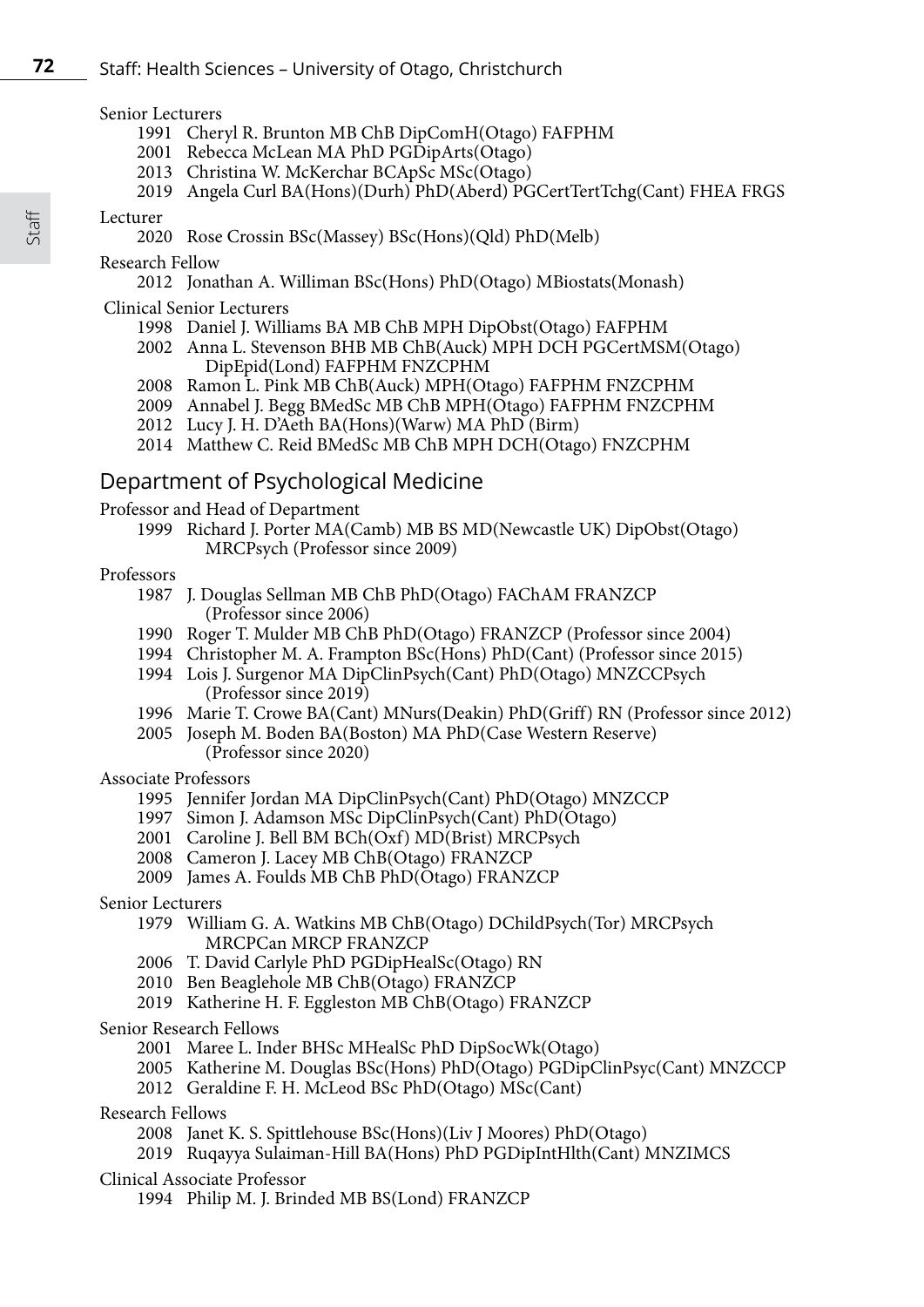Senior Lecturers

- 1991 Cheryl R. Brunton MB ChB DipComH(Otago) FAFPHM
- 2001 Rebecca McLean MA PhD PGDipArts(Otago)
- 2013 Christina W. McKerchar BCApSc MSc(Otago)
- 2019 Angela Curl BA(Hons)(Durh) PhD(Aberd) PGCertTertTchg(Cant) FHEA FRGS

Lecturer

- 2020 Rose Crossin BSc(Massey) BSc(Hons)(Qld) PhD(Melb)

Research Fellow

- 2012 Jonathan A. Williman BSc(Hons) PhD(Otago) MBiostats(Monash)

Clinical Senior Lecturers

- 1998 Daniel J. Williams BA MB ChB MPH DipObst(Otago) FAFPHM
- 2002 Anna L. Stevenson BHB MB ChB(Auck) MPH DCH PGCertMSM(Otago) DipEpid(Lond) FAFPHM FNZCPHM
- 2008 Ramon L. Pink MB ChB(Auck) MPH(Otago) FAFPHM FNZCPHM
- 2009 Annabel J. Begg BMedSc MB ChB MPH(Otago) FAFPHM FNZCPHM
- 2012 Lucy J. H. D'Aeth BA(Hons)(Warw) MA PhD (Birm)
- 2014 Matthew C. Reid BMedSc MB ChB MPH DCH(Otago) FNZCPHM

## Department of Psychological Medicine

Professor and Head of Department

- 1999 Richard J. Porter MA(Camb) MB BS MD(Newcastle UK) DipObst(Otago) MRCPsych (Professor since 2009)

Professors

- 1987 J. Douglas Sellman MB ChB PhD(Otago) FAChAM FRANZCP (Professor since 2006)
- 1990 Roger T. Mulder MB ChB PhD(Otago) FRANZCP (Professor since 2004)
- 1994 Christopher M. A. Frampton BSc(Hons) PhD(Cant) (Professor since 2015)
- 1994 Lois J. Surgenor MA DipClinPsych(Cant) PhD(Otago) MNZCCPsych (Professor since 2019)
- 1996 Marie T. Crowe BA(Cant) MNurs(Deakin) PhD(Griff) RN (Professor since 2012)
- 2005 Joseph M. Boden BA(Boston) MA PhD(Case Western Reserve) (Professor since 2020)

Associate Professors

- 1995 Jennifer Jordan MA DipClinPsych(Cant) PhD(Otago) MNZCCP
- 1997 Simon J. Adamson MSc DipClinPsych(Cant) PhD(Otago)
- 2001 Caroline J. Bell BM BCh(Oxf) MD(Brist) MRCPsych
- 2008 Cameron J. Lacey MB ChB(Otago) FRANZCP
- 2009 James A. Foulds MB ChB PhD(Otago) FRANZCP

Senior Lecturers

- 1979 William G. A. Watkins MB ChB(Otago) DChildPsych(Tor) MRCPsych MRCPCan MRCP FRANZCP
- 2006 T. David Carlyle PhD PGDipHealSc(Otago) RN
- 2010 Ben Beaglehole MB ChB(Otago) FRANZCP
- 2019 Katherine H. F. Eggleston MB ChB(Otago) FRANZCP

Senior Research Fellows

- 2001 Maree L. Inder BHSc MHealSc PhD DipSocWk(Otago)
- 2005 Katherine M. Douglas BSc(Hons) PhD(Otago) PGDipClinPsyc(Cant) MNZCCP
- 2012 Geraldine F. H. McLeod BSc PhD(Otago) MSc(Cant)

Research Fellows

- 2008 Janet K. S. Spittlehouse BSc(Hons)(Liv J Moores) PhD(Otago)
- 2019 Ruqayya Sulaiman-Hill BA(Hons) PhD PGDipIntHlth(Cant) MNZIMCS

Clinical Associate Professor

- 1994 Philip M. J. Brinded MB BS(Lond) FRANZCP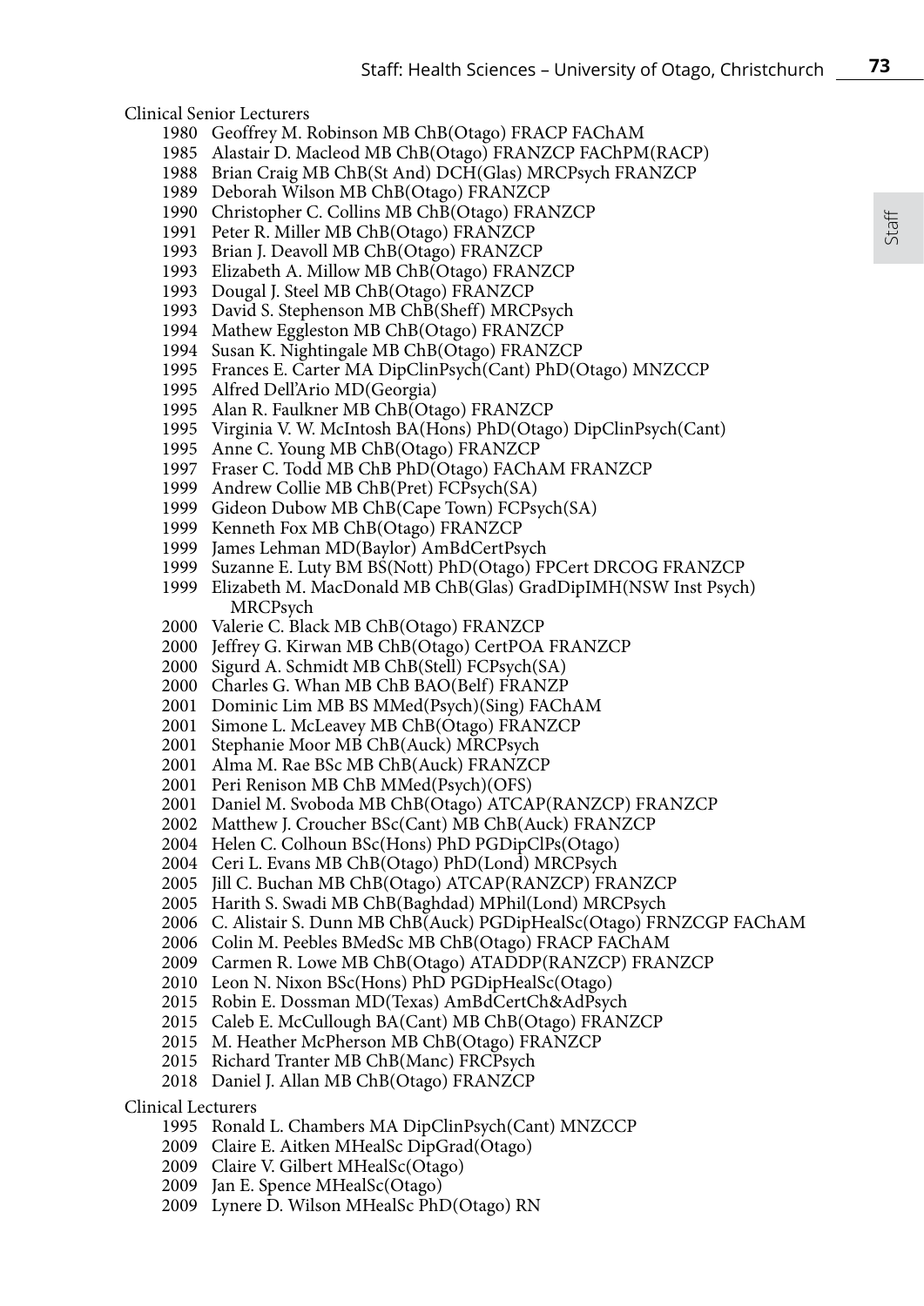Clinical Senior Lecturers

1980 Geoffrey M. Robinson MB ChB(Otago) FRACP FAChAM
1985 Alastair D. Macleod MB ChB(Otago) FRANZCP FAChPM(RACP)
1988 Brian Craig MB ChB(St And) DCH(Glas) MRCPsych FRANZCP
1989 Deborah Wilson MB ChB(Otago) FRANZCP
1990 Christopher C. Collins MB ChB(Otago) FRANZCP
1991 Peter R. Miller MB ChB(Otago) FRANZCP
1993 Brian J. Deavoll MB ChB(Otago) FRANZCP
1993 Elizabeth A. Millow MB ChB(Otago) FRANZCP
1993 Dougal J. Steel MB ChB(Otago) FRANZCP
1993 David S. Stephenson MB ChB(Sheff) MRCPsych
1994 Mathew Eggleston MB ChB(Otago) FRANZCP
1994 Susan K. Nightingale MB ChB(Otago) FRANZCP
1995 Frances E. Carter MA DipClinPsych(Cant) PhD(Otago) MNZCCP
1995 Alfred Dell'Ario MD(Georgia)
1995 Alan R. Faulkner MB ChB(Otago) FRANZCP
1995 Virginia V. W. McIntosh BA(Hons) PhD(Otago) DipClinPsych(Cant)
1995 Anne C. Young MB ChB(Otago) FRANZCP
1997 Fraser C. Todd MB ChB PhD(Otago) FAChAM FRANZCP
1999 Andrew Collie MB ChB(Pret) FCPsych(SA)
1999 Gideon Dubow MB ChB(Cape Town) FCPsych(SA)
1999 Kenneth Fox MB ChB(Otago) FRANZCP
1999 James Lehman MD(Baylor) AmBdCertPsych
1999 Suzanne E. Luty BM BS(Nott) PhD(Otago) FPCert DRCOG FRANZCP
1999 Elizabeth M. MacDonald MB ChB(Glas) GradDipIMH(NSW Inst Psych) MRCPsych
2000 Valerie C. Black MB ChB(Otago) FRANZCP
2000 Jeffrey G. Kirwan MB ChB(Otago) CertPOA FRANZCP
2000 Sigurd A. Schmidt MB ChB(Stell) FCPsych(SA)
2000 Charles G. Whan MB ChB BAO(Belf) FRANZP
2001 Dominic Lim MB BS MMed(Psych)(Sing) FAChAM
2001 Simone L. McLeavey MB ChB(Otago) FRANZCP
2001 Stephanie Moor MB ChB(Auck) MRCPsych
2001 Alma M. Rae BSc MB ChB(Auck) FRANZCP
2001 Peri Renison MB ChB MMed(Psych)(OFS)
2001 Daniel M. Svoboda MB ChB(Otago) ATCAP(RANZCP) FRANZCP
2002 Matthew J. Croucher BSc(Cant) MB ChB(Auck) FRANZCP
2004 Helen C. Colhoun BSc(Hons) PhD PGDipClPs(Otago)
2004 Ceri L. Evans MB ChB(Otago) PhD(Lond) MRCPsych
2005 Jill C. Buchan MB ChB(Otago) ATCAP(RANZCP) FRANZCP
2005 Harith S. Swadi MB ChB(Baghdad) MPhil(Lond) MRCPsych
2006 C. Alistair S. Dunn MB ChB(Auck) PGDipHealSc(Otago) FRNZCGP FAChAM
2006 Colin M. Peebles BMedSc MB ChB(Otago) FRACP FAChAM
2009 Carmen R. Lowe MB ChB(Otago) ATADDP(RANZCP) FRANZCP
2010 Leon N. Nixon BSc(Hons) PhD PGDipHealSc(Otago)
2015 Robin E. Dossman MD(Texas) AmBdCertCh&AdPsych
2015 Caleb E. McCullough BA(Cant) MB ChB(Otago) FRANZCP
2015 M. Heather McPherson MB ChB(Otago) FRANZCP
2015 Richard Tranter MB ChB(Manc) FRCPsych
2018 Daniel J. Allan MB ChB(Otago) FRANZCP

Clinical Lecturers

1995 Ronald L. Chambers MA DipClinPsych(Cant) MNZCCP
2009 Claire E. Aitken MHealSc DipGrad(Otago)
2009 Claire V. Gilbert MHealSc(Otago)
2009 Jan E. Spence MHealSc(Otago)
2009 Lynere D. Wilson MHealSc PhD(Otago) RN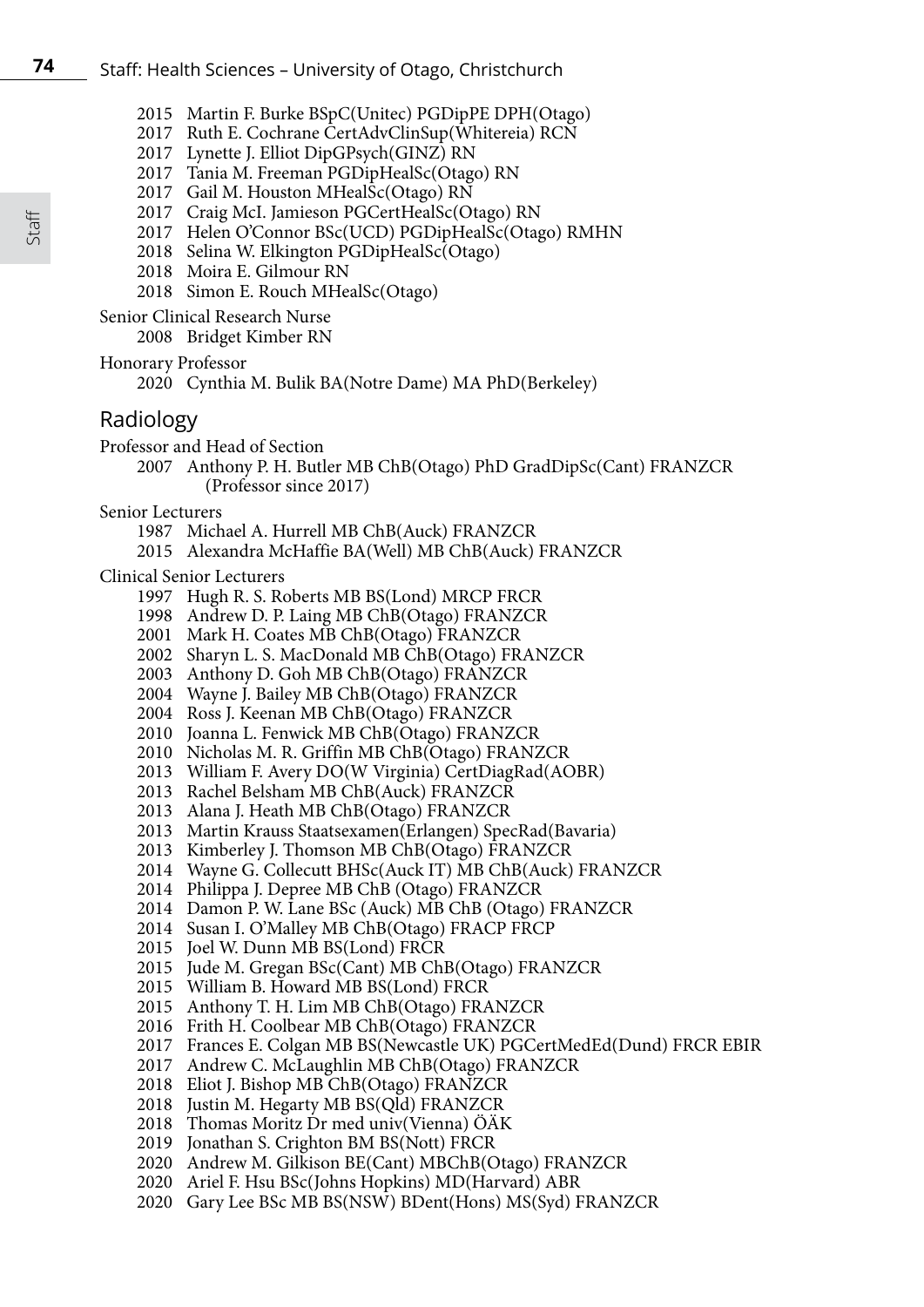2015 Martin F. Burke BSpC(Unitec) PGDipPE DPH(Otago)
2017 Ruth E. Cochrane CertAdvClinSup(Whitereia) RCN
2017 Lynette J. Elliot DipGPsych(GINZ) RN
2017 Tania M. Freeman PGDipHealSc(Otago) RN
2017 Gail M. Houston MHealSc(Otago) RN
2017 Craig McI. Jamieson PGCertHealSc(Otago) RN
2017 Helen O'Connor BSc(UCD) PGDipHealSc(Otago) RMHN
2018 Selina W. Elkington PGDipHealSc(Otago)
2018 Moira E. Gilmour RN
2018 Simon E. Rouch MHealSc(Otago)

Senior Clinical Research Nurse

2008 Bridget Kimber RN

Honorary Professor

2020 Cynthia M. Bulik BA(Notre Dame) MA PhD(Berkeley)

## Radiology

Professor and Head of Section

2007 Anthony P. H. Butler MB ChB(Otago) PhD GradDipSc(Cant) FRANZCR (Professor since 2017)

Senior Lecturers

1987 Michael A. Hurrell MB ChB(Auck) FRANZCR
2015 Alexandra McHaffie BA(Well) MB ChB(Auck) FRANZCR

Clinical Senior Lecturers

1997 Hugh R. S. Roberts MB BS(Lond) MRCP FRCR
1998 Andrew D. P. Laing MB ChB(Otago) FRANZCR
2001 Mark H. Coates MB ChB(Otago) FRANZCR
2002 Sharyn L. S. MacDonald MB ChB(Otago) FRANZCR
2003 Anthony D. Goh MB ChB(Otago) FRANZCR
2004 Wayne J. Bailey MB ChB(Otago) FRANZCR
2004 Ross J. Keenan MB ChB(Otago) FRANZCR
2010 Joanna L. Fenwick MB ChB(Otago) FRANZCR
2010 Nicholas M. R. Griffin MB ChB(Otago) FRANZCR
2013 William F. Avery DO(W Virginia) CertDiagRad(AOBR)
2013 Rachel Belsham MB ChB(Auck) FRANZCR
2013 Alana J. Heath MB ChB(Otago) FRANZCR
2013 Martin Krauss Staatsexamen(Erlangen) SpecRad(Bavaria)
2013 Kimberley J. Thomson MB ChB(Otago) FRANZCR
2014 Wayne G. Collecutt BHSc(Auck IT) MB ChB(Auck) FRANZCR
2014 Philippa J. Depree MB ChB (Otago) FRANZCR
2014 Damon P. W. Lane BSc (Auck) MB ChB (Otago) FRANZCR
2014 Susan I. O'Malley MB ChB(Otago) FRACP FRCP
2015 Joel W. Dunn MB BS(Lond) FRCR
2015 Jude M. Gregan BSc(Cant) MB ChB(Otago) FRANZCR
2015 William B. Howard MB BS(Lond) FRCR
2015 Anthony T. H. Lim MB ChB(Otago) FRANZCR
2016 Frith H. Coolbear MB ChB(Otago) FRANZCR
2017 Frances E. Colgan MB BS(Newcastle UK) PGCertMedEd(Dund) FRCR EBIR
2017 Andrew C. McLaughlin MB ChB(Otago) FRANZCR
2018 Eliot J. Bishop MB ChB(Otago) FRANZCR
2018 Justin M. Hegarty MB BS(Qld) FRANZCR
2018 Thomas Moritz Dr med univ(Vienna) ÖÄK
2019 Jonathan S. Crighton BM BS(Nott) FRCR
2020 Andrew M. Gilkison BE(Cant) MBChB(Otago) FRANZCR
2020 Ariel F. Hsu BSc(Johns Hopkins) MD(Harvard) ABR
2020 Gary Lee BSc MB BS(NSW) BDent(Hons) MS(Syd) FRANZCR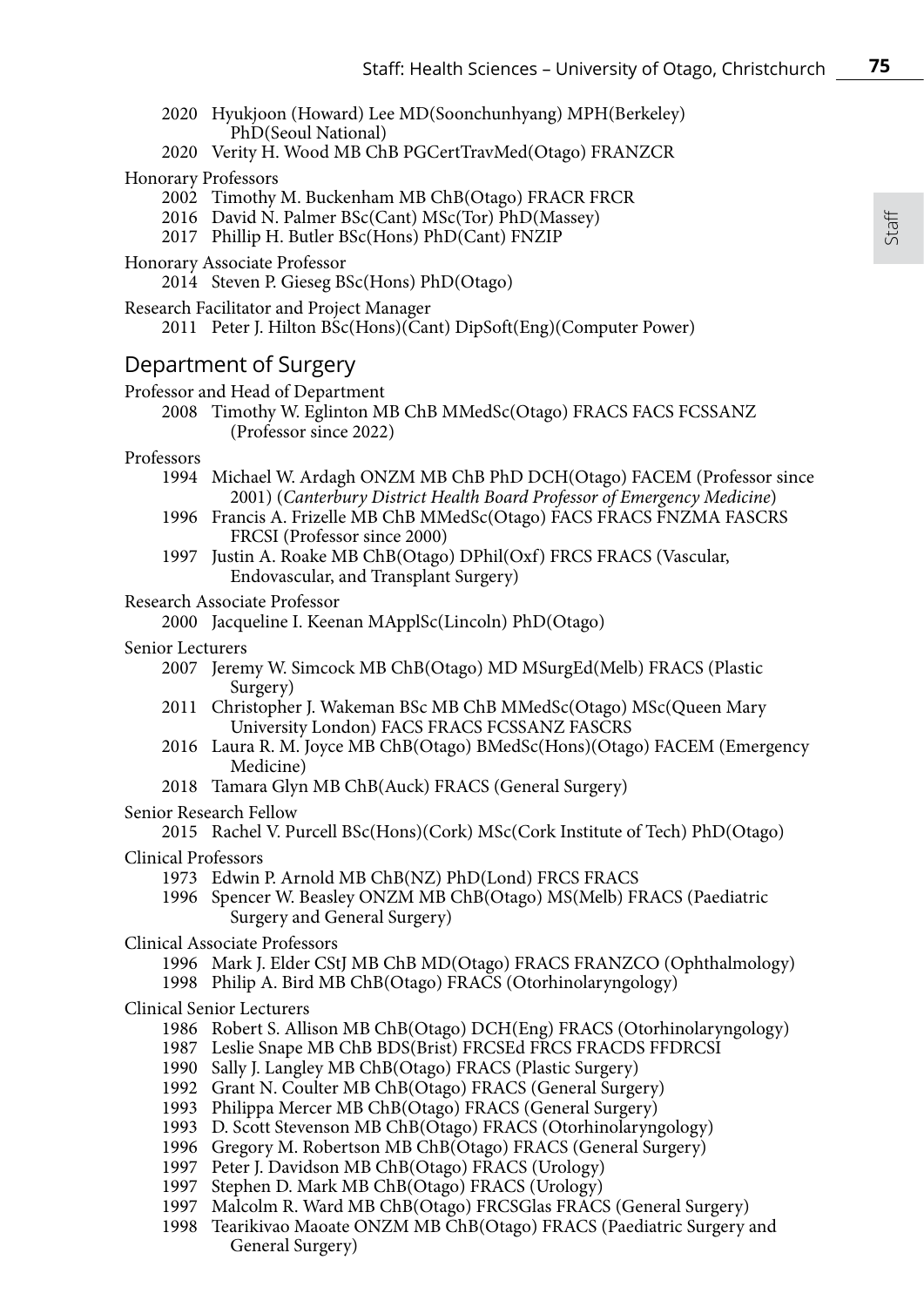2020 Hyukjoon (Howard) Lee MD(Soonchunhyang) MPH(Berkeley) PhD(Seoul National)
2020 Verity H. Wood MB ChB PGCertTravMed(Otago) FRANZCR

Honorary Professors
2002 Timothy M. Buckenham MB ChB(Otago) FRACR FRCR
2016 David N. Palmer BSc(Cant) MSc(Tor) PhD(Massey)
2017 Phillip H. Butler BSc(Hons) PhD(Cant) FNZIP

Honorary Associate Professor
2014 Steven P. Gieseg BSc(Hons) PhD(Otago)

Research Facilitator and Project Manager
2011 Peter J. Hilton BSc(Hons)(Cant) DipSoft(Eng)(Computer Power)

## Department of Surgery

Professor and Head of Department
2008 Timothy W. Eglinton MB ChB MMedSc(Otago) FRACS FACS FCSSANZ (Professor since 2022)

Professors
1994 Michael W. Ardagh ONZM MB ChB PhD DCH(Otago) FACEM (Professor since 2001) (*Canterbury District Health Board Professor of Emergency Medicine*)
1996 Francis A. Frizelle MB ChB MMedSc(Otago) FACS FRACS FNZMA FASCRS FRCSI (Professor since 2000)
1997 Justin A. Roake MB ChB(Otago) DPhil(Oxf) FRCS FRACS (Vascular, Endovascular, and Transplant Surgery)

Research Associate Professor
2000 Jacqueline I. Keenan MApplSc(Lincoln) PhD(Otago)

Senior Lecturers
2007 Jeremy W. Simcock MB ChB(Otago) MD MSurgEd(Melb) FRACS (Plastic Surgery)
2011 Christopher J. Wakeman BSc MB ChB MMedSc(Otago) MSc(Queen Mary University London) FACS FRACS FCSSANZ FASCRS
2016 Laura R. M. Joyce MB ChB(Otago) BMedSc(Hons)(Otago) FACEM (Emergency Medicine)
2018 Tamara Glyn MB ChB(Auck) FRACS (General Surgery)

Senior Research Fellow
2015 Rachel V. Purcell BSc(Hons)(Cork) MSc(Cork Institute of Tech) PhD(Otago)

Clinical Professors
1973 Edwin P. Arnold MB ChB(NZ) PhD(Lond) FRCS FRACS
1996 Spencer W. Beasley ONZM MB ChB(Otago) MS(Melb) FRACS (Paediatric Surgery and General Surgery)

Clinical Associate Professors
1996 Mark J. Elder CStJ MB ChB MD(Otago) FRACS FRANZCO (Ophthalmology)
1998 Philip A. Bird MB ChB(Otago) FRACS (Otorhinolaryngology)

Clinical Senior Lecturers
1986 Robert S. Allison MB ChB(Otago) DCH(Eng) FRACS (Otorhinolaryngology)
1987 Leslie Snape MB ChB BDS(Brist) FRCSEd FRCS FRACDS FFDRCSI
1990 Sally J. Langley MB ChB(Otago) FRACS (Plastic Surgery)
1992 Grant N. Coulter MB ChB(Otago) FRACS (General Surgery)
1993 Philippa Mercer MB ChB(Otago) FRACS (General Surgery)
1993 D. Scott Stevenson MB ChB(Otago) FRACS (Otorhinolaryngology)
1996 Gregory M. Robertson MB ChB(Otago) FRACS (General Surgery)
1997 Peter J. Davidson MB ChB(Otago) FRACS (Urology)
1997 Stephen D. Mark MB ChB(Otago) FRACS (Urology)
1997 Malcolm R. Ward MB ChB(Otago) FRCSGlas FRACS (General Surgery)
1998 Tearikivao Maoate ONZM MB ChB(Otago) FRACS (Paediatric Surgery and General Surgery)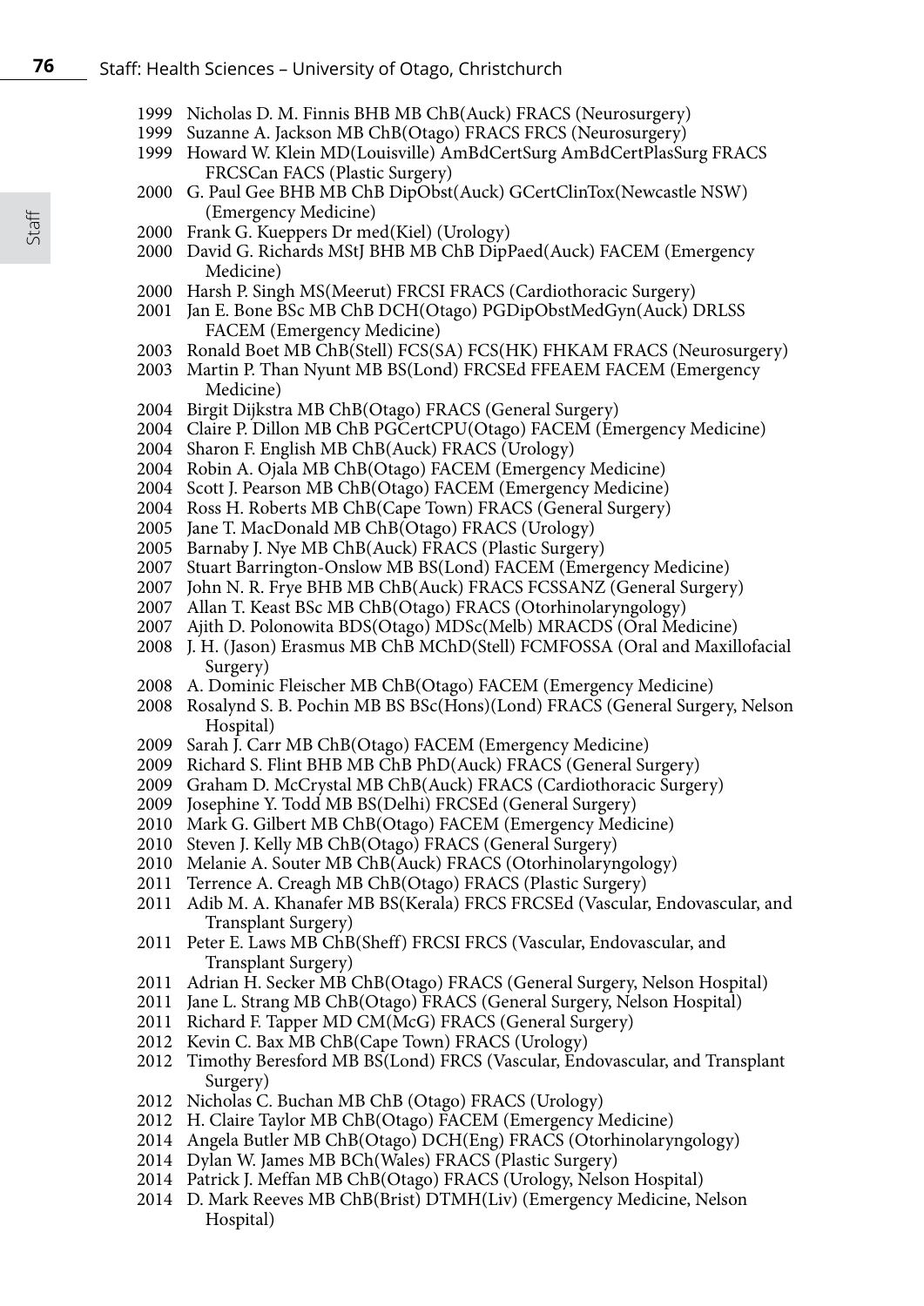1999 Nicholas D. M. Finnis BHB MB ChB(Auck) FRACS (Neurosurgery)
1999 Suzanne A. Jackson MB ChB(Otago) FRACS FRCS (Neurosurgery)
1999 Howard W. Klein MD(Louisville) AmBdCertSurg AmBdCertPlasSurg FRACS FRCSCan FACS (Plastic Surgery)
2000 G. Paul Gee BHB MB ChB DipObst(Auck) GCertClinTox(Newcastle NSW) (Emergency Medicine)
2000 Frank G. Kueppers Dr med(Kiel) (Urology)
2000 David G. Richards MStJ BHB MB ChB DipPaed(Auck) FACEM (Emergency Medicine)
2000 Harsh P. Singh MS(Meerut) FRCSI FRACS (Cardiothoracic Surgery)
2001 Jan E. Bone BSc MB ChB DCH(Otago) PGDipObstMedGyn(Auck) DRLSS FACEM (Emergency Medicine)
2003 Ronald Boet MB ChB(Stell) FCS(SA) FCS(HK) FHKAM FRACS (Neurosurgery)
2003 Martin P. Than Nyunt MB BS(Lond) FRCSEd FFEAEM FACEM (Emergency Medicine)
2004 Birgit Dijkstra MB ChB(Otago) FRACS (General Surgery)
2004 Claire P. Dillon MB ChB PGCertCPU(Otago) FACEM (Emergency Medicine)
2004 Sharon F. English MB ChB(Auck) FRACS (Urology)
2004 Robin A. Ojala MB ChB(Otago) FACEM (Emergency Medicine)
2004 Scott J. Pearson MB ChB(Otago) FACEM (Emergency Medicine)
2004 Ross H. Roberts MB ChB(Cape Town) FRACS (General Surgery)
2005 Jane T. MacDonald MB ChB(Otago) FRACS (Urology)
2005 Barnaby J. Nye MB ChB(Auck) FRACS (Plastic Surgery)
2007 Stuart Barrington-Onslow MB BS(Lond) FACEM (Emergency Medicine)
2007 John N. R. Frye BHB MB ChB(Auck) FRACS FCSSANZ (General Surgery)
2007 Allan T. Keast BSc MB ChB(Otago) FRACS (Otorhinolaryngology)
2007 Ajith D. Polonowita BDS(Otago) MDSc(Melb) MRACDS (Oral Medicine)
2008 J. H. (Jason) Erasmus MB ChB MChD(Stell) FCMFOSSA (Oral and Maxillofacial Surgery)
2008 A. Dominic Fleischer MB ChB(Otago) FACEM (Emergency Medicine)
2008 Rosalynd S. B. Pochin MB BS BSc(Hons)(Lond) FRACS (General Surgery, Nelson Hospital)
2009 Sarah J. Carr MB ChB(Otago) FACEM (Emergency Medicine)
2009 Richard S. Flint BHB MB ChB PhD(Auck) FRACS (General Surgery)
2009 Graham D. McCrystal MB ChB(Auck) FRACS (Cardiothoracic Surgery)
2009 Josephine Y. Todd MB BS(Delhi) FRCSEd (General Surgery)
2010 Mark G. Gilbert MB ChB(Otago) FACEM (Emergency Medicine)
2010 Steven J. Kelly MB ChB(Otago) FRACS (General Surgery)
2010 Melanie A. Souter MB ChB(Auck) FRACS (Otorhinolaryngology)
2011 Terrence A. Creagh MB ChB(Otago) FRACS (Plastic Surgery)
2011 Adib M. A. Khanafer MB BS(Kerala) FRCS FRCSEd (Vascular, Endovascular, and Transplant Surgery)
2011 Peter E. Laws MB ChB(Sheff) FRCSI FRCS (Vascular, Endovascular, and Transplant Surgery)
2011 Adrian H. Secker MB ChB(Otago) FRACS (General Surgery, Nelson Hospital)
2011 Jane L. Strang MB ChB(Otago) FRACS (General Surgery, Nelson Hospital)
2011 Richard F. Tapper MD CM(McG) FRACS (General Surgery)
2012 Kevin C. Bax MB ChB(Cape Town) FRACS (Urology)
2012 Timothy Beresford MB BS(Lond) FRCS (Vascular, Endovascular, and Transplant Surgery)
2012 Nicholas C. Buchan MB ChB (Otago) FRACS (Urology)
2012 H. Claire Taylor MB ChB(Otago) FACEM (Emergency Medicine)
2014 Angela Butler MB ChB(Otago) DCH(Eng) FRACS (Otorhinolaryngology)
2014 Dylan W. James MB BCh(Wales) FRACS (Plastic Surgery)
2014 Patrick J. Meffan MB ChB(Otago) FRACS (Urology, Nelson Hospital)
2014 D. Mark Reeves MB ChB(Brist) DTMH(Liv) (Emergency Medicine, Nelson Hospital)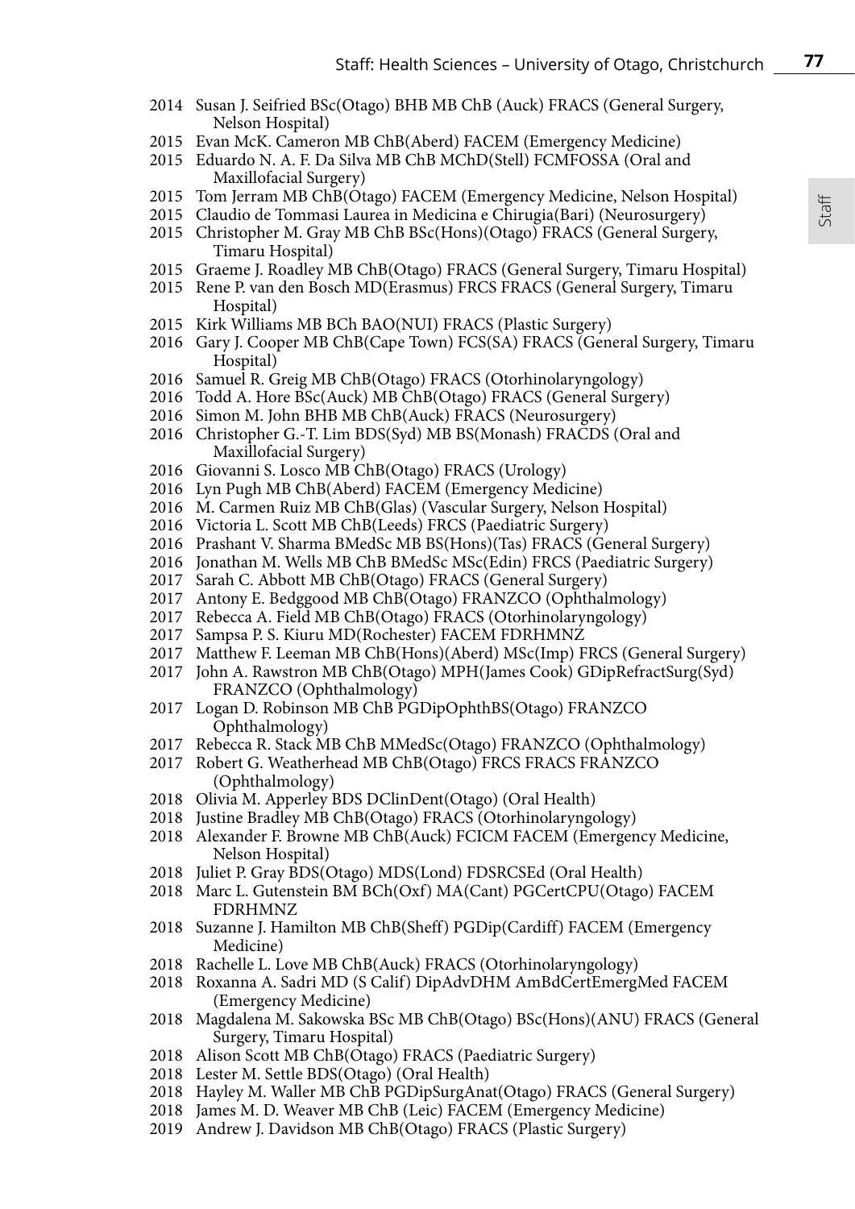2014 Susan J. Seifried BSc(Otago) BHB MB ChB (Auck) FRACS (General Surgery, Nelson Hospital)
2015 Evan McK. Cameron MB ChB(Aberd) FACEM (Emergency Medicine)
2015 Eduardo N. A. F. Da Silva MB ChB MChD(Stell) FCMFOSSA (Oral and Maxillofacial Surgery)
2015 Tom Jerram MB ChB(Otago) FACEM (Emergency Medicine, Nelson Hospital)
2015 Claudio de Tommasi Laurea in Medicina e Chirugia(Bari) (Neurosurgery)
2015 Christopher M. Gray MB ChB BSc(Hons)(Otago) FRACS (General Surgery, Timaru Hospital)
2015 Graeme J. Roadley MB ChB(Otago) FRACS (General Surgery, Timaru Hospital)
2015 Rene P. van den Bosch MD(Erasmus) FRCS FRACS (General Surgery, Timaru Hospital)
2015 Kirk Williams MB BCh BAO(NUI) FRACS (Plastic Surgery)
2016 Gary J. Cooper MB ChB(Cape Town) FCS(SA) FRACS (General Surgery, Timaru Hospital)
2016 Samuel R. Greig MB ChB(Otago) FRACS (Otorhinolaryngology)
2016 Todd A. Hore BSc(Auck) MB ChB(Otago) FRACS (General Surgery)
2016 Simon M. John BHB MB ChB(Auck) FRACS (Neurosurgery)
2016 Christopher G.-T. Lim BDS(Syd) MB BS(Monash) FRACDS (Oral and Maxillofacial Surgery)
2016 Giovanni S. Losco MB ChB(Otago) FRACS (Urology)
2016 Lyn Pugh MB ChB(Aberd) FACEM (Emergency Medicine)
2016 M. Carmen Ruiz MB ChB(Glas) (Vascular Surgery, Nelson Hospital)
2016 Victoria L. Scott MB ChB(Leeds) FRCS (Paediatric Surgery)
2016 Prashant V. Sharma BMedSc MB BS(Hons)(Tas) FRACS (General Surgery)
2016 Jonathan M. Wells MB ChB BMedSc MSc(Edin) FRCS (Paediatric Surgery)
2017 Sarah C. Abbott MB ChB(Otago) FRACS (General Surgery)
2017 Antony E. Bedggood MB ChB(Otago) FRANZCO (Ophthalmology)
2017 Rebecca A. Field MB ChB(Otago) FRACS (Otorhinolaryngology)
2017 Sampsa P. S. Kiuru MD(Rochester) FACEM FDRHMNZ
2017 Matthew F. Leeman MB ChB(Hons)(Aberd) MSc(Imp) FRCS (General Surgery)
2017 John A. Rawstron MB ChB(Otago) MPH(James Cook) GDipRefractSurg(Syd) FRANZCO (Ophthalmology)
2017 Logan D. Robinson MB ChB PGDipOphthBS(Otago) FRANZCO Ophthalmology)
2017 Rebecca R. Stack MB ChB MMedSc(Otago) FRANZCO (Ophthalmology)
2017 Robert G. Weatherhead MB ChB(Otago) FRCS FRACS FRANZCO (Ophthalmology)
2018 Olivia M. Apperley BDS DClinDent(Otago) (Oral Health)
2018 Justine Bradley MB ChB(Otago) FRACS (Otorhinolaryngology)
2018 Alexander F. Browne MB ChB(Auck) FCICM FACEM (Emergency Medicine, Nelson Hospital)
2018 Juliet P. Gray BDS(Otago) MDS(Lond) FDSRCSEd (Oral Health)
2018 Marc L. Gutenstein BM BCh(Oxf) MA(Cant) PGCertCPU(Otago) FACEM FDRHMNZ
2018 Suzanne J. Hamilton MB ChB(Sheff) PGDip(Cardiff) FACEM (Emergency Medicine)
2018 Rachelle L. Love MB ChB(Auck) FRACS (Otorhinolaryngology)
2018 Roxanna A. Sadri MD (S Calif) DipAdvDHM AmBdCertEmergMed FACEM (Emergency Medicine)
2018 Magdalena M. Sakowska BSc MB ChB(Otago) BSc(Hons)(ANU) FRACS (General Surgery, Timaru Hospital)
2018 Alison Scott MB ChB(Otago) FRACS (Paediatric Surgery)
2018 Lester M. Settle BDS(Otago) (Oral Health)
2018 Hayley M. Waller MB ChB PGDipSurgAnat(Otago) FRACS (General Surgery)
2018 James M. D. Weaver MB ChB (Leic) FACEM (Emergency Medicine)
2019 Andrew J. Davidson MB ChB(Otago) FRACS (Plastic Surgery)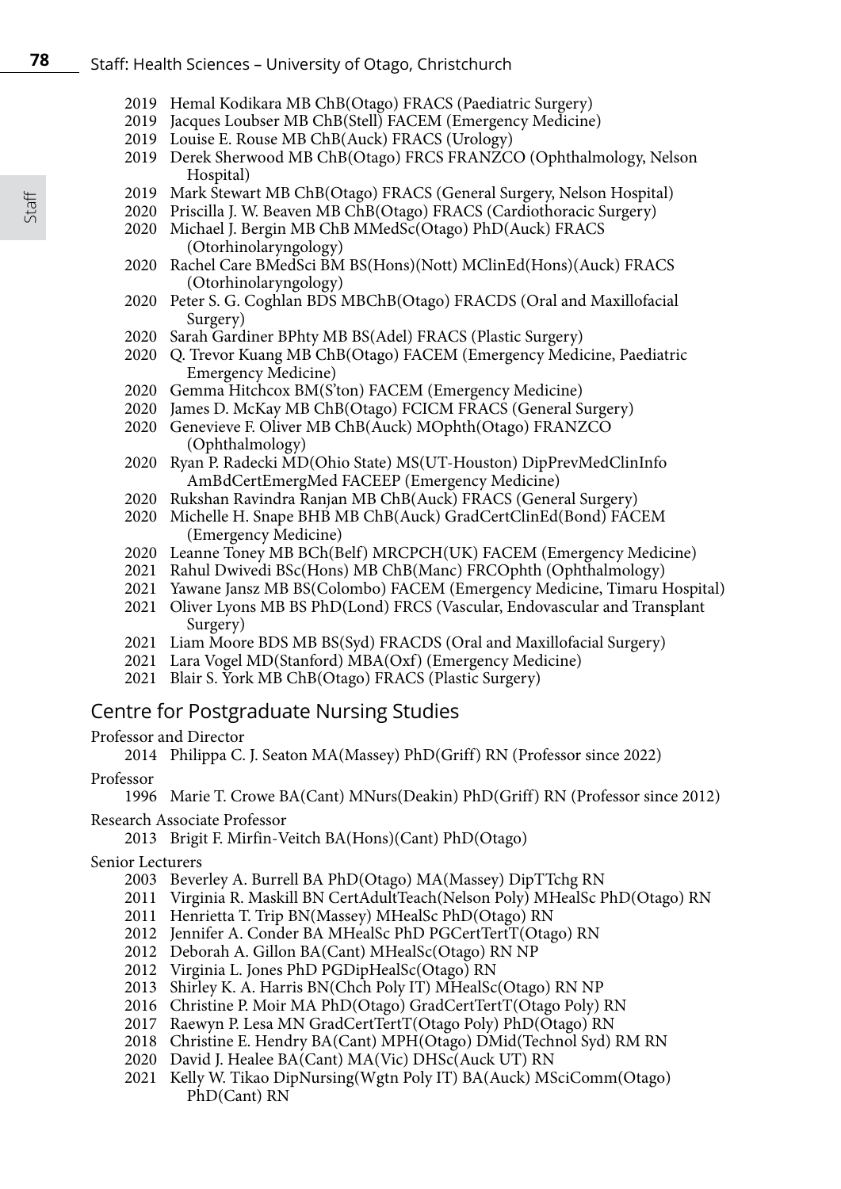2019 Hemal Kodikara MB ChB(Otago) FRACS (Paediatric Surgery)
2019 Jacques Loubser MB ChB(Stell) FACEM (Emergency Medicine)
2019 Louise E. Rouse MB ChB(Auck) FRACS (Urology)
2019 Derek Sherwood MB ChB(Otago) FRCS FRANZCO (Ophthalmology, Nelson Hospital)
2019 Mark Stewart MB ChB(Otago) FRACS (General Surgery, Nelson Hospital)
2020 Priscilla J. W. Beaven MB ChB(Otago) FRACS (Cardiothoracic Surgery)
2020 Michael J. Bergin MB ChB MMedSc(Otago) PhD(Auck) FRACS (Otorhinolaryngology)
2020 Rachel Care BMedSci BM BS(Hons)(Nott) MClinEd(Hons)(Auck) FRACS (Otorhinolaryngology)
2020 Peter S. G. Coghlan BDS MBChB(Otago) FRACDS (Oral and Maxillofacial Surgery)
2020 Sarah Gardiner BPhty MB BS(Adel) FRACS (Plastic Surgery)
2020 Q. Trevor Kuang MB ChB(Otago) FACEM (Emergency Medicine, Paediatric Emergency Medicine)
2020 Gemma Hitchcox BM(S'ton) FACEM (Emergency Medicine)
2020 James D. McKay MB ChB(Otago) FCICM FRACS (General Surgery)
2020 Genevieve F. Oliver MB ChB(Auck) MOphth(Otago) FRANZCO (Ophthalmology)
2020 Ryan P. Radecki MD(Ohio State) MS(UT-Houston) DipPrevMedClinInfo AmBdCertEmergMed FACEEP (Emergency Medicine)
2020 Rukshan Ravindra Ranjan MB ChB(Auck) FRACS (General Surgery)
2020 Michelle H. Snape BHB MB ChB(Auck) GradCertClinEd(Bond) FACEM (Emergency Medicine)
2020 Leanne Toney MB BCh(Belf) MRCPCH(UK) FACEM (Emergency Medicine)
2021 Rahul Dwivedi BSc(Hons) MB ChB(Manc) FRCOphth (Ophthalmology)
2021 Yawane Jansz MB BS(Colombo) FACEM (Emergency Medicine, Timaru Hospital)
2021 Oliver Lyons MB BS PhD(Lond) FRCS (Vascular, Endovascular and Transplant Surgery)
2021 Liam Moore BDS MB BS(Syd) FRACDS (Oral and Maxillofacial Surgery)
2021 Lara Vogel MD(Stanford) MBA(Oxf) (Emergency Medicine)
2021 Blair S. York MB ChB(Otago) FRACS (Plastic Surgery)

## Centre for Postgraduate Nursing Studies

Professor and Director

2014 Philippa C. J. Seaton MA(Massey) PhD(Griff) RN (Professor since 2022)

Professor

1996 Marie T. Crowe BA(Cant) MNurs(Deakin) PhD(Griff) RN (Professor since 2012)

Research Associate Professor

2013 Brigit F. Mirfin-Veitch BA(Hons)(Cant) PhD(Otago)

Senior Lecturers

2003 Beverley A. Burrell BA PhD(Otago) MA(Massey) DipTTchg RN
2011 Virginia R. Maskill BN CertAdultTeach(Nelson Poly) MHealSc PhD(Otago) RN
2011 Henrietta T. Trip BN(Massey) MHealSc PhD(Otago) RN
2012 Jennifer A. Conder BA MHealSc PhD PGCertTertT(Otago) RN
2012 Deborah A. Gillon BA(Cant) MHealSc(Otago) RN NP
2012 Virginia L. Jones PhD PGDipHealSc(Otago) RN
2013 Shirley K. A. Harris BN(Chch Poly IT) MHealSc(Otago) RN NP
2016 Christine P. Moir MA PhD(Otago) GradCertTertT(Otago Poly) RN
2017 Raewyn P. Lesa MN GradCertTertT(Otago Poly) PhD(Otago) RN
2018 Christine E. Hendry BA(Cant) MPH(Otago) DMid(Technol Syd) RM RN
2020 David J. Healee BA(Cant) MA(Vic) DHSc(Auck UT) RN
2021 Kelly W. Tikao DipNursing(Wgtn Poly IT) BA(Auck) MSciComm(Otago) PhD(Cant) RN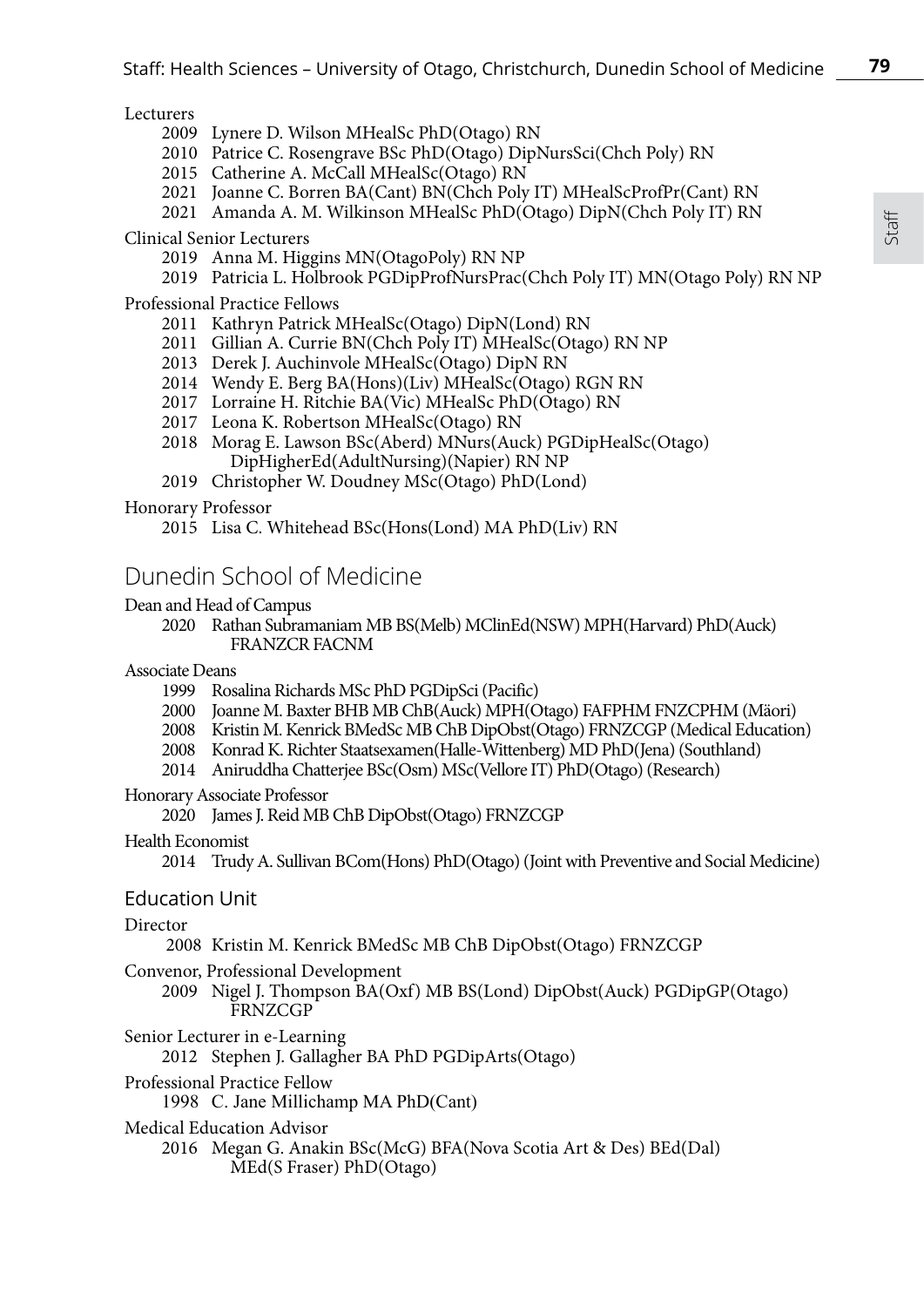Lecturers

- 2009 Lynere D. Wilson MHealSc PhD(Otago) RN
- 2010 Patrice C. Rosengrave BSc PhD(Otago) DipNursSci(Chch Poly) RN
- 2015 Catherine A. McCall MHealSc(Otago) RN
- 2021 Joanne C. Borren BA(Cant) BN(Chch Poly IT) MHealScProfPr(Cant) RN
- 2021 Amanda A. M. Wilkinson MHealSc PhD(Otago) DipN(Chch Poly IT) RN

Clinical Senior Lecturers

- 2019 Anna M. Higgins MN(OtagoPoly) RN NP
- 2019 Patricia L. Holbrook PGDipProfNursPrac(Chch Poly IT) MN(Otago Poly) RN NP

Professional Practice Fellows

- 2011 Kathryn Patrick MHealSc(Otago) DipN(Lond) RN
- 2011 Gillian A. Currie BN(Chch Poly IT) MHealSc(Otago) RN NP
- 2013 Derek J. Auchinvole MHealSc(Otago) DipN RN
- 2014 Wendy E. Berg BA(Hons)(Liv) MHealSc(Otago) RGN RN
- 2017 Lorraine H. Ritchie BA(Vic) MHealSc PhD(Otago) RN
- 2017 Leona K. Robertson MHealSc(Otago) RN
- 2018 Morag E. Lawson BSc(Aberd) MNurs(Auck) PGDipHealSc(Otago) DipHigherEd(AdultNursing)(Napier) RN NP
- 2019 Christopher W. Doudney MSc(Otago) PhD(Lond)

Honorary Professor

- 2015 Lisa C. Whitehead BSc(Hons(Lond) MA PhD(Liv) RN

## Dunedin School of Medicine

Dean and Head of Campus

- 2020 Rathan Subramaniam MB BS(Melb) MClinEd(NSW) MPH(Harvard) PhD(Auck) FRANZCR FACNM

Associate Deans

- 1999 Rosalina Richards MSc PhD PGDipSci (Pacific)
- 2000 Joanne M. Baxter BHB MB ChB(Auck) MPH(Otago) FAFPHM FNZCPHM (Mäori)
- 2008 Kristin M. Kenrick BMedSc MB ChB DipObst(Otago) FRNZCGP (Medical Education)
- 2008 Konrad K. Richter Staatsexamen(Halle-Wittenberg) MD PhD(Jena) (Southland)
- 2014 Aniruddha Chatterjee BSc(Osm) MSc(Vellore IT) PhD(Otago) (Research)

Honorary Associate Professor

- 2020 James J. Reid MB ChB DipObst(Otago) FRNZCGP

Health Economist

- 2014 Trudy A. Sullivan BCom(Hons) PhD(Otago) (Joint with Preventive and Social Medicine)

### Education Unit

Director

- 2008 Kristin M. Kenrick BMedSc MB ChB DipObst(Otago) FRNZCGP

Convenor, Professional Development

- 2009 Nigel J. Thompson BA(Oxf) MB BS(Lond) DipObst(Auck) PGDipGP(Otago) FRNZCGP

Senior Lecturer in e-Learning

- 2012 Stephen J. Gallagher BA PhD PGDipArts(Otago)

Professional Practice Fellow

- 1998 C. Jane Millichamp MA PhD(Cant)

Medical Education Advisor

- 2016 Megan G. Anakin BSc(McG) BFA(Nova Scotia Art & Des) BEd(Dal) MEd(S Fraser) PhD(Otago)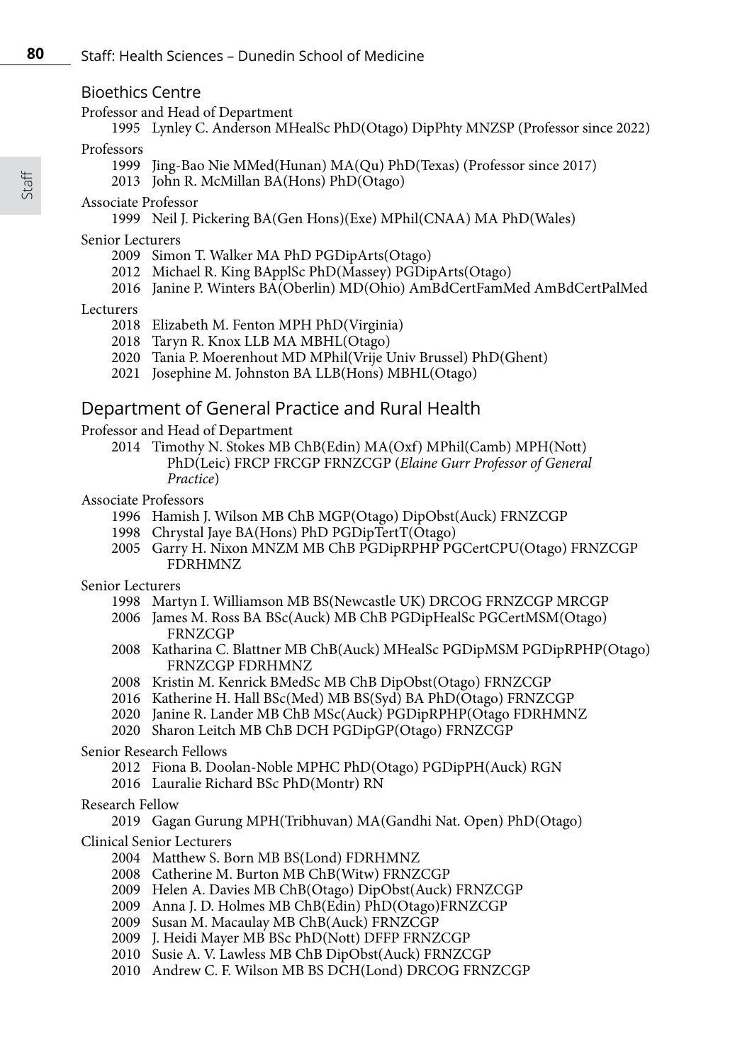## Bioethics Centre

Professor and Head of Department

- 1995 Lynley C. Anderson MHealSc PhD(Otago) DipPhty MNZSP (Professor since 2022)

Professors

- 1999 Jing-Bao Nie MMed(Hunan) MA(Qu) PhD(Texas) (Professor since 2017)
- 2013 John R. McMillan BA(Hons) PhD(Otago)

Associate Professor

- 1999 Neil J. Pickering BA(Gen Hons)(Exe) MPhil(CNAA) MA PhD(Wales)

Senior Lecturers

- 2009 Simon T. Walker MA PhD PGDipArts(Otago)
- 2012 Michael R. King BApplSc PhD(Massey) PGDipArts(Otago)
- 2016 Janine P. Winters BA(Oberlin) MD(Ohio) AmBdCertFamMed AmBdCertPalMed

Lecturers

- 2018 Elizabeth M. Fenton MPH PhD(Virginia)
- 2018 Taryn R. Knox LLB MA MBHL(Otago)
- 2020 Tania P. Moerenhout MD MPhil(Vrije Univ Brussel) PhD(Ghent)
- 2021 Josephine M. Johnston BA LLB(Hons) MBHL(Otago)

## Department of General Practice and Rural Health

Professor and Head of Department

- 2014 Timothy N. Stokes MB ChB(Edin) MA(Oxf) MPhil(Camb) MPH(Nott) PhD(Leic) FRCP FRCGP FRNZCGP (*Elaine Gurr Professor of General Practice*)

Associate Professors

- 1996 Hamish J. Wilson MB ChB MGP(Otago) DipObst(Auck) FRNZCGP
- 1998 Chrystal Jaye BA(Hons) PhD PGDipTertT(Otago)
- 2005 Garry H. Nixon MNZM MB ChB PGDipRPHP PGCertCPU(Otago) FRNZCGP FDRHMNZ

Senior Lecturers

- 1998 Martyn I. Williamson MB BS(Newcastle UK) DRCOG FRNZCGP MRCGP
- 2006 James M. Ross BA BSc(Auck) MB ChB PGDipHealSc PGCertMSM(Otago) FRNZCGP
- 2008 Katharina C. Blattner MB ChB(Auck) MHealSc PGDipMSM PGDipRPHP(Otago) FRNZCGP FDRHMNZ
- 2008 Kristin M. Kenrick BMedSc MB ChB DipObst(Otago) FRNZCGP
- 2016 Katherine H. Hall BSc(Med) MB BS(Syd) BA PhD(Otago) FRNZCGP
- 2020 Janine R. Lander MB ChB MSc(Auck) PGDipRPHP(Otago FDRHMNZ
- 2020 Sharon Leitch MB ChB DCH PGDipGP(Otago) FRNZCGP

Senior Research Fellows

- 2012 Fiona B. Doolan-Noble MPHC PhD(Otago) PGDipPH(Auck) RGN
- 2016 Lauralie Richard BSc PhD(Montr) RN

Research Fellow

- 2019 Gagan Gurung MPH(Tribhuvan) MA(Gandhi Nat. Open) PhD(Otago)

Clinical Senior Lecturers

- 2004 Matthew S. Born MB BS(Lond) FDRHMNZ
- 2008 Catherine M. Burton MB ChB(Witw) FRNZCGP
- 2009 Helen A. Davies MB ChB(Otago) DipObst(Auck) FRNZCGP
- 2009 Anna J. D. Holmes MB ChB(Edin) PhD(Otago)FRNZCGP
- 2009 Susan M. Macaulay MB ChB(Auck) FRNZCGP
- 2009 J. Heidi Mayer MB BSc PhD(Nott) DFFP FRNZCGP
- 2010 Susie A. V. Lawless MB ChB DipObst(Auck) FRNZCGP
- 2010 Andrew C. F. Wilson MB BS DCH(Lond) DRCOG FRNZCGP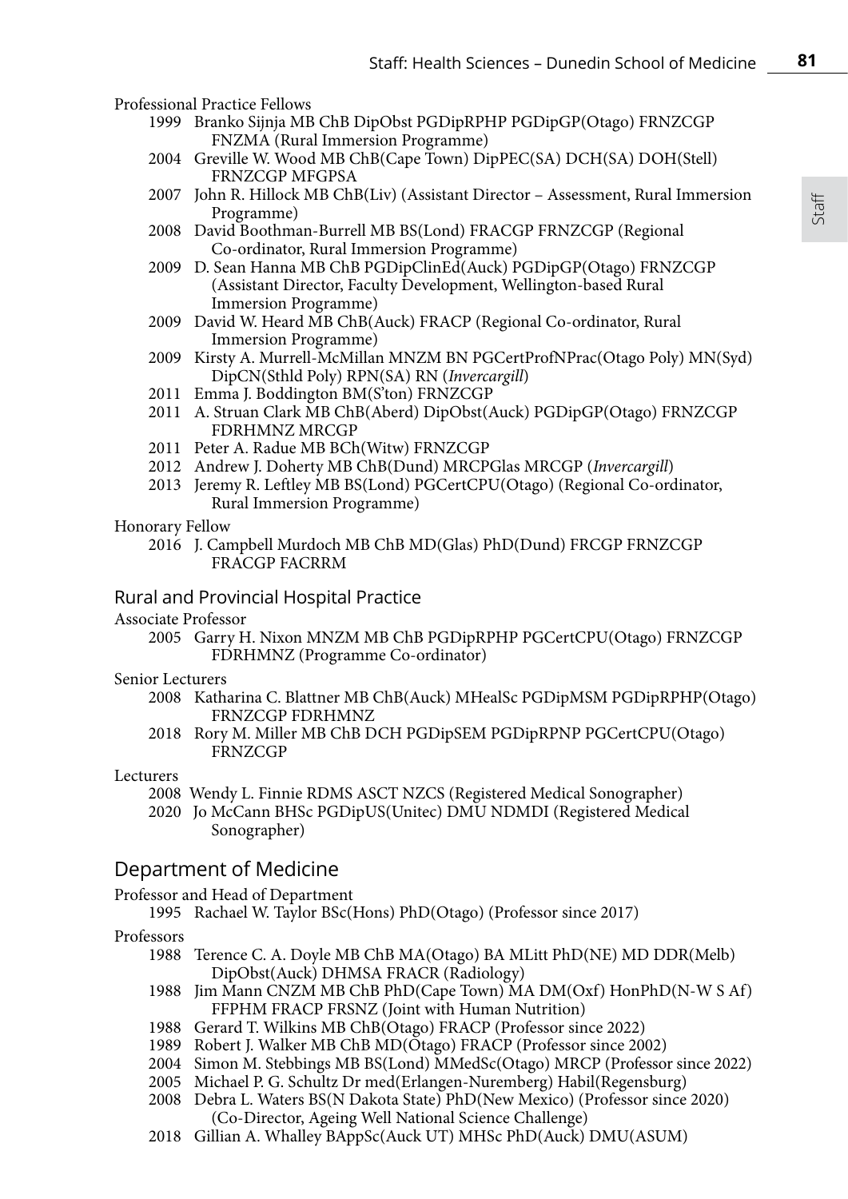Professional Practice Fellows

- 1999 Branko Sijnja MB ChB DipObst PGDipRPHP PGDipGP(Otago) FRNZCGP FNZMA (Rural Immersion Programme)
- 2004 Greville W. Wood MB ChB(Cape Town) DipPEC(SA) DCH(SA) DOH(Stell) FRNZCGP MFGPSA
- 2007 John R. Hillock MB ChB(Liv) (Assistant Director – Assessment, Rural Immersion Programme)
- 2008 David Boothman-Burrell MB BS(Lond) FRACGP FRNZCGP (Regional Co-ordinator, Rural Immersion Programme)
- 2009 D. Sean Hanna MB ChB PGDipClinEd(Auck) PGDipGP(Otago) FRNZCGP (Assistant Director, Faculty Development, Wellington-based Rural Immersion Programme)
- 2009 David W. Heard MB ChB(Auck) FRACP (Regional Co-ordinator, Rural Immersion Programme)
- 2009 Kirsty A. Murrell-McMillan MNZM BN PGCertProfNPrac(Otago Poly) MN(Syd) DipCN(Sthld Poly) RPN(SA) RN (*Invercargill*)
- 2011 Emma J. Boddington BM(S'ton) FRNZCGP
- 2011 A. Struan Clark MB ChB(Aberd) DipObst(Auck) PGDipGP(Otago) FRNZCGP FDRHMNZ MRCGP
- 2011 Peter A. Radue MB BCh(Witw) FRNZCGP
- 2012 Andrew J. Doherty MB ChB(Dund) MRCPGlas MRCGP (*Invercargill*)
- 2013 Jeremy R. Leftley MB BS(Lond) PGCertCPU(Otago) (Regional Co-ordinator, Rural Immersion Programme)

Honorary Fellow

- 2016 J. Campbell Murdoch MB ChB MD(Glas) PhD(Dund) FRCGP FRNZCGP FRACGP FACRRM

### Rural and Provincial Hospital Practice

Associate Professor

- 2005 Garry H. Nixon MNZM MB ChB PGDipRPHP PGCertCPU(Otago) FRNZCGP FDRHMNZ (Programme Co-ordinator)

Senior Lecturers

- 2008 Katharina C. Blattner MB ChB(Auck) MHealSc PGDipMSM PGDipRPHP(Otago) FRNZCGP FDRHMNZ
- 2018 Rory M. Miller MB ChB DCH PGDipSEM PGDipRPNP PGCertCPU(Otago) FRNZCGP

Lecturers

- 2008 Wendy L. Finnie RDMS ASCT NZCS (Registered Medical Sonographer)
- 2020 Jo McCann BHSc PGDipUS(Unitec) DMU NDMDI (Registered Medical Sonographer)

## Department of Medicine

Professor and Head of Department

- 1995 Rachael W. Taylor BSc(Hons) PhD(Otago) (Professor since 2017)

Professors

- 1988 Terence C. A. Doyle MB ChB MA(Otago) BA MLitt PhD(NE) MD DDR(Melb) DipObst(Auck) DHMSA FRACR (Radiology)
- 1988 Jim Mann CNZM MB ChB PhD(Cape Town) MA DM(Oxf) HonPhD(N-W S Af) FFPHM FRACP FRSNZ (Joint with Human Nutrition)
- 1988 Gerard T. Wilkins MB ChB(Otago) FRACP (Professor since 2022)
- 1989 Robert J. Walker MB ChB MD(Otago) FRACP (Professor since 2002)
- 2004 Simon M. Stebbings MB BS(Lond) MMedSc(Otago) MRCP (Professor since 2022)
- 2005 Michael P. G. Schultz Dr med(Erlangen-Nuremberg) Habil(Regensburg)
- 2008 Debra L. Waters BS(N Dakota State) PhD(New Mexico) (Professor since 2020) (Co-Director, Ageing Well National Science Challenge)
- 2018 Gillian A. Whalley BAppSc(Auck UT) MHSc PhD(Auck) DMU(ASUM)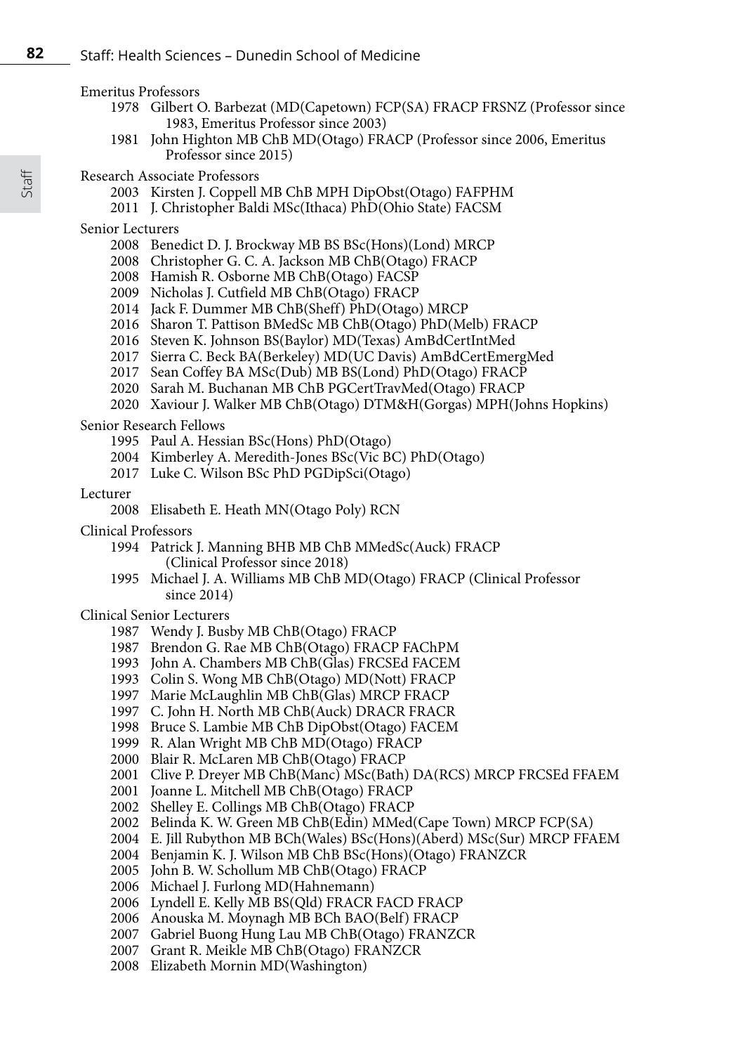Emeritus Professors

- 1978 Gilbert O. Barbezat (MD(Capetown) FCP(SA) FRACP FRSNZ (Professor since 1983, Emeritus Professor since 2003)
- 1981 John Highton MB ChB MD(Otago) FRACP (Professor since 2006, Emeritus Professor since 2015)

Research Associate Professors

- 2003 Kirsten J. Coppell MB ChB MPH DipObst(Otago) FAFPHM
- 2011 J. Christopher Baldi MSc(Ithaca) PhD(Ohio State) FACSM

Senior Lecturers

- 2008 Benedict D. J. Brockway MB BS BSc(Hons)(Lond) MRCP
- 2008 Christopher G. C. A. Jackson MB ChB(Otago) FRACP
- 2008 Hamish R. Osborne MB ChB(Otago) FACSP
- 2009 Nicholas J. Cutfield MB ChB(Otago) FRACP
- 2014 Jack F. Dummer MB ChB(Sheff) PhD(Otago) MRCP
- 2016 Sharon T. Pattison BMedSc MB ChB(Otago) PhD(Melb) FRACP
- 2016 Steven K. Johnson BS(Baylor) MD(Texas) AmBdCertIntMed
- 2017 Sierra C. Beck BA(Berkeley) MD(UC Davis) AmBdCertEmergMed
- 2017 Sean Coffey BA MSc(Dub) MB BS(Lond) PhD(Otago) FRACP
- 2020 Sarah M. Buchanan MB ChB PGCertTravMed(Otago) FRACP
- 2020 Xaviour J. Walker MB ChB(Otago) DTM&H(Gorgas) MPH(Johns Hopkins)

Senior Research Fellows

- 1995 Paul A. Hessian BSc(Hons) PhD(Otago)
- 2004 Kimberley A. Meredith-Jones BSc(Vic BC) PhD(Otago)
- 2017 Luke C. Wilson BSc PhD PGDipSci(Otago)

Lecturer

- 2008 Elisabeth E. Heath MN(Otago Poly) RCN

Clinical Professors

- 1994 Patrick J. Manning BHB MB ChB MMedSc(Auck) FRACP (Clinical Professor since 2018)
- 1995 Michael J. A. Williams MB ChB MD(Otago) FRACP (Clinical Professor since 2014)

Clinical Senior Lecturers

- 1987 Wendy J. Busby MB ChB(Otago) FRACP
- 1987 Brendon G. Rae MB ChB(Otago) FRACP FAChPM
- 1993 John A. Chambers MB ChB(Glas) FRCSEd FACEM
- 1993 Colin S. Wong MB ChB(Otago) MD(Nott) FRACP
- 1997 Marie McLaughlin MB ChB(Glas) MRCP FRACP
- 1997 C. John H. North MB ChB(Auck) DRACR FRACR
- 1998 Bruce S. Lambie MB ChB DipObst(Otago) FACEM
- 1999 R. Alan Wright MB ChB MD(Otago) FRACP
- 2000 Blair R. McLaren MB ChB(Otago) FRACP
- 2001 Clive P. Dreyer MB ChB(Manc) MSc(Bath) DA(RCS) MRCP FRCSEd FFAEM
- 2001 Joanne L. Mitchell MB ChB(Otago) FRACP
- 2002 Shelley E. Collings MB ChB(Otago) FRACP
- 2002 Belinda K. W. Green MB ChB(Edin) MMed(Cape Town) MRCP FCP(SA)
- 2004 E. Jill Rubython MB BCh(Wales) BSc(Hons)(Aberd) MSc(Sur) MRCP FFAEM
- 2004 Benjamin K. J. Wilson MB ChB BSc(Hons)(Otago) FRANZCR
- 2005 John B. W. Schollum MB ChB(Otago) FRACP
- 2006 Michael J. Furlong MD(Hahnemann)
- 2006 Lyndell E. Kelly MB BS(Qld) FRACR FACD FRACP
- 2006 Anouska M. Moynagh MB BCh BAO(Belf) FRACP
- 2007 Gabriel Buong Hung Lau MB ChB(Otago) FRANZCR
- 2007 Grant R. Meikle MB ChB(Otago) FRANZCR
- 2008 Elizabeth Mornin MD(Washington)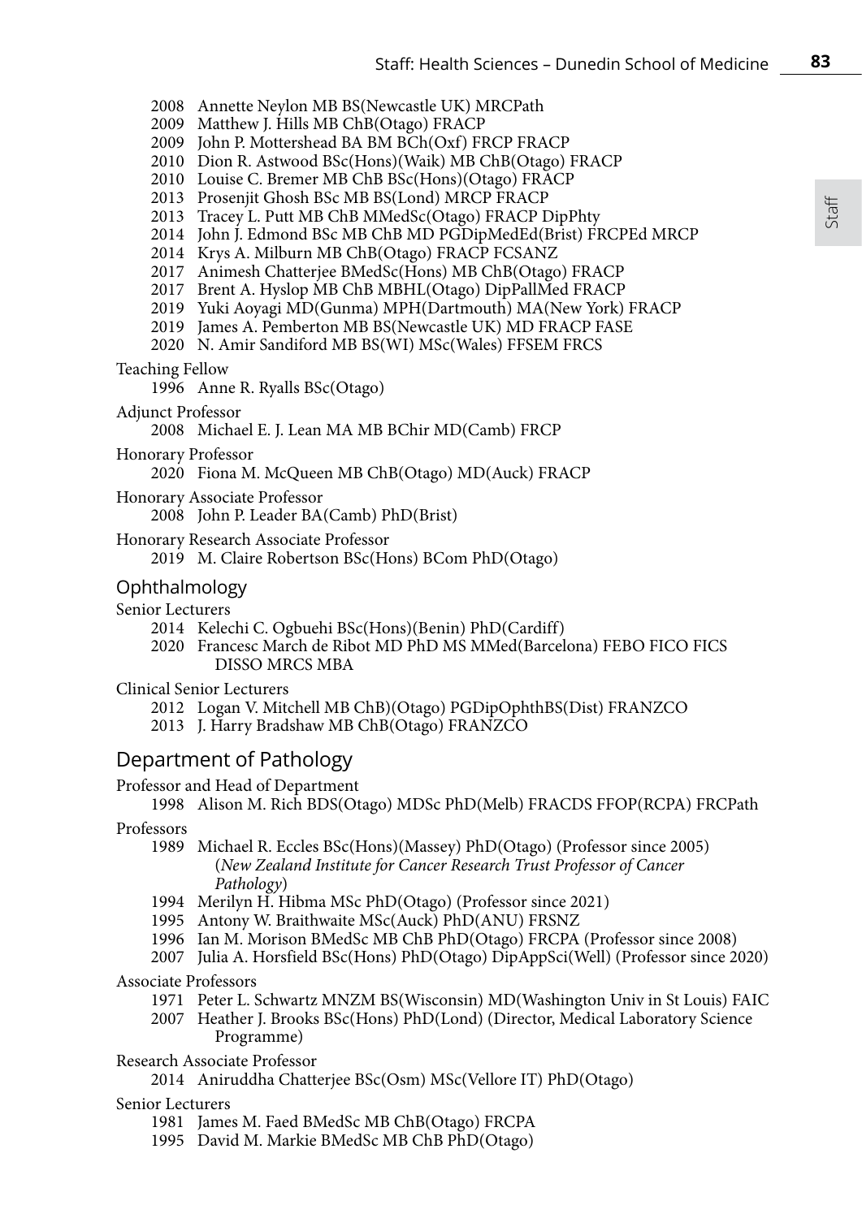2008 Annette Neylon MB BS(Newcastle UK) MRCPath
2009 Matthew J. Hills MB ChB(Otago) FRACP
2009 John P. Mottershead BA BM BCh(Oxf) FRCP FRACP
2010 Dion R. Astwood BSc(Hons)(Waik) MB ChB(Otago) FRACP
2010 Louise C. Bremer MB ChB BSc(Hons)(Otago) FRACP
2013 Prosenjit Ghosh BSc MB BS(Lond) MRCP FRACP
2013 Tracey L. Putt MB ChB MMedSc(Otago) FRACP DipPhty
2014 John J. Edmond BSc MB ChB MD PGDipMedEd(Brist) FRCPEd MRCP
2014 Krys A. Milburn MB ChB(Otago) FRACP FCSANZ
2017 Animesh Chatterjee BMedSc(Hons) MB ChB(Otago) FRACP
2017 Brent A. Hyslop MB ChB MBHL(Otago) DipPallMed FRACP
2019 Yuki Aoyagi MD(Gunma) MPH(Dartmouth) MA(New York) FRACP
2019 James A. Pemberton MB BS(Newcastle UK) MD FRACP FASE
2020 N. Amir Sandiford MB BS(WI) MSc(Wales) FFSEM FRCS

Teaching Fellow
1996 Anne R. Ryalls BSc(Otago)

Adjunct Professor
2008 Michael E. J. Lean MA MB BChir MD(Camb) FRCP

Honorary Professor
2020 Fiona M. McQueen MB ChB(Otago) MD(Auck) FRACP

Honorary Associate Professor
2008 John P. Leader BA(Camb) PhD(Brist)

Honorary Research Associate Professor
2019 M. Claire Robertson BSc(Hons) BCom PhD(Otago)

### Ophthalmology

Senior Lecturers
2014 Kelechi C. Ogbuehi BSc(Hons)(Benin) PhD(Cardiff)
2020 Francesc March de Ribot MD PhD MS MMed(Barcelona) FEBO FICO FICS DISSO MRCS MBA

Clinical Senior Lecturers
2012 Logan V. Mitchell MB ChB)(Otago) PGDipOphthBS(Dist) FRANZCO
2013 J. Harry Bradshaw MB ChB(Otago) FRANZCO

## Department of Pathology

Professor and Head of Department
1998 Alison M. Rich BDS(Otago) MDSc PhD(Melb) FRACDS FFOP(RCPA) FRCPath

Professors
1989 Michael R. Eccles BSc(Hons)(Massey) PhD(Otago) (Professor since 2005) (*New Zealand Institute for Cancer Research Trust Professor of Cancer Pathology*)
1994 Merilyn H. Hibma MSc PhD(Otago) (Professor since 2021)
1995 Antony W. Braithwaite MSc(Auck) PhD(ANU) FRSNZ
1996 Ian M. Morison BMedSc MB ChB PhD(Otago) FRCPA (Professor since 2008)
2007 Julia A. Horsfield BSc(Hons) PhD(Otago) DipAppSci(Well) (Professor since 2020)

Associate Professors
1971 Peter L. Schwartz MNZM BS(Wisconsin) MD(Washington Univ in St Louis) FAIC
2007 Heather J. Brooks BSc(Hons) PhD(Lond) (Director, Medical Laboratory Science Programme)

Research Associate Professor
2014 Aniruddha Chatterjee BSc(Osm) MSc(Vellore IT) PhD(Otago)

Senior Lecturers
1981 James M. Faed BMedSc MB ChB(Otago) FRCPA
1995 David M. Markie BMedSc MB ChB PhD(Otago)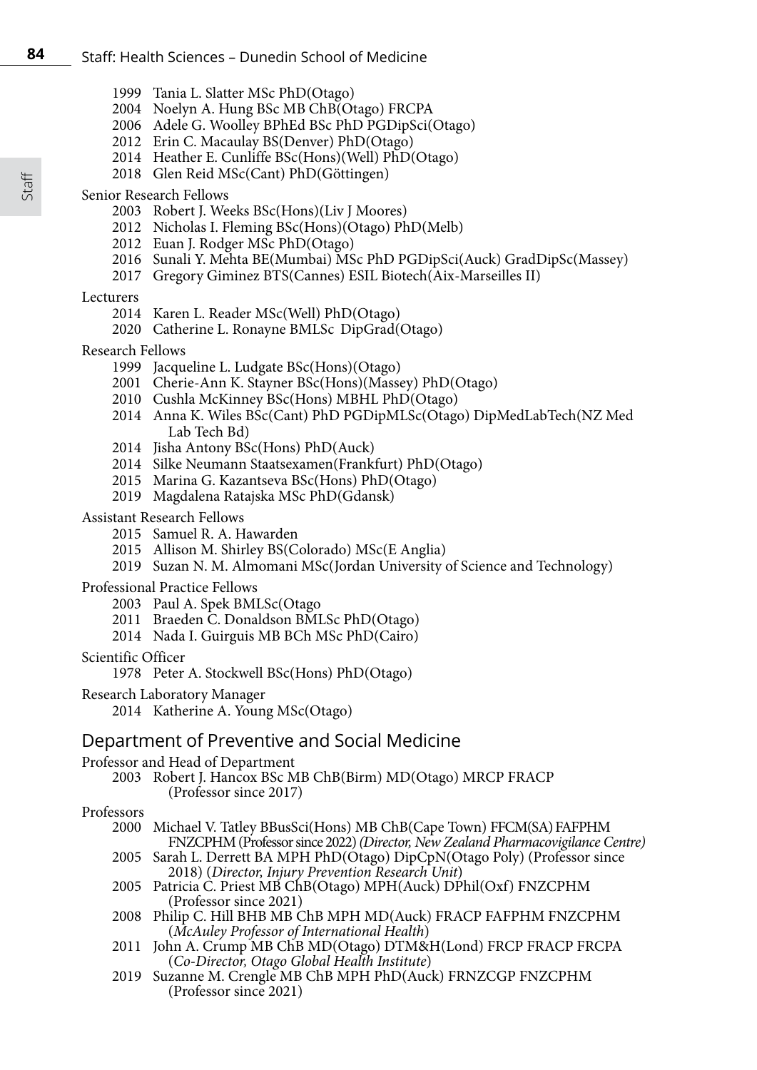1999 Tania L. Slatter MSc PhD(Otago)
2004 Noelyn A. Hung BSc MB ChB(Otago) FRCPA
2006 Adele G. Woolley BPhEd BSc PhD PGDipSci(Otago)
2012 Erin C. Macaulay BS(Denver) PhD(Otago)
2014 Heather E. Cunliffe BSc(Hons)(Well) PhD(Otago)
2018 Glen Reid MSc(Cant) PhD(Göttingen)

Senior Research Fellows

2003 Robert J. Weeks BSc(Hons)(Liv J Moores)
2012 Nicholas I. Fleming BSc(Hons)(Otago) PhD(Melb)
2012 Euan J. Rodger MSc PhD(Otago)
2016 Sunali Y. Mehta BE(Mumbai) MSc PhD PGDipSci(Auck) GradDipSc(Massey)
2017 Gregory Giminez BTS(Cannes) ESIL Biotech(Aix-Marseilles II)

Lecturers

2014 Karen L. Reader MSc(Well) PhD(Otago)
2020 Catherine L. Ronayne BMLSc DipGrad(Otago)

Research Fellows

1999 Jacqueline L. Ludgate BSc(Hons)(Otago)
2001 Cherie-Ann K. Stayner BSc(Hons)(Massey) PhD(Otago)
2010 Cushla McKinney BSc(Hons) MBHL PhD(Otago)
2014 Anna K. Wiles BSc(Cant) PhD PGDipMLSc(Otago) DipMedLabTech(NZ Med Lab Tech Bd)
2014 Jisha Antony BSc(Hons) PhD(Auck)
2014 Silke Neumann Staatsexamen(Frankfurt) PhD(Otago)
2015 Marina G. Kazantseva BSc(Hons) PhD(Otago)
2019 Magdalena Ratajska MSc PhD(Gdansk)

Assistant Research Fellows

2015 Samuel R. A. Hawarden
2015 Allison M. Shirley BS(Colorado) MSc(E Anglia)
2019 Suzan N. M. Almomani MSc(Jordan University of Science and Technology)

Professional Practice Fellows

2003 Paul A. Spek BMLSc(Otago
2011 Braeden C. Donaldson BMLSc PhD(Otago)
2014 Nada I. Guirguis MB BCh MSc PhD(Cairo)

Scientific Officer

1978 Peter A. Stockwell BSc(Hons) PhD(Otago)

Research Laboratory Manager

2014 Katherine A. Young MSc(Otago)

## Department of Preventive and Social Medicine

Professor and Head of Department

2003 Robert J. Hancox BSc MB ChB(Birm) MD(Otago) MRCP FRACP (Professor since 2017)

Professors

2000 Michael V. Tatley BBusSci(Hons) MB ChB(Cape Town) FFCM(SA) FAFPHM FNZCPHM (Professor since 2022) *(Director, New Zealand Pharmacovigilance Centre)*
2005 Sarah L. Derrett BA MPH PhD(Otago) DipCpN(Otago Poly) (Professor since 2018) (*Director, Injury Prevention Research Unit*)
2005 Patricia C. Priest MB ChB(Otago) MPH(Auck) DPhil(Oxf) FNZCPHM (Professor since 2021)
2008 Philip C. Hill BHB MB ChB MPH MD(Auck) FRACP FAFPHM FNZCPHM (*McAuley Professor of International Health*)
2011 John A. Crump MB ChB MD(Otago) DTM&H(Lond) FRCP FRACP FRCPA (*Co-Director, Otago Global Health Institute*)
2019 Suzanne M. Crengle MB ChB MPH PhD(Auck) FRNZCGP FNZCPHM (Professor since 2021)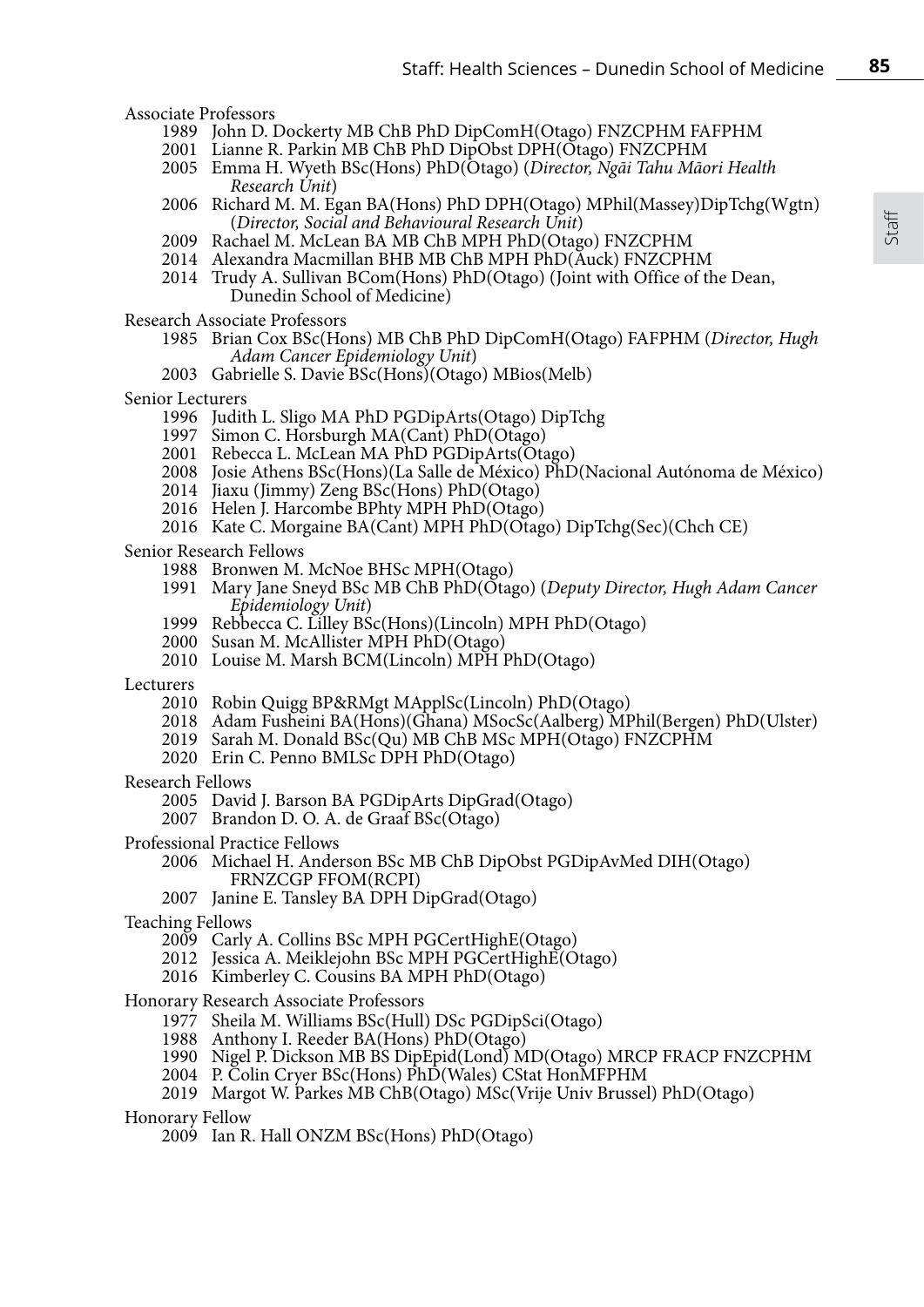Associate Professors

- 1989 John D. Dockerty MB ChB PhD DipComH(Otago) FNZCPHM FAFPHM
- 2001 Lianne R. Parkin MB ChB PhD DipObst DPH(Otago) FNZCPHM
- 2005 Emma H. Wyeth BSc(Hons) PhD(Otago) (*Director, Ngāi Tahu Māori Health Research Unit*)
- 2006 Richard M. M. Egan BA(Hons) PhD DPH(Otago) MPhil(Massey)DipTchg(Wgtn) (*Director, Social and Behavioural Research Unit*)
- 2009 Rachael M. McLean BA MB ChB MPH PhD(Otago) FNZCPHM
- 2014 Alexandra Macmillan BHB MB ChB MPH PhD(Auck) FNZCPHM
- 2014 Trudy A. Sullivan BCom(Hons) PhD(Otago) (Joint with Office of the Dean, Dunedin School of Medicine)

Research Associate Professors

- 1985 Brian Cox BSc(Hons) MB ChB PhD DipComH(Otago) FAFPHM (*Director, Hugh Adam Cancer Epidemiology Unit*)
- 2003 Gabrielle S. Davie BSc(Hons)(Otago) MBios(Melb)

Senior Lecturers

- 1996 Judith L. Sligo MA PhD PGDipArts(Otago) DipTchg
- 1997 Simon C. Horsburgh MA(Cant) PhD(Otago)
- 2001 Rebecca L. McLean MA PhD PGDipArts(Otago)
- 2008 Josie Athens BSc(Hons)(La Salle de México) PhD(Nacional Autónoma de México)
- 2014 Jiaxu (Jimmy) Zeng BSc(Hons) PhD(Otago)
- 2016 Helen J. Harcombe BPhty MPH PhD(Otago)
- 2016 Kate C. Morgaine BA(Cant) MPH PhD(Otago) DipTchg(Sec)(Chch CE)

Senior Research Fellows

- 1988 Bronwen M. McNoe BHSc MPH(Otago)
- 1991 Mary Jane Sneyd BSc MB ChB PhD(Otago) (*Deputy Director, Hugh Adam Cancer Epidemiology Unit*)
- 1999 Rebbecca C. Lilley BSc(Hons)(Lincoln) MPH PhD(Otago)
- 2000 Susan M. McAllister MPH PhD(Otago)
- 2010 Louise M. Marsh BCM(Lincoln) MPH PhD(Otago)

Lecturers

- 2010 Robin Quigg BP&RMgt MApplSc(Lincoln) PhD(Otago)
- 2018 Adam Fusheini BA(Hons)(Ghana) MSocSc(Aalberg) MPhil(Bergen) PhD(Ulster)
- 2019 Sarah M. Donald BSc(Qu) MB ChB MSc MPH(Otago) FNZCPHM
- 2020 Erin C. Penno BMLSc DPH PhD(Otago)

Research Fellows

- 2005 David J. Barson BA PGDipArts DipGrad(Otago)
- 2007 Brandon D. O. A. de Graaf BSc(Otago)

Professional Practice Fellows

- 2006 Michael H. Anderson BSc MB ChB DipObst PGDipAvMed DIH(Otago) FRNZCGP FFOM(RCPI)
- 2007 Janine E. Tansley BA DPH DipGrad(Otago)

Teaching Fellows

- 2009 Carly A. Collins BSc MPH PGCertHighE(Otago)
- 2012 Jessica A. Meiklejohn BSc MPH PGCertHighE(Otago)
- 2016 Kimberley C. Cousins BA MPH PhD(Otago)

Honorary Research Associate Professors

- 1977 Sheila M. Williams BSc(Hull) DSc PGDipSci(Otago)
- 1988 Anthony I. Reeder BA(Hons) PhD(Otago)
- 1990 Nigel P. Dickson MB BS DipEpid(Lond) MD(Otago) MRCP FRACP FNZCPHM
- 2004 P. Colin Cryer BSc(Hons) PhD(Wales) CStat HonMFPHM
- 2019 Margot W. Parkes MB ChB(Otago) MSc(Vrije Univ Brussel) PhD(Otago)

Honorary Fellow

- 2009 Ian R. Hall ONZM BSc(Hons) PhD(Otago)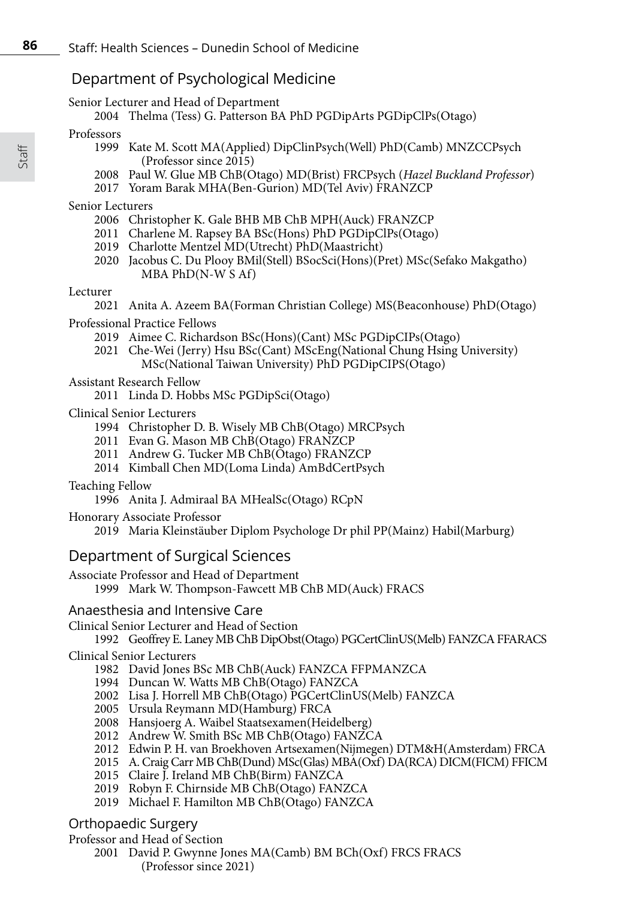## Department of Psychological Medicine

Senior Lecturer and Head of Department

- 2004 Thelma (Tess) G. Patterson BA PhD PGDipArts PGDipClPs(Otago)

Professors

- 1999 Kate M. Scott MA(Applied) DipClinPsych(Well) PhD(Camb) MNZCCPsych (Professor since 2015)
- 2008 Paul W. Glue MB ChB(Otago) MD(Brist) FRCPsych (*Hazel Buckland Professor*)
- 2017 Yoram Barak MHA(Ben-Gurion) MD(Tel Aviv) FRANZCP

Senior Lecturers

- 2006 Christopher K. Gale BHB MB ChB MPH(Auck) FRANZCP
- 2011 Charlene M. Rapsey BA BSc(Hons) PhD PGDipClPs(Otago)
- 2019 Charlotte Mentzel MD(Utrecht) PhD(Maastricht)
- 2020 Jacobus C. Du Plooy BMil(Stell) BSocSci(Hons)(Pret) MSc(Sefako Makgatho) MBA PhD(N-W S Af)

Lecturer

- 2021 Anita A. Azeem BA(Forman Christian College) MS(Beaconhouse) PhD(Otago)

Professional Practice Fellows

- 2019 Aimee C. Richardson BSc(Hons)(Cant) MSc PGDipCIPs(Otago)
- 2021 Che-Wei (Jerry) Hsu BSc(Cant) MScEng(National Chung Hsing University) MSc(National Taiwan University) PhD PGDipCIPS(Otago)

Assistant Research Fellow

- 2011 Linda D. Hobbs MSc PGDipSci(Otago)

Clinical Senior Lecturers

- 1994 Christopher D. B. Wisely MB ChB(Otago) MRCPsych
- 2011 Evan G. Mason MB ChB(Otago) FRANZCP
- 2011 Andrew G. Tucker MB ChB(Otago) FRANZCP
- 2014 Kimball Chen MD(Loma Linda) AmBdCertPsych

Teaching Fellow

- 1996 Anita J. Admiraal BA MHealSc(Otago) RCpN

Honorary Associate Professor

- 2019 Maria Kleinstäuber Diplom Psychologe Dr phil PP(Mainz) Habil(Marburg)

## Department of Surgical Sciences

Associate Professor and Head of Department

- 1999 Mark W. Thompson-Fawcett MB ChB MD(Auck) FRACS

### Anaesthesia and Intensive Care

Clinical Senior Lecturer and Head of Section

- 1992 Geoffrey E. Laney MB ChB DipObst(Otago) PGCertClinUS(Melb) FANZCA FFARACS

Clinical Senior Lecturers

- 1982 David Jones BSc MB ChB(Auck) FANZCA FFPMANZCA
- 1994 Duncan W. Watts MB ChB(Otago) FANZCA
- 2002 Lisa J. Horrell MB ChB(Otago) PGCertClinUS(Melb) FANZCA
- 2005 Ursula Reymann MD(Hamburg) FRCA
- 2008 Hansjoerg A. Waibel Staatsexamen(Heidelberg)
- 2012 Andrew W. Smith BSc MB ChB(Otago) FANZCA
- 2012 Edwin P. H. van Broekhoven Artsexamen(Nijmegen) DTM&H(Amsterdam) FRCA
- 2015 A. Craig Carr MB ChB(Dund) MSc(Glas) MBA(Oxf) DA(RCA) DICM(FICM) FFICM
- 2015 Claire J. Ireland MB ChB(Birm) FANZCA
- 2019 Robyn F. Chirnside MB ChB(Otago) FANZCA
- 2019 Michael F. Hamilton MB ChB(Otago) FANZCA

### Orthopaedic Surgery

Professor and Head of Section

- 2001 David P. Gwynne Jones MA(Camb) BM BCh(Oxf) FRCS FRACS (Professor since 2021)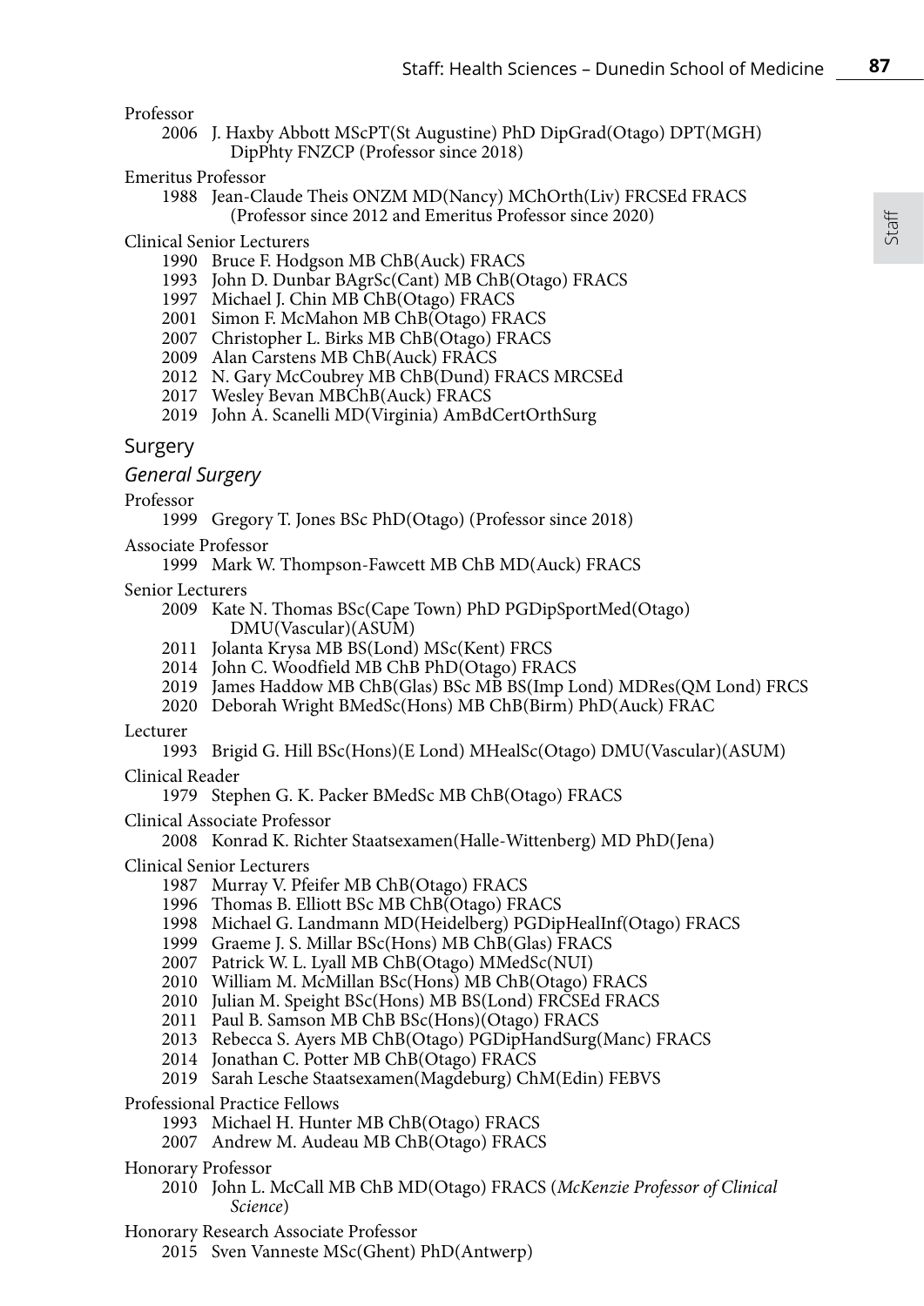Professor

2006 J. Haxby Abbott MScPT(St Augustine) PhD DipGrad(Otago) DPT(MGH) DipPhty FNZCP (Professor since 2018)

Emeritus Professor

1988 Jean-Claude Theis ONZM MD(Nancy) MChOrth(Liv) FRCSEd FRACS (Professor since 2012 and Emeritus Professor since 2020)

Clinical Senior Lecturers

1990 Bruce F. Hodgson MB ChB(Auck) FRACS
1993 John D. Dunbar BAgrSc(Cant) MB ChB(Otago) FRACS
1997 Michael J. Chin MB ChB(Otago) FRACS
2001 Simon F. McMahon MB ChB(Otago) FRACS
2007 Christopher L. Birks MB ChB(Otago) FRACS
2009 Alan Carstens MB ChB(Auck) FRACS
2012 N. Gary McCoubrey MB ChB(Dund) FRACS MRCSEd
2017 Wesley Bevan MBChB(Auck) FRACS
2019 John A. Scanelli MD(Virginia) AmBdCertOrthSurg

## Surgery

### *General Surgery*

Professor

1999 Gregory T. Jones BSc PhD(Otago) (Professor since 2018)

Associate Professor

1999 Mark W. Thompson-Fawcett MB ChB MD(Auck) FRACS

Senior Lecturers

2009 Kate N. Thomas BSc(Cape Town) PhD PGDipSportMed(Otago) DMU(Vascular)(ASUM)
2011 Jolanta Krysa MB BS(Lond) MSc(Kent) FRCS
2014 John C. Woodfield MB ChB PhD(Otago) FRACS
2019 James Haddow MB ChB(Glas) BSc MB BS(Imp Lond) MDRes(QM Lond) FRCS
2020 Deborah Wright BMedSc(Hons) MB ChB(Birm) PhD(Auck) FRAC

Lecturer

1993 Brigid G. Hill BSc(Hons)(E Lond) MHealSc(Otago) DMU(Vascular)(ASUM)

Clinical Reader

1979 Stephen G. K. Packer BMedSc MB ChB(Otago) FRACS

Clinical Associate Professor

2008 Konrad K. Richter Staatsexamen(Halle-Wittenberg) MD PhD(Jena)

Clinical Senior Lecturers

1987 Murray V. Pfeifer MB ChB(Otago) FRACS
1996 Thomas B. Elliott BSc MB ChB(Otago) FRACS
1998 Michael G. Landmann MD(Heidelberg) PGDipHealInf(Otago) FRACS
1999 Graeme J. S. Millar BSc(Hons) MB ChB(Glas) FRACS
2007 Patrick W. L. Lyall MB ChB(Otago) MMedSc(NUI)
2010 William M. McMillan BSc(Hons) MB ChB(Otago) FRACS
2010 Julian M. Speight BSc(Hons) MB BS(Lond) FRCSEd FRACS
2011 Paul B. Samson MB ChB BSc(Hons)(Otago) FRACS
2013 Rebecca S. Ayers MB ChB(Otago) PGDipHandSurg(Manc) FRACS
2014 Jonathan C. Potter MB ChB(Otago) FRACS
2019 Sarah Lesche Staatsexamen(Magdeburg) ChM(Edin) FEBVS

Professional Practice Fellows

1993 Michael H. Hunter MB ChB(Otago) FRACS
2007 Andrew M. Audeau MB ChB(Otago) FRACS

Honorary Professor

2010 John L. McCall MB ChB MD(Otago) FRACS (*McKenzie Professor of Clinical Science*)

Honorary Research Associate Professor

2015 Sven Vanneste MSc(Ghent) PhD(Antwerp)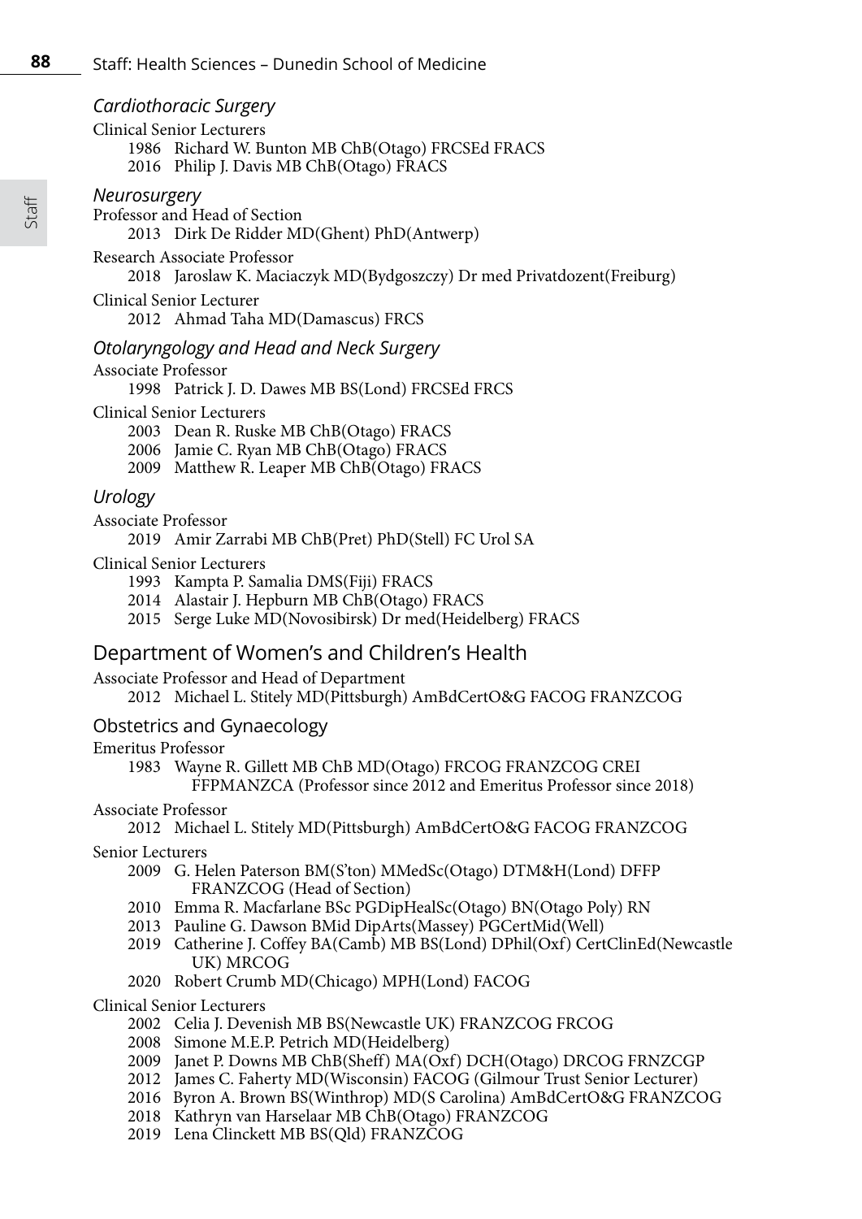### *Cardiothoracic Surgery*

Clinical Senior Lecturers

- 1986 Richard W. Bunton MB ChB(Otago) FRCSEd FRACS
- 2016 Philip J. Davis MB ChB(Otago) FRACS

### *Neurosurgery*

Professor and Head of Section

- 2013 Dirk De Ridder MD(Ghent) PhD(Antwerp)

Research Associate Professor

- 2018 Jaroslaw K. Maciaczyk MD(Bydgoszczy) Dr med Privatdozent(Freiburg)

Clinical Senior Lecturer

- 2012 Ahmad Taha MD(Damascus) FRCS

### *Otolaryngology and Head and Neck Surgery*

Associate Professor

- 1998 Patrick J. D. Dawes MB BS(Lond) FRCSEd FRCS

Clinical Senior Lecturers

- 2003 Dean R. Ruske MB ChB(Otago) FRACS
- 2006 Jamie C. Ryan MB ChB(Otago) FRACS
- 2009 Matthew R. Leaper MB ChB(Otago) FRACS

### *Urology*

Associate Professor

- 2019 Amir Zarrabi MB ChB(Pret) PhD(Stell) FC Urol SA

Clinical Senior Lecturers

- 1993 Kampta P. Samalia DMS(Fiji) FRACS
- 2014 Alastair J. Hepburn MB ChB(Otago) FRACS
- 2015 Serge Luke MD(Novosibirsk) Dr med(Heidelberg) FRACS

## Department of Women's and Children's Health

Associate Professor and Head of Department

- 2012 Michael L. Stitely MD(Pittsburgh) AmBdCertO&G FACOG FRANZCOG

### Obstetrics and Gynaecology

Emeritus Professor

- 1983 Wayne R. Gillett MB ChB MD(Otago) FRCOG FRANZCOG CREI FFPMANZCA (Professor since 2012 and Emeritus Professor since 2018)

Associate Professor

- 2012 Michael L. Stitely MD(Pittsburgh) AmBdCertO&G FACOG FRANZCOG

Senior Lecturers

- 2009 G. Helen Paterson BM(S'ton) MMedSc(Otago) DTM&H(Lond) DFFP FRANZCOG (Head of Section)
- 2010 Emma R. Macfarlane BSc PGDipHealSc(Otago) BN(Otago Poly) RN
- 2013 Pauline G. Dawson BMid DipArts(Massey) PGCertMid(Well)
- 2019 Catherine J. Coffey BA(Camb) MB BS(Lond) DPhil(Oxf) CertClinEd(Newcastle UK) MRCOG
- 2020 Robert Crumb MD(Chicago) MPH(Lond) FACOG

Clinical Senior Lecturers

- 2002 Celia J. Devenish MB BS(Newcastle UK) FRANZCOG FRCOG
- 2008 Simone M.E.P. Petrich MD(Heidelberg)
- 2009 Janet P. Downs MB ChB(Sheff) MA(Oxf) DCH(Otago) DRCOG FRNZCGP
- 2012 James C. Faherty MD(Wisconsin) FACOG (Gilmour Trust Senior Lecturer)
- 2016 Byron A. Brown BS(Winthrop) MD(S Carolina) AmBdCertO&G FRANZCOG
- 2018 Kathryn van Harselaar MB ChB(Otago) FRANZCOG
- 2019 Lena Clinckett MB BS(Qld) FRANZCOG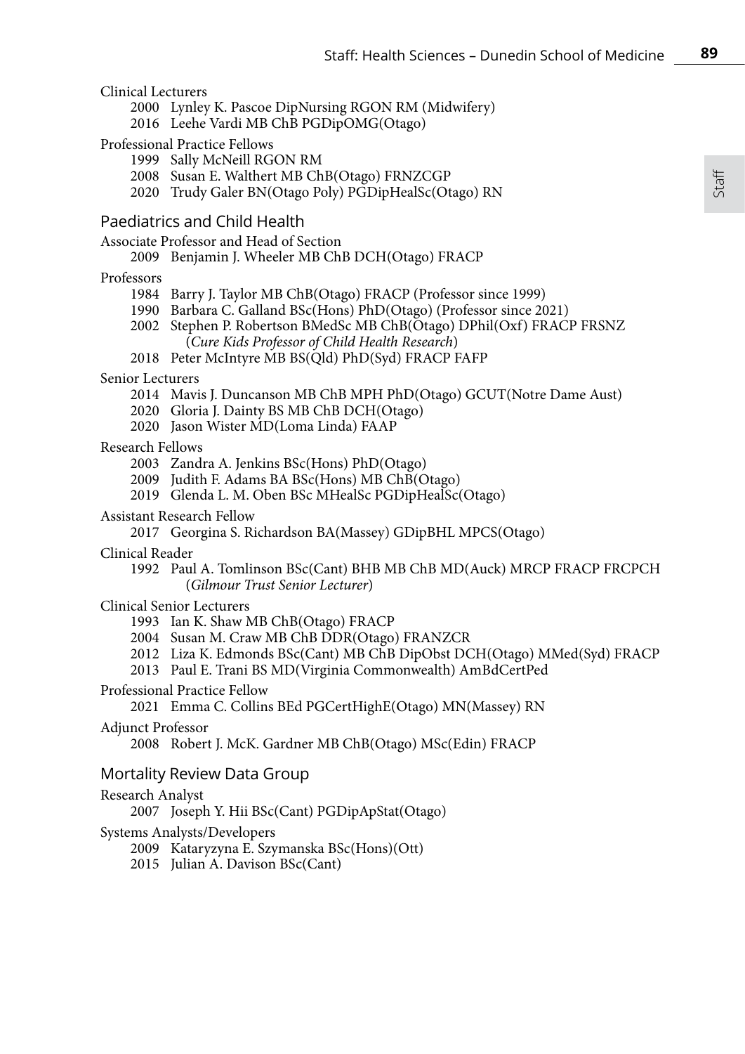Clinical Lecturers

- 2000 Lynley K. Pascoe DipNursing RGON RM (Midwifery)
- 2016 Leehe Vardi MB ChB PGDipOMG(Otago)

Professional Practice Fellows

- 1999 Sally McNeill RGON RM
- 2008 Susan E. Walthert MB ChB(Otago) FRNZCGP
- 2020 Trudy Galer BN(Otago Poly) PGDipHealSc(Otago) RN

## Paediatrics and Child Health

Associate Professor and Head of Section

- 2009 Benjamin J. Wheeler MB ChB DCH(Otago) FRACP

Professors

- 1984 Barry J. Taylor MB ChB(Otago) FRACP (Professor since 1999)
- 1990 Barbara C. Galland BSc(Hons) PhD(Otago) (Professor since 2021)
- 2002 Stephen P. Robertson BMedSc MB ChB(Otago) DPhil(Oxf) FRACP FRSNZ (*Cure Kids Professor of Child Health Research*)
- 2018 Peter McIntyre MB BS(Qld) PhD(Syd) FRACP FAFP

Senior Lecturers

- 2014 Mavis J. Duncanson MB ChB MPH PhD(Otago) GCUT(Notre Dame Aust)
- 2020 Gloria J. Dainty BS MB ChB DCH(Otago)
- 2020 Jason Wister MD(Loma Linda) FAAP

Research Fellows

- 2003 Zandra A. Jenkins BSc(Hons) PhD(Otago)
- 2009 Judith F. Adams BA BSc(Hons) MB ChB(Otago)
- 2019 Glenda L. M. Oben BSc MHealSc PGDipHealSc(Otago)

Assistant Research Fellow

- 2017 Georgina S. Richardson BA(Massey) GDipBHL MPCS(Otago)

Clinical Reader

- 1992 Paul A. Tomlinson BSc(Cant) BHB MB ChB MD(Auck) MRCP FRACP FRCPCH (*Gilmour Trust Senior Lecturer*)

Clinical Senior Lecturers

- 1993 Ian K. Shaw MB ChB(Otago) FRACP
- 2004 Susan M. Craw MB ChB DDR(Otago) FRANZCR
- 2012 Liza K. Edmonds BSc(Cant) MB ChB DipObst DCH(Otago) MMed(Syd) FRACP
- 2013 Paul E. Trani BS MD(Virginia Commonwealth) AmBdCertPed

Professional Practice Fellow

- 2021 Emma C. Collins BEd PGCertHighE(Otago) MN(Massey) RN

Adjunct Professor

- 2008 Robert J. McK. Gardner MB ChB(Otago) MSc(Edin) FRACP

## Mortality Review Data Group

Research Analyst

- 2007 Joseph Y. Hii BSc(Cant) PGDipApStat(Otago)

Systems Analysts/Developers

- 2009 Kataryzyna E. Szymanska BSc(Hons)(Ott)
- 2015 Julian A. Davison BSc(Cant)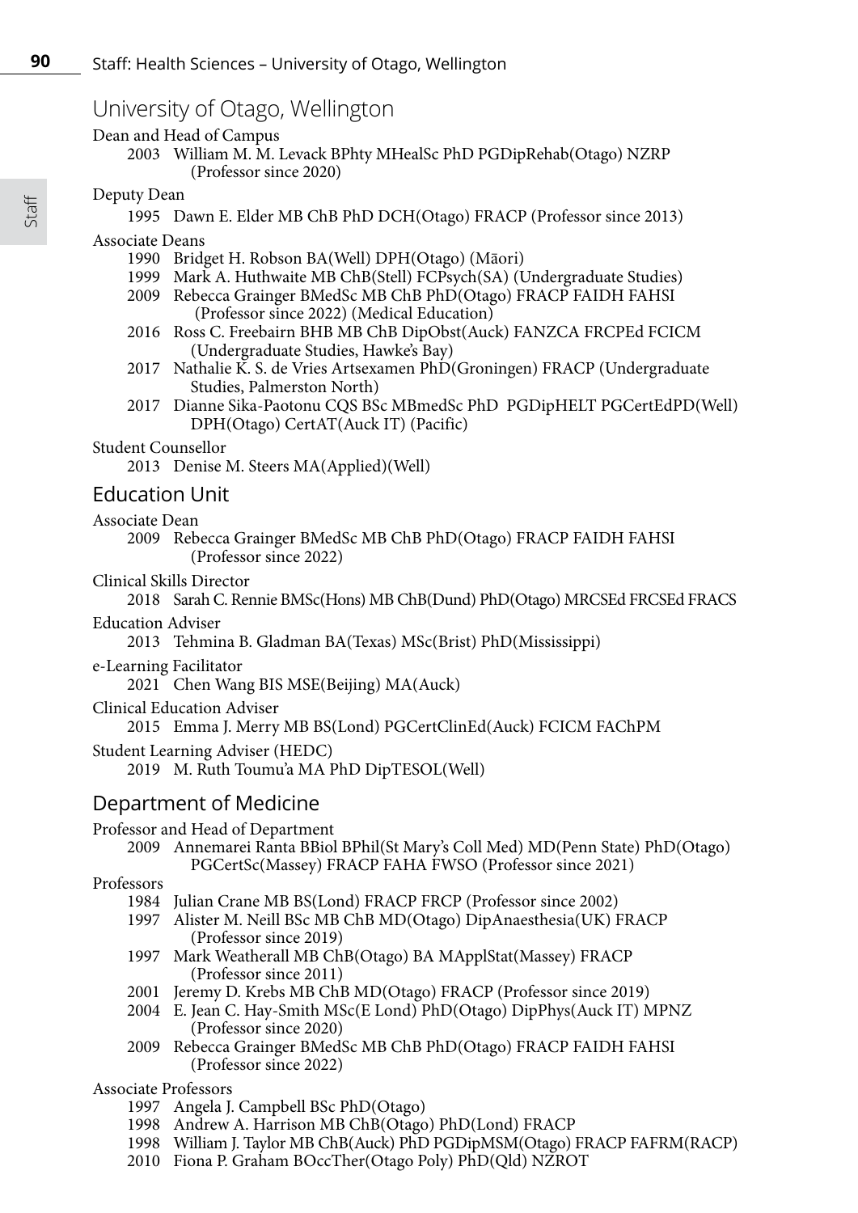# University of Otago, Wellington

Dean and Head of Campus

- 2003 William M. M. Levack BPhty MHealSc PhD PGDipRehab(Otago) NZRP (Professor since 2020)

Deputy Dean

- 1995 Dawn E. Elder MB ChB PhD DCH(Otago) FRACP (Professor since 2013)

Associate Deans

- 1990 Bridget H. Robson BA(Well) DPH(Otago) (Māori)
- 1999 Mark A. Huthwaite MB ChB(Stell) FCPsych(SA) (Undergraduate Studies)
- 2009 Rebecca Grainger BMedSc MB ChB PhD(Otago) FRACP FAIDH FAHSI (Professor since 2022) (Medical Education)
- 2016 Ross C. Freebairn BHB MB ChB DipObst(Auck) FANZCA FRCPEd FCICM (Undergraduate Studies, Hawke's Bay)
- 2017 Nathalie K. S. de Vries Artsexamen PhD(Groningen) FRACP (Undergraduate Studies, Palmerston North)
- 2017 Dianne Sika-Paotonu CQS BSc MBmedSc PhD PGDipHELT PGCertEdPD(Well) DPH(Otago) CertAT(Auck IT) (Pacific)

Student Counsellor

- 2013 Denise M. Steers MA(Applied)(Well)

## Education Unit

Associate Dean

- 2009 Rebecca Grainger BMedSc MB ChB PhD(Otago) FRACP FAIDH FAHSI (Professor since 2022)

Clinical Skills Director

- 2018 Sarah C. Rennie BMSc(Hons) MB ChB(Dund) PhD(Otago) MRCSEd FRCSEd FRACS

Education Adviser

- 2013 Tehmina B. Gladman BA(Texas) MSc(Brist) PhD(Mississippi)

e-Learning Facilitator

- 2021 Chen Wang BIS MSE(Beijing) MA(Auck)

Clinical Education Adviser

- 2015 Emma J. Merry MB BS(Lond) PGCertClinEd(Auck) FCICM FAChPM

Student Learning Adviser (HEDC)

- 2019 M. Ruth Toumu'a MA PhD DipTESOL(Well)

## Department of Medicine

Professor and Head of Department

- 2009 Annemarei Ranta BBiol BPhil(St Mary's Coll Med) MD(Penn State) PhD(Otago) PGCertSc(Massey) FRACP FAHA FWSO (Professor since 2021)

Professors

- 1984 Julian Crane MB BS(Lond) FRACP FRCP (Professor since 2002)
- 1997 Alister M. Neill BSc MB ChB MD(Otago) DipAnaesthesia(UK) FRACP (Professor since 2019)
- 1997 Mark Weatherall MB ChB(Otago) BA MApplStat(Massey) FRACP (Professor since 2011)
- 2001 Jeremy D. Krebs MB ChB MD(Otago) FRACP (Professor since 2019)
- 2004 E. Jean C. Hay-Smith MSc(E Lond) PhD(Otago) DipPhys(Auck IT) MPNZ (Professor since 2020)
- 2009 Rebecca Grainger BMedSc MB ChB PhD(Otago) FRACP FAIDH FAHSI (Professor since 2022)

Associate Professors

- 1997 Angela J. Campbell BSc PhD(Otago)
- 1998 Andrew A. Harrison MB ChB(Otago) PhD(Lond) FRACP
- 1998 William J. Taylor MB ChB(Auck) PhD PGDipMSM(Otago) FRACP FAFRM(RACP)
- 2010 Fiona P. Graham BOccTher(Otago Poly) PhD(Qld) NZROT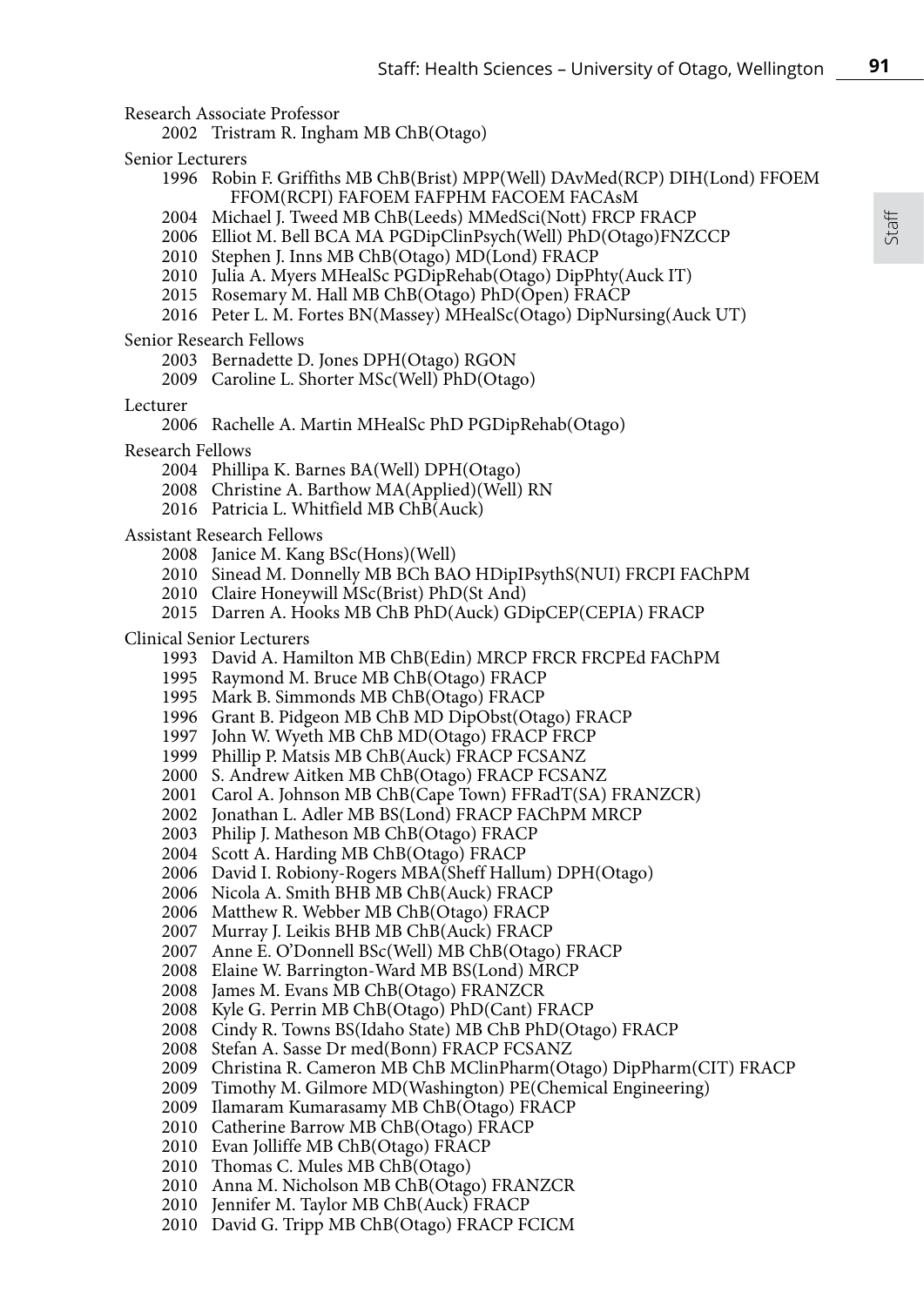Research Associate Professor

- 2002 Tristram R. Ingham MB ChB(Otago)

Senior Lecturers

- 1996 Robin F. Griffiths MB ChB(Brist) MPP(Well) DAvMed(RCP) DIH(Lond) FFOEM FFOM(RCPI) FAFOEM FAFPHM FACOEM FACAsM
- 2004 Michael J. Tweed MB ChB(Leeds) MMedSci(Nott) FRCP FRACP
- 2006 Elliot M. Bell BCA MA PGDipClinPsych(Well) PhD(Otago)FNZCCP
- 2010 Stephen J. Inns MB ChB(Otago) MD(Lond) FRACP
- 2010 Julia A. Myers MHealSc PGDipRehab(Otago) DipPhty(Auck IT)
- 2015 Rosemary M. Hall MB ChB(Otago) PhD(Open) FRACP
- 2016 Peter L. M. Fortes BN(Massey) MHealSc(Otago) DipNursing(Auck UT)

Senior Research Fellows

- 2003 Bernadette D. Jones DPH(Otago) RGON
- 2009 Caroline L. Shorter MSc(Well) PhD(Otago)

Lecturer

- 2006 Rachelle A. Martin MHealSc PhD PGDipRehab(Otago)

Research Fellows

- 2004 Phillipa K. Barnes BA(Well) DPH(Otago)
- 2008 Christine A. Barthow MA(Applied)(Well) RN
- 2016 Patricia L. Whitfield MB ChB(Auck)

Assistant Research Fellows

- 2008 Janice M. Kang BSc(Hons)(Well)
- 2010 Sinead M. Donnelly MB BCh BAO HDipIPsythS(NUI) FRCPI FAChPM
- 2010 Claire Honeywill MSc(Brist) PhD(St And)
- 2015 Darren A. Hooks MB ChB PhD(Auck) GDipCEP(CEPIA) FRACP

Clinical Senior Lecturers

- 1993 David A. Hamilton MB ChB(Edin) MRCP FRCR FRCPEd FAChPM
- 1995 Raymond M. Bruce MB ChB(Otago) FRACP
- 1995 Mark B. Simmonds MB ChB(Otago) FRACP
- 1996 Grant B. Pidgeon MB ChB MD DipObst(Otago) FRACP
- 1997 John W. Wyeth MB ChB MD(Otago) FRACP FRCP
- 1999 Phillip P. Matsis MB ChB(Auck) FRACP FCSANZ
- 2000 S. Andrew Aitken MB ChB(Otago) FRACP FCSANZ
- 2001 Carol A. Johnson MB ChB(Cape Town) FFRadT(SA) FRANZCR)
- 2002 Jonathan L. Adler MB BS(Lond) FRACP FAChPM MRCP
- 2003 Philip J. Matheson MB ChB(Otago) FRACP
- 2004 Scott A. Harding MB ChB(Otago) FRACP
- 2006 David I. Robiony-Rogers MBA(Sheff Hallum) DPH(Otago)
- 2006 Nicola A. Smith BHB MB ChB(Auck) FRACP
- 2006 Matthew R. Webber MB ChB(Otago) FRACP
- 2007 Murray J. Leikis BHB MB ChB(Auck) FRACP
- 2007 Anne E. O'Donnell BSc(Well) MB ChB(Otago) FRACP
- 2008 Elaine W. Barrington-Ward MB BS(Lond) MRCP
- 2008 James M. Evans MB ChB(Otago) FRANZCR
- 2008 Kyle G. Perrin MB ChB(Otago) PhD(Cant) FRACP
- 2008 Cindy R. Towns BS(Idaho State) MB ChB PhD(Otago) FRACP
- 2008 Stefan A. Sasse Dr med(Bonn) FRACP FCSANZ
- 2009 Christina R. Cameron MB ChB MClinPharm(Otago) DipPharm(CIT) FRACP
- 2009 Timothy M. Gilmore MD(Washington) PE(Chemical Engineering)
- 2009 Ilamaram Kumarasamy MB ChB(Otago) FRACP
- 2010 Catherine Barrow MB ChB(Otago) FRACP
- 2010 Evan Jolliffe MB ChB(Otago) FRACP
- 2010 Thomas C. Mules MB ChB(Otago)
- 2010 Anna M. Nicholson MB ChB(Otago) FRANZCR
- 2010 Jennifer M. Taylor MB ChB(Auck) FRACP
- 2010 David G. Tripp MB ChB(Otago) FRACP FCICM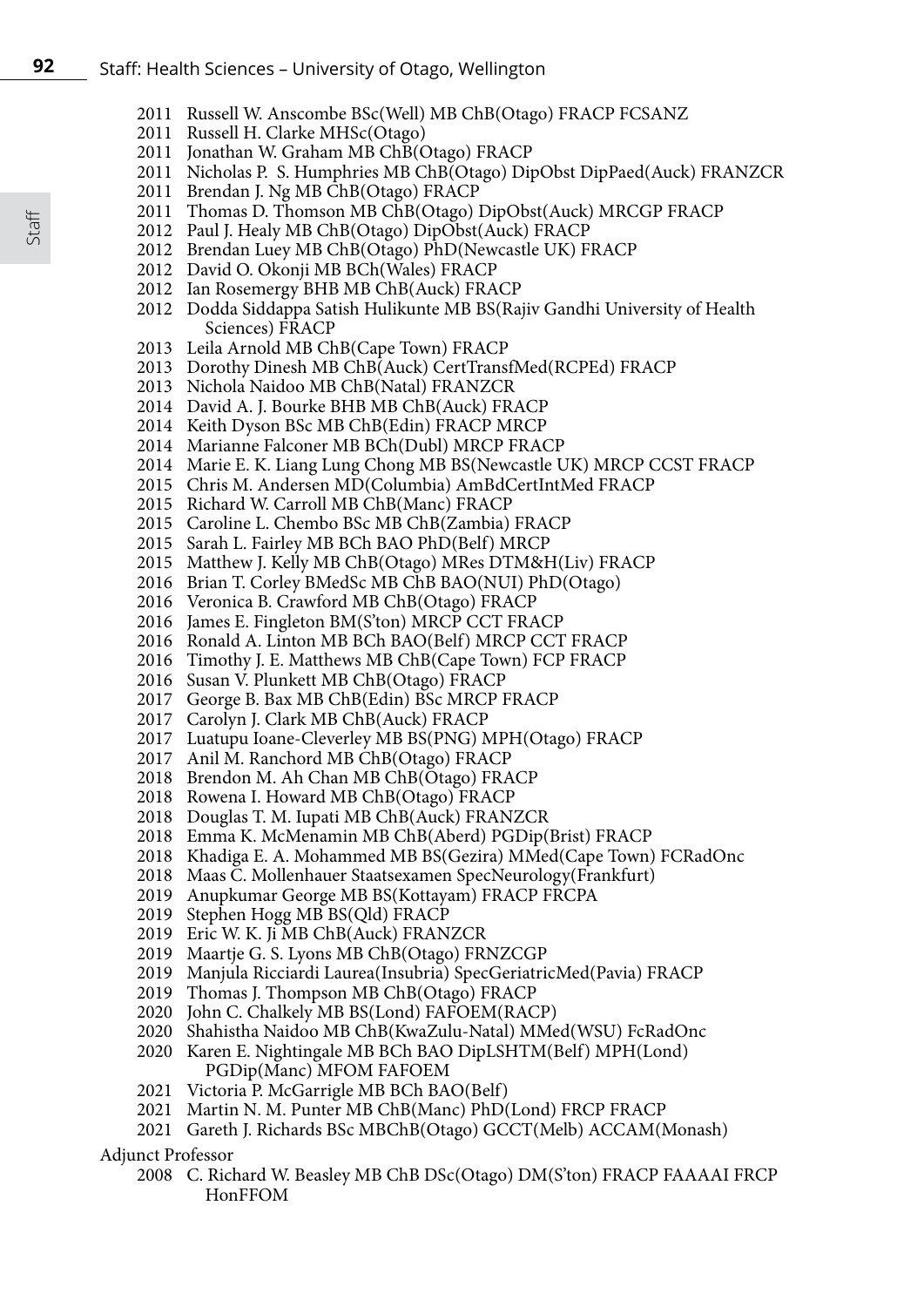2011 Russell W. Anscombe BSc(Well) MB ChB(Otago) FRACP FCSANZ
2011 Russell H. Clarke MHSc(Otago)
2011 Jonathan W. Graham MB ChB(Otago) FRACP
2011 Nicholas P. S. Humphries MB ChB(Otago) DipObst DipPaed(Auck) FRANZCR
2011 Brendan J. Ng MB ChB(Otago) FRACP
2011 Thomas D. Thomson MB ChB(Otago) DipObst(Auck) MRCGP FRACP
2012 Paul J. Healy MB ChB(Otago) DipObst(Auck) FRACP
2012 Brendan Luey MB ChB(Otago) PhD(Newcastle UK) FRACP
2012 David O. Okonji MB BCh(Wales) FRACP
2012 Ian Rosemergy BHB MB ChB(Auck) FRACP
2012 Dodda Siddappa Satish Hulikunte MB BS(Rajiv Gandhi University of Health Sciences) FRACP
2013 Leila Arnold MB ChB(Cape Town) FRACP
2013 Dorothy Dinesh MB ChB(Auck) CertTransfMed(RCPEd) FRACP
2013 Nichola Naidoo MB ChB(Natal) FRANZCR
2014 David A. J. Bourke BHB MB ChB(Auck) FRACP
2014 Keith Dyson BSc MB ChB(Edin) FRACP MRCP
2014 Marianne Falconer MB BCh(Dubl) MRCP FRACP
2014 Marie E. K. Liang Lung Chong MB BS(Newcastle UK) MRCP CCST FRACP
2015 Chris M. Andersen MD(Columbia) AmBdCertIntMed FRACP
2015 Richard W. Carroll MB ChB(Manc) FRACP
2015 Caroline L. Chembo BSc MB ChB(Zambia) FRACP
2015 Sarah L. Fairley MB BCh BAO PhD(Belf) MRCP
2015 Matthew J. Kelly MB ChB(Otago) MRes DTM&H(Liv) FRACP
2016 Brian T. Corley BMedSc MB ChB BAO(NUI) PhD(Otago)
2016 Veronica B. Crawford MB ChB(Otago) FRACP
2016 James E. Fingleton BM(S'ton) MRCP CCT FRACP
2016 Ronald A. Linton MB BCh BAO(Belf) MRCP CCT FRACP
2016 Timothy J. E. Matthews MB ChB(Cape Town) FCP FRACP
2016 Susan V. Plunkett MB ChB(Otago) FRACP
2017 George B. Bax MB ChB(Edin) BSc MRCP FRACP
2017 Carolyn J. Clark MB ChB(Auck) FRACP
2017 Luatupu Ioane-Cleverley MB BS(PNG) MPH(Otago) FRACP
2017 Anil M. Ranchord MB ChB(Otago) FRACP
2018 Brendon M. Ah Chan MB ChB(Otago) FRACP
2018 Rowena I. Howard MB ChB(Otago) FRACP
2018 Douglas T. M. Iupati MB ChB(Auck) FRANZCR
2018 Emma K. McMenamin MB ChB(Aberd) PGDip(Brist) FRACP
2018 Khadiga E. A. Mohammed MB BS(Gezira) MMed(Cape Town) FCRadOnc
2018 Maas C. Mollenhauer Staatsexamen SpecNeurology(Frankfurt)
2019 Anupkumar George MB BS(Kottayam) FRACP FRCPA
2019 Stephen Hogg MB BS(Qld) FRACP
2019 Eric W. K. Ji MB ChB(Auck) FRANZCR
2019 Maartje G. S. Lyons MB ChB(Otago) FRNZCGP
2019 Manjula Ricciardi Laurea(Insubria) SpecGeriatricMed(Pavia) FRACP
2019 Thomas J. Thompson MB ChB(Otago) FRACP
2020 John C. Chalkely MB BS(Lond) FAFOEM(RACP)
2020 Shahistha Naidoo MB ChB(KwaZulu-Natal) MMed(WSU) FcRadOnc
2020 Karen E. Nightingale MB BCh BAO DipLSHTM(Belf) MPH(Lond) PGDip(Manc) MFOM FAFOEM
2021 Victoria P. McGarrigle MB BCh BAO(Belf)
2021 Martin N. M. Punter MB ChB(Manc) PhD(Lond) FRCP FRACP
2021 Gareth J. Richards BSc MBChB(Otago) GCCT(Melb) ACCAM(Monash)

Adjunct Professor

2008 C. Richard W. Beasley MB ChB DSc(Otago) DM(S'ton) FRACP FAAAAI FRCP HonFFOM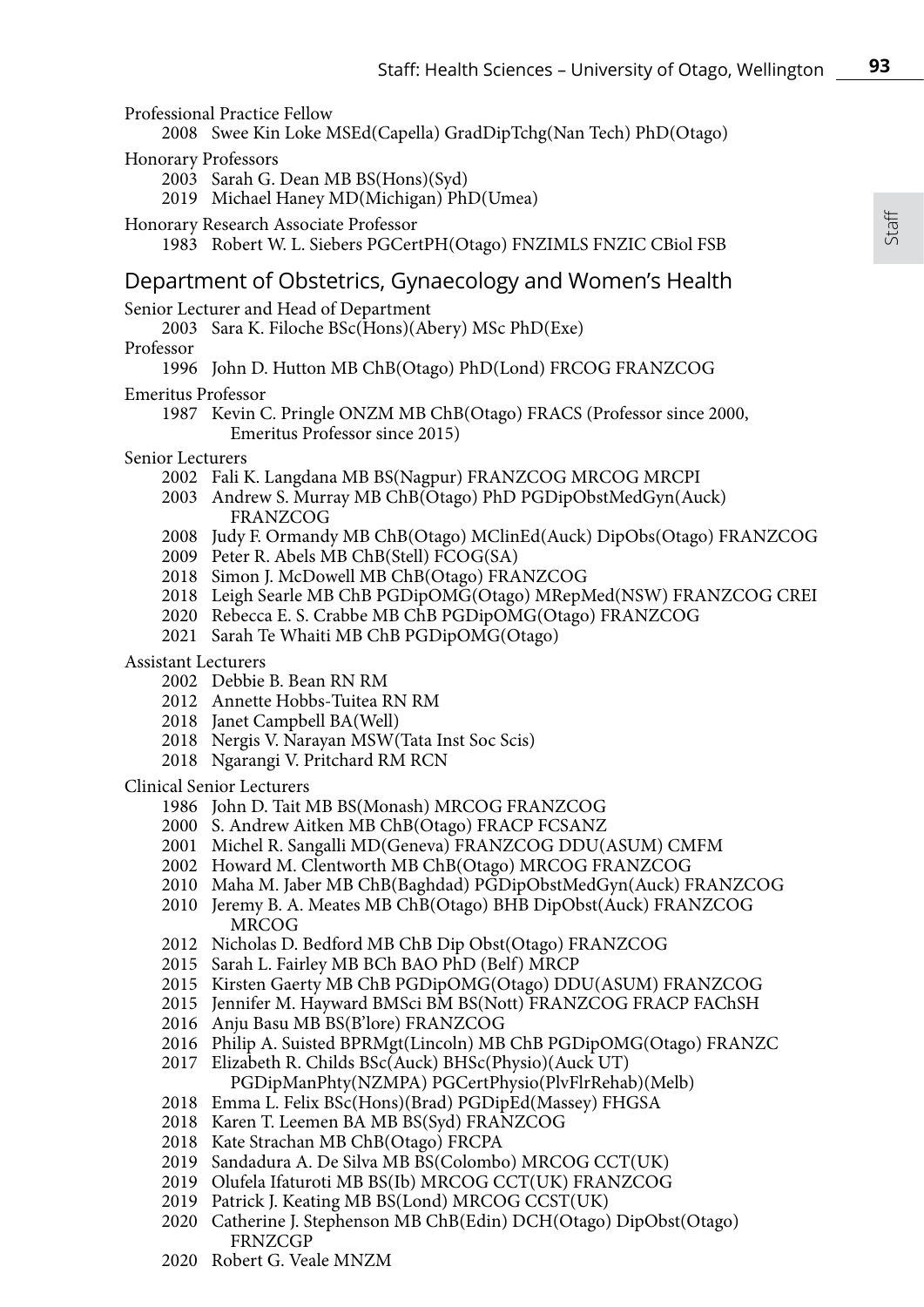Professional Practice Fellow

2008 Swee Kin Loke MSEd(Capella) GradDipTchg(Nan Tech) PhD(Otago)

Honorary Professors

2003 Sarah G. Dean MB BS(Hons)(Syd)
2019 Michael Haney MD(Michigan) PhD(Umea)

Honorary Research Associate Professor

1983 Robert W. L. Siebers PGCertPH(Otago) FNZIMLS FNZIC CBiol FSB

## Department of Obstetrics, Gynaecology and Women's Health

Senior Lecturer and Head of Department

2003 Sara K. Filoche BSc(Hons)(Abery) MSc PhD(Exe)

Professor

1996 John D. Hutton MB ChB(Otago) PhD(Lond) FRCOG FRANZCOG

Emeritus Professor

1987 Kevin C. Pringle ONZM MB ChB(Otago) FRACS (Professor since 2000, Emeritus Professor since 2015)

Senior Lecturers

2002 Fali K. Langdana MB BS(Nagpur) FRANZCOG MRCOG MRCPI
2003 Andrew S. Murray MB ChB(Otago) PhD PGDipObstMedGyn(Auck) FRANZCOG
2008 Judy F. Ormandy MB ChB(Otago) MClinEd(Auck) DipObs(Otago) FRANZCOG
2009 Peter R. Abels MB ChB(Stell) FCOG(SA)
2018 Simon J. McDowell MB ChB(Otago) FRANZCOG
2018 Leigh Searle MB ChB PGDipOMG(Otago) MRepMed(NSW) FRANZCOG CREI
2020 Rebecca E. S. Crabbe MB ChB PGDipOMG(Otago) FRANZCOG
2021 Sarah Te Whaiti MB ChB PGDipOMG(Otago)

Assistant Lecturers

2002 Debbie B. Bean RN RM
2012 Annette Hobbs-Tuitea RN RM
2018 Janet Campbell BA(Well)
2018 Nergis V. Narayan MSW(Tata Inst Soc Scis)
2018 Ngarangi V. Pritchard RM RCN

Clinical Senior Lecturers

1986 John D. Tait MB BS(Monash) MRCOG FRANZCOG
2000 S. Andrew Aitken MB ChB(Otago) FRACP FCSANZ
2001 Michel R. Sangalli MD(Geneva) FRANZCOG DDU(ASUM) CMFM
2002 Howard M. Clentworth MB ChB(Otago) MRCOG FRANZCOG
2010 Maha M. Jaber MB ChB(Baghdad) PGDipObstMedGyn(Auck) FRANZCOG
2010 Jeremy B. A. Meates MB ChB(Otago) BHB DipObst(Auck) FRANZCOG MRCOG
2012 Nicholas D. Bedford MB ChB Dip Obst(Otago) FRANZCOG
2015 Sarah L. Fairley MB BCh BAO PhD (Belf) MRCP
2015 Kirsten Gaerty MB ChB PGDipOMG(Otago) DDU(ASUM) FRANZCOG
2015 Jennifer M. Hayward BMSci BM BS(Nott) FRANZCOG FRACP FAChSH
2016 Anju Basu MB BS(B'lore) FRANZCOG
2016 Philip A. Suisted BPRMgt(Lincoln) MB ChB PGDipOMG(Otago) FRANZC
2017 Elizabeth R. Childs BSc(Auck) BHSc(Physio)(Auck UT) PGDipManPhty(NZMPA) PGCertPhysio(PlvFlrRehab)(Melb)
2018 Emma L. Felix BSc(Hons)(Brad) PGDipEd(Massey) FHGSA
2018 Karen T. Leemen BA MB BS(Syd) FRANZCOG
2018 Kate Strachan MB ChB(Otago) FRCPA
2019 Sandadura A. De Silva MB BS(Colombo) MRCOG CCT(UK)
2019 Olufela Ifaturoti MB BS(Ib) MRCOG CCT(UK) FRANZCOG
2019 Patrick J. Keating MB BS(Lond) MRCOG CCST(UK)
2020 Catherine J. Stephenson MB ChB(Edin) DCH(Otago) DipObst(Otago) FRNZCGP
2020 Robert G. Veale MNZM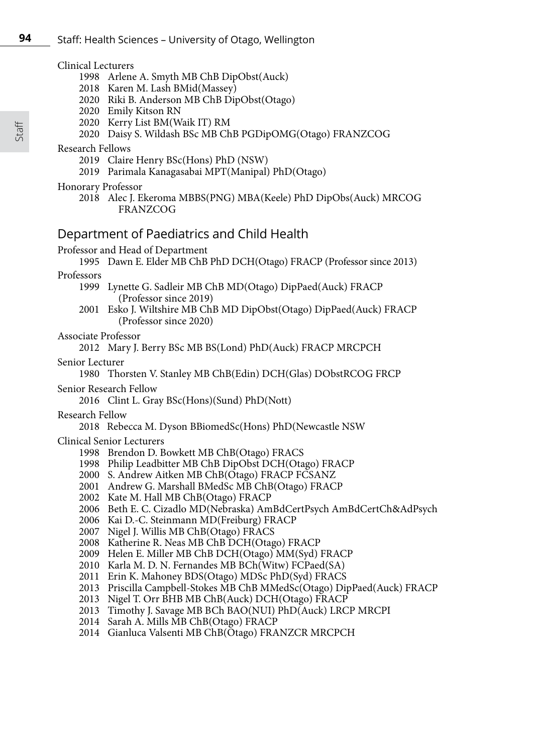Clinical Lecturers

- 1998 Arlene A. Smyth MB ChB DipObst(Auck)
- 2018 Karen M. Lash BMid(Massey)
- 2020 Riki B. Anderson MB ChB DipObst(Otago)
- 2020 Emily Kitson RN
- 2020 Kerry List BM(Waik IT) RM
- 2020 Daisy S. Wildash BSc MB ChB PGDipOMG(Otago) FRANZCOG

Research Fellows

- 2019 Claire Henry BSc(Hons) PhD (NSW)
- 2019 Parimala Kanagasabai MPT(Manipal) PhD(Otago)

Honorary Professor

- 2018 Alec J. Ekeroma MBBS(PNG) MBA(Keele) PhD DipObs(Auck) MRCOG FRANZCOG

## Department of Paediatrics and Child Health

Professor and Head of Department

- 1995 Dawn E. Elder MB ChB PhD DCH(Otago) FRACP (Professor since 2013)

Professors

- 1999 Lynette G. Sadleir MB ChB MD(Otago) DipPaed(Auck) FRACP (Professor since 2019)
- 2001 Esko J. Wiltshire MB ChB MD DipObst(Otago) DipPaed(Auck) FRACP (Professor since 2020)

Associate Professor

- 2012 Mary J. Berry BSc MB BS(Lond) PhD(Auck) FRACP MRCPCH

Senior Lecturer

- 1980 Thorsten V. Stanley MB ChB(Edin) DCH(Glas) DObstRCOG FRCP

Senior Research Fellow

- 2016 Clint L. Gray BSc(Hons)(Sund) PhD(Nott)

Research Fellow

- 2018 Rebecca M. Dyson BBiomedSc(Hons) PhD(Newcastle NSW

Clinical Senior Lecturers

- 1998 Brendon D. Bowkett MB ChB(Otago) FRACS
- 1998 Philip Leadbitter MB ChB DipObst DCH(Otago) FRACP
- 2000 S. Andrew Aitken MB ChB(Otago) FRACP FCSANZ
- 2001 Andrew G. Marshall BMedSc MB ChB(Otago) FRACP
- 2002 Kate M. Hall MB ChB(Otago) FRACP
- 2006 Beth E. C. Cizadlo MD(Nebraska) AmBdCertPsych AmBdCertCh&AdPsych
- 2006 Kai D.-C. Steinmann MD(Freiburg) FRACP
- 2007 Nigel J. Willis MB ChB(Otago) FRACS
- 2008 Katherine R. Neas MB ChB DCH(Otago) FRACP
- 2009 Helen E. Miller MB ChB DCH(Otago) MM(Syd) FRACP
- 2010 Karla M. D. N. Fernandes MB BCh(Witw) FCPaed(SA)
- 2011 Erin K. Mahoney BDS(Otago) MDSc PhD(Syd) FRACS
- 2013 Priscilla Campbell-Stokes MB ChB MMedSc(Otago) DipPaed(Auck) FRACP
- 2013 Nigel T. Orr BHB MB ChB(Auck) DCH(Otago) FRACP
- 2013 Timothy J. Savage MB BCh BAO(NUI) PhD(Auck) LRCP MRCPI
- 2014 Sarah A. Mills MB ChB(Otago) FRACP
- 2014 Gianluca Valsenti MB ChB(Otago) FRANZCR MRCPCH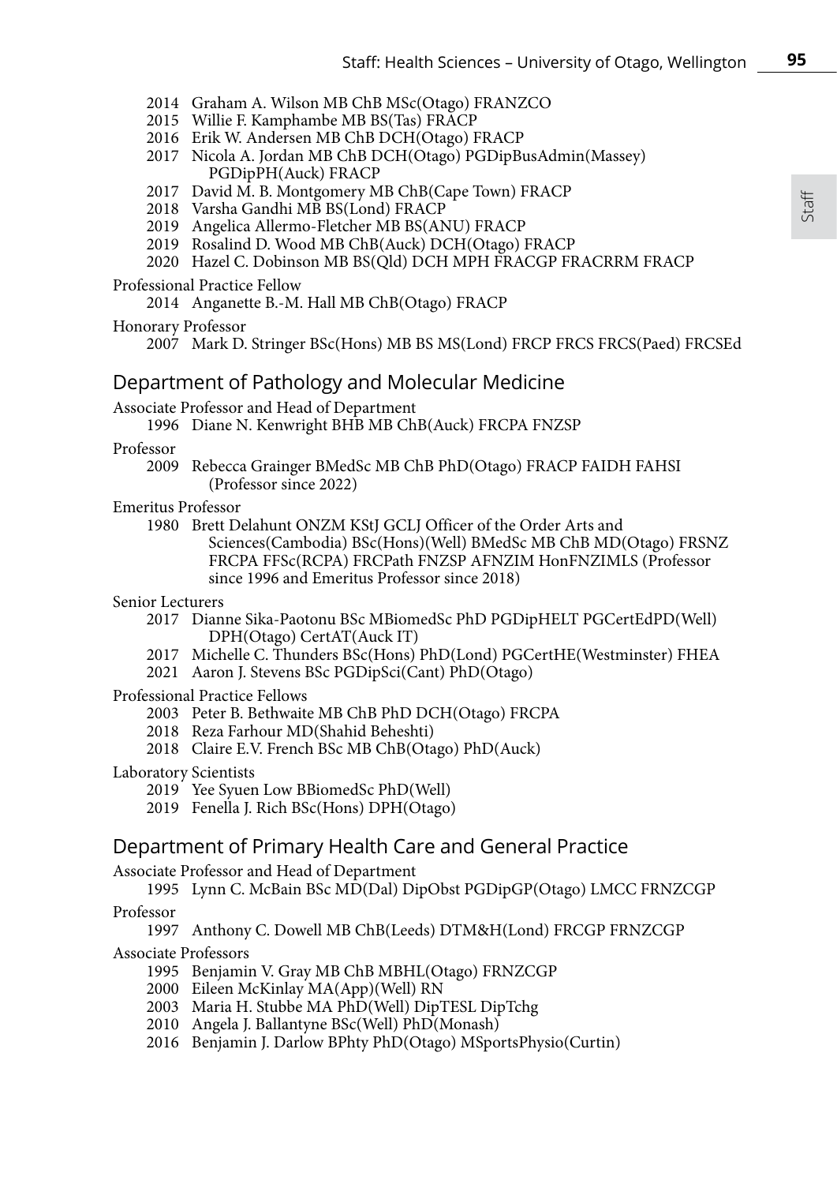2014 Graham A. Wilson MB ChB MSc(Otago) FRANZCO
2015 Willie F. Kamphambe MB BS(Tas) FRACP
2016 Erik W. Andersen MB ChB DCH(Otago) FRACP
2017 Nicola A. Jordan MB ChB DCH(Otago) PGDipBusAdmin(Massey) PGDipPH(Auck) FRACP
2017 David M. B. Montgomery MB ChB(Cape Town) FRACP
2018 Varsha Gandhi MB BS(Lond) FRACP
2019 Angelica Allermo-Fletcher MB BS(ANU) FRACP
2019 Rosalind D. Wood MB ChB(Auck) DCH(Otago) FRACP
2020 Hazel C. Dobinson MB BS(Qld) DCH MPH FRACGP FRACRRM FRACP

Professional Practice Fellow

2014 Anganette B.-M. Hall MB ChB(Otago) FRACP

Honorary Professor

2007 Mark D. Stringer BSc(Hons) MB BS MS(Lond) FRCP FRCS FRCS(Paed) FRCSEd

## Department of Pathology and Molecular Medicine

Associate Professor and Head of Department

1996 Diane N. Kenwright BHB MB ChB(Auck) FRCPA FNZSP

Professor

2009 Rebecca Grainger BMedSc MB ChB PhD(Otago) FRACP FAIDH FAHSI (Professor since 2022)

Emeritus Professor

1980 Brett Delahunt ONZM KStJ GCLJ Officer of the Order Arts and Sciences(Cambodia) BSc(Hons)(Well) BMedSc MB ChB MD(Otago) FRSNZ FRCPA FFSc(RCPA) FRCPath FNZSP AFNZIM HonFNZIMLS (Professor since 1996 and Emeritus Professor since 2018)

Senior Lecturers

2017 Dianne Sika-Paotonu BSc MBiomedSc PhD PGDipHELT PGCertEdPD(Well) DPH(Otago) CertAT(Auck IT)
2017 Michelle C. Thunders BSc(Hons) PhD(Lond) PGCertHE(Westminster) FHEA
2021 Aaron J. Stevens BSc PGDipSci(Cant) PhD(Otago)

Professional Practice Fellows

2003 Peter B. Bethwaite MB ChB PhD DCH(Otago) FRCPA
2018 Reza Farhour MD(Shahid Beheshti)
2018 Claire E.V. French BSc MB ChB(Otago) PhD(Auck)

Laboratory Scientists

2019 Yee Syuen Low BBiomedSc PhD(Well)
2019 Fenella J. Rich BSc(Hons) DPH(Otago)

## Department of Primary Health Care and General Practice

Associate Professor and Head of Department

1995 Lynn C. McBain BSc MD(Dal) DipObst PGDipGP(Otago) LMCC FRNZCGP

Professor

1997 Anthony C. Dowell MB ChB(Leeds) DTM&H(Lond) FRCGP FRNZCGP

Associate Professors

1995 Benjamin V. Gray MB ChB MBHL(Otago) FRNZCGP
2000 Eileen McKinlay MA(App)(Well) RN
2003 Maria H. Stubbe MA PhD(Well) DipTESL DipTchg
2010 Angela J. Ballantyne BSc(Well) PhD(Monash)
2016 Benjamin J. Darlow BPhty PhD(Otago) MSportsPhysio(Curtin)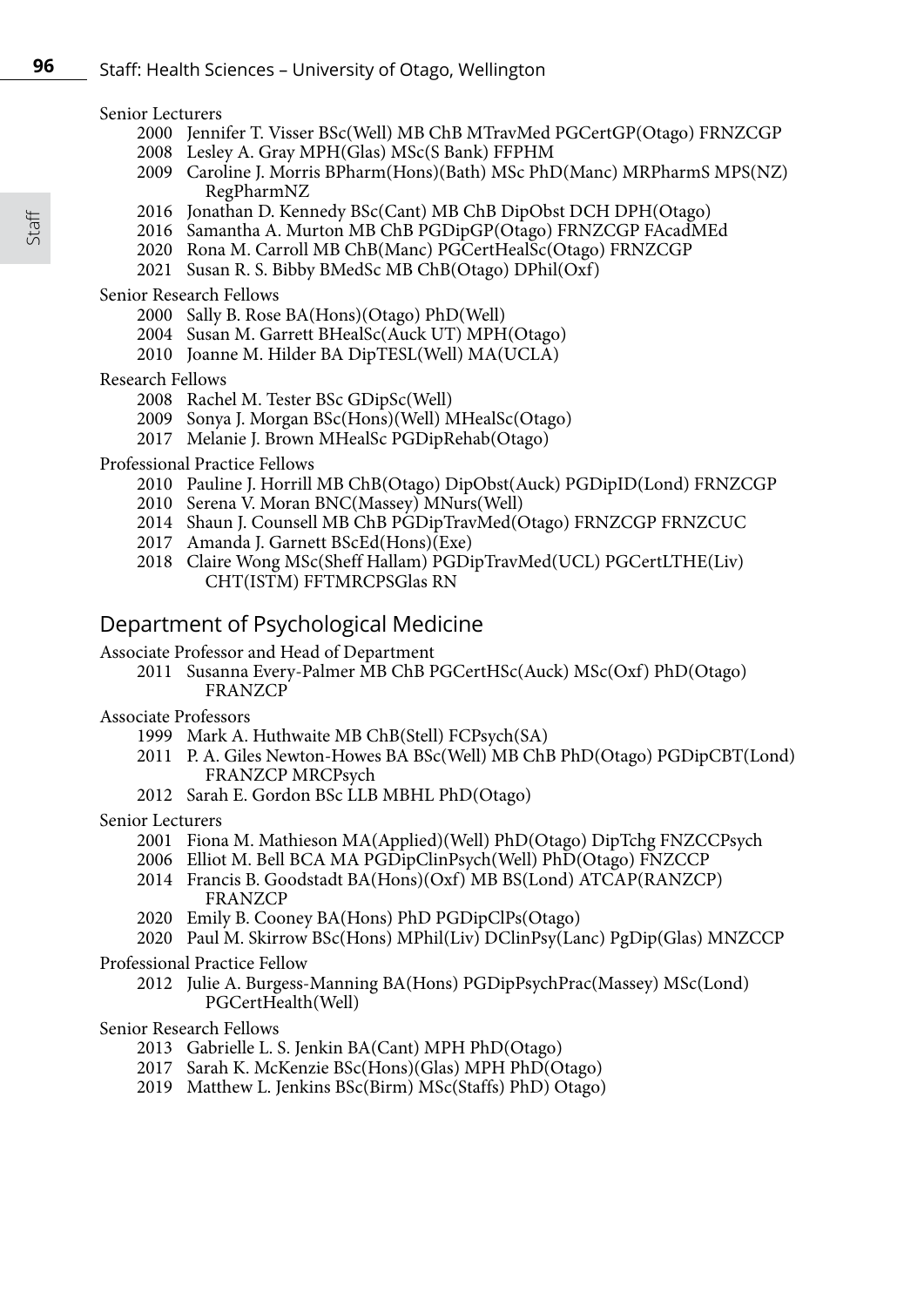Senior Lecturers

- 2000 Jennifer T. Visser BSc(Well) MB ChB MTravMed PGCertGP(Otago) FRNZCGP
- 2008 Lesley A. Gray MPH(Glas) MSc(S Bank) FFPHM
- 2009 Caroline J. Morris BPharm(Hons)(Bath) MSc PhD(Manc) MRPharmS MPS(NZ) RegPharmNZ
- 2016 Jonathan D. Kennedy BSc(Cant) MB ChB DipObst DCH DPH(Otago)
- 2016 Samantha A. Murton MB ChB PGDipGP(Otago) FRNZCGP FAcadMEd
- 2020 Rona M. Carroll MB ChB(Manc) PGCertHealSc(Otago) FRNZCGP
- 2021 Susan R. S. Bibby BMedSc MB ChB(Otago) DPhil(Oxf)

Senior Research Fellows

- 2000 Sally B. Rose BA(Hons)(Otago) PhD(Well)
- 2004 Susan M. Garrett BHealSc(Auck UT) MPH(Otago)
- 2010 Joanne M. Hilder BA DipTESL(Well) MA(UCLA)

Research Fellows

- 2008 Rachel M. Tester BSc GDipSc(Well)
- 2009 Sonya J. Morgan BSc(Hons)(Well) MHealSc(Otago)
- 2017 Melanie J. Brown MHealSc PGDipRehab(Otago)

Professional Practice Fellows

- 2010 Pauline J. Horrill MB ChB(Otago) DipObst(Auck) PGDipID(Lond) FRNZCGP
- 2010 Serena V. Moran BNC(Massey) MNurs(Well)
- 2014 Shaun J. Counsell MB ChB PGDipTravMed(Otago) FRNZCGP FRNZCUC
- 2017 Amanda J. Garnett BScEd(Hons)(Exe)
- 2018 Claire Wong MSc(Sheff Hallam) PGDipTravMed(UCL) PGCertLTHE(Liv) CHT(ISTM) FFTMRCPSGlas RN

## Department of Psychological Medicine

Associate Professor and Head of Department

- 2011 Susanna Every-Palmer MB ChB PGCertHSc(Auck) MSc(Oxf) PhD(Otago) FRANZCP

Associate Professors

- 1999 Mark A. Huthwaite MB ChB(Stell) FCPsych(SA)
- 2011 P. A. Giles Newton-Howes BA BSc(Well) MB ChB PhD(Otago) PGDipCBT(Lond) FRANZCP MRCPsych
- 2012 Sarah E. Gordon BSc LLB MBHL PhD(Otago)

Senior Lecturers

- 2001 Fiona M. Mathieson MA(Applied)(Well) PhD(Otago) DipTchg FNZCCPsych
- 2006 Elliot M. Bell BCA MA PGDipClinPsych(Well) PhD(Otago) FNZCCP
- 2014 Francis B. Goodstadt BA(Hons)(Oxf) MB BS(Lond) ATCAP(RANZCP) FRANZCP
- 2020 Emily B. Cooney BA(Hons) PhD PGDipClPs(Otago)
- 2020 Paul M. Skirrow BSc(Hons) MPhil(Liv) DClinPsy(Lanc) PgDip(Glas) MNZCCP

Professional Practice Fellow

- 2012 Julie A. Burgess-Manning BA(Hons) PGDipPsychPrac(Massey) MSc(Lond) PGCertHealth(Well)

Senior Research Fellows

- 2013 Gabrielle L. S. Jenkin BA(Cant) MPH PhD(Otago)
- 2017 Sarah K. McKenzie BSc(Hons)(Glas) MPH PhD(Otago)
- 2019 Matthew L. Jenkins BSc(Birm) MSc(Staffs) PhD) Otago)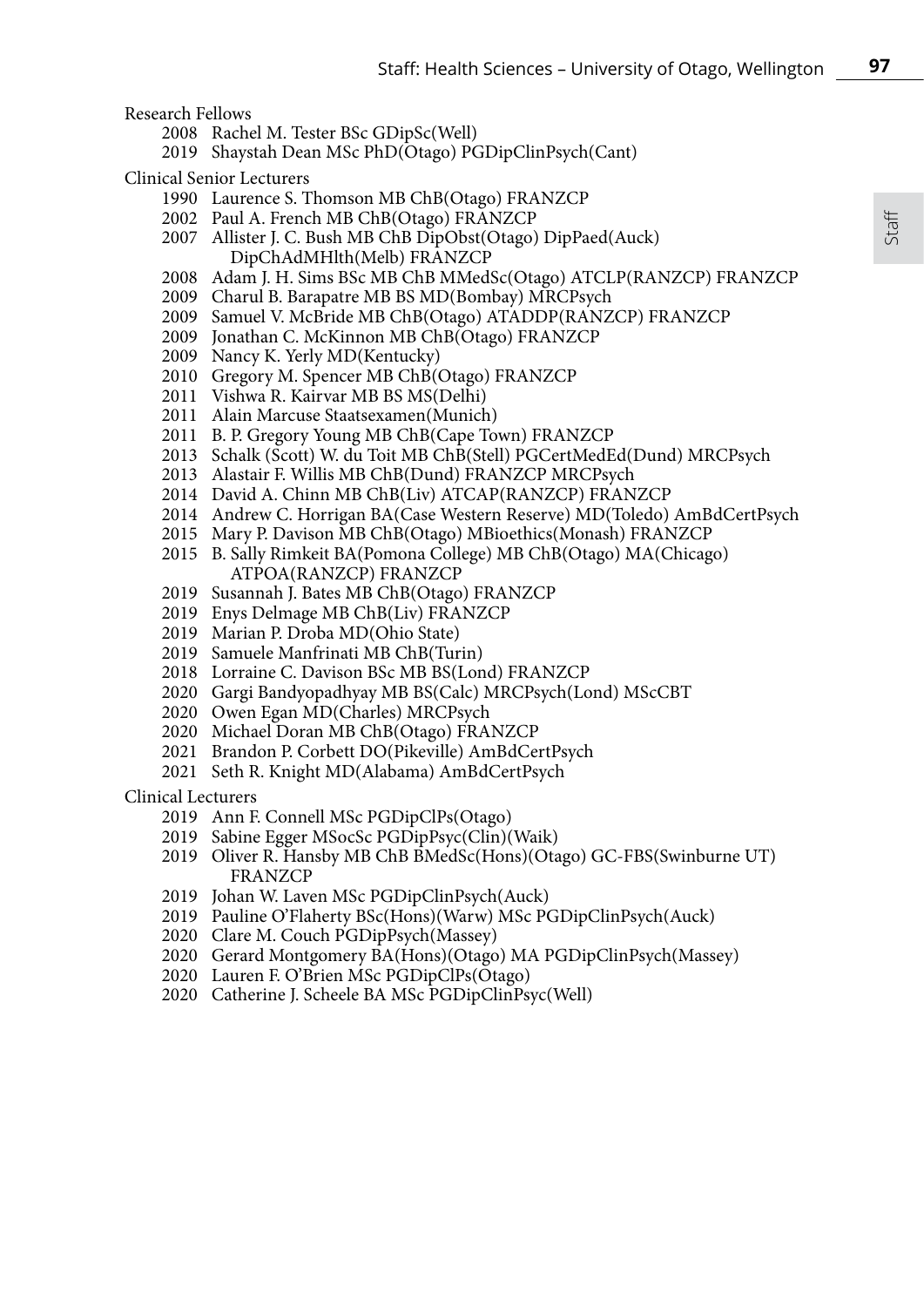Research Fellows

- 2008 Rachel M. Tester BSc GDipSc(Well)
- 2019 Shaystah Dean MSc PhD(Otago) PGDipClinPsych(Cant)

Clinical Senior Lecturers

- 1990 Laurence S. Thomson MB ChB(Otago) FRANZCP
- 2002 Paul A. French MB ChB(Otago) FRANZCP
- 2007 Allister J. C. Bush MB ChB DipObst(Otago) DipPaed(Auck) DipChAdMHlth(Melb) FRANZCP
- 2008 Adam J. H. Sims BSc MB ChB MMedSc(Otago) ATCLP(RANZCP) FRANZCP
- 2009 Charul B. Barapatre MB BS MD(Bombay) MRCPsych
- 2009 Samuel V. McBride MB ChB(Otago) ATADDP(RANZCP) FRANZCP
- 2009 Jonathan C. McKinnon MB ChB(Otago) FRANZCP
- 2009 Nancy K. Yerly MD(Kentucky)
- 2010 Gregory M. Spencer MB ChB(Otago) FRANZCP
- 2011 Vishwa R. Kairvar MB BS MS(Delhi)
- 2011 Alain Marcuse Staatsexamen(Munich)
- 2011 B. P. Gregory Young MB ChB(Cape Town) FRANZCP
- 2013 Schalk (Scott) W. du Toit MB ChB(Stell) PGCertMedEd(Dund) MRCPsych
- 2013 Alastair F. Willis MB ChB(Dund) FRANZCP MRCPsych
- 2014 David A. Chinn MB ChB(Liv) ATCAP(RANZCP) FRANZCP
- 2014 Andrew C. Horrigan BA(Case Western Reserve) MD(Toledo) AmBdCertPsych
- 2015 Mary P. Davison MB ChB(Otago) MBioethics(Monash) FRANZCP
- 2015 B. Sally Rimkeit BA(Pomona College) MB ChB(Otago) MA(Chicago) ATPOA(RANZCP) FRANZCP
- 2019 Susannah J. Bates MB ChB(Otago) FRANZCP
- 2019 Enys Delmage MB ChB(Liv) FRANZCP
- 2019 Marian P. Droba MD(Ohio State)
- 2019 Samuele Manfrinati MB ChB(Turin)
- 2018 Lorraine C. Davison BSc MB BS(Lond) FRANZCP
- 2020 Gargi Bandyopadhyay MB BS(Calc) MRCPsych(Lond) MScCBT
- 2020 Owen Egan MD(Charles) MRCPsych
- 2020 Michael Doran MB ChB(Otago) FRANZCP
- 2021 Brandon P. Corbett DO(Pikeville) AmBdCertPsych
- 2021 Seth R. Knight MD(Alabama) AmBdCertPsych

Clinical Lecturers

- 2019 Ann F. Connell MSc PGDipClPs(Otago)
- 2019 Sabine Egger MSocSc PGDipPsyc(Clin)(Waik)
- 2019 Oliver R. Hansby MB ChB BMedSc(Hons)(Otago) GC-FBS(Swinburne UT) FRANZCP
- 2019 Johan W. Laven MSc PGDipClinPsych(Auck)
- 2019 Pauline O'Flaherty BSc(Hons)(Warw) MSc PGDipClinPsych(Auck)
- 2020 Clare M. Couch PGDipPsych(Massey)
- 2020 Gerard Montgomery BA(Hons)(Otago) MA PGDipClinPsych(Massey)
- 2020 Lauren F. O'Brien MSc PGDipClPs(Otago)
- 2020 Catherine J. Scheele BA MSc PGDipClinPsyc(Well)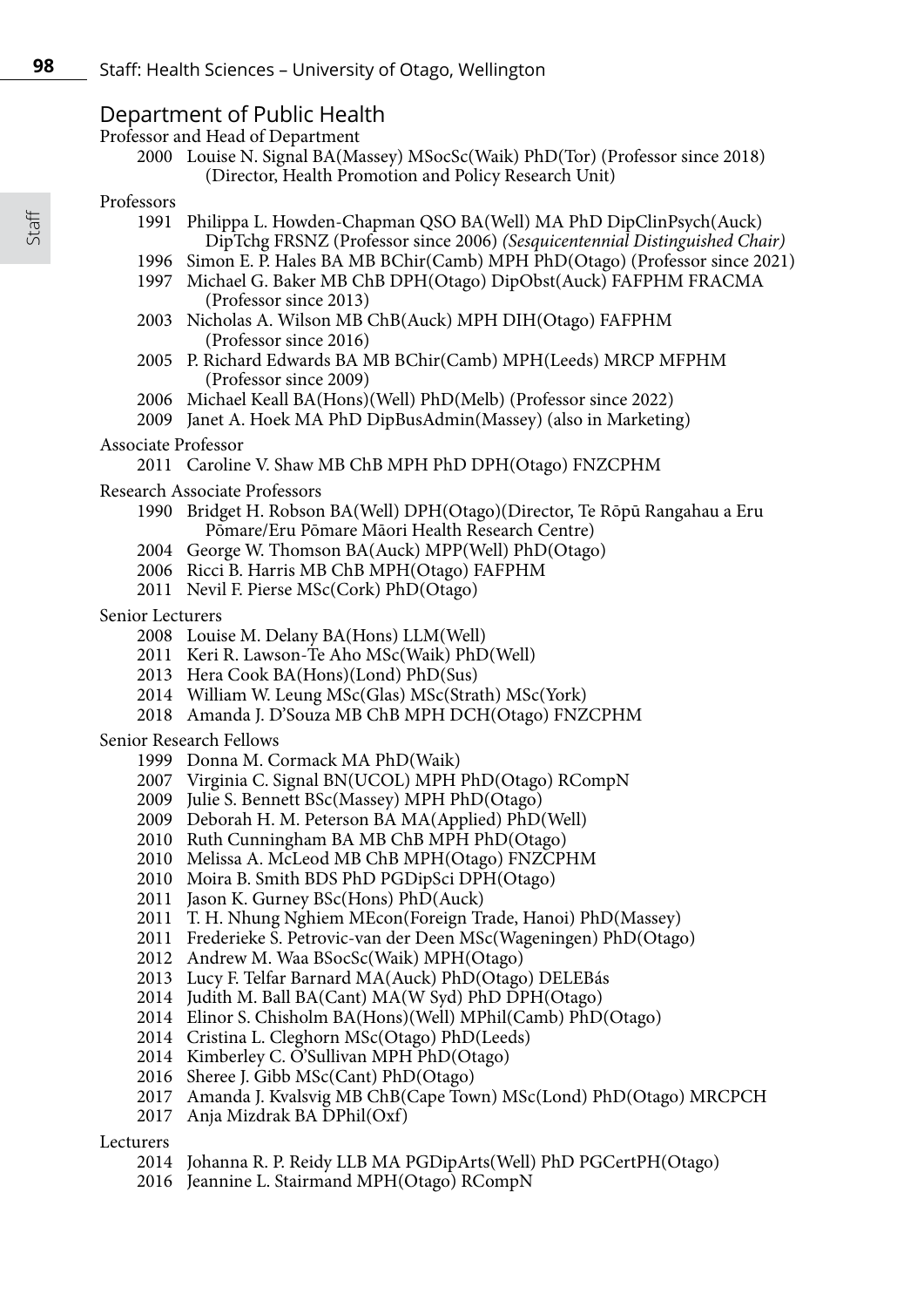## Department of Public Health

Professor and Head of Department

- 2000 Louise N. Signal BA(Massey) MSocSc(Waik) PhD(Tor) (Professor since 2018) (Director, Health Promotion and Policy Research Unit)

Professors

- 1991 Philippa L. Howden-Chapman QSO BA(Well) MA PhD DipClinPsych(Auck) DipTchg FRSNZ (Professor since 2006) *(Sesquicentennial Distinguished Chair)*
- 1996 Simon E. P. Hales BA MB BChir(Camb) MPH PhD(Otago) (Professor since 2021)
- 1997 Michael G. Baker MB ChB DPH(Otago) DipObst(Auck) FAFPHM FRACMA (Professor since 2013)
- 2003 Nicholas A. Wilson MB ChB(Auck) MPH DIH(Otago) FAFPHM (Professor since 2016)
- 2005 P. Richard Edwards BA MB BChir(Camb) MPH(Leeds) MRCP MFPHM (Professor since 2009)
- 2006 Michael Keall BA(Hons)(Well) PhD(Melb) (Professor since 2022)
- 2009 Janet A. Hoek MA PhD DipBusAdmin(Massey) (also in Marketing)

Associate Professor

- 2011 Caroline V. Shaw MB ChB MPH PhD DPH(Otago) FNZCPHM

Research Associate Professors

- 1990 Bridget H. Robson BA(Well) DPH(Otago)(Director, Te Rōpū Rangahau a Eru Pōmare/Eru Pōmare Māori Health Research Centre)
- 2004 George W. Thomson BA(Auck) MPP(Well) PhD(Otago)
- 2006 Ricci B. Harris MB ChB MPH(Otago) FAFPHM
- 2011 Nevil F. Pierse MSc(Cork) PhD(Otago)

Senior Lecturers

- 2008 Louise M. Delany BA(Hons) LLM(Well)
- 2011 Keri R. Lawson-Te Aho MSc(Waik) PhD(Well)
- 2013 Hera Cook BA(Hons)(Lond) PhD(Sus)
- 2014 William W. Leung MSc(Glas) MSc(Strath) MSc(York)
- 2018 Amanda J. D'Souza MB ChB MPH DCH(Otago) FNZCPHM

Senior Research Fellows

- 1999 Donna M. Cormack MA PhD(Waik)
- 2007 Virginia C. Signal BN(UCOL) MPH PhD(Otago) RCompN
- 2009 Julie S. Bennett BSc(Massey) MPH PhD(Otago)
- 2009 Deborah H. M. Peterson BA MA(Applied) PhD(Well)
- 2010 Ruth Cunningham BA MB ChB MPH PhD(Otago)
- 2010 Melissa A. McLeod MB ChB MPH(Otago) FNZCPHM
- 2010 Moira B. Smith BDS PhD PGDipSci DPH(Otago)
- 2011 Jason K. Gurney BSc(Hons) PhD(Auck)
- 2011 T. H. Nhung Nghiem MEcon(Foreign Trade, Hanoi) PhD(Massey)
- 2011 Frederieke S. Petrovic-van der Deen MSc(Wageningen) PhD(Otago)
- 2012 Andrew M. Waa BSocSc(Waik) MPH(Otago)
- 2013 Lucy F. Telfar Barnard MA(Auck) PhD(Otago) DELEBás
- 2014 Judith M. Ball BA(Cant) MA(W Syd) PhD DPH(Otago)
- 2014 Elinor S. Chisholm BA(Hons)(Well) MPhil(Camb) PhD(Otago)
- 2014 Cristina L. Cleghorn MSc(Otago) PhD(Leeds)
- 2014 Kimberley C. O'Sullivan MPH PhD(Otago)
- 2016 Sheree J. Gibb MSc(Cant) PhD(Otago)
- 2017 Amanda J. Kvalsvig MB ChB(Cape Town) MSc(Lond) PhD(Otago) MRCPCH
- 2017 Anja Mizdrak BA DPhil(Oxf)

Lecturers

- 2014 Johanna R. P. Reidy LLB MA PGDipArts(Well) PhD PGCertPH(Otago)
- 2016 Jeannine L. Stairmand MPH(Otago) RCompN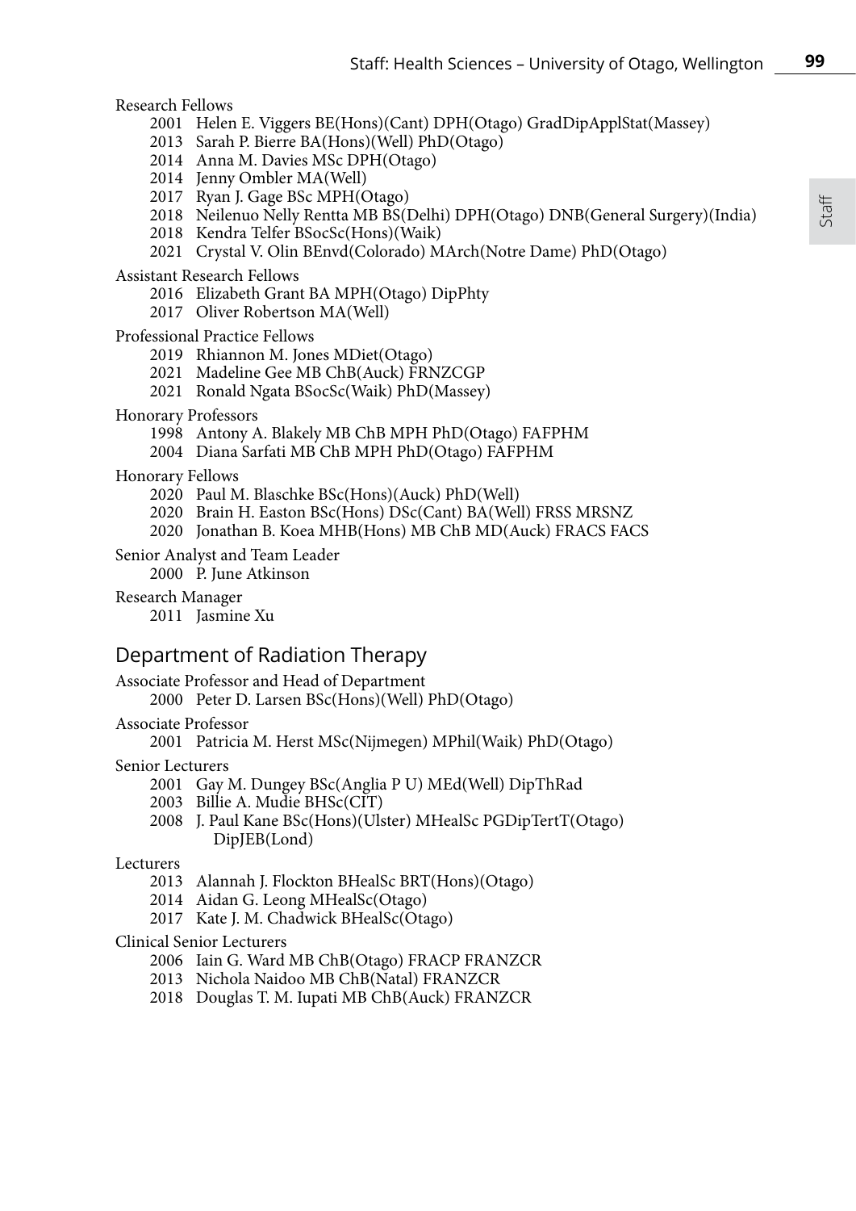Research Fellows

2001 Helen E. Viggers BE(Hons)(Cant) DPH(Otago) GradDipApplStat(Massey)
2013 Sarah P. Bierre BA(Hons)(Well) PhD(Otago)
2014 Anna M. Davies MSc DPH(Otago)
2014 Jenny Ombler MA(Well)
2017 Ryan J. Gage BSc MPH(Otago)
2018 Neilenuo Nelly Rentta MB BS(Delhi) DPH(Otago) DNB(General Surgery)(India)
2018 Kendra Telfer BSocSc(Hons)(Waik)
2021 Crystal V. Olin BEnvd(Colorado) MArch(Notre Dame) PhD(Otago)

Assistant Research Fellows

2016 Elizabeth Grant BA MPH(Otago) DipPhty
2017 Oliver Robertson MA(Well)

Professional Practice Fellows

2019 Rhiannon M. Jones MDiet(Otago)
2021 Madeline Gee MB ChB(Auck) FRNZCGP
2021 Ronald Ngata BSocSc(Waik) PhD(Massey)

Honorary Professors

1998 Antony A. Blakely MB ChB MPH PhD(Otago) FAFPHM
2004 Diana Sarfati MB ChB MPH PhD(Otago) FAFPHM

Honorary Fellows

2020 Paul M. Blaschke BSc(Hons)(Auck) PhD(Well)
2020 Brain H. Easton BSc(Hons) DSc(Cant) BA(Well) FRSS MRSNZ
2020 Jonathan B. Koea MHB(Hons) MB ChB MD(Auck) FRACS FACS

Senior Analyst and Team Leader

2000 P. June Atkinson

Research Manager

2011 Jasmine Xu

## Department of Radiation Therapy

Associate Professor and Head of Department

2000 Peter D. Larsen BSc(Hons)(Well) PhD(Otago)

Associate Professor

2001 Patricia M. Herst MSc(Nijmegen) MPhil(Waik) PhD(Otago)

Senior Lecturers

2001 Gay M. Dungey BSc(Anglia P U) MEd(Well) DipThRad
2003 Billie A. Mudie BHSc(CIT)
2008 J. Paul Kane BSc(Hons)(Ulster) MHealSc PGDipTertT(Otago) DipJEB(Lond)

Lecturers

2013 Alannah J. Flockton BHealSc BRT(Hons)(Otago)
2014 Aidan G. Leong MHealSc(Otago)
2017 Kate J. M. Chadwick BHealSc(Otago)

Clinical Senior Lecturers

2006 Iain G. Ward MB ChB(Otago) FRACP FRANZCR
2013 Nichola Naidoo MB ChB(Natal) FRANZCR
2018 Douglas T. M. Iupati MB ChB(Auck) FRANZCR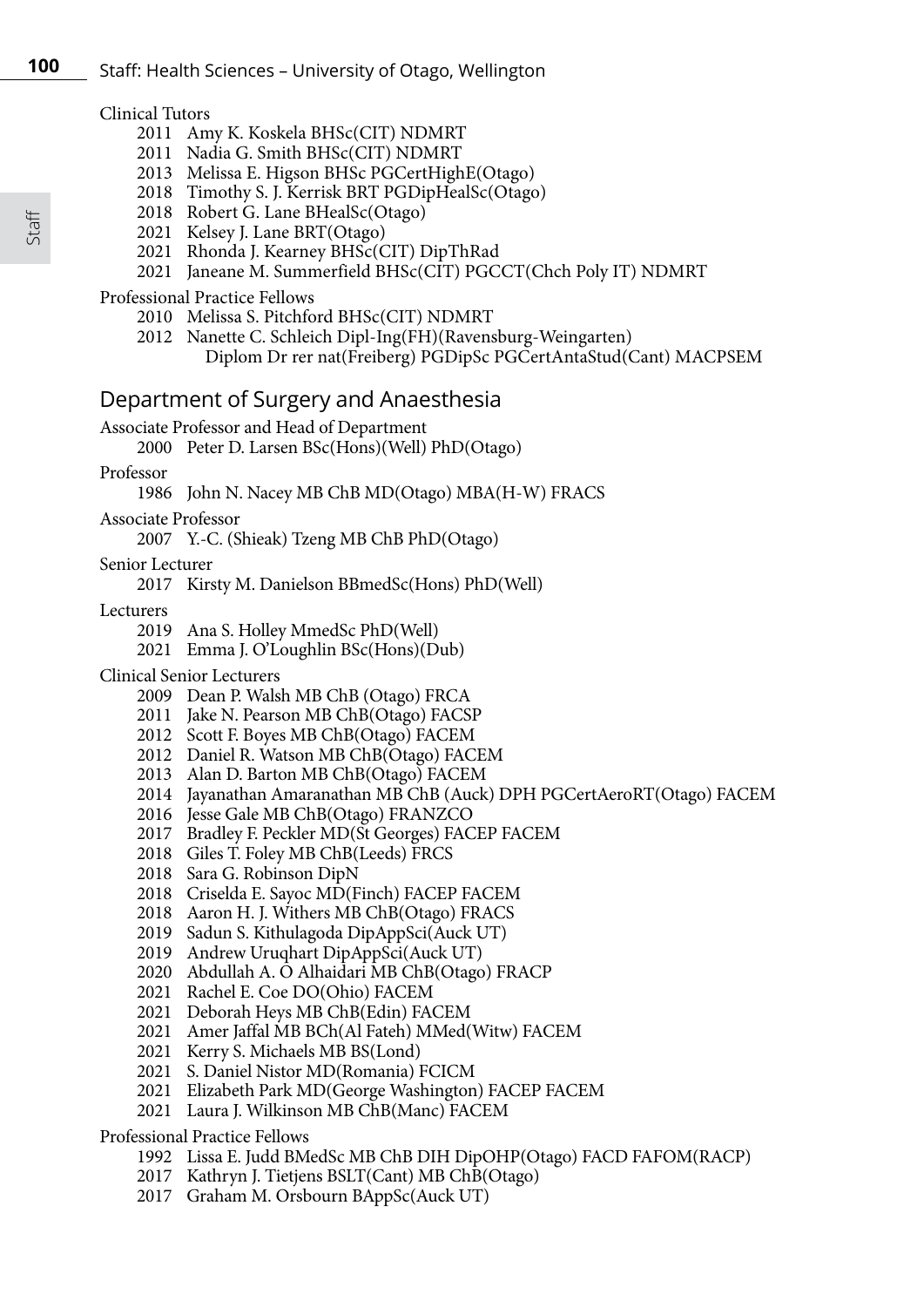Clinical Tutors

- 2011 Amy K. Koskela BHSc(CIT) NDMRT
- 2011 Nadia G. Smith BHSc(CIT) NDMRT
- 2013 Melissa E. Higson BHSc PGCertHighE(Otago)
- 2018 Timothy S. J. Kerrisk BRT PGDipHealSc(Otago)
- 2018 Robert G. Lane BHealSc(Otago)
- 2021 Kelsey J. Lane BRT(Otago)
- 2021 Rhonda J. Kearney BHSc(CIT) DipThRad
- 2021 Janeane M. Summerfield BHSc(CIT) PGCCT(Chch Poly IT) NDMRT

Professional Practice Fellows

- 2010 Melissa S. Pitchford BHSc(CIT) NDMRT
- 2012 Nanette C. Schleich Dipl-Ing(FH)(Ravensburg-Weingarten) Diplom Dr rer nat(Freiberg) PGDipSc PGCertAntaStud(Cant) MACPSEM

## Department of Surgery and Anaesthesia

Associate Professor and Head of Department

- 2000 Peter D. Larsen BSc(Hons)(Well) PhD(Otago)

Professor

- 1986 John N. Nacey MB ChB MD(Otago) MBA(H-W) FRACS

Associate Professor

- 2007 Y.-C. (Shieak) Tzeng MB ChB PhD(Otago)

Senior Lecturer

- 2017 Kirsty M. Danielson BBmedSc(Hons) PhD(Well)

Lecturers

- 2019 Ana S. Holley MmedSc PhD(Well)
- 2021 Emma J. O'Loughlin BSc(Hons)(Dub)

Clinical Senior Lecturers

- 2009 Dean P. Walsh MB ChB (Otago) FRCA
- 2011 Jake N. Pearson MB ChB(Otago) FACSP
- 2012 Scott F. Boyes MB ChB(Otago) FACEM
- 2012 Daniel R. Watson MB ChB(Otago) FACEM
- 2013 Alan D. Barton MB ChB(Otago) FACEM
- 2014 Jayanathan Amaranathan MB ChB (Auck) DPH PGCertAeroRT(Otago) FACEM
- 2016 Jesse Gale MB ChB(Otago) FRANZCO
- 2017 Bradley F. Peckler MD(St Georges) FACEP FACEM
- 2018 Giles T. Foley MB ChB(Leeds) FRCS
- 2018 Sara G. Robinson DipN
- 2018 Criselda E. Sayoc MD(Finch) FACEP FACEM
- 2018 Aaron H. J. Withers MB ChB(Otago) FRACS
- 2019 Sadun S. Kithulagoda DipAppSci(Auck UT)
- 2019 Andrew Uruqhart DipAppSci(Auck UT)
- 2020 Abdullah A. O Alhaidari MB ChB(Otago) FRACP
- 2021 Rachel E. Coe DO(Ohio) FACEM
- 2021 Deborah Heys MB ChB(Edin) FACEM
- 2021 Amer Jaffal MB BCh(Al Fateh) MMed(Witw) FACEM
- 2021 Kerry S. Michaels MB BS(Lond)
- 2021 S. Daniel Nistor MD(Romania) FCICM
- 2021 Elizabeth Park MD(George Washington) FACEP FACEM
- 2021 Laura J. Wilkinson MB ChB(Manc) FACEM

Professional Practice Fellows

- 1992 Lissa E. Judd BMedSc MB ChB DIH DipOHP(Otago) FACD FAFOM(RACP)
- 2017 Kathryn J. Tietjens BSLT(Cant) MB ChB(Otago)
- 2017 Graham M. Orsbourn BAppSc(Auck UT)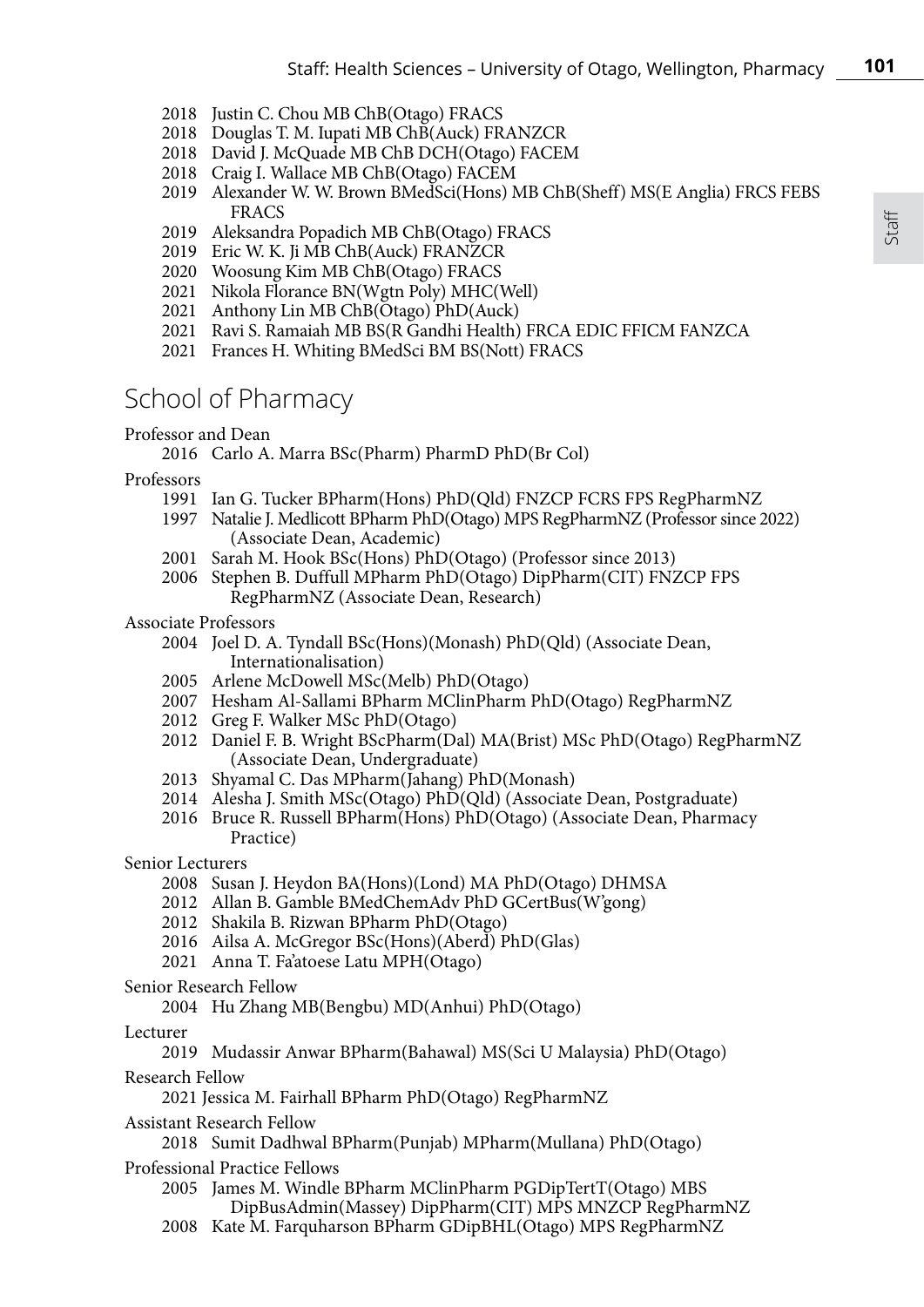2018 Justin C. Chou MB ChB(Otago) FRACS
2018 Douglas T. M. Iupati MB ChB(Auck) FRANZCR
2018 David J. McQuade MB ChB DCH(Otago) FACEM
2018 Craig I. Wallace MB ChB(Otago) FACEM
2019 Alexander W. W. Brown BMedSci(Hons) MB ChB(Sheff) MS(E Anglia) FRCS FEBS FRACS
2019 Aleksandra Popadich MB ChB(Otago) FRACS
2019 Eric W. K. Ji MB ChB(Auck) FRANZCR
2020 Woosung Kim MB ChB(Otago) FRACS
2021 Nikola Florance BN(Wgtn Poly) MHC(Well)
2021 Anthony Lin MB ChB(Otago) PhD(Auck)
2021 Ravi S. Ramaiah MB BS(R Gandhi Health) FRCA EDIC FFICM FANZCA
2021 Frances H. Whiting BMedSci BM BS(Nott) FRACS

## School of Pharmacy

Professor and Dean

2016 Carlo A. Marra BSc(Pharm) PharmD PhD(Br Col)

Professors

1991 Ian G. Tucker BPharm(Hons) PhD(Qld) FNZCP FCRS FPS RegPharmNZ
1997 Natalie J. Medlicott BPharm PhD(Otago) MPS RegPharmNZ (Professor since 2022) (Associate Dean, Academic)
2001 Sarah M. Hook BSc(Hons) PhD(Otago) (Professor since 2013)
2006 Stephen B. Duffull MPharm PhD(Otago) DipPharm(CIT) FNZCP FPS RegPharmNZ (Associate Dean, Research)

Associate Professors

2004 Joel D. A. Tyndall BSc(Hons)(Monash) PhD(Qld) (Associate Dean, Internationalisation)
2005 Arlene McDowell MSc(Melb) PhD(Otago)
2007 Hesham Al-Sallami BPharm MClinPharm PhD(Otago) RegPharmNZ
2012 Greg F. Walker MSc PhD(Otago)
2012 Daniel F. B. Wright BScPharm(Dal) MA(Brist) MSc PhD(Otago) RegPharmNZ (Associate Dean, Undergraduate)
2013 Shyamal C. Das MPharm(Jahang) PhD(Monash)
2014 Alesha J. Smith MSc(Otago) PhD(Qld) (Associate Dean, Postgraduate)
2016 Bruce R. Russell BPharm(Hons) PhD(Otago) (Associate Dean, Pharmacy Practice)

Senior Lecturers

2008 Susan J. Heydon BA(Hons)(Lond) MA PhD(Otago) DHMSA
2012 Allan B. Gamble BMedChemAdv PhD GCertBus(W'gong)
2012 Shakila B. Rizwan BPharm PhD(Otago)
2016 Ailsa A. McGregor BSc(Hons)(Aberd) PhD(Glas)
2021 Anna T. Fa'atoese Latu MPH(Otago)

Senior Research Fellow

2004 Hu Zhang MB(Bengbu) MD(Anhui) PhD(Otago)

Lecturer

2019 Mudassir Anwar BPharm(Bahawal) MS(Sci U Malaysia) PhD(Otago)

Research Fellow

2021 Jessica M. Fairhall BPharm PhD(Otago) RegPharmNZ

Assistant Research Fellow

2018 Sumit Dadhwal BPharm(Punjab) MPharm(Mullana) PhD(Otago)

Professional Practice Fellows

2005 James M. Windle BPharm MClinPharm PGDipTertT(Otago) MBS DipBusAdmin(Massey) DipPharm(CIT) MPS MNZCP RegPharmNZ
2008 Kate M. Farquharson BPharm GDipBHL(Otago) MPS RegPharmNZ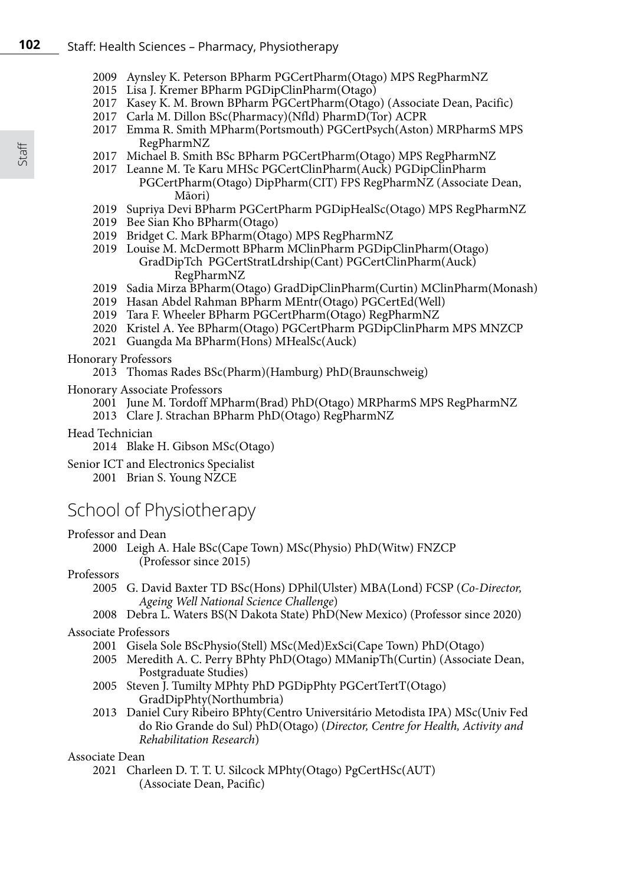2009 Aynsley K. Peterson BPharm PGCertPharm(Otago) MPS RegPharmNZ
2015 Lisa J. Kremer BPharm PGDipClinPharm(Otago)
2017 Kasey K. M. Brown BPharm PGCertPharm(Otago) (Associate Dean, Pacific)
2017 Carla M. Dillon BSc(Pharmacy)(Nfld) PharmD(Tor) ACPR
2017 Emma R. Smith MPharm(Portsmouth) PGCertPsych(Aston) MRPharmS MPS RegPharmNZ
2017 Michael B. Smith BSc BPharm PGCertPharm(Otago) MPS RegPharmNZ
2017 Leanne M. Te Karu MHSc PGCertClinPharm(Auck) PGDipClinPharm PGCertPharm(Otago) DipPharm(CIT) FPS RegPharmNZ (Associate Dean, Māori)
2019 Supriya Devi BPharm PGCertPharm PGDipHealSc(Otago) MPS RegPharmNZ
2019 Bee Sian Kho BPharm(Otago)
2019 Bridget C. Mark BPharm(Otago) MPS RegPharmNZ
2019 Louise M. McDermott BPharm MClinPharm PGDipClinPharm(Otago) GradDipTch PGCertStratLdrship(Cant) PGCertClinPharm(Auck) RegPharmNZ
2019 Sadia Mirza BPharm(Otago) GradDipClinPharm(Curtin) MClinPharm(Monash)
2019 Hasan Abdel Rahman BPharm MEntr(Otago) PGCertEd(Well)
2019 Tara F. Wheeler BPharm PGCertPharm(Otago) RegPharmNZ
2020 Kristel A. Yee BPharm(Otago) PGCertPharm PGDipClinPharm MPS MNZCP
2021 Guangda Ma BPharm(Hons) MHealSc(Auck)

Honorary Professors
2013 Thomas Rades BSc(Pharm)(Hamburg) PhD(Braunschweig)

Honorary Associate Professors
2001 June M. Tordoff MPharm(Brad) PhD(Otago) MRPharmS MPS RegPharmNZ
2013 Clare J. Strachan BPharm PhD(Otago) RegPharmNZ

Head Technician
2014 Blake H. Gibson MSc(Otago)

Senior ICT and Electronics Specialist
2001 Brian S. Young NZCE

## School of Physiotherapy

Professor and Dean
2000 Leigh A. Hale BSc(Cape Town) MSc(Physio) PhD(Witw) FNZCP (Professor since 2015)

Professors
2005 G. David Baxter TD BSc(Hons) DPhil(Ulster) MBA(Lond) FCSP (*Co-Director, Ageing Well National Science Challenge*)
2008 Debra L. Waters BS(N Dakota State) PhD(New Mexico) (Professor since 2020)

Associate Professors
2001 Gisela Sole BScPhysio(Stell) MSc(Med)ExSci(Cape Town) PhD(Otago)
2005 Meredith A. C. Perry BPhty PhD(Otago) MManipTh(Curtin) (Associate Dean, Postgraduate Studies)
2005 Steven J. Tumilty MPhty PhD PGDipPhty PGCertTertT(Otago) GradDipPhty(Northumbria)
2013 Daniel Cury Ribeiro BPhty(Centro Universitário Metodista IPA) MSc(Univ Fed do Rio Grande do Sul) PhD(Otago) (*Director, Centre for Health, Activity and Rehabilitation Research*)

Associate Dean
2021 Charleen D. T. T. U. Silcock MPhty(Otago) PgCertHSc(AUT) (Associate Dean, Pacific)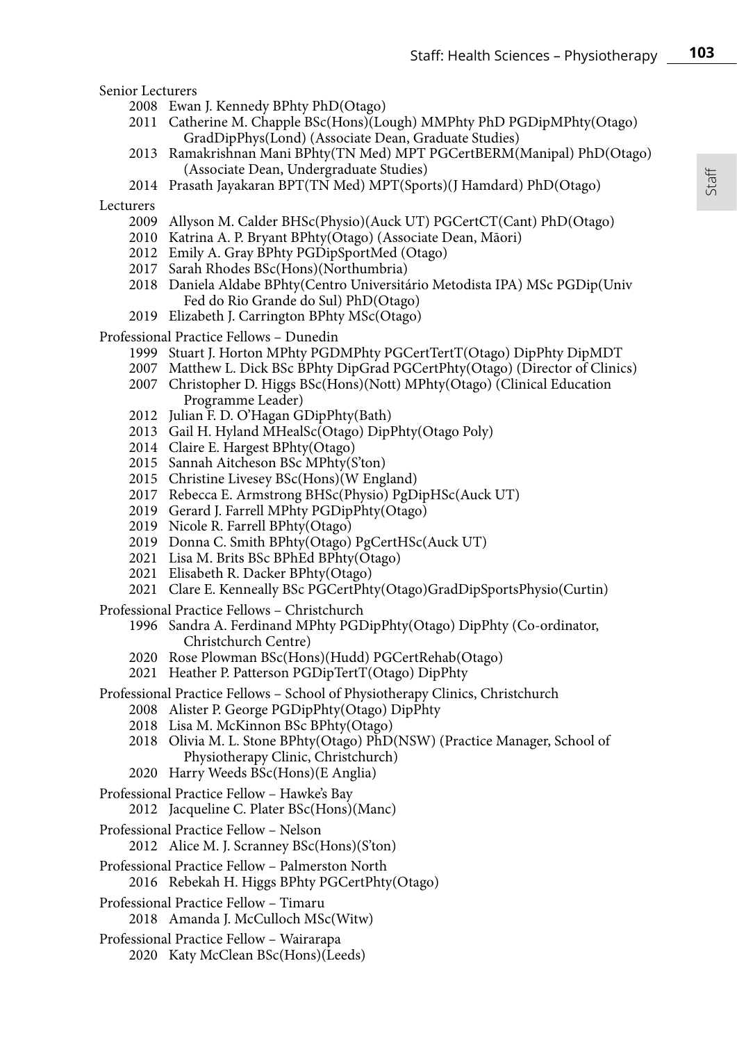Senior Lecturers

- 2008 Ewan J. Kennedy BPhty PhD(Otago)
- 2011 Catherine M. Chapple BSc(Hons)(Lough) MMPhty PhD PGDipMPhty(Otago) GradDipPhys(Lond) (Associate Dean, Graduate Studies)
- 2013 Ramakrishnan Mani BPhty(TN Med) MPT PGCertBERM(Manipal) PhD(Otago) (Associate Dean, Undergraduate Studies)
- 2014 Prasath Jayakaran BPT(TN Med) MPT(Sports)(J Hamdard) PhD(Otago)

Lecturers

- 2009 Allyson M. Calder BHSc(Physio)(Auck UT) PGCertCT(Cant) PhD(Otago)
- 2010 Katrina A. P. Bryant BPhty(Otago) (Associate Dean, Māori)
- 2012 Emily A. Gray BPhty PGDipSportMed (Otago)
- 2017 Sarah Rhodes BSc(Hons)(Northumbria)
- 2018 Daniela Aldabe BPhty(Centro Universitário Metodista IPA) MSc PGDip(Univ Fed do Rio Grande do Sul) PhD(Otago)
- 2019 Elizabeth J. Carrington BPhty MSc(Otago)

Professional Practice Fellows – Dunedin

- 1999 Stuart J. Horton MPhty PGDMPhty PGCertTertT(Otago) DipPhty DipMDT
- 2007 Matthew L. Dick BSc BPhty DipGrad PGCertPhty(Otago) (Director of Clinics)
- 2007 Christopher D. Higgs BSc(Hons)(Nott) MPhty(Otago) (Clinical Education Programme Leader)
- 2012 Julian F. D. O'Hagan GDipPhty(Bath)
- 2013 Gail H. Hyland MHealSc(Otago) DipPhty(Otago Poly)
- 2014 Claire E. Hargest BPhty(Otago)
- 2015 Sannah Aitcheson BSc MPhty(S'ton)
- 2015 Christine Livesey BSc(Hons)(W England)
- 2017 Rebecca E. Armstrong BHSc(Physio) PgDipHSc(Auck UT)
- 2019 Gerard J. Farrell MPhty PGDipPhty(Otago)
- 2019 Nicole R. Farrell BPhty(Otago)
- 2019 Donna C. Smith BPhty(Otago) PgCertHSc(Auck UT)
- 2021 Lisa M. Brits BSc BPhEd BPhty(Otago)
- 2021 Elisabeth R. Dacker BPhty(Otago)
- 2021 Clare E. Kenneally BSc PGCertPhty(Otago)GradDipSportsPhysio(Curtin)

Professional Practice Fellows – Christchurch

- 1996 Sandra A. Ferdinand MPhty PGDipPhty(Otago) DipPhty (Co-ordinator, Christchurch Centre)
- 2020 Rose Plowman BSc(Hons)(Hudd) PGCertRehab(Otago)
- 2021 Heather P. Patterson PGDipTertT(Otago) DipPhty

Professional Practice Fellows – School of Physiotherapy Clinics, Christchurch

- 2008 Alister P. George PGDipPhty(Otago) DipPhty
- 2018 Lisa M. McKinnon BSc BPhty(Otago)
- 2018 Olivia M. L. Stone BPhty(Otago) PhD(NSW) (Practice Manager, School of Physiotherapy Clinic, Christchurch)
- 2020 Harry Weeds BSc(Hons)(E Anglia)

Professional Practice Fellow – Hawke's Bay

- 2012 Jacqueline C. Plater BSc(Hons)(Manc)

Professional Practice Fellow – Nelson

- 2012 Alice M. J. Scranney BSc(Hons)(S'ton)

Professional Practice Fellow – Palmerston North

- 2016 Rebekah H. Higgs BPhty PGCertPhty(Otago)

Professional Practice Fellow – Timaru

- 2018 Amanda J. McCulloch MSc(Witw)

Professional Practice Fellow – Wairarapa

- 2020 Katy McClean BSc(Hons)(Leeds)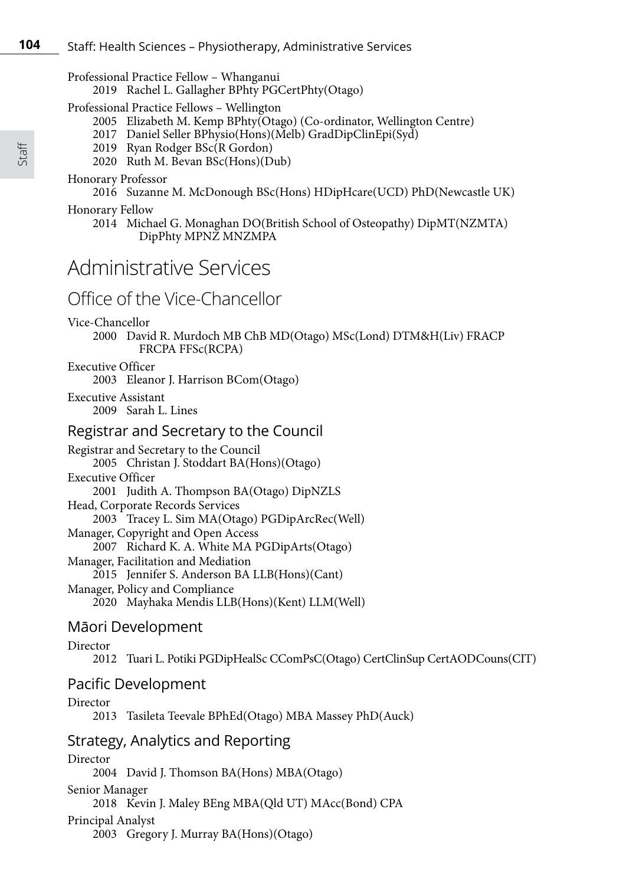Professional Practice Fellow – Whanganui
- 2019 Rachel L. Gallagher BPhty PGCertPhty(Otago)

Professional Practice Fellows – Wellington
- 2005 Elizabeth M. Kemp BPhty(Otago) (Co-ordinator, Wellington Centre)
- 2017 Daniel Seller BPhysio(Hons)(Melb) GradDipClinEpi(Syd)
- 2019 Ryan Rodger BSc(R Gordon)
- 2020 Ruth M. Bevan BSc(Hons)(Dub)

Honorary Professor
- 2016 Suzanne M. McDonough BSc(Hons) HDipHcare(UCD) PhD(Newcastle UK)

Honorary Fellow
- 2014 Michael G. Monaghan DO(British School of Osteopathy) DipMT(NZMTA) DipPhty MPNZ MNZMPA

# Administrative Services

## Office of the Vice-Chancellor

Vice-Chancellor
- 2000 David R. Murdoch MB ChB MD(Otago) MSc(Lond) DTM&H(Liv) FRACP FRCPA FFSc(RCPA)

Executive Officer
- 2003 Eleanor J. Harrison BCom(Otago)

Executive Assistant
- 2009 Sarah L. Lines

### Registrar and Secretary to the Council

Registrar and Secretary to the Council
- 2005 Christan J. Stoddart BA(Hons)(Otago)

Executive Officer
- 2001 Judith A. Thompson BA(Otago) DipNZLS

Head, Corporate Records Services
- 2003 Tracey L. Sim MA(Otago) PGDipArcRec(Well)

Manager, Copyright and Open Access
- 2007 Richard K. A. White MA PGDipArts(Otago)

Manager, Facilitation and Mediation
- 2015 Jennifer S. Anderson BA LLB(Hons)(Cant)

Manager, Policy and Compliance
- 2020 Mayhaka Mendis LLB(Hons)(Kent) LLM(Well)

### Māori Development

Director
- 2012 Tuari L. Potiki PGDipHealSc CComPsC(Otago) CertClinSup CertAODCouns(CIT)

### Pacific Development

Director
- 2013 Tasileta Teevale BPhEd(Otago) MBA Massey PhD(Auck)

### Strategy, Analytics and Reporting

Director
- 2004 David J. Thomson BA(Hons) MBA(Otago)

Senior Manager
- 2018 Kevin J. Maley BEng MBA(Qld UT) MAcc(Bond) CPA

Principal Analyst
- 2003 Gregory J. Murray BA(Hons)(Otago)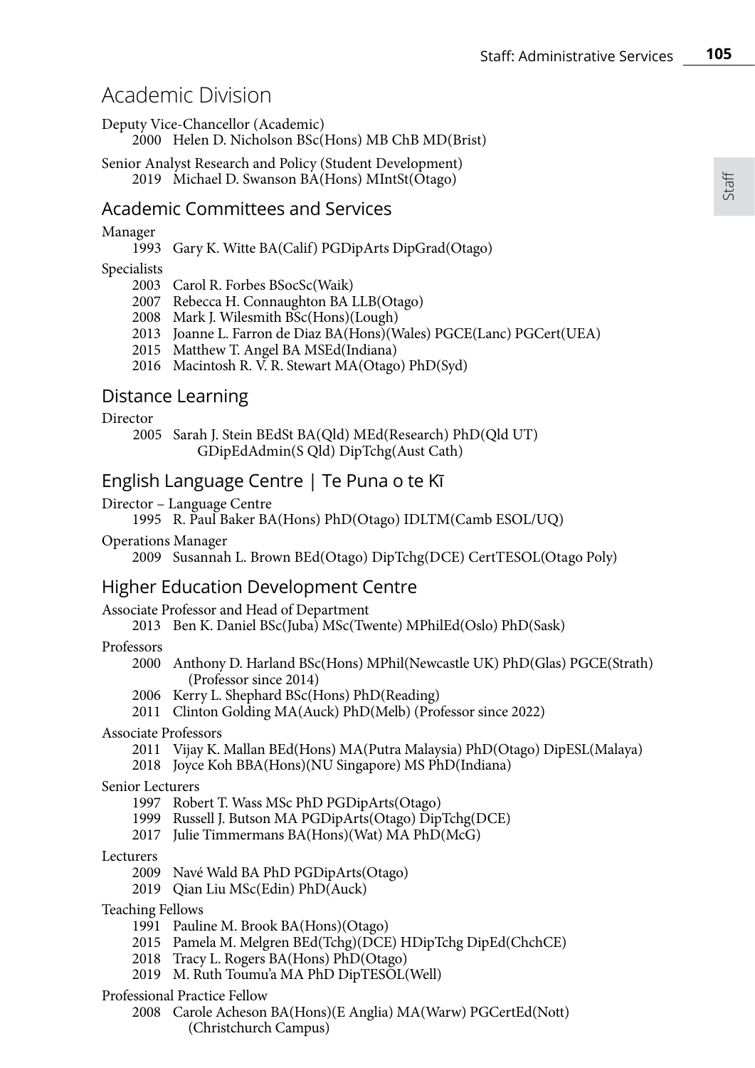# Academic Division

Deputy Vice-Chancellor (Academic)
- 2000 Helen D. Nicholson BSc(Hons) MB ChB MD(Brist)

Senior Analyst Research and Policy (Student Development)
- 2019 Michael D. Swanson BA(Hons) MIntSt(Otago)

## Academic Committees and Services

Manager
- 1993 Gary K. Witte BA(Calif) PGDipArts DipGrad(Otago)

Specialists
- 2003 Carol R. Forbes BSocSc(Waik)
- 2007 Rebecca H. Connaughton BA LLB(Otago)
- 2008 Mark J. Wilesmith BSc(Hons)(Lough)
- 2013 Joanne L. Farron de Diaz BA(Hons)(Wales) PGCE(Lanc) PGCert(UEA)
- 2015 Matthew T. Angel BA MSEd(Indiana)
- 2016 Macintosh R. V. R. Stewart MA(Otago) PhD(Syd)

## Distance Learning

Director
- 2005 Sarah J. Stein BEdSt BA(Qld) MEd(Research) PhD(Qld UT) GDipEdAdmin(S Qld) DipTchg(Aust Cath)

## English Language Centre | Te Puna o te Kī

Director – Language Centre
- 1995 R. Paul Baker BA(Hons) PhD(Otago) IDLTM(Camb ESOL/UQ)

Operations Manager
- 2009 Susannah L. Brown BEd(Otago) DipTchg(DCE) CertTESOL(Otago Poly)

## Higher Education Development Centre

Associate Professor and Head of Department
- 2013 Ben K. Daniel BSc(Juba) MSc(Twente) MPhilEd(Oslo) PhD(Sask)

Professors
- 2000 Anthony D. Harland BSc(Hons) MPhil(Newcastle UK) PhD(Glas) PGCE(Strath) (Professor since 2014)
- 2006 Kerry L. Shephard BSc(Hons) PhD(Reading)
- 2011 Clinton Golding MA(Auck) PhD(Melb) (Professor since 2022)

Associate Professors
- 2011 Vijay K. Mallan BEd(Hons) MA(Putra Malaysia) PhD(Otago) DipESL(Malaya)
- 2018 Joyce Koh BBA(Hons)(NU Singapore) MS PhD(Indiana)

Senior Lecturers
- 1997 Robert T. Wass MSc PhD PGDipArts(Otago)
- 1999 Russell J. Butson MA PGDipArts(Otago) DipTchg(DCE)
- 2017 Julie Timmermans BA(Hons)(Wat) MA PhD(McG)

Lecturers
- 2009 Navé Wald BA PhD PGDipArts(Otago)
- 2019 Qian Liu MSc(Edin) PhD(Auck)

Teaching Fellows
- 1991 Pauline M. Brook BA(Hons)(Otago)
- 2015 Pamela M. Melgren BEd(Tchg)(DCE) HDipTchg DipEd(ChchCE)
- 2018 Tracy L. Rogers BA(Hons) PhD(Otago)
- 2019 M. Ruth Toumu'a MA PhD DipTESOL(Well)

Professional Practice Fellow
- 2008 Carole Acheson BA(Hons)(E Anglia) MA(Warw) PGCertEd(Nott) (Christchurch Campus)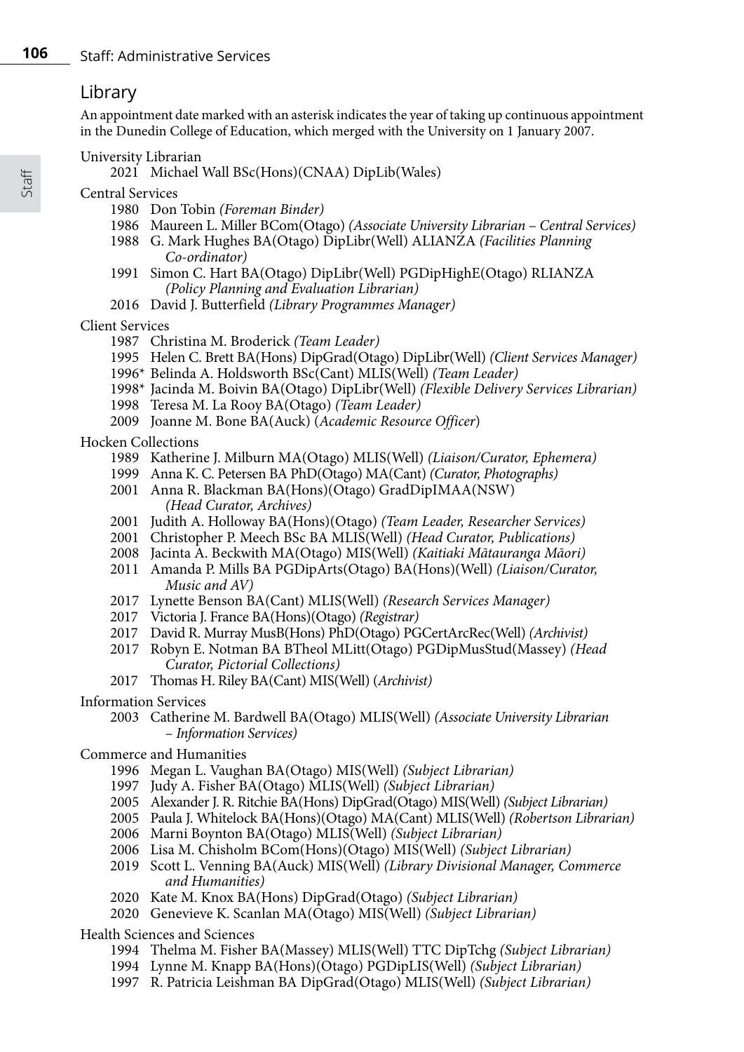## Library

An appointment date marked with an asterisk indicates the year of taking up continuous appointment in the Dunedin College of Education, which merged with the University on 1 January 2007.

University Librarian

- 2021 Michael Wall BSc(Hons)(CNAA) DipLib(Wales)

Central Services

- 1980 Don Tobin *(Foreman Binder)*
- 1986 Maureen L. Miller BCom(Otago) *(Associate University Librarian – Central Services)*
- 1988 G. Mark Hughes BA(Otago) DipLibr(Well) ALIANZA *(Facilities Planning Co-ordinator)*
- 1991 Simon C. Hart BA(Otago) DipLibr(Well) PGDipHighE(Otago) RLIANZA *(Policy Planning and Evaluation Librarian)*
- 2016 David J. Butterfield *(Library Programmes Manager)*

Client Services

- 1987 Christina M. Broderick *(Team Leader)*
- 1995 Helen C. Brett BA(Hons) DipGrad(Otago) DipLibr(Well) *(Client Services Manager)*
- 1996* Belinda A. Holdsworth BSc(Cant) MLIS(Well) *(Team Leader)*
- 1998* Jacinda M. Boivin BA(Otago) DipLibr(Well) *(Flexible Delivery Services Librarian)*
- 1998 Teresa M. La Rooy BA(Otago) *(Team Leader)*
- 2009 Joanne M. Bone BA(Auck) (*Academic Resource Officer*)

Hocken Collections

- 1989 Katherine J. Milburn MA(Otago) MLIS(Well) *(Liaison/Curator, Ephemera)*
- 1999 Anna K. C. Petersen BA PhD(Otago) MA(Cant) *(Curator, Photographs)*
- 2001 Anna R. Blackman BA(Hons)(Otago) GradDipIMAA(NSW) *(Head Curator, Archives)*
- 2001 Judith A. Holloway BA(Hons)(Otago) *(Team Leader, Researcher Services)*
- 2001 Christopher P. Meech BSc BA MLIS(Well) *(Head Curator, Publications)*
- 2008 Jacinta A. Beckwith MA(Otago) MIS(Well) *(Kaitiaki Mātauranga Māori)*
- 2011 Amanda P. Mills BA PGDipArts(Otago) BA(Hons)(Well) *(Liaison/Curator, Music and AV)*
- 2017 Lynette Benson BA(Cant) MLIS(Well) *(Research Services Manager)*
- 2017 Victoria J. France BA(Hons)(Otago) *(Registrar)*
- 2017 David R. Murray MusB(Hons) PhD(Otago) PGCertArcRec(Well) *(Archivist)*
- 2017 Robyn E. Notman BA BTheol MLitt(Otago) PGDipMusStud(Massey) *(Head Curator, Pictorial Collections)*
- 2017 Thomas H. Riley BA(Cant) MIS(Well) (*Archivist)*

Information Services

- 2003 Catherine M. Bardwell BA(Otago) MLIS(Well) *(Associate University Librarian – Information Services)*

Commerce and Humanities

- 1996 Megan L. Vaughan BA(Otago) MIS(Well) *(Subject Librarian)*
- 1997 Judy A. Fisher BA(Otago) MLIS(Well) *(Subject Librarian)*
- 2005 Alexander J. R. Ritchie BA(Hons) DipGrad(Otago) MIS(Well) *(Subject Librarian)*
- 2005 Paula J. Whitelock BA(Hons)(Otago) MA(Cant) MLIS(Well) *(Robertson Librarian)*
- 2006 Marni Boynton BA(Otago) MLIS(Well) *(Subject Librarian)*
- 2006 Lisa M. Chisholm BCom(Hons)(Otago) MIS(Well) *(Subject Librarian)*
- 2019 Scott L. Venning BA(Auck) MIS(Well) *(Library Divisional Manager, Commerce and Humanities)*
- 2020 Kate M. Knox BA(Hons) DipGrad(Otago) *(Subject Librarian)*
- 2020 Genevieve K. Scanlan MA(Otago) MIS(Well) *(Subject Librarian)*

Health Sciences and Sciences

- 1994 Thelma M. Fisher BA(Massey) MLIS(Well) TTC DipTchg *(Subject Librarian)*
- 1994 Lynne M. Knapp BA(Hons)(Otago) PGDipLIS(Well) *(Subject Librarian)*
- 1997 R. Patricia Leishman BA DipGrad(Otago) MLIS(Well) *(Subject Librarian)*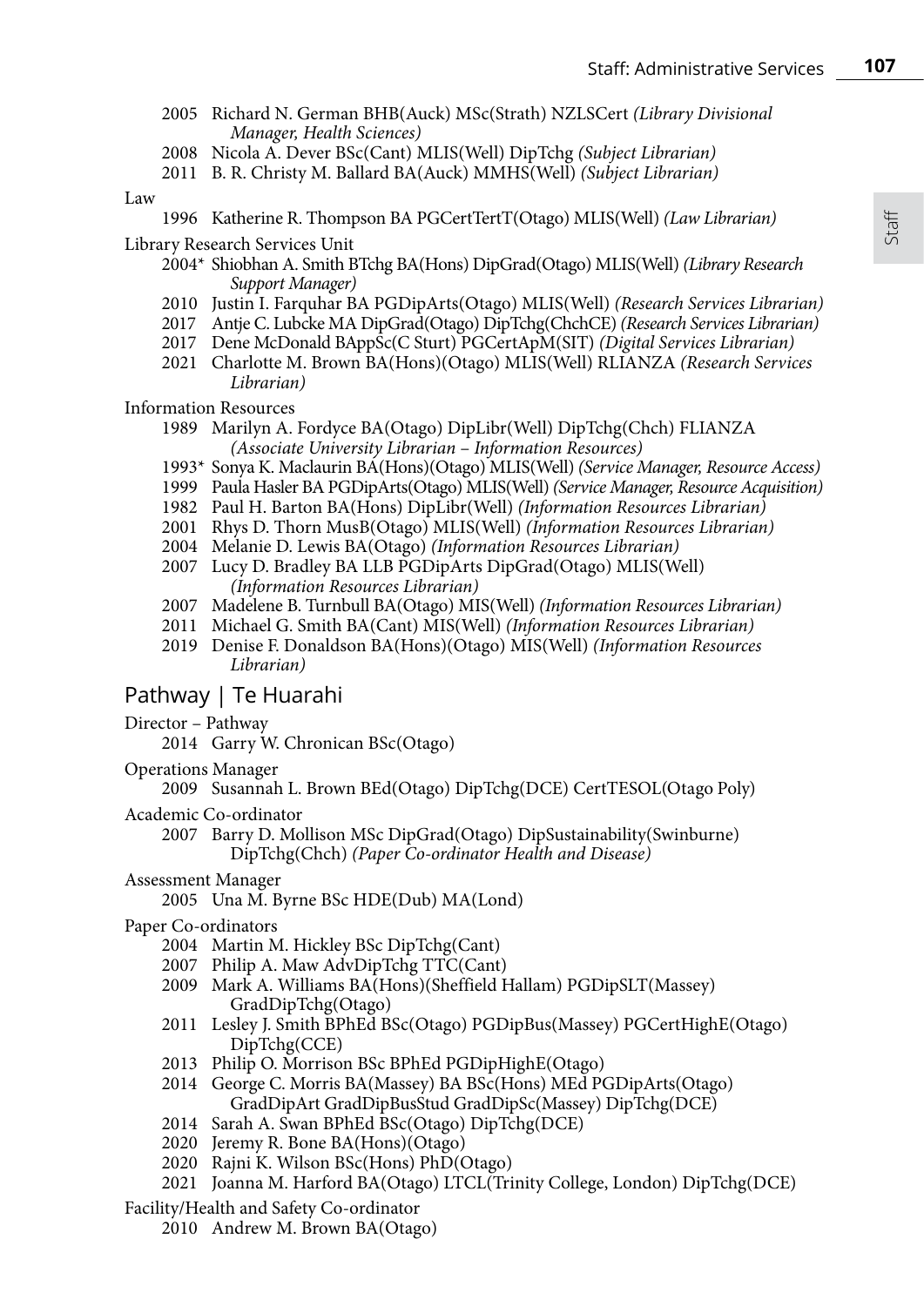2005 Richard N. German BHB(Auck) MSc(Strath) NZLSCert *(Library Divisional Manager, Health Sciences)*
2008 Nicola A. Dever BSc(Cant) MLIS(Well) DipTchg *(Subject Librarian)*
2011 B. R. Christy M. Ballard BA(Auck) MMHS(Well) *(Subject Librarian)*

Law

1996 Katherine R. Thompson BA PGCertTertT(Otago) MLIS(Well) *(Law Librarian)*

Library Research Services Unit

2004* Shiobhan A. Smith BTchg BA(Hons) DipGrad(Otago) MLIS(Well) *(Library Research Support Manager)*
2010 Justin I. Farquhar BA PGDipArts(Otago) MLIS(Well) *(Research Services Librarian)*
2017 Antje C. Lubcke MA DipGrad(Otago) DipTchg(ChchCE) *(Research Services Librarian)*
2017 Dene McDonald BAppSc(C Sturt) PGCertApM(SIT) *(Digital Services Librarian)*
2021 Charlotte M. Brown BA(Hons)(Otago) MLIS(Well) RLIANZA *(Research Services Librarian)*

Information Resources

1989 Marilyn A. Fordyce BA(Otago) DipLibr(Well) DipTchg(Chch) FLIANZA *(Associate University Librarian – Information Resources)*
1993* Sonya K. Maclaurin BA(Hons)(Otago) MLIS(Well) *(Service Manager, Resource Access)*
1999 Paula Hasler BA PGDipArts(Otago) MLIS(Well) *(Service Manager, Resource Acquisition)*
1982 Paul H. Barton BA(Hons) DipLibr(Well) *(Information Resources Librarian)*
2001 Rhys D. Thorn MusB(Otago) MLIS(Well) *(Information Resources Librarian)*
2004 Melanie D. Lewis BA(Otago) *(Information Resources Librarian)*
2007 Lucy D. Bradley BA LLB PGDipArts DipGrad(Otago) MLIS(Well) *(Information Resources Librarian)*
2007 Madelene B. Turnbull BA(Otago) MIS(Well) *(Information Resources Librarian)*
2011 Michael G. Smith BA(Cant) MIS(Well) *(Information Resources Librarian)*
2019 Denise F. Donaldson BA(Hons)(Otago) MIS(Well) *(Information Resources Librarian)*

## Pathway | Te Huarahi

Director – Pathway

2014 Garry W. Chronican BSc(Otago)

Operations Manager

2009 Susannah L. Brown BEd(Otago) DipTchg(DCE) CertTESOL(Otago Poly)

Academic Co-ordinator

2007 Barry D. Mollison MSc DipGrad(Otago) DipSustainability(Swinburne) DipTchg(Chch) *(Paper Co-ordinator Health and Disease)*

Assessment Manager

2005 Una M. Byrne BSc HDE(Dub) MA(Lond)

Paper Co-ordinators

2004 Martin M. Hickley BSc DipTchg(Cant)
2007 Philip A. Maw AdvDipTchg TTC(Cant)
2009 Mark A. Williams BA(Hons)(Sheffield Hallam) PGDipSLT(Massey) GradDipTchg(Otago)
2011 Lesley J. Smith BPhEd BSc(Otago) PGDipBus(Massey) PGCertHighE(Otago) DipTchg(CCE)
2013 Philip O. Morrison BSc BPhEd PGDipHighE(Otago)
2014 George C. Morris BA(Massey) BA BSc(Hons) MEd PGDipArts(Otago) GradDipArt GradDipBusStud GradDipSc(Massey) DipTchg(DCE)
2014 Sarah A. Swan BPhEd BSc(Otago) DipTchg(DCE)
2020 Jeremy R. Bone BA(Hons)(Otago)
2020 Rajni K. Wilson BSc(Hons) PhD(Otago)
2021 Joanna M. Harford BA(Otago) LTCL(Trinity College, London) DipTchg(DCE)

Facility/Health and Safety Co-ordinator

2010 Andrew M. Brown BA(Otago)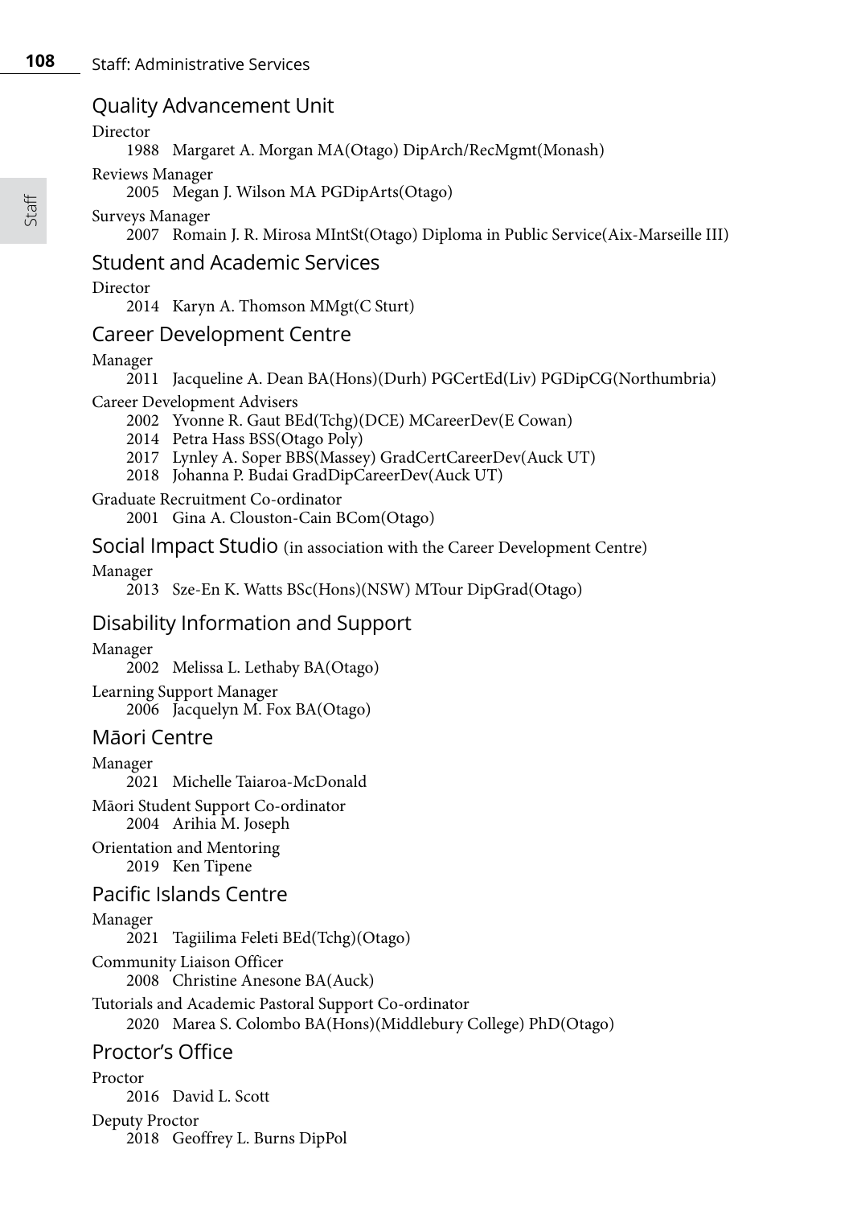## Quality Advancement Unit

Director

1988 Margaret A. Morgan MA(Otago) DipArch/RecMgmt(Monash)

Reviews Manager

2005 Megan J. Wilson MA PGDipArts(Otago)

Surveys Manager

2007 Romain J. R. Mirosa MIntSt(Otago) Diploma in Public Service(Aix-Marseille III)

## Student and Academic Services

Director

2014 Karyn A. Thomson MMgt(C Sturt)

## Career Development Centre

Manager

2011 Jacqueline A. Dean BA(Hons)(Durh) PGCertEd(Liv) PGDipCG(Northumbria)

Career Development Advisers

2002 Yvonne R. Gaut BEd(Tchg)(DCE) MCareerDev(E Cowan)
2014 Petra Hass BSS(Otago Poly)
2017 Lynley A. Soper BBS(Massey) GradCertCareerDev(Auck UT)
2018 Johanna P. Budai GradDipCareerDev(Auck UT)

Graduate Recruitment Co-ordinator

2001 Gina A. Clouston-Cain BCom(Otago)

## Social Impact Studio (in association with the Career Development Centre)

Manager

2013 Sze-En K. Watts BSc(Hons)(NSW) MTour DipGrad(Otago)

## Disability Information and Support

Manager

2002 Melissa L. Lethaby BA(Otago)

Learning Support Manager

2006 Jacquelyn M. Fox BA(Otago)

## Māori Centre

Manager

2021 Michelle Taiaroa-McDonald

Māori Student Support Co-ordinator

2004 Arihia M. Joseph

Orientation and Mentoring

2019 Ken Tipene

## Pacific Islands Centre

Manager

2021 Tagiilima Feleti BEd(Tchg)(Otago)

Community Liaison Officer

2008 Christine Anesone BA(Auck)

Tutorials and Academic Pastoral Support Co-ordinator

2020 Marea S. Colombo BA(Hons)(Middlebury College) PhD(Otago)

## Proctor's Office

Proctor

2016 David L. Scott

Deputy Proctor

2018 Geoffrey L. Burns DipPol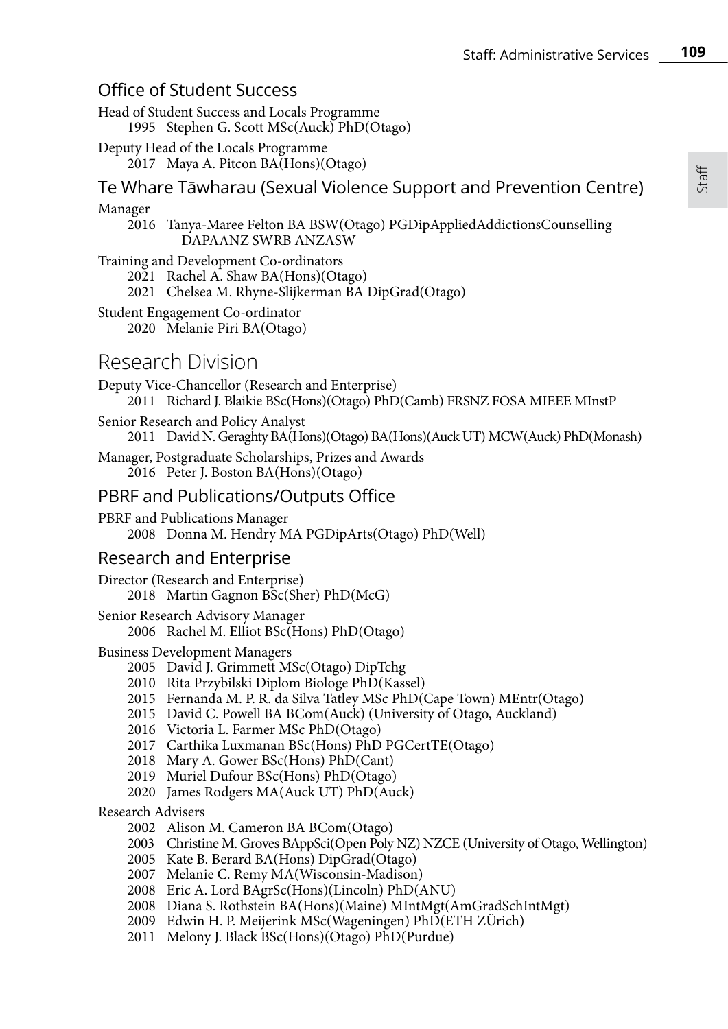## Office of Student Success

Head of Student Success and Locals Programme
- 1995 Stephen G. Scott MSc(Auck) PhD(Otago)

Deputy Head of the Locals Programme
- 2017 Maya A. Pitcon BA(Hons)(Otago)

## Te Whare Tāwharau (Sexual Violence Support and Prevention Centre)

Manager
- 2016 Tanya-Maree Felton BA BSW(Otago) PGDipAppliedAddictionsCounselling DAPAANZ SWRB ANZASW

Training and Development Co-ordinators
- 2021 Rachel A. Shaw BA(Hons)(Otago)
- 2021 Chelsea M. Rhyne-Slijkerman BA DipGrad(Otago)

Student Engagement Co-ordinator
- 2020 Melanie Piri BA(Otago)

# Research Division

Deputy Vice-Chancellor (Research and Enterprise)
- 2011 Richard J. Blaikie BSc(Hons)(Otago) PhD(Camb) FRSNZ FOSA MIEEE MInstP

Senior Research and Policy Analyst
- 2011 David N. Geraghty BA(Hons)(Otago) BA(Hons)(Auck UT) MCW(Auck) PhD(Monash)

Manager, Postgraduate Scholarships, Prizes and Awards
- 2016 Peter J. Boston BA(Hons)(Otago)

## PBRF and Publications/Outputs Office

PBRF and Publications Manager
- 2008 Donna M. Hendry MA PGDipArts(Otago) PhD(Well)

## Research and Enterprise

Director (Research and Enterprise)
- 2018 Martin Gagnon BSc(Sher) PhD(McG)

Senior Research Advisory Manager
- 2006 Rachel M. Elliot BSc(Hons) PhD(Otago)

Business Development Managers
- 2005 David J. Grimmett MSc(Otago) DipTchg
- 2010 Rita Przybilski Diplom Biologe PhD(Kassel)
- 2015 Fernanda M. P. R. da Silva Tatley MSc PhD(Cape Town) MEntr(Otago)
- 2015 David C. Powell BA BCom(Auck) (University of Otago, Auckland)
- 2016 Victoria L. Farmer MSc PhD(Otago)
- 2017 Carthika Luxmanan BSc(Hons) PhD PGCertTE(Otago)
- 2018 Mary A. Gower BSc(Hons) PhD(Cant)
- 2019 Muriel Dufour BSc(Hons) PhD(Otago)
- 2020 James Rodgers MA(Auck UT) PhD(Auck)

Research Advisers
- 2002 Alison M. Cameron BA BCom(Otago)
- 2003 Christine M. Groves BAppSci(Open Poly NZ) NZCE (University of Otago, Wellington)
- 2005 Kate B. Berard BA(Hons) DipGrad(Otago)
- 2007 Melanie C. Remy MA(Wisconsin-Madison)
- 2008 Eric A. Lord BAgrSc(Hons)(Lincoln) PhD(ANU)
- 2008 Diana S. Rothstein BA(Hons)(Maine) MIntMgt(AmGradSchIntMgt)
- 2009 Edwin H. P. Meijerink MSc(Wageningen) PhD(ETH ZÜrich)
- 2011 Melony J. Black BSc(Hons)(Otago) PhD(Purdue)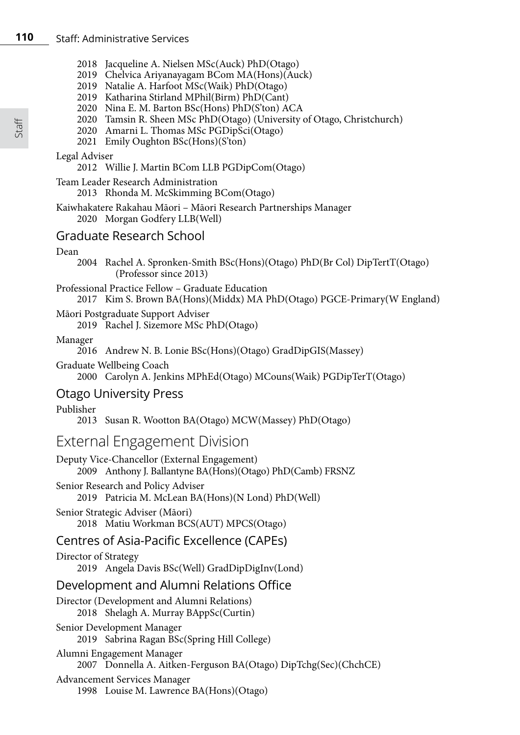2018 Jacqueline A. Nielsen MSc(Auck) PhD(Otago)
2019 Chelvica Ariyanayagam BCom MA(Hons)(Auck)
2019 Natalie A. Harfoot MSc(Waik) PhD(Otago)
2019 Katharina Stirland MPhil(Birm) PhD(Cant)
2020 Nina E. M. Barton BSc(Hons) PhD(S'ton) ACA
2020 Tamsin R. Sheen MSc PhD(Otago) (University of Otago, Christchurch)
2020 Amarni L. Thomas MSc PGDipSci(Otago)
2021 Emily Oughton BSc(Hons)(S'ton)

Legal Adviser
2012 Willie J. Martin BCom LLB PGDipCom(Otago)

Team Leader Research Administration
2013 Rhonda M. McSkimming BCom(Otago)

Kaiwhakatere Rakahau Māori – Māori Research Partnerships Manager
2020 Morgan Godfery LLB(Well)

### Graduate Research School

Dean
2004 Rachel A. Spronken-Smith BSc(Hons)(Otago) PhD(Br Col) DipTertT(Otago) (Professor since 2013)

Professional Practice Fellow – Graduate Education
2017 Kim S. Brown BA(Hons)(Middx) MA PhD(Otago) PGCE-Primary(W England)

Māori Postgraduate Support Adviser
2019 Rachel J. Sizemore MSc PhD(Otago)

Manager
2016 Andrew N. B. Lonie BSc(Hons)(Otago) GradDipGIS(Massey)

Graduate Wellbeing Coach
2000 Carolyn A. Jenkins MPhEd(Otago) MCouns(Waik) PGDipTerT(Otago)

### Otago University Press

Publisher
2013 Susan R. Wootton BA(Otago) MCW(Massey) PhD(Otago)

## External Engagement Division

Deputy Vice-Chancellor (External Engagement)
2009 Anthony J. Ballantyne BA(Hons)(Otago) PhD(Camb) FRSNZ

Senior Research and Policy Adviser
2019 Patricia M. McLean BA(Hons)(N Lond) PhD(Well)

Senior Strategic Adviser (Māori)
2018 Matiu Workman BCS(AUT) MPCS(Otago)

### Centres of Asia-Pacific Excellence (CAPEs)

Director of Strategy
2019 Angela Davis BSc(Well) GradDipDigInv(Lond)

### Development and Alumni Relations Office

Director (Development and Alumni Relations)
2018 Shelagh A. Murray BAppSc(Curtin)

Senior Development Manager
2019 Sabrina Ragan BSc(Spring Hill College)

Alumni Engagement Manager
2007 Donnella A. Aitken-Ferguson BA(Otago) DipTchg(Sec)(ChchCE)

Advancement Services Manager
1998 Louise M. Lawrence BA(Hons)(Otago)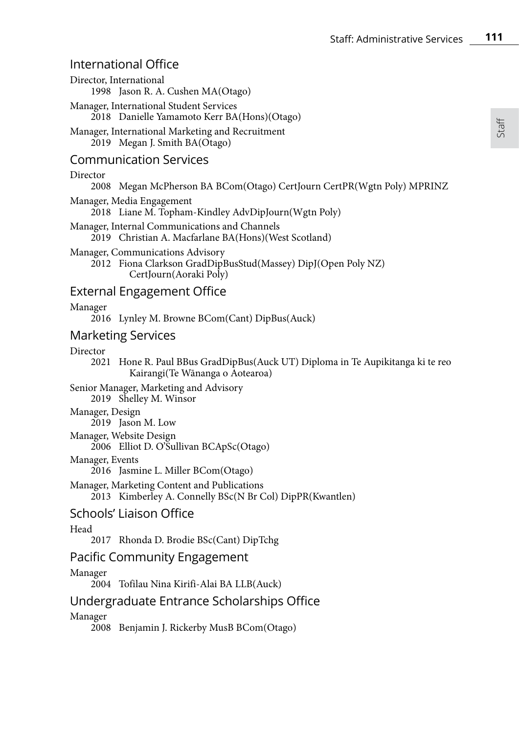## International Office

Director, International
: 1998 Jason R. A. Cushen MA(Otago)

Manager, International Student Services
: 2018 Danielle Yamamoto Kerr BA(Hons)(Otago)

Manager, International Marketing and Recruitment
: 2019 Megan J. Smith BA(Otago)

## Communication Services

Director
: 2008 Megan McPherson BA BCom(Otago) CertJourn CertPR(Wgtn Poly) MPRINZ

Manager, Media Engagement
: 2018 Liane M. Topham-Kindley AdvDipJourn(Wgtn Poly)

Manager, Internal Communications and Channels
: 2019 Christian A. Macfarlane BA(Hons)(West Scotland)

Manager, Communications Advisory
: 2012 Fiona Clarkson GradDipBusStud(Massey) DipJ(Open Poly NZ) CertJourn(Aoraki Poly)

## External Engagement Office

Manager
: 2016 Lynley M. Browne BCom(Cant) DipBus(Auck)

## Marketing Services

Director
: 2021 Hone R. Paul BBus GradDipBus(Auck UT) Diploma in Te Aupikitanga ki te reo Kairangi(Te Wānanga o Aotearoa)

Senior Manager, Marketing and Advisory
: 2019 Shelley M. Winsor

Manager, Design
: 2019 Jason M. Low

Manager, Website Design
: 2006 Elliot D. O'Sullivan BCApSc(Otago)

Manager, Events
: 2016 Jasmine L. Miller BCom(Otago)

Manager, Marketing Content and Publications
: 2013 Kimberley A. Connelly BSc(N Br Col) DipPR(Kwantlen)

## Schools' Liaison Office

Head
: 2017 Rhonda D. Brodie BSc(Cant) DipTchg

## Pacific Community Engagement

Manager
: 2004 Tofilau Nina Kirifi-Alai BA LLB(Auck)

## Undergraduate Entrance Scholarships Office

Manager
: 2008 Benjamin J. Rickerby MusB BCom(Otago)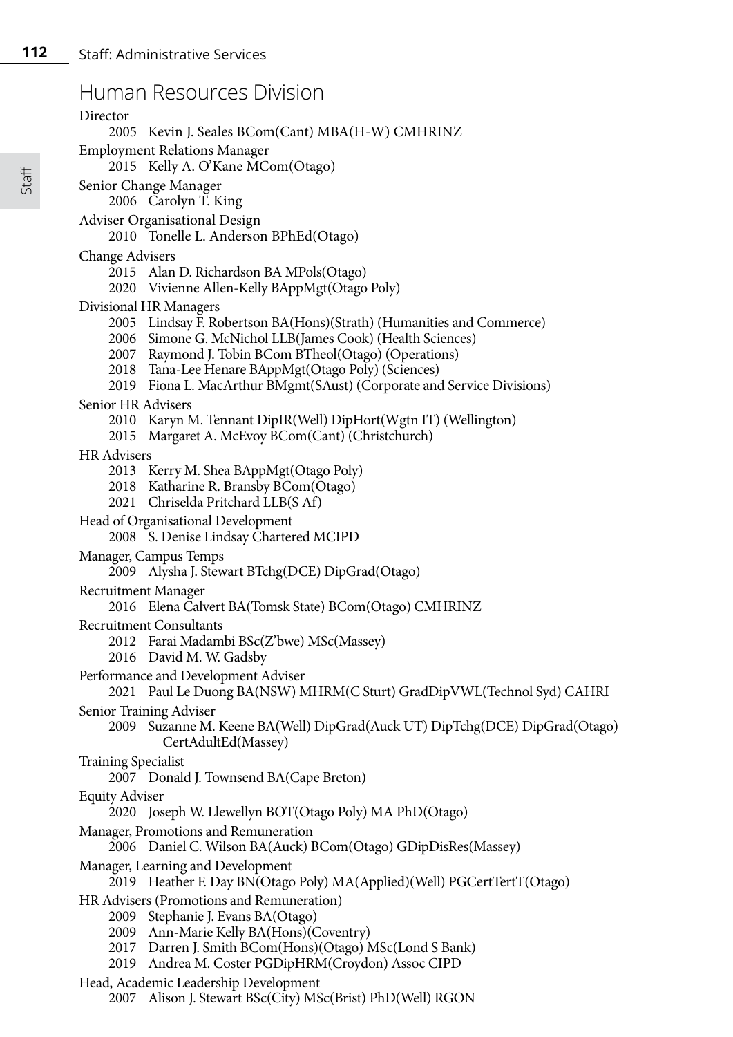# Human Resources Division

Director

- 2005 Kevin J. Seales BCom(Cant) MBA(H-W) CMHRINZ

Employment Relations Manager

- 2015 Kelly A. O'Kane MCom(Otago)

Senior Change Manager

- 2006 Carolyn T. King

Adviser Organisational Design

- 2010 Tonelle L. Anderson BPhEd(Otago)

Change Advisers

- 2015 Alan D. Richardson BA MPols(Otago)
- 2020 Vivienne Allen-Kelly BAppMgt(Otago Poly)

Divisional HR Managers

- 2005 Lindsay F. Robertson BA(Hons)(Strath) (Humanities and Commerce)
- 2006 Simone G. McNichol LLB(James Cook) (Health Sciences)
- 2007 Raymond J. Tobin BCom BTheol(Otago) (Operations)
- 2018 Tana-Lee Henare BAppMgt(Otago Poly) (Sciences)
- 2019 Fiona L. MacArthur BMgmt(SAust) (Corporate and Service Divisions)

Senior HR Advisers

- 2010 Karyn M. Tennant DipIR(Well) DipHort(Wgtn IT) (Wellington)
- 2015 Margaret A. McEvoy BCom(Cant) (Christchurch)

HR Advisers

- 2013 Kerry M. Shea BAppMgt(Otago Poly)
- 2018 Katharine R. Bransby BCom(Otago)
- 2021 Chriselda Pritchard LLB(S Af)

Head of Organisational Development

- 2008 S. Denise Lindsay Chartered MCIPD

Manager, Campus Temps

- 2009 Alysha J. Stewart BTchg(DCE) DipGrad(Otago)

Recruitment Manager

- 2016 Elena Calvert BA(Tomsk State) BCom(Otago) CMHRINZ

Recruitment Consultants

- 2012 Farai Madambi BSc(Z'bwe) MSc(Massey)
- 2016 David M. W. Gadsby

Performance and Development Adviser

- 2021 Paul Le Duong BA(NSW) MHRM(C Sturt) GradDipVWL(Technol Syd) CAHRI

Senior Training Adviser

- 2009 Suzanne M. Keene BA(Well) DipGrad(Auck UT) DipTchg(DCE) DipGrad(Otago) CertAdultEd(Massey)

Training Specialist

- 2007 Donald J. Townsend BA(Cape Breton)

Equity Adviser

- 2020 Joseph W. Llewellyn BOT(Otago Poly) MA PhD(Otago)

Manager, Promotions and Remuneration

- 2006 Daniel C. Wilson BA(Auck) BCom(Otago) GDipDisRes(Massey)

Manager, Learning and Development

- 2019 Heather F. Day BN(Otago Poly) MA(Applied)(Well) PGCertTertT(Otago)

HR Advisers (Promotions and Remuneration)

- 2009 Stephanie J. Evans BA(Otago)
- 2009 Ann-Marie Kelly BA(Hons)(Coventry)
- 2017 Darren J. Smith BCom(Hons)(Otago) MSc(Lond S Bank)
- 2019 Andrea M. Coster PGDipHRM(Croydon) Assoc CIPD

Head, Academic Leadership Development

- 2007 Alison J. Stewart BSc(City) MSc(Brist) PhD(Well) RGON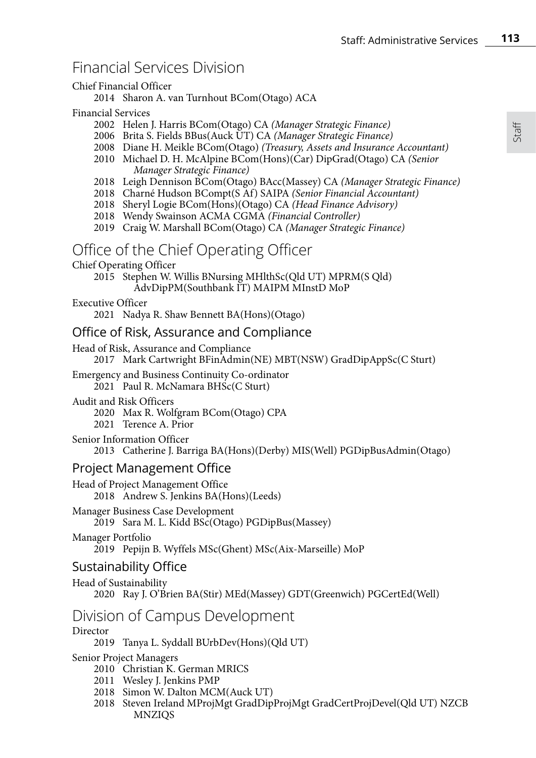# Financial Services Division

Chief Financial Officer

2014 Sharon A. van Turnhout BCom(Otago) ACA

Financial Services

2002 Helen J. Harris BCom(Otago) CA *(Manager Strategic Finance)*
2006 Brita S. Fields BBus(Auck UT) CA *(Manager Strategic Finance)*
2008 Diane H. Meikle BCom(Otago) *(Treasury, Assets and Insurance Accountant)*
2010 Michael D. H. McAlpine BCom(Hons)(Car) DipGrad(Otago) CA *(Senior Manager Strategic Finance)*
2018 Leigh Dennison BCom(Otago) BAcc(Massey) CA *(Manager Strategic Finance)*
2018 Charné Hudson BCompt(S Af) SAIPA *(Senior Financial Accountant)*
2018 Sheryl Logie BCom(Hons)(Otago) CA *(Head Finance Advisory)*
2018 Wendy Swainson ACMA CGMA *(Financial Controller)*
2019 Craig W. Marshall BCom(Otago) CA *(Manager Strategic Finance)*

# Office of the Chief Operating Officer

Chief Operating Officer

2015 Stephen W. Willis BNursing MHlthSc(Qld UT) MPRM(S Qld) AdvDipPM(Southbank IT) MAIPM MInstD MoP

Executive Officer

2021 Nadya R. Shaw Bennett BA(Hons)(Otago)

## Office of Risk, Assurance and Compliance

Head of Risk, Assurance and Compliance

2017 Mark Cartwright BFinAdmin(NE) MBT(NSW) GradDipAppSc(C Sturt)

Emergency and Business Continuity Co-ordinator

2021 Paul R. McNamara BHSc(C Sturt)

Audit and Risk Officers

2020 Max R. Wolfgram BCom(Otago) CPA
2021 Terence A. Prior

Senior Information Officer

2013 Catherine J. Barriga BA(Hons)(Derby) MIS(Well) PGDipBusAdmin(Otago)

## Project Management Office

Head of Project Management Office

2018 Andrew S. Jenkins BA(Hons)(Leeds)

Manager Business Case Development

2019 Sara M. L. Kidd BSc(Otago) PGDipBus(Massey)

Manager Portfolio

2019 Pepijn B. Wyffels MSc(Ghent) MSc(Aix-Marseille) MoP

## Sustainability Office

Head of Sustainability

2020 Ray J. O'Brien BA(Stir) MEd(Massey) GDT(Greenwich) PGCertEd(Well)

# Division of Campus Development

Director

2019 Tanya L. Syddall BUrbDev(Hons)(Qld UT)

Senior Project Managers

2010 Christian K. German MRICS
2011 Wesley J. Jenkins PMP
2018 Simon W. Dalton MCM(Auck UT)
2018 Steven Ireland MProjMgt GradDipProjMgt GradCertProjDevel(Qld UT) NZCB MNZIQS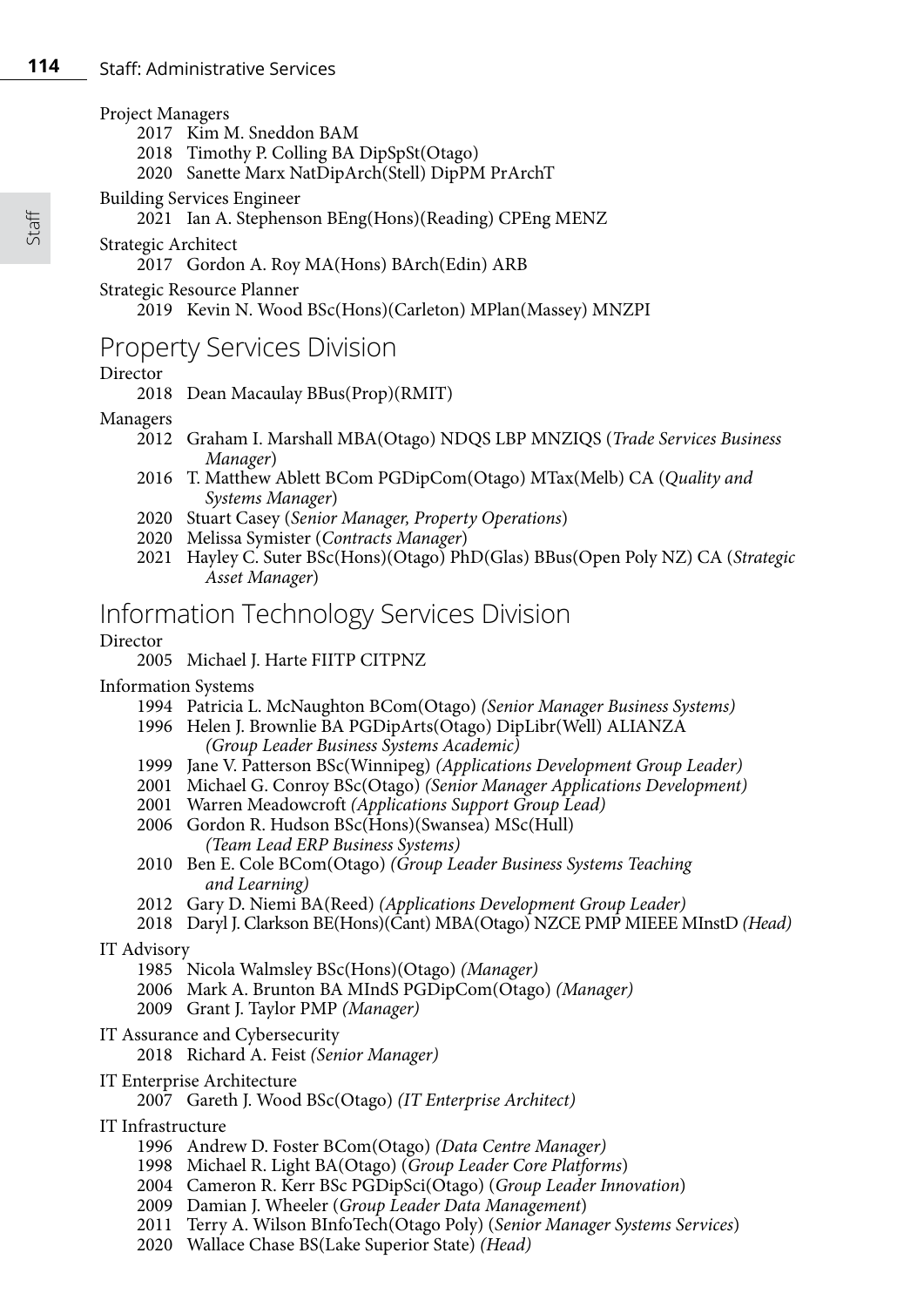Project Managers

- 2017 Kim M. Sneddon BAM
- 2018 Timothy P. Colling BA DipSpSt(Otago)
- 2020 Sanette Marx NatDipArch(Stell) DipPM PrArchT

Building Services Engineer

- 2021 Ian A. Stephenson BEng(Hons)(Reading) CPEng MENZ

Strategic Architect

- 2017 Gordon A. Roy MA(Hons) BArch(Edin) ARB

Strategic Resource Planner

- 2019 Kevin N. Wood BSc(Hons)(Carleton) MPlan(Massey) MNZPI

## Property Services Division

Director

- 2018 Dean Macaulay BBus(Prop)(RMIT)

Managers

- 2012 Graham I. Marshall MBA(Otago) NDQS LBP MNZIQS (*Trade Services Business Manager*)
- 2016 T. Matthew Ablett BCom PGDipCom(Otago) MTax(Melb) CA (*Quality and Systems Manager*)
- 2020 Stuart Casey (*Senior Manager, Property Operations*)
- 2020 Melissa Symister (*Contracts Manager*)
- 2021 Hayley C. Suter BSc(Hons)(Otago) PhD(Glas) BBus(Open Poly NZ) CA (*Strategic Asset Manager*)

## Information Technology Services Division

Director

- 2005 Michael J. Harte FIITP CITPNZ

Information Systems

- 1994 Patricia L. McNaughton BCom(Otago) *(Senior Manager Business Systems)*
- 1996 Helen J. Brownlie BA PGDipArts(Otago) DipLibr(Well) ALIANZA *(Group Leader Business Systems Academic)*
- 1999 Jane V. Patterson BSc(Winnipeg) *(Applications Development Group Leader)*
- 2001 Michael G. Conroy BSc(Otago) *(Senior Manager Applications Development)*
- 2001 Warren Meadowcroft *(Applications Support Group Lead)*
- 2006 Gordon R. Hudson BSc(Hons)(Swansea) MSc(Hull) *(Team Lead ERP Business Systems)*
- 2010 Ben E. Cole BCom(Otago) *(Group Leader Business Systems Teaching and Learning)*
- 2012 Gary D. Niemi BA(Reed) *(Applications Development Group Leader)*
- 2018 Daryl J. Clarkson BE(Hons)(Cant) MBA(Otago) NZCE PMP MIEEE MInstD *(Head)*

IT Advisory

- 1985 Nicola Walmsley BSc(Hons)(Otago) *(Manager)*
- 2006 Mark A. Brunton BA MIndS PGDipCom(Otago) *(Manager)*
- 2009 Grant J. Taylor PMP *(Manager)*

IT Assurance and Cybersecurity

- 2018 Richard A. Feist *(Senior Manager)*

IT Enterprise Architecture

- 2007 Gareth J. Wood BSc(Otago) *(IT Enterprise Architect)*

IT Infrastructure

- 1996 Andrew D. Foster BCom(Otago) *(Data Centre Manager)*
- 1998 Michael R. Light BA(Otago) (*Group Leader Core Platforms*)
- 2004 Cameron R. Kerr BSc PGDipSci(Otago) (*Group Leader Innovation*)
- 2009 Damian J. Wheeler (*Group Leader Data Management*)
- 2011 Terry A. Wilson BInfoTech(Otago Poly) (*Senior Manager Systems Services*)
- 2020 Wallace Chase BS(Lake Superior State) *(Head)*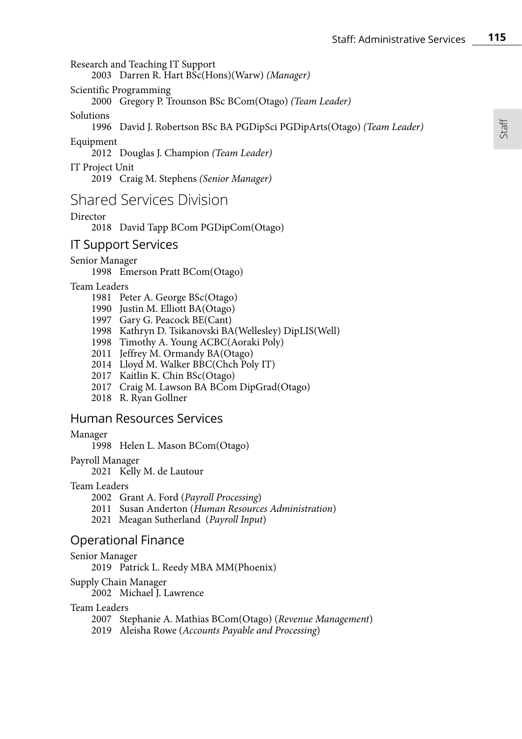Research and Teaching IT Support

2003 Darren R. Hart BSc(Hons)(Warw) *(Manager)*

Scientific Programming

2000 Gregory P. Trounson BSc BCom(Otago) *(Team Leader)*

Solutions

1996 David J. Robertson BSc BA PGDipSci PGDipArts(Otago) *(Team Leader)*

Equipment

2012 Douglas J. Champion *(Team Leader)*

IT Project Unit

2019 Craig M. Stephens *(Senior Manager)*

# Shared Services Division

Director

2018 David Tapp BCom PGDipCom(Otago)

## IT Support Services

Senior Manager

1998 Emerson Pratt BCom(Otago)

Team Leaders

1981 Peter A. George BSc(Otago)
1990 Justin M. Elliott BA(Otago)
1997 Gary G. Peacock BE(Cant)
1998 Kathryn D. Tsikanovski BA(Wellesley) DipLIS(Well)
1998 Timothy A. Young ACBC(Aoraki Poly)
2011 Jeffrey M. Ormandy BA(Otago)
2014 Lloyd M. Walker BBC(Chch Poly IT)
2017 Kaitlin K. Chin BSc(Otago)
2017 Craig M. Lawson BA BCom DipGrad(Otago)
2018 R. Ryan Gollner

## Human Resources Services

Manager

1998 Helen L. Mason BCom(Otago)

Payroll Manager

2021 Kelly M. de Lautour

Team Leaders

2002 Grant A. Ford (*Payroll Processing*)
2011 Susan Anderton (*Human Resources Administration*)
2021 Meagan Sutherland (*Payroll Input*)

## Operational Finance

Senior Manager

2019 Patrick L. Reedy MBA MM(Phoenix)

Supply Chain Manager

2002 Michael J. Lawrence

Team Leaders

2007 Stephanie A. Mathias BCom(Otago) (*Revenue Management*)
2019 Aleisha Rowe (*Accounts Payable and Processing*)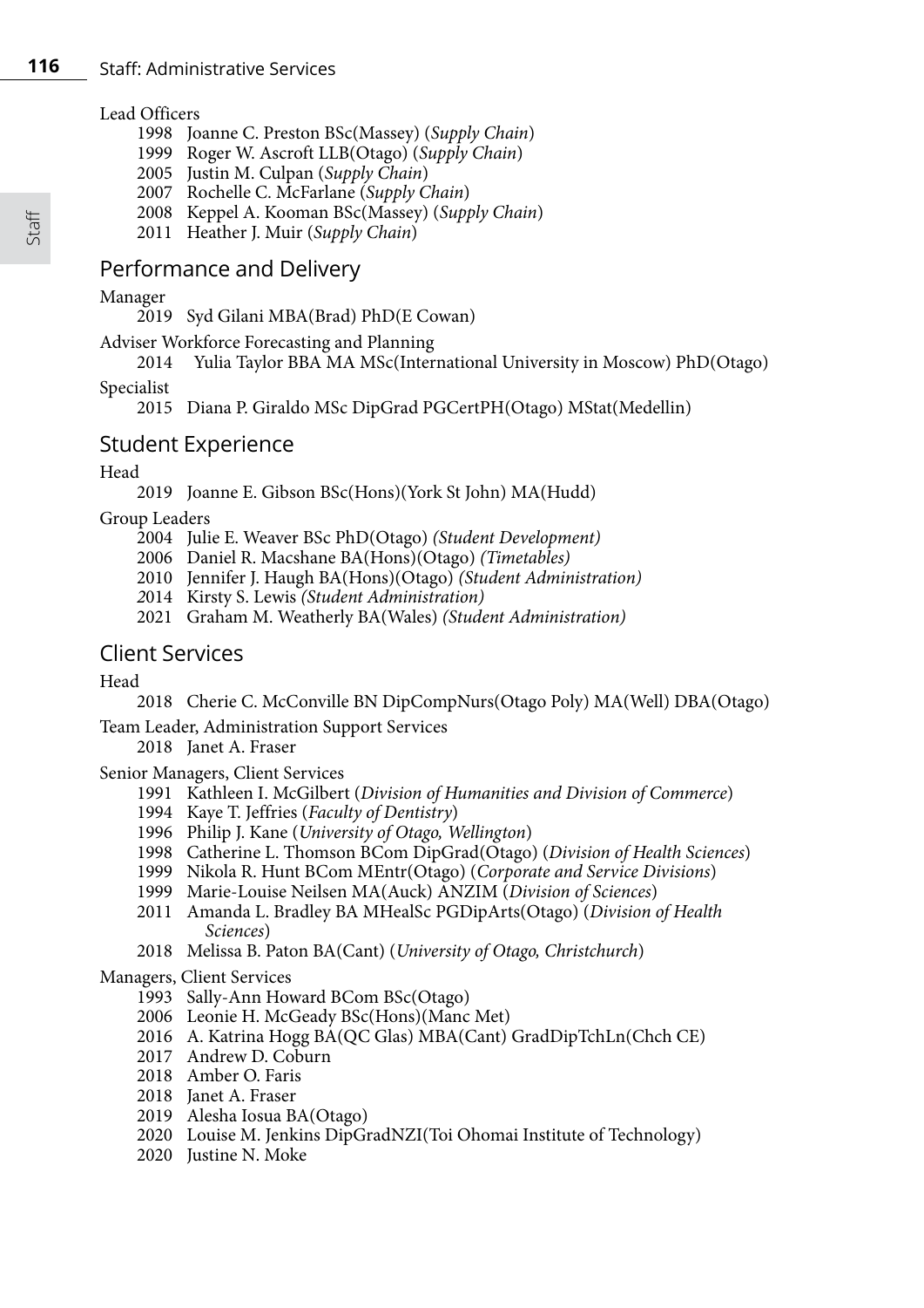Lead Officers

- 1998 Joanne C. Preston BSc(Massey) (*Supply Chain*)
- 1999 Roger W. Ascroft LLB(Otago) (*Supply Chain*)
- 2005 Justin M. Culpan (*Supply Chain*)
- 2007 Rochelle C. McFarlane (*Supply Chain*)
- 2008 Keppel A. Kooman BSc(Massey) (*Supply Chain*)
- 2011 Heather J. Muir (*Supply Chain*)

## Performance and Delivery

Manager

- 2019 Syd Gilani MBA(Brad) PhD(E Cowan)

Adviser Workforce Forecasting and Planning

- 2014 Yulia Taylor BBA MA MSc(International University in Moscow) PhD(Otago)

Specialist

- 2015 Diana P. Giraldo MSc DipGrad PGCertPH(Otago) MStat(Medellin)

## Student Experience

Head

- 2019 Joanne E. Gibson BSc(Hons)(York St John) MA(Hudd)

Group Leaders

- 2004 Julie E. Weaver BSc PhD(Otago) *(Student Development)*
- 2006 Daniel R. Macshane BA(Hons)(Otago) *(Timetables)*
- 2010 Jennifer J. Haugh BA(Hons)(Otago) *(Student Administration)*
- 2014 Kirsty S. Lewis *(Student Administration)*
- 2021 Graham M. Weatherly BA(Wales) *(Student Administration)*

## Client Services

Head

- 2018 Cherie C. McConville BN DipCompNurs(Otago Poly) MA(Well) DBA(Otago)

Team Leader, Administration Support Services

- 2018 Janet A. Fraser

Senior Managers, Client Services

- 1991 Kathleen I. McGilbert (*Division of Humanities and Division of Commerce*)
- 1994 Kaye T. Jeffries (*Faculty of Dentistry*)
- 1996 Philip J. Kane (*University of Otago, Wellington*)
- 1998 Catherine L. Thomson BCom DipGrad(Otago) (*Division of Health Sciences*)
- 1999 Nikola R. Hunt BCom MEntr(Otago) (*Corporate and Service Divisions*)
- 1999 Marie-Louise Neilsen MA(Auck) ANZIM (*Division of Sciences*)
- 2011 Amanda L. Bradley BA MHealSc PGDipArts(Otago) (*Division of Health Sciences*)
- 2018 Melissa B. Paton BA(Cant) (*University of Otago, Christchurch*)

Managers, Client Services

- 1993 Sally-Ann Howard BCom BSc(Otago)
- 2006 Leonie H. McGeady BSc(Hons)(Manc Met)
- 2016 A. Katrina Hogg BA(QC Glas) MBA(Cant) GradDipTchLn(Chch CE)
- 2017 Andrew D. Coburn
- 2018 Amber O. Faris
- 2018 Janet A. Fraser
- 2019 Alesha Iosua BA(Otago)
- 2020 Louise M. Jenkins DipGradNZI(Toi Ohomai Institute of Technology)
- 2020 Justine N. Moke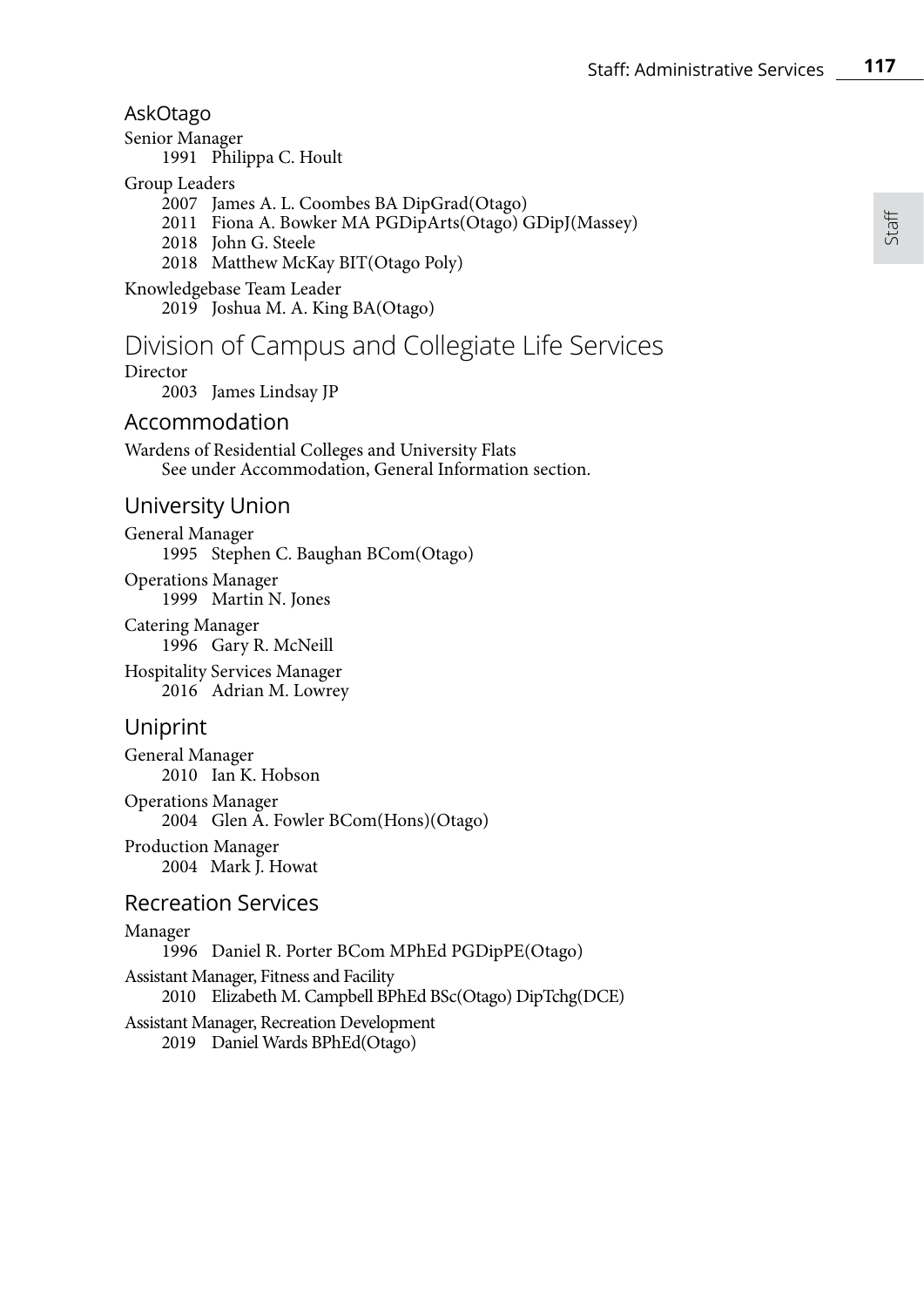## AskOtago

Senior Manager
: 1991 Philippa C. Hoult

Group Leaders
: 2007 James A. L. Coombes BA DipGrad(Otago)
: 2011 Fiona A. Bowker MA PGDipArts(Otago) GDipJ(Massey)
: 2018 John G. Steele
: 2018 Matthew McKay BIT(Otago Poly)

Knowledgebase Team Leader
: 2019 Joshua M. A. King BA(Otago)

# Division of Campus and Collegiate Life Services

Director
: 2003 James Lindsay JP

## Accommodation

Wardens of Residential Colleges and University Flats
: See under Accommodation, General Information section.

## University Union

General Manager
: 1995 Stephen C. Baughan BCom(Otago)

Operations Manager
: 1999 Martin N. Jones

Catering Manager
: 1996 Gary R. McNeill

Hospitality Services Manager
: 2016 Adrian M. Lowrey

## Uniprint

General Manager
: 2010 Ian K. Hobson

Operations Manager
: 2004 Glen A. Fowler BCom(Hons)(Otago)

Production Manager
: 2004 Mark J. Howat

## Recreation Services

Manager
: 1996 Daniel R. Porter BCom MPhEd PGDipPE(Otago)

Assistant Manager, Fitness and Facility
: 2010 Elizabeth M. Campbell BPhEd BSc(Otago) DipTchg(DCE)

Assistant Manager, Recreation Development
: 2019 Daniel Wards BPhEd(Otago)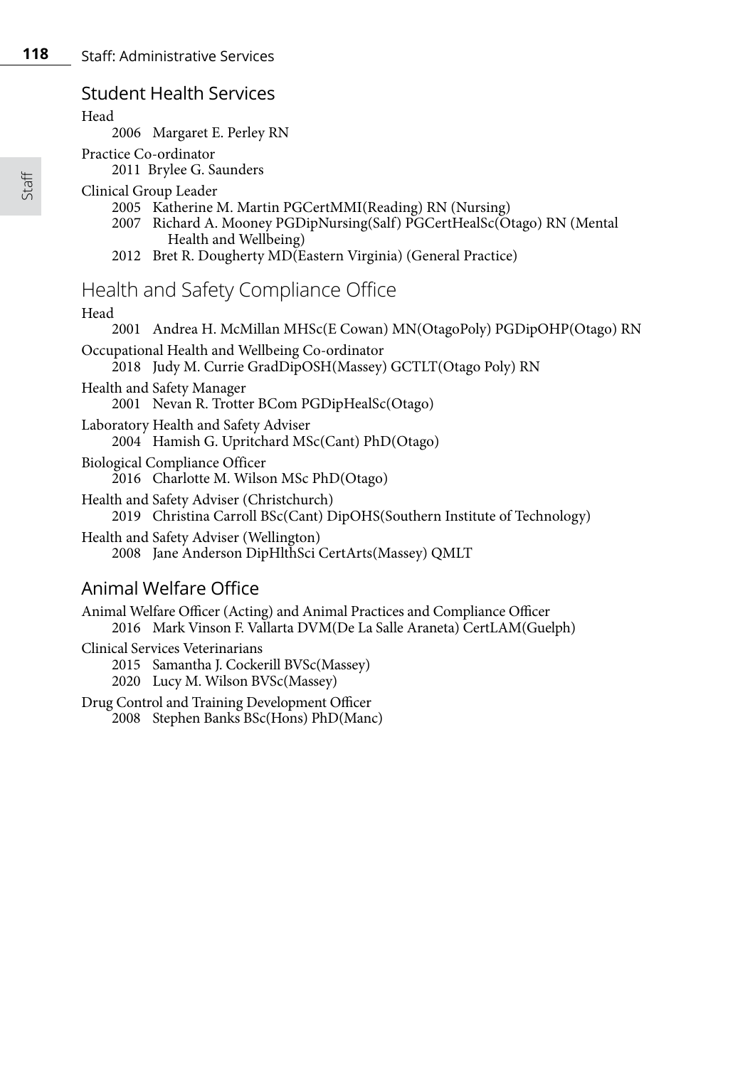## Student Health Services

Head

2006 Margaret E. Perley RN

Practice Co-ordinator

2011 Brylee G. Saunders

Clinical Group Leader

2005 Katherine M. Martin PGCertMMI(Reading) RN (Nursing)
2007 Richard A. Mooney PGDipNursing(Salf) PGCertHealSc(Otago) RN (Mental Health and Wellbeing)
2012 Bret R. Dougherty MD(Eastern Virginia) (General Practice)

## Health and Safety Compliance Office

Head

2001 Andrea H. McMillan MHSc(E Cowan) MN(OtagoPoly) PGDipOHP(Otago) RN

Occupational Health and Wellbeing Co-ordinator

2018 Judy M. Currie GradDipOSH(Massey) GCTLT(Otago Poly) RN

Health and Safety Manager

2001 Nevan R. Trotter BCom PGDipHealSc(Otago)

Laboratory Health and Safety Adviser

2004 Hamish G. Upritchard MSc(Cant) PhD(Otago)

Biological Compliance Officer

2016 Charlotte M. Wilson MSc PhD(Otago)

Health and Safety Adviser (Christchurch)

2019 Christina Carroll BSc(Cant) DipOHS(Southern Institute of Technology)

Health and Safety Adviser (Wellington)

2008 Jane Anderson DipHlthSci CertArts(Massey) QMLT

## Animal Welfare Office

Animal Welfare Officer (Acting) and Animal Practices and Compliance Officer

2016 Mark Vinson F. Vallarta DVM(De La Salle Araneta) CertLAM(Guelph)

Clinical Services Veterinarians

2015 Samantha J. Cockerill BVSc(Massey)
2020 Lucy M. Wilson BVSc(Massey)

Drug Control and Training Development Officer

2008 Stephen Banks BSc(Hons) PhD(Manc)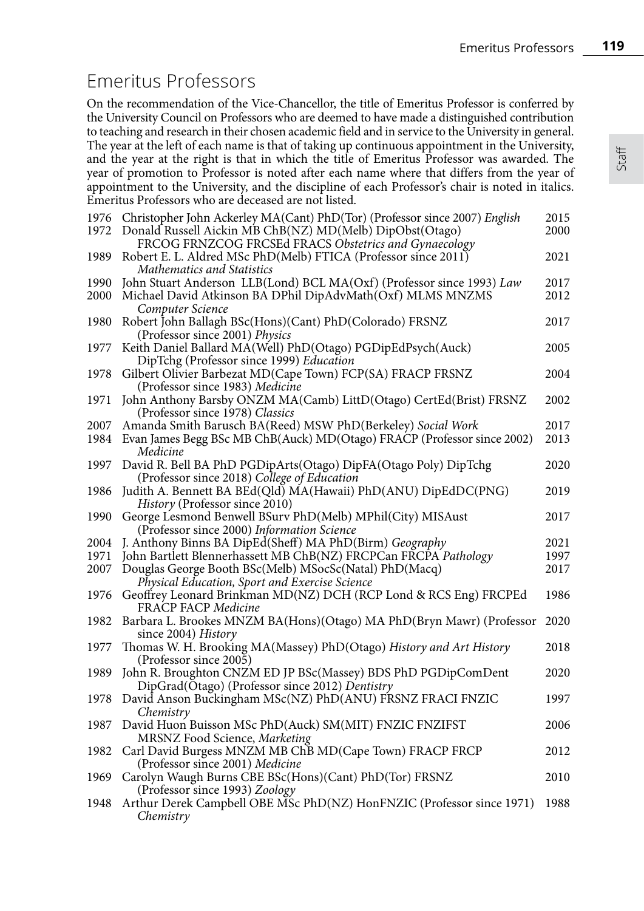# Emeritus Professors

On the recommendation of the Vice-Chancellor, the title of Emeritus Professor is conferred by the University Council on Professors who are deemed to have made a distinguished contribution to teaching and research in their chosen academic field and in service to the University in general. The year at the left of each name is that of taking up continuous appointment in the University, and the year at the right is that in which the title of Emeritus Professor was awarded. The year of promotion to Professor is noted after each name where that differs from the year of appointment to the University, and the discipline of each Professor's chair is noted in italics. Emeritus Professors who are deceased are not listed.

| | | |
|---|---|---|
| 1976 | Christopher John Ackerley MA(Cant) PhD(Tor) (Professor since 2007) *English* | 2015 |
| 1972 | Donald Russell Aickin MB ChB(NZ) MD(Melb) DipObst(Otago) FRCOG FRNZCOG FRCSEd FRACS *Obstetrics and Gynaecology* | 2000 |
| 1989 | Robert E. L. Aldred MSc PhD(Melb) FTICA (Professor since 2011) *Mathematics and Statistics* | 2021 |
| 1990 | John Stuart Anderson LLB(Lond) BCL MA(Oxf) (Professor since 1993) *Law* | 2017 |
| 2000 | Michael David Atkinson BA DPhil DipAdvMath(Oxf) MLMS MNZMS *Computer Science* | 2012 |
| 1980 | Robert John Ballagh BSc(Hons)(Cant) PhD(Colorado) FRSNZ (Professor since 2001) *Physics* | 2017 |
| 1977 | Keith Daniel Ballard MA(Well) PhD(Otago) PGDipEdPsych(Auck) DipTchg (Professor since 1999) *Education* | 2005 |
| 1978 | Gilbert Olivier Barbezat MD(Cape Town) FCP(SA) FRACP FRSNZ (Professor since 1983) *Medicine* | 2004 |
| 1971 | John Anthony Barsby ONZM MA(Camb) LittD(Otago) CertEd(Brist) FRSNZ (Professor since 1978) *Classics* | 2002 |
| 2007 | Amanda Smith Barusch BA(Reed) MSW PhD(Berkeley) *Social Work* | 2017 |
| 1984 | Evan James Begg BSc MB ChB(Auck) MD(Otago) FRACP (Professor since 2002) *Medicine* | 2013 |
| 1997 | David R. Bell BA PhD PGDipArts(Otago) DipFA(Otago Poly) DipTchg (Professor since 2018) *College of Education* | 2020 |
| 1986 | Judith A. Bennett BA BEd(Qld) MA(Hawaii) PhD(ANU) DipEdDC(PNG) *History* (Professor since 2010) | 2019 |
| 1990 | George Lesmond Benwell BSurv PhD(Melb) MPhil(City) MISAust (Professor since 2000) *Information Science* | 2017 |
| 2004 | J. Anthony Binns BA DipEd(Sheff) MA PhD(Birm) *Geography* | 2021 |
| 1971 | John Bartlett Blennerhassett MB ChB(NZ) FRCPCan FRCPA *Pathology* | 1997 |
| 2007 | Douglas George Booth BSc(Melb) MSocSc(Natal) PhD(Macq) *Physical Education, Sport and Exercise Science* | 2017 |
| 1976 | Geoffrey Leonard Brinkman MD(NZ) DCH (RCP Lond & RCS Eng) FRCPEd FRACP FACP *Medicine* | 1986 |
| 1982 | Barbara L. Brookes MNZM BA(Hons)(Otago) MA PhD(Bryn Mawr) (Professor since 2004) *History* | 2020 |
| 1977 | Thomas W. H. Brooking MA(Massey) PhD(Otago) *History and Art History* (Professor since 2005) | 2018 |
| 1989 | John R. Broughton CNZM ED JP BSc(Massey) BDS PhD PGDipComDent DipGrad(Otago) (Professor since 2012) *Dentistry* | 2020 |
| 1978 | David Anson Buckingham MSc(NZ) PhD(ANU) FRSNZ FRACI FNZIC *Chemistry* | 1997 |
| 1987 | David Huon Buisson MSc PhD(Auck) SM(MIT) FNZIC FNZIFST MRSNZ Food Science, *Marketing* | 2006 |
| 1982 | Carl David Burgess MNZM MB ChB MD(Cape Town) FRACP FRCP (Professor since 2001) *Medicine* | 2012 |
| 1969 | Carolyn Waugh Burns CBE BSc(Hons)(Cant) PhD(Tor) FRSNZ (Professor since 1993) *Zoology* | 2010 |
| 1948 | Arthur Derek Campbell OBE MSc PhD(NZ) HonFNZIC (Professor since 1971) *Chemistry* | 1988 |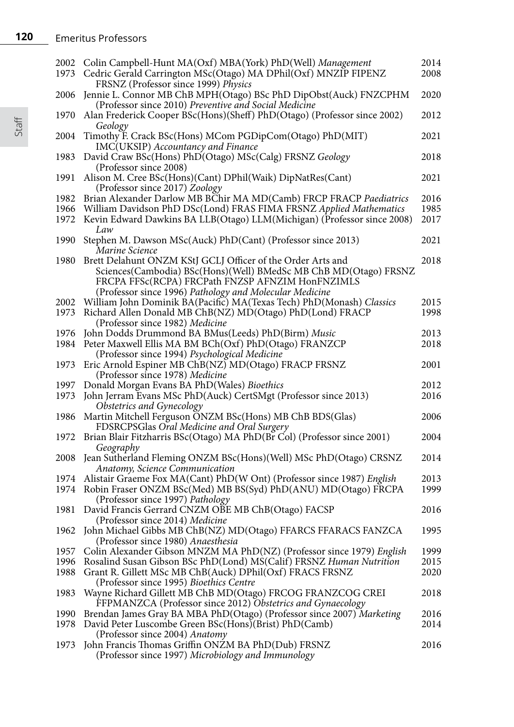| | | |
|---|---|---|
| 2002 | Colin Campbell-Hunt MA(Oxf) MBA(York) PhD(Well) *Management* | 2014 |
| 1973 | Cedric Gerald Carrington MSc(Otago) MA DPhil(Oxf) MNZIP FIPENZ FRSNZ (Professor since 1999) *Physics* | 2008 |
| 2006 | Jennie L. Connor MB ChB MPH(Otago) BSc PhD DipObst(Auck) FNZCPHM (Professor since 2010) *Preventive and Social Medicine* | 2020 |
| 1970 | Alan Frederick Cooper BSc(Hons)(Sheff) PhD(Otago) (Professor since 2002) *Geology* | 2012 |
| 2004 | Timothy F. Crack BSc(Hons) MCom PGDipCom(Otago) PhD(MIT) IMC(UKSIP) *Accountancy and Finance* | 2021 |
| 1983 | David Craw BSc(Hons) PhD(Otago) MSc(Calg) FRSNZ *Geology* (Professor since 2008) | 2018 |
| 1991 | Alison M. Cree BSc(Hons)(Cant) DPhil(Waik) DipNatRes(Cant) (Professor since 2017) *Zoology* | 2021 |
| 1982 | Brian Alexander Darlow MB BChir MA MD(Camb) FRCP FRACP *Paediatrics* | 2016 |
| 1966 | William Davidson PhD DSc(Lond) FRAS FIMA FRSNZ *Applied Mathematics* | 1985 |
| 1972 | Kevin Edward Dawkins BA LLB(Otago) LLM(Michigan) (Professor since 2008) *Law* | 2017 |
| 1990 | Stephen M. Dawson MSc(Auck) PhD(Cant) (Professor since 2013) *Marine Science* | 2021 |
| 1980 | Brett Delahunt ONZM KStJ GCLJ Officer of the Order Arts and Sciences(Cambodia) BSc(Hons)(Well) BMedSc MB ChB MD(Otago) FRSNZ FRCPA FFSc(RCPA) FRCPath FNZSP AFNZIM HonFNZIMLS (Professor since 1996) *Pathology and Molecular Medicine* | 2018 |
| 2002 | William John Dominik BA(Pacific) MA(Texas Tech) PhD(Monash) *Classics* | 2015 |
| 1973 | Richard Allen Donald MB ChB(NZ) MD(Otago) PhD(Lond) FRACP (Professor since 1982) *Medicine* | 1998 |
| 1976 | John Dodds Drummond BA BMus(Leeds) PhD(Birm) *Music* | 2013 |
| 1984 | Peter Maxwell Ellis MA BM BCh(Oxf) PhD(Otago) FRANZCP (Professor since 1994) *Psychological Medicine* | 2018 |
| 1973 | Eric Arnold Espiner MB ChB(NZ) MD(Otago) FRACP FRSNZ (Professor since 1978) *Medicine* | 2001 |
| 1997 | Donald Morgan Evans BA PhD(Wales) *Bioethics* | 2012 |
| 1973 | John Jerram Evans MSc PhD(Auck) CertSMgt (Professor since 2013) *Obstetrics and Gynecology* | 2016 |
| 1986 | Martin Mitchell Ferguson ONZM BSc(Hons) MB ChB BDS(Glas) FDSRCPSGlas *Oral Medicine and Oral Surgery* | 2006 |
| 1972 | Brian Blair Fitzharris BSc(Otago) MA PhD(Br Col) (Professor since 2001) *Geography* | 2004 |
| 2008 | Jean Sutherland Fleming ONZM BSc(Hons)(Well) MSc PhD(Otago) CRSNZ *Anatomy, Science Communication* | 2014 |
| 1974 | Alistair Graeme Fox MA(Cant) PhD(W Ont) (Professor since 1987) *English* | 2013 |
| 1974 | Robin Fraser ONZM BSc(Med) MB BS(Syd) PhD(ANU) MD(Otago) FRCPA (Professor since 1997) *Pathology* | 1999 |
| 1981 | David Francis Gerrard CNZM OBE MB ChB(Otago) FACSP (Professor since 2014) *Medicine* | 2016 |
| 1962 | John Michael Gibbs MB ChB(NZ) MD(Otago) FFARCS FFARACS FANZCA (Professor since 1980) *Anaesthesia* | 1995 |
| 1957 | Colin Alexander Gibson MNZM MA PhD(NZ) (Professor since 1979) *English* | 1999 |
| 1996 | Rosalind Susan Gibson BSc PhD(Lond) MS(Calif) FRSNZ *Human Nutrition* | 2015 |
| 1988 | Grant R. Gillett MSc MB ChB(Auck) DPhil(Oxf) FRACS FRSNZ (Professor since 1995) *Bioethics Centre* | 2020 |
| 1983 | Wayne Richard Gillett MB ChB MD(Otago) FRCOG FRANZCOG CREI FFPMANZCA (Professor since 2012) *Obstetrics and Gynaecology* | 2018 |
| 1990 | Brendan James Gray BA MBA PhD(Otago) (Professor since 2007) *Marketing* | 2016 |
| 1978 | David Peter Luscombe Green BSc(Hons)(Brist) PhD(Camb) (Professor since 2004) *Anatomy* | 2014 |
| 1973 | John Francis Thomas Griffin ONZM BA PhD(Dub) FRSNZ (Professor since 1997) *Microbiology and Immunology* | 2016 |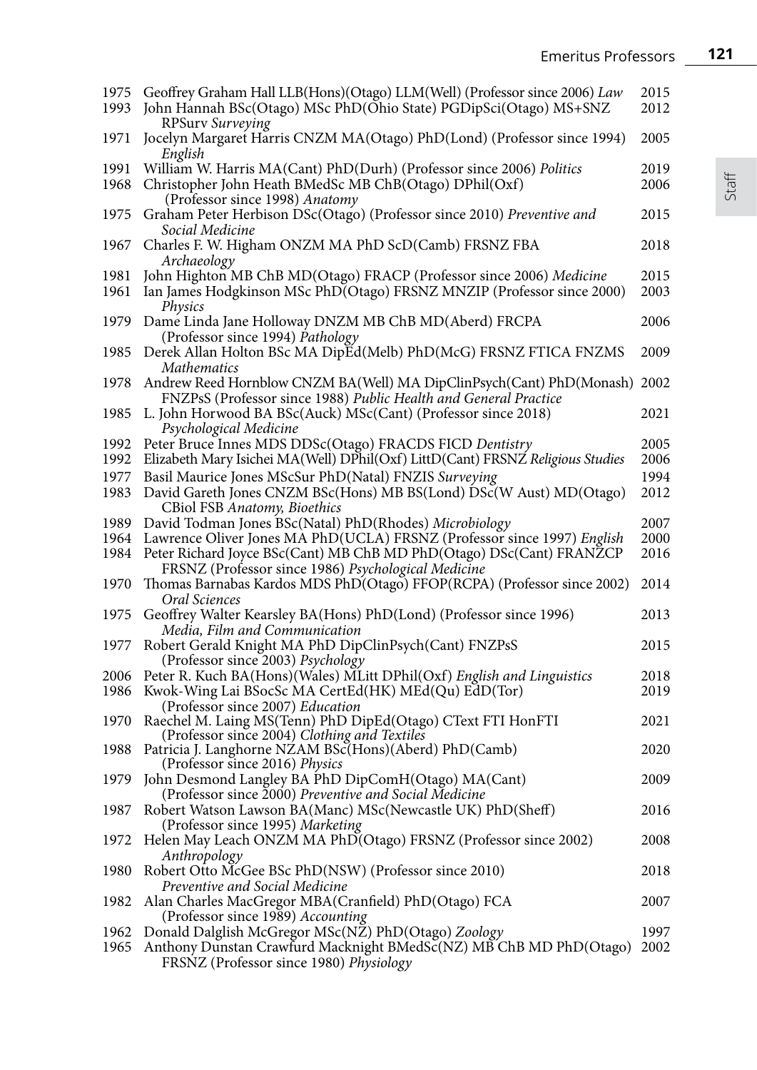| | | |
|---|---|---|
| 1975 | Geoffrey Graham Hall LLB(Hons)(Otago) LLM(Well) (Professor since 2006) *Law* | 2015 |
| 1993 | John Hannah BSc(Otago) MSc PhD(Ohio State) PGDipSci(Otago) MS+SNZ RPSurv *Surveying* | 2012 |
| 1971 | Jocelyn Margaret Harris CNZM MA(Otago) PhD(Lond) (Professor since 1994) *English* | 2005 |
| 1991 | William W. Harris MA(Cant) PhD(Durh) (Professor since 2006) *Politics* | 2019 |
| 1968 | Christopher John Heath BMedSc MB ChB(Otago) DPhil(Oxf) (Professor since 1998) *Anatomy* | 2006 |
| 1975 | Graham Peter Herbison DSc(Otago) (Professor since 2010) *Preventive and Social Medicine* | 2015 |
| 1967 | Charles F. W. Higham ONZM MA PhD ScD(Camb) FRSNZ FBA *Archaeology* | 2018 |
| 1981 | John Highton MB ChB MD(Otago) FRACP (Professor since 2006) *Medicine* | 2015 |
| 1961 | Ian James Hodgkinson MSc PhD(Otago) FRSNZ MNZIP (Professor since 2000) *Physics* | 2003 |
| 1979 | Dame Linda Jane Holloway DNZM MB ChB MD(Aberd) FRCPA (Professor since 1994) *Pathology* | 2006 |
| 1985 | Derek Allan Holton BSc MA DipEd(Melb) PhD(McG) FRSNZ FTICA FNZMS *Mathematics* | 2009 |
| 1978 | Andrew Reed Hornblow CNZM BA(Well) MA DipClinPsych(Cant) PhD(Monash) FNZPsS (Professor since 1988) *Public Health and General Practice* | 2002 |
| 1985 | L. John Horwood BA BSc(Auck) MSc(Cant) (Professor since 2018) *Psychological Medicine* | 2021 |
| 1992 | Peter Bruce Innes MDS DDSc(Otago) FRACDS FICD *Dentistry* | 2005 |
| 1992 | Elizabeth Mary Isichei MA(Well) DPhil(Oxf) LittD(Cant) FRSNZ *Religious Studies* | 2006 |
| 1977 | Basil Maurice Jones MScSur PhD(Natal) FNZIS *Surveying* | 1994 |
| 1983 | David Gareth Jones CNZM BSc(Hons) MB BS(Lond) DSc(W Aust) MD(Otago) CBiol FSB *Anatomy, Bioethics* | 2012 |
| 1989 | David Todman Jones BSc(Natal) PhD(Rhodes) *Microbiology* | 2007 |
| 1964 | Lawrence Oliver Jones MA PhD(UCLA) FRSNZ (Professor since 1997) *English* | 2000 |
| 1984 | Peter Richard Joyce BSc(Cant) MB ChB MD PhD(Otago) DSc(Cant) FRANZCP FRSNZ (Professor since 1986) *Psychological Medicine* | 2016 |
| 1970 | Thomas Barnabas Kardos MDS PhD(Otago) FFOP(RCPA) (Professor since 2002) *Oral Sciences* | 2014 |
| 1975 | Geoffrey Walter Kearsley BA(Hons) PhD(Lond) (Professor since 1996) *Media, Film and Communication* | 2013 |
| 1977 | Robert Gerald Knight MA PhD DipClinPsych(Cant) FNZPsS (Professor since 2003) *Psychology* | 2015 |
| 2006 | Peter R. Kuch BA(Hons)(Wales) MLitt DPhil(Oxf) *English and Linguistics* | 2018 |
| 1986 | Kwok-Wing Lai BSocSc MA CertEd(HK) MEd(Qu) EdD(Tor) (Professor since 2007) *Education* | 2019 |
| 1970 | Raechel M. Laing MS(Tenn) PhD DipEd(Otago) CText FTI HonFTI (Professor since 2004) *Clothing and Textiles* | 2021 |
| 1988 | Patricia J. Langhorne NZAM BSc(Hons)(Aberd) PhD(Camb) (Professor since 2016) *Physics* | 2020 |
| 1979 | John Desmond Langley BA PhD DipComH(Otago) MA(Cant) (Professor since 2000) *Preventive and Social Medicine* | 2009 |
| 1987 | Robert Watson Lawson BA(Manc) MSc(Newcastle UK) PhD(Sheff) (Professor since 1995) *Marketing* | 2016 |
| 1972 | Helen May Leach ONZM MA PhD(Otago) FRSNZ (Professor since 2002) *Anthropology* | 2008 |
| 1980 | Robert Otto McGee BSc PhD(NSW) (Professor since 2010) *Preventive and Social Medicine* | 2018 |
| 1982 | Alan Charles MacGregor MBA(Cranfield) PhD(Otago) FCA (Professor since 1989) *Accounting* | 2007 |
| 1962 | Donald Dalglish McGregor MSc(NZ) PhD(Otago) *Zoology* | 1997 |
| 1965 | Anthony Dunstan Crawfurd Macknight BMedSc(NZ) MB ChB MD PhD(Otago) FRSNZ (Professor since 1980) *Physiology* | 2002 |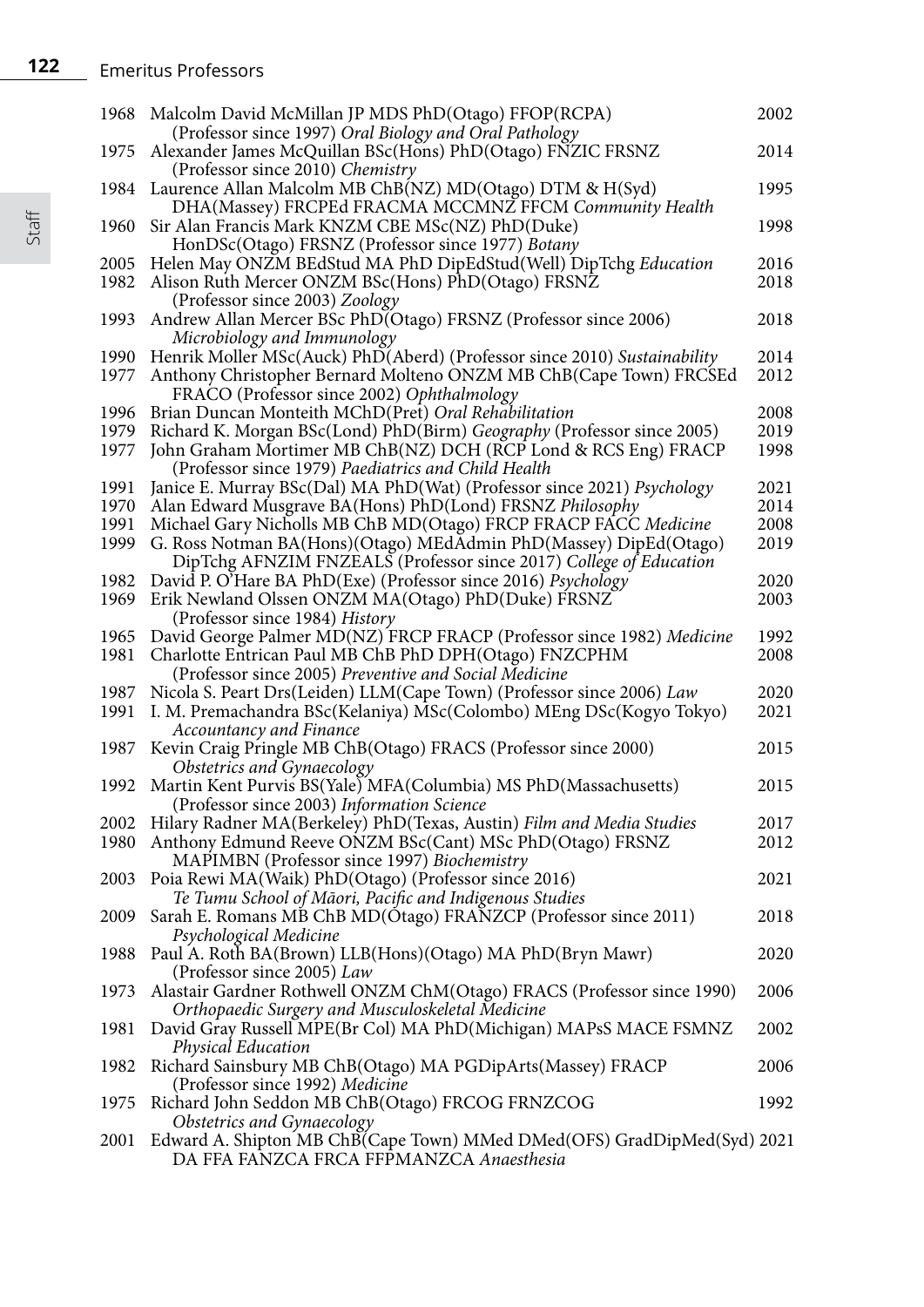| | | |
|---|---|---|
| 1968 | Malcolm David McMillan JP MDS PhD(Otago) FFOP(RCPA) (Professor since 1997) *Oral Biology and Oral Pathology* | 2002 |
| 1975 | Alexander James McQuillan BSc(Hons) PhD(Otago) FNZIC FRSNZ (Professor since 2010) *Chemistry* | 2014 |
| 1984 | Laurence Allan Malcolm MB ChB(NZ) MD(Otago) DTM & H(Syd) DHA(Massey) FRCPEd FRACMA MCCMNZ FFCM *Community Health* | 1995 |
| 1960 | Sir Alan Francis Mark KNZM CBE MSc(NZ) PhD(Duke) HonDSc(Otago) FRSNZ (Professor since 1977) *Botany* | 1998 |
| 2005 | Helen May ONZM BEdStud MA PhD DipEdStud(Well) DipTchg *Education* | 2016 |
| 1982 | Alison Ruth Mercer ONZM BSc(Hons) PhD(Otago) FRSNZ (Professor since 2003) *Zoology* | 2018 |
| 1993 | Andrew Allan Mercer BSc PhD(Otago) FRSNZ (Professor since 2006) *Microbiology and Immunology* | 2018 |
| 1990 | Henrik Moller MSc(Auck) PhD(Aberd) (Professor since 2010) *Sustainability* | 2014 |
| 1977 | Anthony Christopher Bernard Molteno ONZM MB ChB(Cape Town) FRCSEd FRACO (Professor since 2002) *Ophthalmology* | 2012 |
| 1996 | Brian Duncan Monteith MChD(Pret) *Oral Rehabilitation* | 2008 |
| 1979 | Richard K. Morgan BSc(Lond) PhD(Birm) *Geography* (Professor since 2005) | 2019 |
| 1977 | John Graham Mortimer MB ChB(NZ) DCH (RCP Lond & RCS Eng) FRACP (Professor since 1979) *Paediatrics and Child Health* | 1998 |
| 1991 | Janice E. Murray BSc(Dal) MA PhD(Wat) (Professor since 2021) *Psychology* | 2021 |
| 1970 | Alan Edward Musgrave BA(Hons) PhD(Lond) FRSNZ *Philosophy* | 2014 |
| 1991 | Michael Gary Nicholls MB ChB MD(Otago) FRCP FRACP FACC *Medicine* | 2008 |
| 1999 | G. Ross Notman BA(Hons)(Otago) MEdAdmin PhD(Massey) DipEd(Otago) DipTchg AFNZIM FNZEALS (Professor since 2017) *College of Education* | 2019 |
| 1982 | David P. O'Hare BA PhD(Exe) (Professor since 2016) *Psychology* | 2020 |
| 1969 | Erik Newland Olssen ONZM MA(Otago) PhD(Duke) FRSNZ (Professor since 1984) *History* | 2003 |
| 1965 | David George Palmer MD(NZ) FRCP FRACP (Professor since 1982) *Medicine* | 1992 |
| 1981 | Charlotte Entrican Paul MB ChB PhD DPH(Otago) FNZCPHM (Professor since 2005) *Preventive and Social Medicine* | 2008 |
| 1987 | Nicola S. Peart Drs(Leiden) LLM(Cape Town) (Professor since 2006) *Law* | 2020 |
| 1991 | I. M. Premachandra BSc(Kelaniya) MSc(Colombo) MEng DSc(Kogyo Tokyo) *Accountancy and Finance* | 2021 |
| 1987 | Kevin Craig Pringle MB ChB(Otago) FRACS (Professor since 2000) *Obstetrics and Gynaecology* | 2015 |
| 1992 | Martin Kent Purvis BS(Yale) MFA(Columbia) MS PhD(Massachusetts) (Professor since 2003) *Information Science* | 2015 |
| 2002 | Hilary Radner MA(Berkeley) PhD(Texas, Austin) *Film and Media Studies* | 2017 |
| 1980 | Anthony Edmund Reeve ONZM BSc(Cant) MSc PhD(Otago) FRSNZ MAPIMBN (Professor since 1997) *Biochemistry* | 2012 |
| 2003 | Poia Rewi MA(Waik) PhD(Otago) (Professor since 2016) *Te Tumu School of Māori, Pacific and Indigenous Studies* | 2021 |
| 2009 | Sarah E. Romans MB ChB MD(Otago) FRANZCP (Professor since 2011) *Psychological Medicine* | 2018 |
| 1988 | Paul A. Roth BA(Brown) LLB(Hons)(Otago) MA PhD(Bryn Mawr) (Professor since 2005) *Law* | 2020 |
| 1973 | Alastair Gardner Rothwell ONZM ChM(Otago) FRACS (Professor since 1990) *Orthopaedic Surgery and Musculoskeletal Medicine* | 2006 |
| 1981 | David Gray Russell MPE(Br Col) MA PhD(Michigan) MAPsS MACE FSMNZ *Physical Education* | 2002 |
| 1982 | Richard Sainsbury MB ChB(Otago) MA PGDipArts(Massey) FRACP (Professor since 1992) *Medicine* | 2006 |
| 1975 | Richard John Seddon MB ChB(Otago) FRCOG FRNZCOG *Obstetrics and Gynaecology* | 1992 |
| 2001 | Edward A. Shipton MB ChB(Cape Town) MMed DMed(OFS) GradDipMed(Syd) DA FFA FANZCA FRCA FFPMANZCA *Anaesthesia* | 2021 |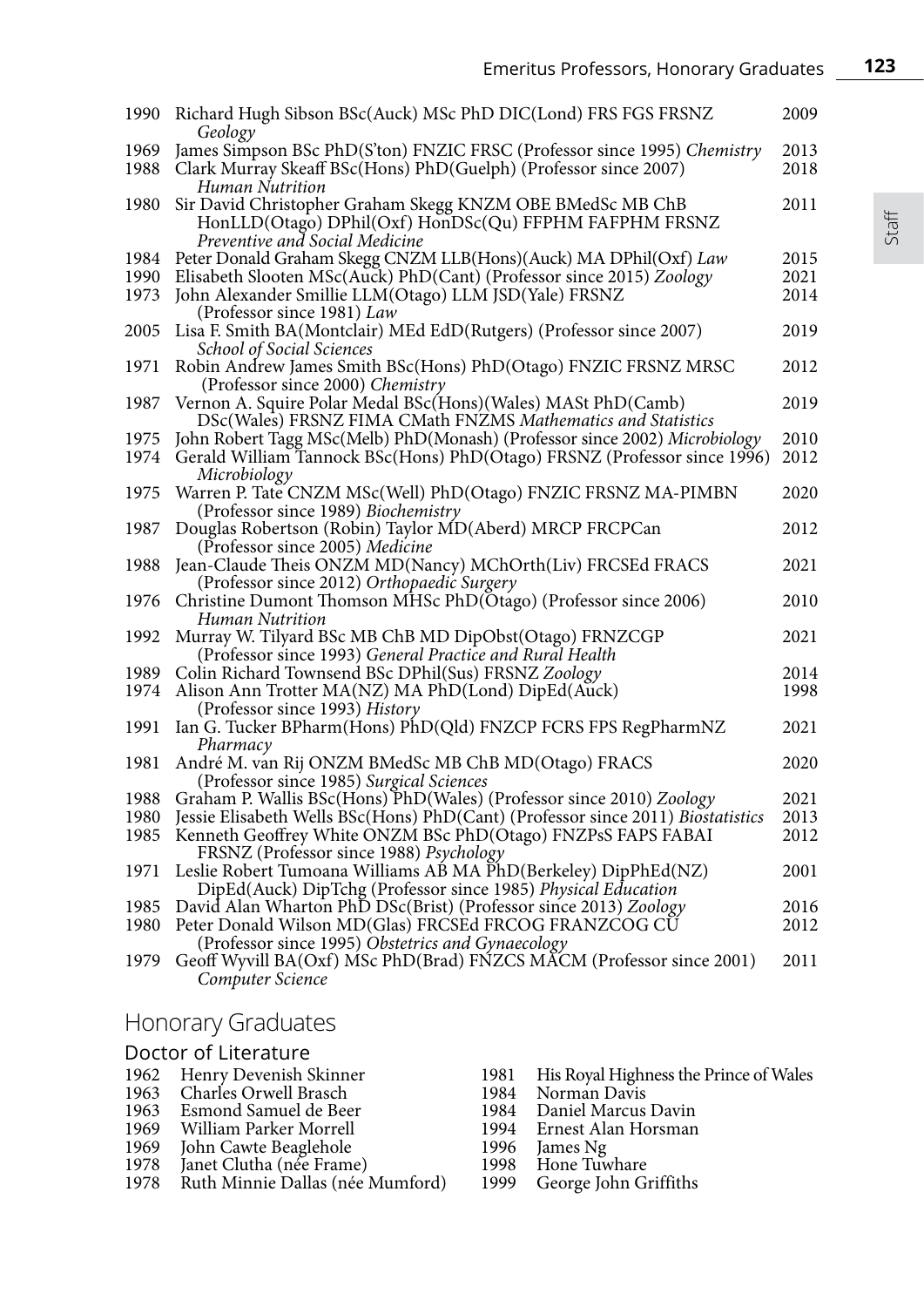| | | |
|---|---|---|
| 1990 | Richard Hugh Sibson BSc(Auck) MSc PhD DIC(Lond) FRS FGS FRSNZ *Geology* | 2009 |
| 1969 | James Simpson BSc PhD(S'ton) FNZIC FRSC (Professor since 1995) *Chemistry* | 2013 |
| 1988 | Clark Murray Skeaff BSc(Hons) PhD(Guelph) (Professor since 2007) *Human Nutrition* | 2018 |
| 1980 | Sir David Christopher Graham Skegg KNZM OBE BMedSc MB ChB HonLLD(Otago) DPhil(Oxf) HonDSc(Qu) FFPHM FAFPHM FRSNZ *Preventive and Social Medicine* | 2011 |
| 1984 | Peter Donald Graham Skegg CNZM LLB(Hons)(Auck) MA DPhil(Oxf) *Law* | 2015 |
| 1990 | Elisabeth Slooten MSc(Auck) PhD(Cant) (Professor since 2015) *Zoology* | 2021 |
| 1973 | John Alexander Smillie LLM(Otago) LLM JSD(Yale) FRSNZ (Professor since 1981) *Law* | 2014 |
| 2005 | Lisa F. Smith BA(Montclair) MEd EdD(Rutgers) (Professor since 2007) *School of Social Sciences* | 2019 |
| 1971 | Robin Andrew James Smith BSc(Hons) PhD(Otago) FNZIC FRSNZ MRSC (Professor since 2000) *Chemistry* | 2012 |
| 1987 | Vernon A. Squire Polar Medal BSc(Hons)(Wales) MASt PhD(Camb) DSc(Wales) FRSNZ FIMA CMath FNZMS *Mathematics and Statistics* | 2019 |
| 1975 | John Robert Tagg MSc(Melb) PhD(Monash) (Professor since 2002) *Microbiology* | 2010 |
| 1974 | Gerald William Tannock BSc(Hons) PhD(Otago) FRSNZ (Professor since 1996) *Microbiology* | 2012 |
| 1975 | Warren P. Tate CNZM MSc(Well) PhD(Otago) FNZIC FRSNZ MA-PIMBN (Professor since 1989) *Biochemistry* | 2020 |
| 1987 | Douglas Robertson (Robin) Taylor MD(Aberd) MRCP FRCPCan (Professor since 2005) *Medicine* | 2012 |
| 1988 | Jean-Claude Theis ONZM MD(Nancy) MChOrth(Liv) FRCSEd FRACS (Professor since 2012) *Orthopaedic Surgery* | 2021 |
| 1976 | Christine Dumont Thomson MHSc PhD(Otago) (Professor since 2006) *Human Nutrition* | 2010 |
| 1992 | Murray W. Tilyard BSc MB ChB MD DipObst(Otago) FRNZCGP (Professor since 1993) *General Practice and Rural Health* | 2021 |
| 1989 | Colin Richard Townsend BSc DPhil(Sus) FRSNZ *Zoology* | 2014 |
| 1974 | Alison Ann Trotter MA(NZ) MA PhD(Lond) DipEd(Auck) (Professor since 1993) *History* | 1998 |
| 1991 | Ian G. Tucker BPharm(Hons) PhD(Qld) FNZCP FCRS FPS RegPharmNZ *Pharmacy* | 2021 |
| 1981 | André M. van Rij ONZM BMedSc MB ChB MD(Otago) FRACS (Professor since 1985) *Surgical Sciences* | 2020 |
| 1988 | Graham P. Wallis BSc(Hons) PhD(Wales) (Professor since 2010) *Zoology* | 2021 |
| 1980 | Jessie Elisabeth Wells BSc(Hons) PhD(Cant) (Professor since 2011) *Biostatistics* | 2013 |
| 1985 | Kenneth Geoffrey White ONZM BSc PhD(Otago) FNZPsS FAPS FABAI FRSNZ (Professor since 1988) *Psychology* | 2012 |
| 1971 | Leslie Robert Tumoana Williams AB MA PhD(Berkeley) DipPhEd(NZ) DipEd(Auck) DipTchg (Professor since 1985) *Physical Education* | 2001 |
| 1985 | David Alan Wharton PhD DSc(Brist) (Professor since 2013) *Zoology* | 2016 |
| 1980 | Peter Donald Wilson MD(Glas) FRCSEd FRCOG FRANZCOG CU (Professor since 1995) *Obstetrics and Gynaecology* | 2012 |
| 1979 | Geoff Wyvill BA(Oxf) MSc PhD(Brad) FNZCS MACM (Professor since 2001) *Computer Science* | 2011 |

## Honorary Graduates

### Doctor of Literature

| | |
|---|---|
| 1962 | Henry Devenish Skinner |
| 1963 | Charles Orwell Brasch |
| 1963 | Esmond Samuel de Beer |
| 1969 | William Parker Morrell |
| 1969 | John Cawte Beaglehole |
| 1978 | Janet Clutha (née Frame) |
| 1978 | Ruth Minnie Dallas (née Mumford) |
| 1981 | His Royal Highness the Prince of Wales |
| 1984 | Norman Davis |
| 1984 | Daniel Marcus Davin |
| 1994 | Ernest Alan Horsman |
| 1996 | James Ng |
| 1998 | Hone Tuwhare |
| 1999 | George John Griffiths |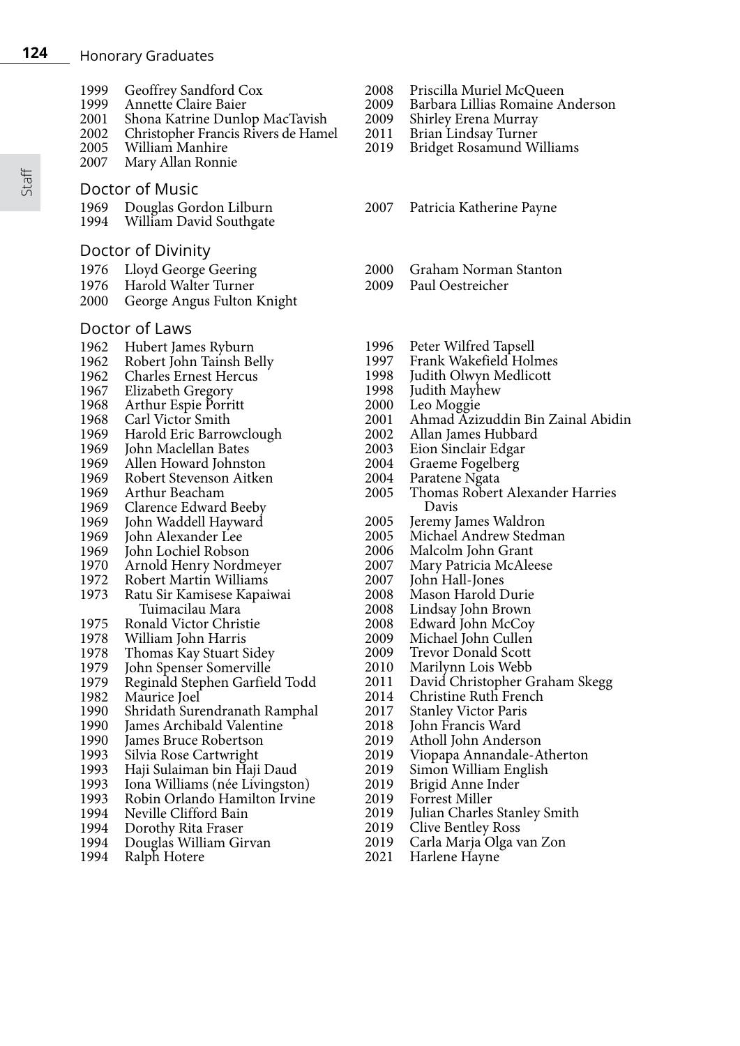1999 Geoffrey Sandford Cox
1999 Annette Claire Baier
2001 Shona Katrine Dunlop MacTavish
2002 Christopher Francis Rivers de Hamel
2005 William Manhire
2007 Mary Allan Ronnie
2008 Priscilla Muriel McQueen
2009 Barbara Lillias Romaine Anderson
2009 Shirley Erena Murray
2011 Brian Lindsay Turner
2019 Bridget Rosamund Williams

## Doctor of Music

1969 Douglas Gordon Lilburn
1994 William David Southgate
2007 Patricia Katherine Payne

## Doctor of Divinity

1976 Lloyd George Geering
1976 Harold Walter Turner
2000 George Angus Fulton Knight
2000 Graham Norman Stanton
2009 Paul Oestreicher

## Doctor of Laws

1962 Hubert James Ryburn
1962 Robert John Tainsh Belly
1962 Charles Ernest Hercus
1967 Elizabeth Gregory
1968 Arthur Espie Porritt
1968 Carl Victor Smith
1969 Harold Eric Barrowclough
1969 John Maclellan Bates
1969 Allen Howard Johnston
1969 Robert Stevenson Aitken
1969 Arthur Beacham
1969 Clarence Edward Beeby
1969 John Waddell Hayward
1969 John Alexander Lee
1969 John Lochiel Robson
1970 Arnold Henry Nordmeyer
1972 Robert Martin Williams
1973 Ratu Sir Kamisese Kapaiwai Tuimacilau Mara
1975 Ronald Victor Christie
1978 William John Harris
1978 Thomas Kay Stuart Sidey
1979 John Spenser Somerville
1979 Reginald Stephen Garfield Todd
1982 Maurice Joel
1990 Shridath Surendranath Ramphal
1990 James Archibald Valentine
1990 James Bruce Robertson
1993 Silvia Rose Cartwright
1993 Haji Sulaiman bin Haji Daud
1993 Iona Williams (née Livingston)
1993 Robin Orlando Hamilton Irvine
1994 Neville Clifford Bain
1994 Dorothy Rita Fraser
1994 Douglas William Girvan
1994 Ralph Hotere
1996 Peter Wilfred Tapsell
1997 Frank Wakefield Holmes
1998 Judith Olwyn Medlicott
1998 Judith Mayhew
2000 Leo Moggie
2001 Ahmad Azizuddin Bin Zainal Abidin
2002 Allan James Hubbard
2003 Eion Sinclair Edgar
2004 Graeme Fogelberg
2004 Paratene Ngata
2005 Thomas Robert Alexander Harries Davis
2005 Jeremy James Waldron
2005 Michael Andrew Stedman
2006 Malcolm John Grant
2007 Mary Patricia McAleese
2007 John Hall-Jones
2008 Mason Harold Durie
2008 Lindsay John Brown
2008 Edward John McCoy
2009 Michael John Cullen
2009 Trevor Donald Scott
2010 Marilynn Lois Webb
2011 David Christopher Graham Skegg
2014 Christine Ruth French
2017 Stanley Victor Paris
2018 John Francis Ward
2019 Atholl John Anderson
2019 Viopapa Annandale-Atherton
2019 Simon William English
2019 Brigid Anne Inder
2019 Forrest Miller
2019 Julian Charles Stanley Smith
2019 Clive Bentley Ross
2019 Carla Marja Olga van Zon
2021 Harlene Hayne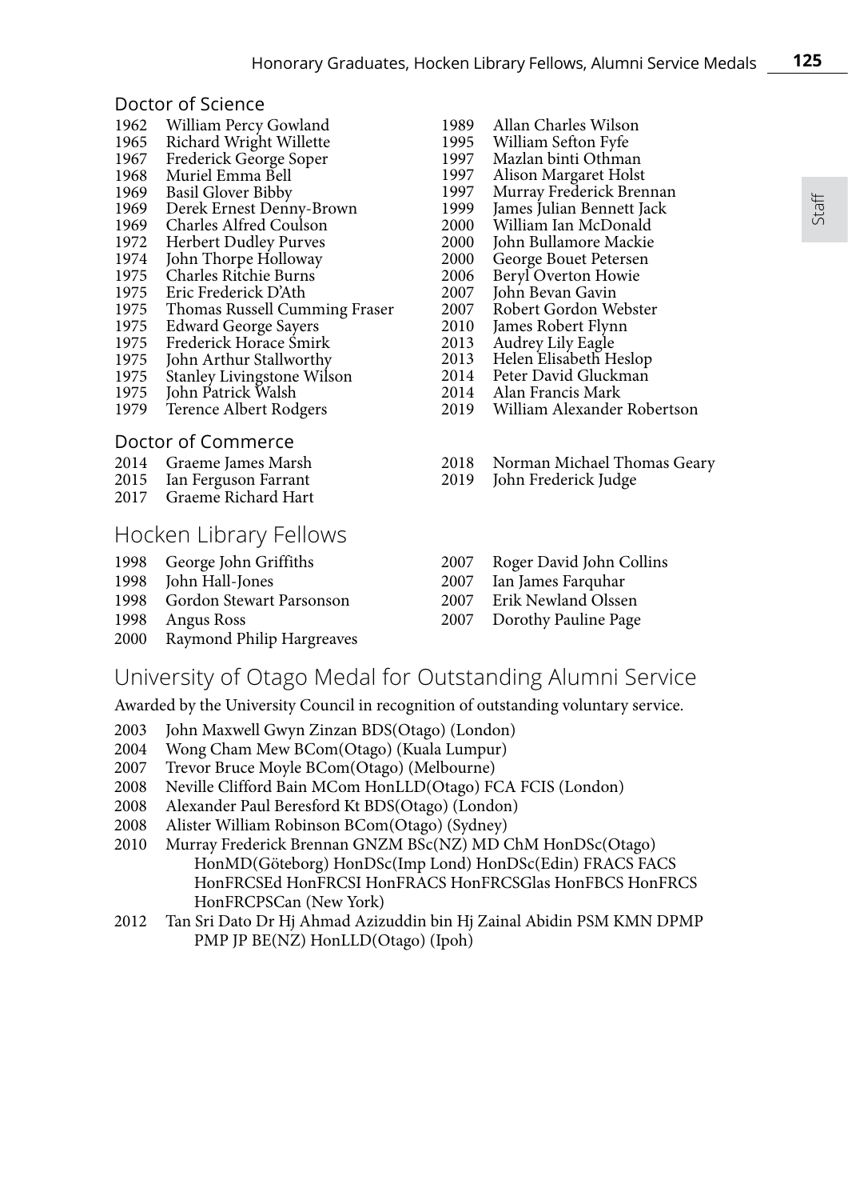### Doctor of Science

1962 William Percy Gowland
1965 Richard Wright Willette
1967 Frederick George Soper
1968 Muriel Emma Bell
1969 Basil Glover Bibby
1969 Derek Ernest Denny-Brown
1969 Charles Alfred Coulson
1972 Herbert Dudley Purves
1974 John Thorpe Holloway
1975 Charles Ritchie Burns
1975 Eric Frederick D'Ath
1975 Thomas Russell Cumming Fraser
1975 Edward George Sayers
1975 Frederick Horace Smirk
1975 John Arthur Stallworthy
1975 Stanley Livingstone Wilson
1975 John Patrick Walsh
1979 Terence Albert Rodgers
1989 Allan Charles Wilson
1995 William Sefton Fyfe
1997 Mazlan binti Othman
1997 Alison Margaret Holst
1997 Murray Frederick Brennan
1999 James Julian Bennett Jack
2000 William Ian McDonald
2000 John Bullamore Mackie
2000 George Bouet Petersen
2006 Beryl Overton Howie
2007 John Bevan Gavin
2007 Robert Gordon Webster
2010 James Robert Flynn
2013 Audrey Lily Eagle
2013 Helen Elisabeth Heslop
2014 Peter David Gluckman
2014 Alan Francis Mark
2019 William Alexander Robertson

### Doctor of Commerce

2014 Graeme James Marsh
2015 Ian Ferguson Farrant
2017 Graeme Richard Hart
2018 Norman Michael Thomas Geary
2019 John Frederick Judge

## Hocken Library Fellows

1998 George John Griffiths
1998 John Hall-Jones
1998 Gordon Stewart Parsonson
1998 Angus Ross
2000 Raymond Philip Hargreaves
2007 Roger David John Collins
2007 Ian James Farquhar
2007 Erik Newland Olssen
2007 Dorothy Pauline Page

## University of Otago Medal for Outstanding Alumni Service

Awarded by the University Council in recognition of outstanding voluntary service.

2003 John Maxwell Gwyn Zinzan BDS(Otago) (London)
2004 Wong Cham Mew BCom(Otago) (Kuala Lumpur)
2007 Trevor Bruce Moyle BCom(Otago) (Melbourne)
2008 Neville Clifford Bain MCom HonLLD(Otago) FCA FCIS (London)
2008 Alexander Paul Beresford Kt BDS(Otago) (London)
2008 Alister William Robinson BCom(Otago) (Sydney)
2010 Murray Frederick Brennan GNZM BSc(NZ) MD ChM HonDSc(Otago) HonMD(Göteborg) HonDSc(Imp Lond) HonDSc(Edin) FRACS FACS HonFRCSEd HonFRCSI HonFRACS HonFRCSGlas HonFBCS HonFRCS HonFRCPSCan (New York)
2012 Tan Sri Dato Dr Hj Ahmad Azizuddin bin Hj Zainal Abidin PSM KMN DPMP PMP JP BE(NZ) HonLLD(Otago) (Ipoh)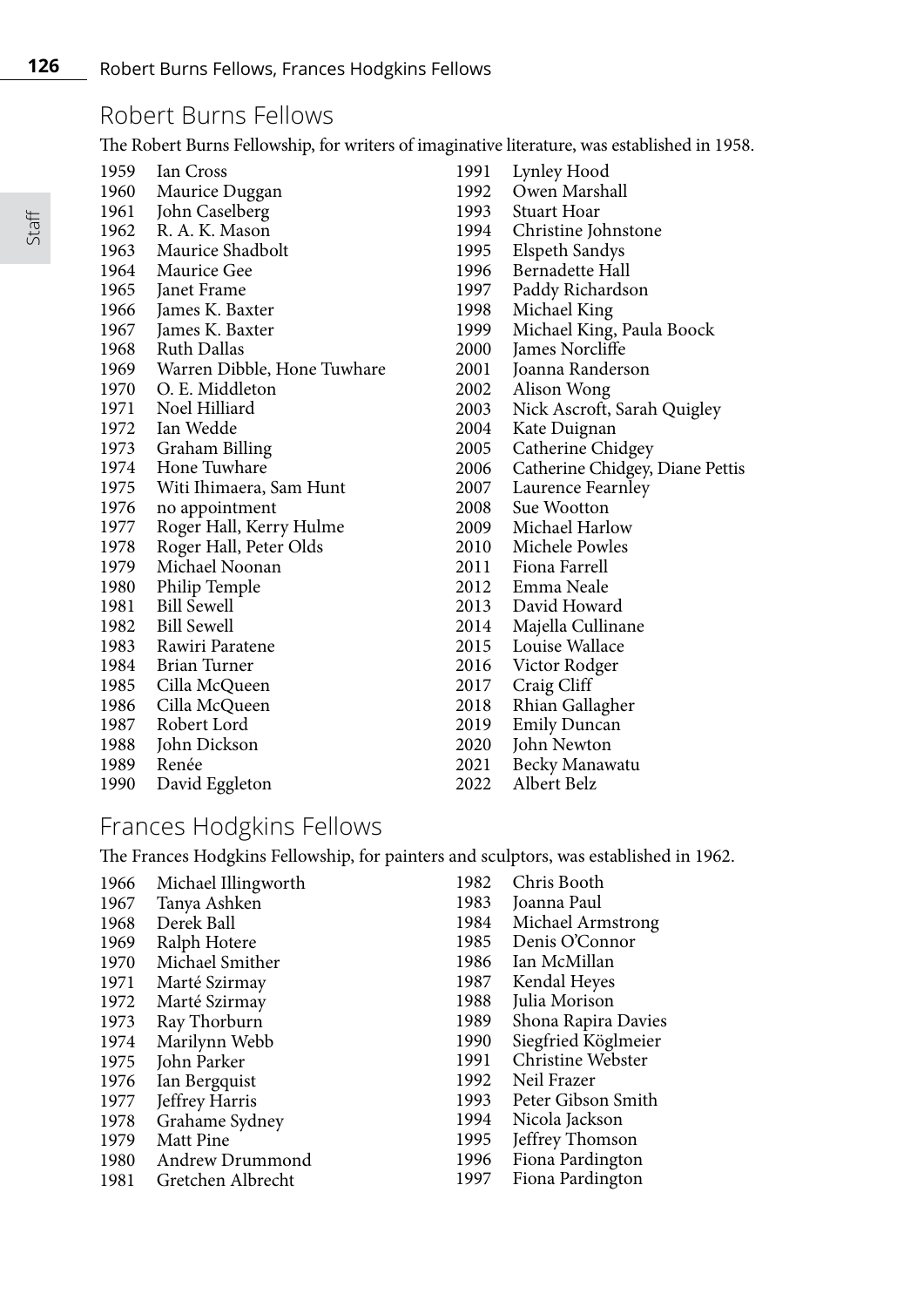## Robert Burns Fellows

The Robert Burns Fellowship, for writers of imaginative literature, was established in 1958.

1959 Ian Cross
1960 Maurice Duggan
1961 John Caselberg
1962 R. A. K. Mason
1963 Maurice Shadbolt
1964 Maurice Gee
1965 Janet Frame
1966 James K. Baxter
1967 James K. Baxter
1968 Ruth Dallas
1969 Warren Dibble, Hone Tuwhare
1970 O. E. Middleton
1971 Noel Hilliard
1972 Ian Wedde
1973 Graham Billing
1974 Hone Tuwhare
1975 Witi Ihimaera, Sam Hunt
1976 no appointment
1977 Roger Hall, Kerry Hulme
1978 Roger Hall, Peter Olds
1979 Michael Noonan
1980 Philip Temple
1981 Bill Sewell
1982 Bill Sewell
1983 Rawiri Paratene
1984 Brian Turner
1985 Cilla McQueen
1986 Cilla McQueen
1987 Robert Lord
1988 John Dickson
1989 Renée
1990 David Eggleton
1991 Lynley Hood
1992 Owen Marshall
1993 Stuart Hoar
1994 Christine Johnstone
1995 Elspeth Sandys
1996 Bernadette Hall
1997 Paddy Richardson
1998 Michael King
1999 Michael King, Paula Boock
2000 James Norcliffe
2001 Joanna Randerson
2002 Alison Wong
2003 Nick Ascroft, Sarah Quigley
2004 Kate Duignan
2005 Catherine Chidgey
2006 Catherine Chidgey, Diane Pettis
2007 Laurence Fearnley
2008 Sue Wootton
2009 Michael Harlow
2010 Michele Powles
2011 Fiona Farrell
2012 Emma Neale
2013 David Howard
2014 Majella Cullinane
2015 Louise Wallace
2016 Victor Rodger
2017 Craig Cliff
2018 Rhian Gallagher
2019 Emily Duncan
2020 John Newton
2021 Becky Manawatu
2022 Albert Belz

## Frances Hodgkins Fellows

The Frances Hodgkins Fellowship, for painters and sculptors, was established in 1962.

1966 Michael Illingworth
1967 Tanya Ashken
1968 Derek Ball
1969 Ralph Hotere
1970 Michael Smither
1971 Marté Szirmay
1972 Marté Szirmay
1973 Ray Thorburn
1974 Marilynn Webb
1975 John Parker
1976 Ian Bergquist
1977 Jeffrey Harris
1978 Grahame Sydney
1979 Matt Pine
1980 Andrew Drummond
1981 Gretchen Albrecht
1982 Chris Booth
1983 Joanna Paul
1984 Michael Armstrong
1985 Denis O'Connor
1986 Ian McMillan
1987 Kendal Heyes
1988 Julia Morison
1989 Shona Rapira Davies
1990 Siegfried Köglmeier
1991 Christine Webster
1992 Neil Frazer
1993 Peter Gibson Smith
1994 Nicola Jackson
1995 Jeffrey Thomson
1996 Fiona Pardington
1997 Fiona Pardington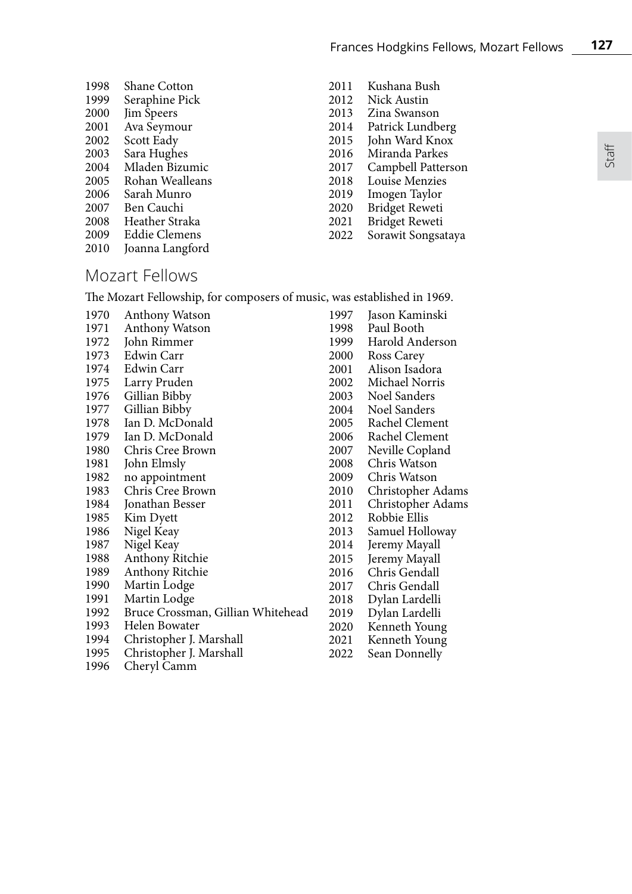1998 Shane Cotton
1999 Seraphine Pick
2000 Jim Speers
2001 Ava Seymour
2002 Scott Eady
2003 Sara Hughes
2004 Mladen Bizumic
2005 Rohan Wealleans
2006 Sarah Munro
2007 Ben Cauchi
2008 Heather Straka
2009 Eddie Clemens
2010 Joanna Langford
2011 Kushana Bush
2012 Nick Austin
2013 Zina Swanson
2014 Patrick Lundberg
2015 John Ward Knox
2016 Miranda Parkes
2017 Campbell Patterson
2018 Louise Menzies
2019 Imogen Taylor
2020 Bridget Reweti
2021 Bridget Reweti
2022 Sorawit Songsataya

## Mozart Fellows

The Mozart Fellowship, for composers of music, was established in 1969.

1970 Anthony Watson
1971 Anthony Watson
1972 John Rimmer
1973 Edwin Carr
1974 Edwin Carr
1975 Larry Pruden
1976 Gillian Bibby
1977 Gillian Bibby
1978 Ian D. McDonald
1979 Ian D. McDonald
1980 Chris Cree Brown
1981 John Elmsly
1982 no appointment
1983 Chris Cree Brown
1984 Jonathan Besser
1985 Kim Dyett
1986 Nigel Keay
1987 Nigel Keay
1988 Anthony Ritchie
1989 Anthony Ritchie
1990 Martin Lodge
1991 Martin Lodge
1992 Bruce Crossman, Gillian Whitehead
1993 Helen Bowater
1994 Christopher J. Marshall
1995 Christopher J. Marshall
1996 Cheryl Camm
1997 Jason Kaminski
1998 Paul Booth
1999 Harold Anderson
2000 Ross Carey
2001 Alison Isadora
2002 Michael Norris
2003 Noel Sanders
2004 Noel Sanders
2005 Rachel Clement
2006 Rachel Clement
2007 Neville Copland
2008 Chris Watson
2009 Chris Watson
2010 Christopher Adams
2011 Christopher Adams
2012 Robbie Ellis
2013 Samuel Holloway
2014 Jeremy Mayall
2015 Jeremy Mayall
2016 Chris Gendall
2017 Chris Gendall
2018 Dylan Lardelli
2019 Dylan Lardelli
2020 Kenneth Young
2021 Kenneth Young
2022 Sean Donnelly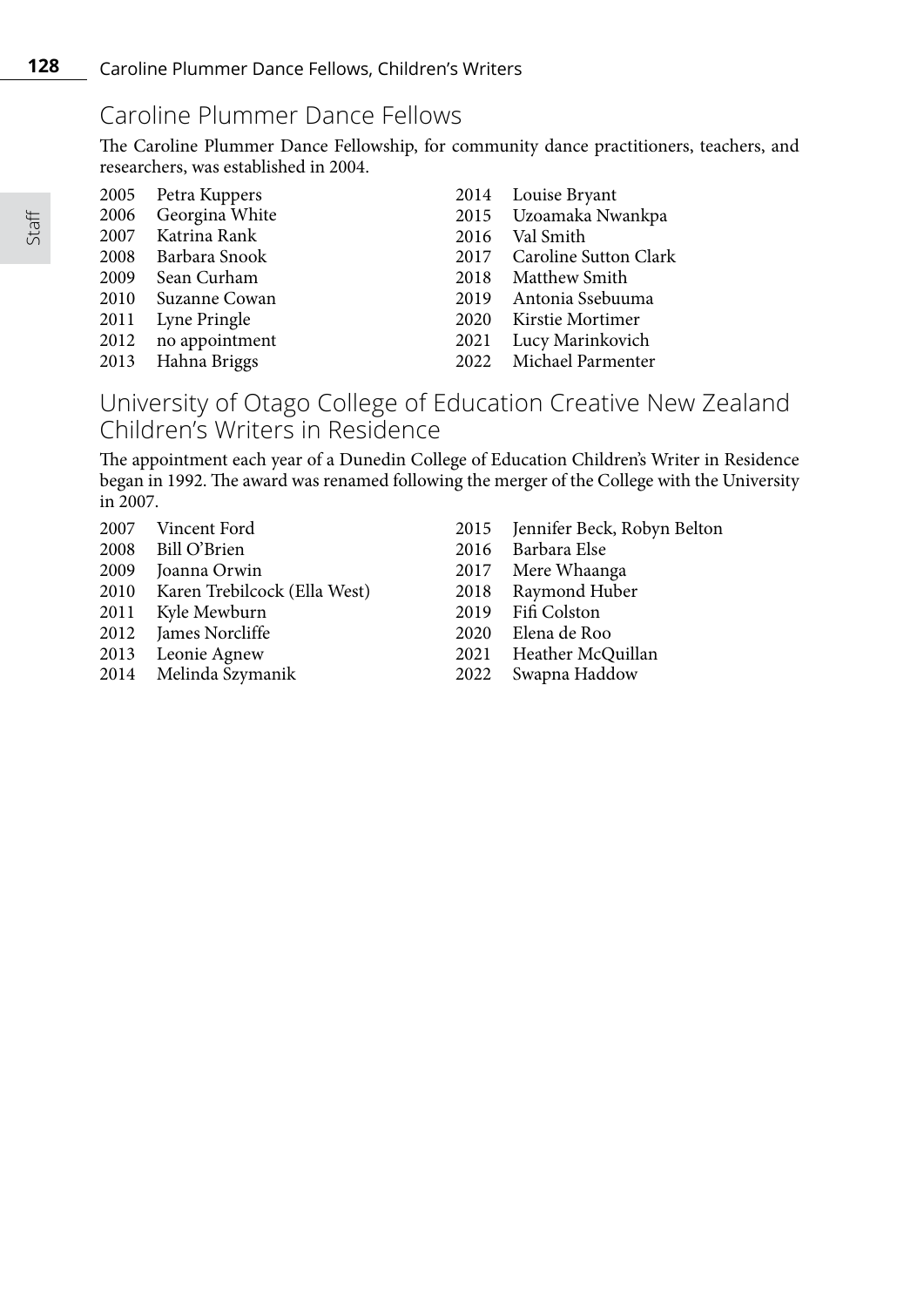## Caroline Plummer Dance Fellows

The Caroline Plummer Dance Fellowship, for community dance practitioners, teachers, and researchers, was established in 2004.

| | |
|---|---|
| 2005 | Petra Kuppers |
| 2006 | Georgina White |
| 2007 | Katrina Rank |
| 2008 | Barbara Snook |
| 2009 | Sean Curham |
| 2010 | Suzanne Cowan |
| 2011 | Lyne Pringle |
| 2012 | no appointment |
| 2013 | Hahna Briggs |
| 2014 | Louise Bryant |
| 2015 | Uzoamaka Nwankpa |
| 2016 | Val Smith |
| 2017 | Caroline Sutton Clark |
| 2018 | Matthew Smith |
| 2019 | Antonia Ssebuuma |
| 2020 | Kirstie Mortimer |
| 2021 | Lucy Marinkovich |
| 2022 | Michael Parmenter |

## University of Otago College of Education Creative New Zealand Children's Writers in Residence

The appointment each year of a Dunedin College of Education Children's Writer in Residence began in 1992. The award was renamed following the merger of the College with the University in 2007.

| | |
|---|---|
| 2007 | Vincent Ford |
| 2008 | Bill O'Brien |
| 2009 | Joanna Orwin |
| 2010 | Karen Trebilcock (Ella West) |
| 2011 | Kyle Mewburn |
| 2012 | James Norcliffe |
| 2013 | Leonie Agnew |
| 2014 | Melinda Szymanik |
| 2015 | Jennifer Beck, Robyn Belton |
| 2016 | Barbara Else |
| 2017 | Mere Whaanga |
| 2018 | Raymond Huber |
| 2019 | Fifi Colston |
| 2020 | Elena de Roo |
| 2021 | Heather McQuillan |
| 2022 | Swapna Haddow |